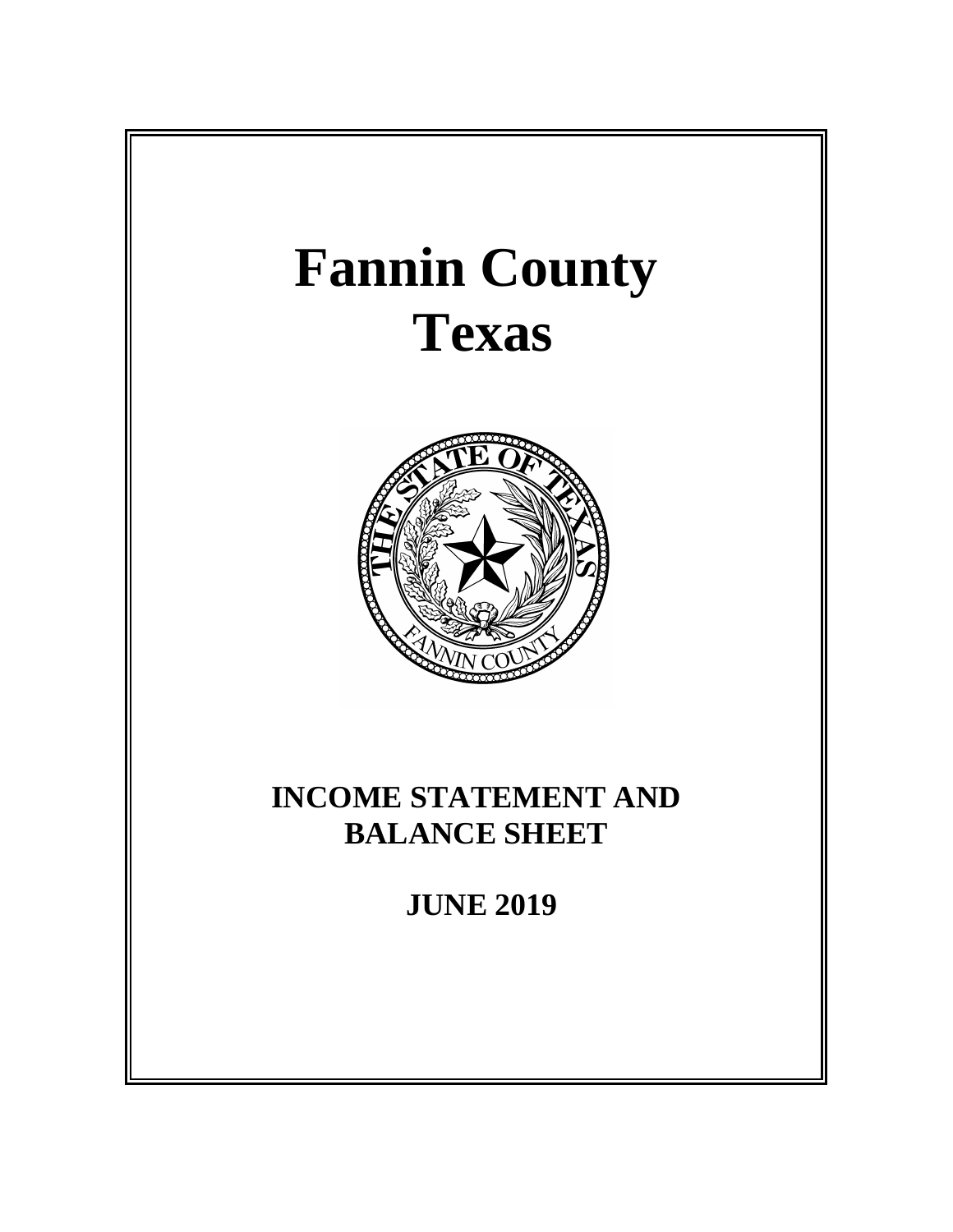# Fannin County
# Texas

## INCOME STATEMENT AND BALANCE SHEET

## JUNE 2019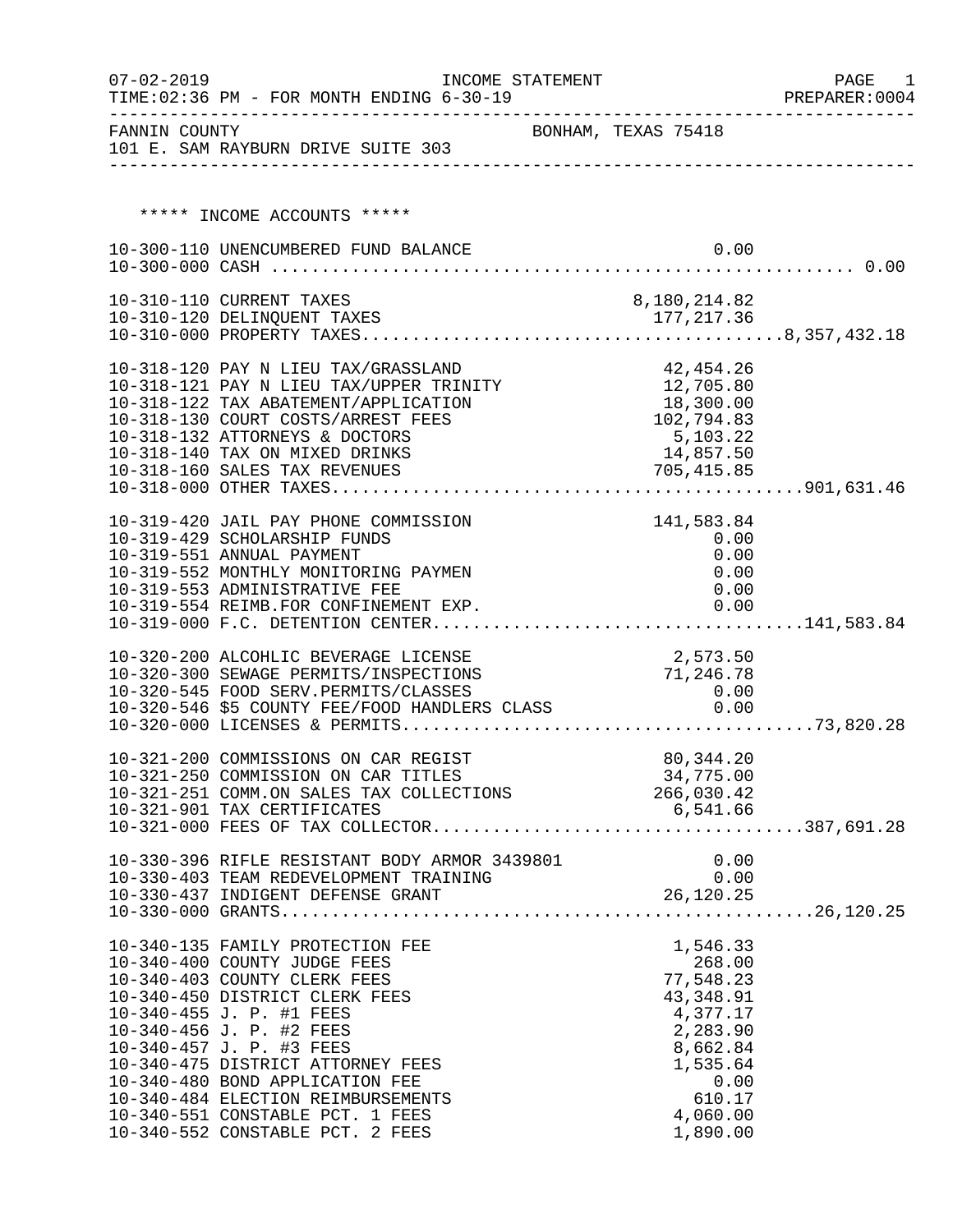07-02-2019 INCOME STATEMENT
TIME:02:36 PM - FOR MONTH ENDING 6-30-19 PREPARER:0004

FANNIN COUNTY BONHAM, TEXAS 75418
101 E. SAM RAYBURN DRIVE SUITE 303

***** INCOME ACCOUNTS *****

| Account | Description | Amount | Total |
|---|---|---|---|
| 10-300-110 | UNENCUMBERED FUND BALANCE | 0.00 | |
| 10-300-000 | CASH | | 0.00 |
| 10-310-110 | CURRENT TAXES | 8,180,214.82 | |
| 10-310-120 | DELINQUENT TAXES | 177,217.36 | |
| 10-310-000 | PROPERTY TAXES | | 8,357,432.18 |
| 10-318-120 | PAY N LIEU TAX/GRASSLAND | 42,454.26 | |
| 10-318-121 | PAY N LIEU TAX/UPPER TRINITY | 12,705.80 | |
| 10-318-122 | TAX ABATEMENT/APPLICATION | 18,300.00 | |
| 10-318-130 | COURT COSTS/ARREST FEES | 102,794.83 | |
| 10-318-132 | ATTORNEYS & DOCTORS | 5,103.22 | |
| 10-318-140 | TAX ON MIXED DRINKS | 14,857.50 | |
| 10-318-160 | SALES TAX REVENUES | 705,415.85 | |
| 10-318-000 | OTHER TAXES | | 901,631.46 |
| 10-319-420 | JAIL PAY PHONE COMMISSION | 141,583.84 | |
| 10-319-429 | SCHOLARSHIP FUNDS | 0.00 | |
| 10-319-551 | ANNUAL PAYMENT | 0.00 | |
| 10-319-552 | MONTHLY MONITORING PAYMEN | 0.00 | |
| 10-319-553 | ADMINISTRATIVE FEE | 0.00 | |
| 10-319-554 | REIMB.FOR CONFINEMENT EXP. | 0.00 | |
| 10-319-000 | F.C. DETENTION CENTER | | 141,583.84 |
| 10-320-200 | ALCOHLIC BEVERAGE LICENSE | 2,573.50 | |
| 10-320-300 | SEWAGE PERMITS/INSPECTIONS | 71,246.78 | |
| 10-320-545 | FOOD SERV.PERMITS/CLASSES | 0.00 | |
| 10-320-546 | $5 COUNTY FEE/FOOD HANDLERS CLASS | 0.00 | |
| 10-320-000 | LICENSES & PERMITS | | 73,820.28 |
| 10-321-200 | COMMISSIONS ON CAR REGIST | 80,344.20 | |
| 10-321-250 | COMMISSION ON CAR TITLES | 34,775.00 | |
| 10-321-251 | COMM.ON SALES TAX COLLECTIONS | 266,030.42 | |
| 10-321-901 | TAX CERTIFICATES | 6,541.66 | |
| 10-321-000 | FEES OF TAX COLLECTOR | | 387,691.28 |
| 10-330-396 | RIFLE RESISTANT BODY ARMOR 3439801 | 0.00 | |
| 10-330-403 | TEAM REDEVELOPMENT TRAINING | 0.00 | |
| 10-330-437 | INDIGENT DEFENSE GRANT | 26,120.25 | |
| 10-330-000 | GRANTS | | 26,120.25 |
| 10-340-135 | FAMILY PROTECTION FEE | 1,546.33 | |
| 10-340-400 | COUNTY JUDGE FEES | 268.00 | |
| 10-340-403 | COUNTY CLERK FEES | 77,548.23 | |
| 10-340-450 | DISTRICT CLERK FEES | 43,348.91 | |
| 10-340-455 | J. P. #1 FEES | 4,377.17 | |
| 10-340-456 | J. P. #2 FEES | 2,283.90 | |
| 10-340-457 | J. P. #3 FEES | 8,662.84 | |
| 10-340-475 | DISTRICT ATTORNEY FEES | 1,535.64 | |
| 10-340-480 | BOND APPLICATION FEE | 0.00 | |
| 10-340-484 | ELECTION REIMBURSEMENTS | 610.17 | |
| 10-340-551 | CONSTABLE PCT. 1 FEES | 4,060.00 | |
| 10-340-552 | CONSTABLE PCT. 2 FEES | 1,890.00 | |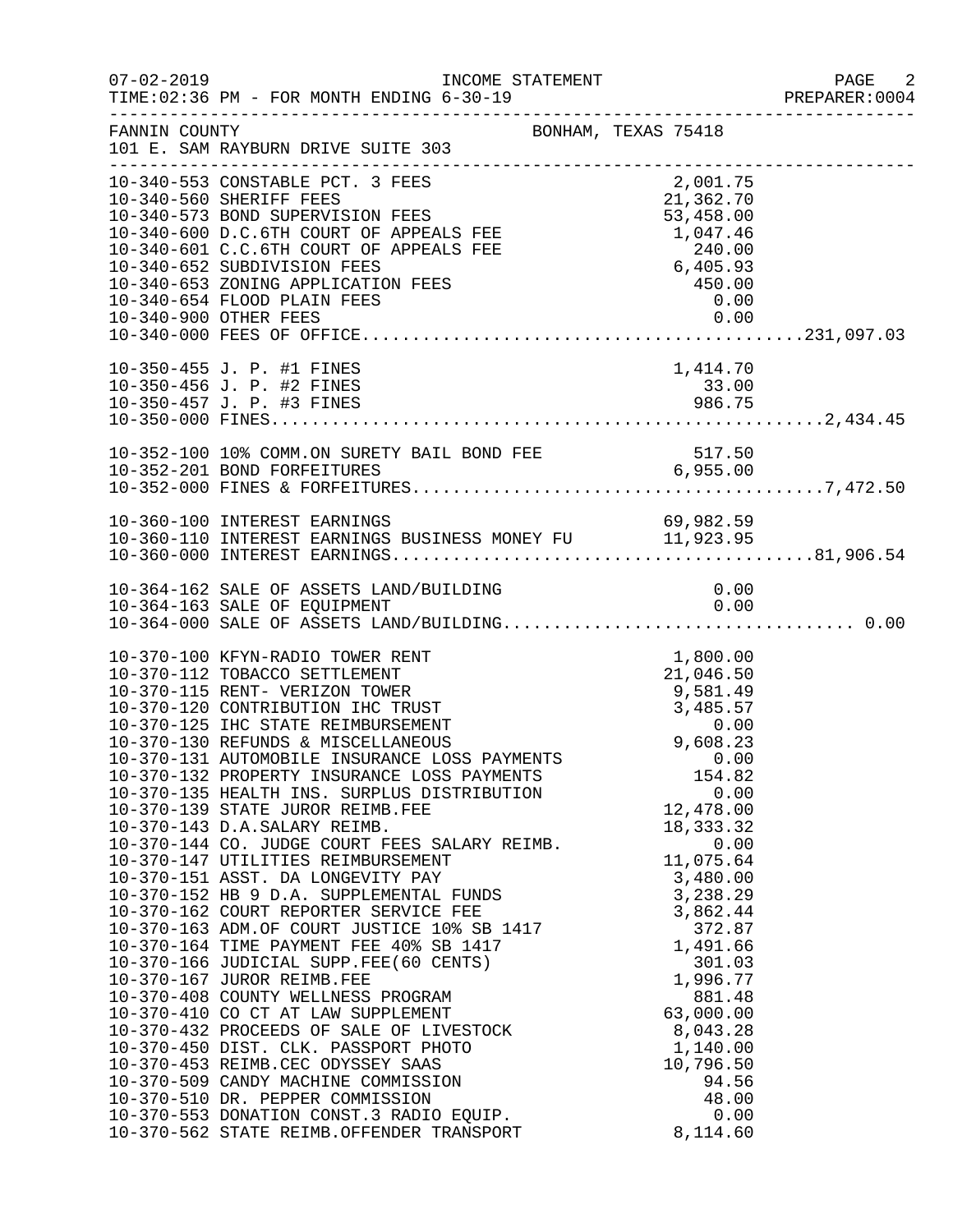FANNIN COUNTY BONHAM, TEXAS 75418
101 E. SAM RAYBURN DRIVE SUITE 303

| Account | Description | Amount | Total |
|---|---|---|---|
| 10-340-553 | CONSTABLE PCT. 3 FEES | 2,001.75 | |
| 10-340-560 | SHERIFF FEES | 21,362.70 | |
| 10-340-573 | BOND SUPERVISION FEES | 53,458.00 | |
| 10-340-600 | D.C.6TH COURT OF APPEALS FEE | 1,047.46 | |
| 10-340-601 | C.C.6TH COURT OF APPEALS FEE | 240.00 | |
| 10-340-652 | SUBDIVISION FEES | 6,405.93 | |
| 10-340-653 | ZONING APPLICATION FEES | 450.00 | |
| 10-340-654 | FLOOD PLAIN FEES | 0.00 | |
| 10-340-900 | OTHER FEES | 0.00 | |
| 10-340-000 | FEES OF OFFICE | | 231,097.03 |
| 10-350-455 | J. P. #1 FINES | 1,414.70 | |
| 10-350-456 | J. P. #2 FINES | 33.00 | |
| 10-350-457 | J. P. #3 FINES | 986.75 | |
| 10-350-000 | FINES | | 2,434.45 |
| 10-352-100 | 10% COMM.ON SURETY BAIL BOND FEE | 517.50 | |
| 10-352-201 | BOND FORFEITURES | 6,955.00 | |
| 10-352-000 | FINES & FORFEITURES | | 7,472.50 |
| 10-360-100 | INTEREST EARNINGS | 69,982.59 | |
| 10-360-110 | INTEREST EARNINGS BUSINESS MONEY FU | 11,923.95 | |
| 10-360-000 | INTEREST EARNINGS | | 81,906.54 |
| 10-364-162 | SALE OF ASSETS LAND/BUILDING | 0.00 | |
| 10-364-163 | SALE OF EQUIPMENT | 0.00 | |
| 10-364-000 | SALE OF ASSETS LAND/BUILDING | | 0.00 |
| 10-370-100 | KFYN-RADIO TOWER RENT | 1,800.00 | |
| 10-370-112 | TOBACCO SETTLEMENT | 21,046.50 | |
| 10-370-115 | RENT- VERIZON TOWER | 9,581.49 | |
| 10-370-120 | CONTRIBUTION IHC TRUST | 3,485.57 | |
| 10-370-125 | IHC STATE REIMBURSEMENT | 0.00 | |
| 10-370-130 | REFUNDS & MISCELLANEOUS | 9,608.23 | |
| 10-370-131 | AUTOMOBILE INSURANCE LOSS PAYMENTS | 0.00 | |
| 10-370-132 | PROPERTY INSURANCE LOSS PAYMENTS | 154.82 | |
| 10-370-135 | HEALTH INS. SURPLUS DISTRIBUTION | 0.00 | |
| 10-370-139 | STATE JUROR REIMB.FEE | 12,478.00 | |
| 10-370-143 | D.A.SALARY REIMB. | 18,333.32 | |
| 10-370-144 | CO. JUDGE COURT FEES SALARY REIMB. | 0.00 | |
| 10-370-147 | UTILITIES REIMBURSEMENT | 11,075.64 | |
| 10-370-151 | ASST. DA LONGEVITY PAY | 3,480.00 | |
| 10-370-152 | HB 9 D.A. SUPPLEMENTAL FUNDS | 3,238.29 | |
| 10-370-162 | COURT REPORTER SERVICE FEE | 3,862.44 | |
| 10-370-163 | ADM.OF COURT JUSTICE 10% SB 1417 | 372.87 | |
| 10-370-164 | TIME PAYMENT FEE 40% SB 1417 | 1,491.66 | |
| 10-370-166 | JUDICIAL SUPP.FEE(60 CENTS) | 301.03 | |
| 10-370-167 | JUROR REIMB.FEE | 1,996.77 | |
| 10-370-408 | COUNTY WELLNESS PROGRAM | 881.48 | |
| 10-370-410 | CO CT AT LAW SUPPLEMENT | 63,000.00 | |
| 10-370-432 | PROCEEDS OF SALE OF LIVESTOCK | 8,043.28 | |
| 10-370-450 | DIST. CLK. PASSPORT PHOTO | 1,140.00 | |
| 10-370-453 | REIMB.CEC ODYSSEY SAAS | 10,796.50 | |
| 10-370-509 | CANDY MACHINE COMMISSION | 94.56 | |
| 10-370-510 | DR. PEPPER COMMISSION | 48.00 | |
| 10-370-553 | DONATION CONST.3 RADIO EQUIP. | 0.00 | |
| 10-370-562 | STATE REIMB.OFFENDER TRANSPORT | 8,114.60 | |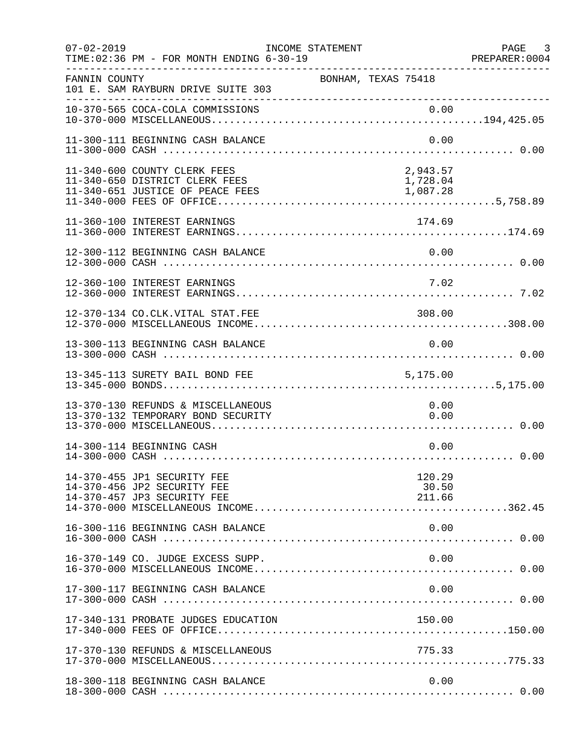FANNIN COUNTY BONHAM, TEXAS 75418
101 E. SAM RAYBURN DRIVE SUITE 303

| Account | Description | Amount | Total |
|---|---|---|---|
| 10-370-565 | COCA-COLA COMMISSIONS | 0.00 | |
| 10-370-000 | MISCELLANEOUS | | 194,425.05 |
| 11-300-111 | BEGINNING CASH BALANCE | 0.00 | |
| 11-300-000 | CASH | | 0.00 |
| 11-340-600 | COUNTY CLERK FEES | 2,943.57 | |
| 11-340-650 | DISTRICT CLERK FEES | 1,728.04 | |
| 11-340-651 | JUSTICE OF PEACE FEES | 1,087.28 | |
| 11-340-000 | FEES OF OFFICE | | 5,758.89 |
| 11-360-100 | INTEREST EARNINGS | 174.69 | |
| 11-360-000 | INTEREST EARNINGS | | 174.69 |
| 12-300-112 | BEGINNING CASH BALANCE | 0.00 | |
| 12-300-000 | CASH | | 0.00 |
| 12-360-100 | INTEREST EARNINGS | 7.02 | |
| 12-360-000 | INTEREST EARNINGS | | 7.02 |
| 12-370-134 | CO.CLK.VITAL STAT.FEE | 308.00 | |
| 12-370-000 | MISCELLANEOUS INCOME | | 308.00 |
| 13-300-113 | BEGINNING CASH BALANCE | 0.00 | |
| 13-300-000 | CASH | | 0.00 |
| 13-345-113 | SURETY BAIL BOND FEE | 5,175.00 | |
| 13-345-000 | BONDS | | 5,175.00 |
| 13-370-130 | REFUNDS & MISCELLANEOUS | 0.00 | |
| 13-370-132 | TEMPORARY BOND SECURITY | 0.00 | |
| 13-370-000 | MISCELLANEOUS | | 0.00 |
| 14-300-114 | BEGINNING CASH | 0.00 | |
| 14-300-000 | CASH | | 0.00 |
| 14-370-455 | JP1 SECURITY FEE | 120.29 | |
| 14-370-456 | JP2 SECURITY FEE | 30.50 | |
| 14-370-457 | JP3 SECURITY FEE | 211.66 | |
| 14-370-000 | MISCELLANEOUS INCOME | | 362.45 |
| 16-300-116 | BEGINNING CASH BALANCE | 0.00 | |
| 16-300-000 | CASH | | 0.00 |
| 16-370-149 | CO. JUDGE EXCESS SUPP. | 0.00 | |
| 16-370-000 | MISCELLANEOUS INCOME | | 0.00 |
| 17-300-117 | BEGINNING CASH BALANCE | 0.00 | |
| 17-300-000 | CASH | | 0.00 |
| 17-340-131 | PROBATE JUDGES EDUCATION | 150.00 | |
| 17-340-000 | FEES OF OFFICE | | 150.00 |
| 17-370-130 | REFUNDS & MISCELLANEOUS | 775.33 | |
| 17-370-000 | MISCELLANEOUS | | 775.33 |
| 18-300-118 | BEGINNING CASH BALANCE | 0.00 | |
| 18-300-000 | CASH | | 0.00 |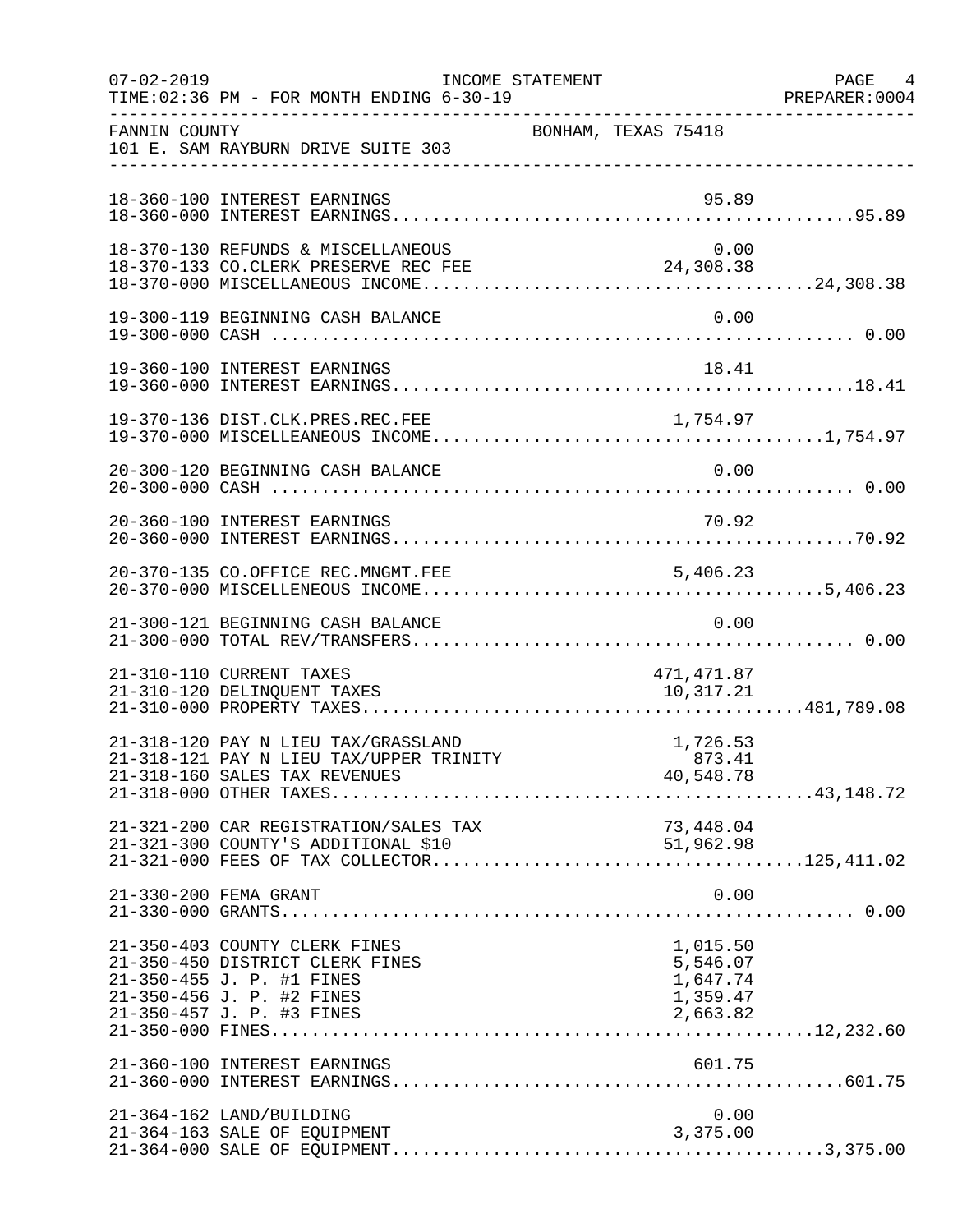INCOME STATEMENT

TIME:02:36 PM - FOR MONTH ENDING 6-30-19

FANNIN COUNTY — BONHAM, TEXAS 75418

101 E. SAM RAYBURN DRIVE SUITE 303

| Account | Description | Amount | Total |
|---|---|---|---|
| 18-360-100 | INTEREST EARNINGS | 95.89 | |
| 18-360-000 | INTEREST EARNINGS | | 95.89 |
| 18-370-130 | REFUNDS & MISCELLANEOUS | 0.00 | |
| 18-370-133 | CO.CLERK PRESERVE REC FEE | 24,308.38 | |
| 18-370-000 | MISCELLANEOUS INCOME | | 24,308.38 |
| 19-300-119 | BEGINNING CASH BALANCE | 0.00 | |
| 19-300-000 | CASH | | 0.00 |
| 19-360-100 | INTEREST EARNINGS | 18.41 | |
| 19-360-000 | INTEREST EARNINGS | | 18.41 |
| 19-370-136 | DIST.CLK.PRES.REC.FEE | 1,754.97 | |
| 19-370-000 | MISCELLEANEOUS INCOME | | 1,754.97 |
| 20-300-120 | BEGINNING CASH BALANCE | 0.00 | |
| 20-300-000 | CASH | | 0.00 |
| 20-360-100 | INTEREST EARNINGS | 70.92 | |
| 20-360-000 | INTEREST EARNINGS | | 70.92 |
| 20-370-135 | CO.OFFICE REC.MNGMT.FEE | 5,406.23 | |
| 20-370-000 | MISCELLENEOUS INCOME | | 5,406.23 |
| 21-300-121 | BEGINNING CASH BALANCE | 0.00 | |
| 21-300-000 | TOTAL REV/TRANSFERS | | 0.00 |
| 21-310-110 | CURRENT TAXES | 471,471.87 | |
| 21-310-120 | DELINQUENT TAXES | 10,317.21 | |
| 21-310-000 | PROPERTY TAXES | | 481,789.08 |
| 21-318-120 | PAY N LIEU TAX/GRASSLAND | 1,726.53 | |
| 21-318-121 | PAY N LIEU TAX/UPPER TRINITY | 873.41 | |
| 21-318-160 | SALES TAX REVENUES | 40,548.78 | |
| 21-318-000 | OTHER TAXES | | 43,148.72 |
| 21-321-200 | CAR REGISTRATION/SALES TAX | 73,448.04 | |
| 21-321-300 | COUNTY'S ADDITIONAL $10 | 51,962.98 | |
| 21-321-000 | FEES OF TAX COLLECTOR | | 125,411.02 |
| 21-330-200 | FEMA GRANT | 0.00 | |
| 21-330-000 | GRANTS | | 0.00 |
| 21-350-403 | COUNTY CLERK FINES | 1,015.50 | |
| 21-350-450 | DISTRICT CLERK FINES | 5,546.07 | |
| 21-350-455 | J. P. #1 FINES | 1,647.74 | |
| 21-350-456 | J. P. #2 FINES | 1,359.47 | |
| 21-350-457 | J. P. #3 FINES | 2,663.82 | |
| 21-350-000 | FINES | | 12,232.60 |
| 21-360-100 | INTEREST EARNINGS | 601.75 | |
| 21-360-000 | INTEREST EARNINGS | | 601.75 |
| 21-364-162 | LAND/BUILDING | 0.00 | |
| 21-364-163 | SALE OF EQUIPMENT | 3,375.00 | |
| 21-364-000 | SALE OF EQUIPMENT | | 3,375.00 |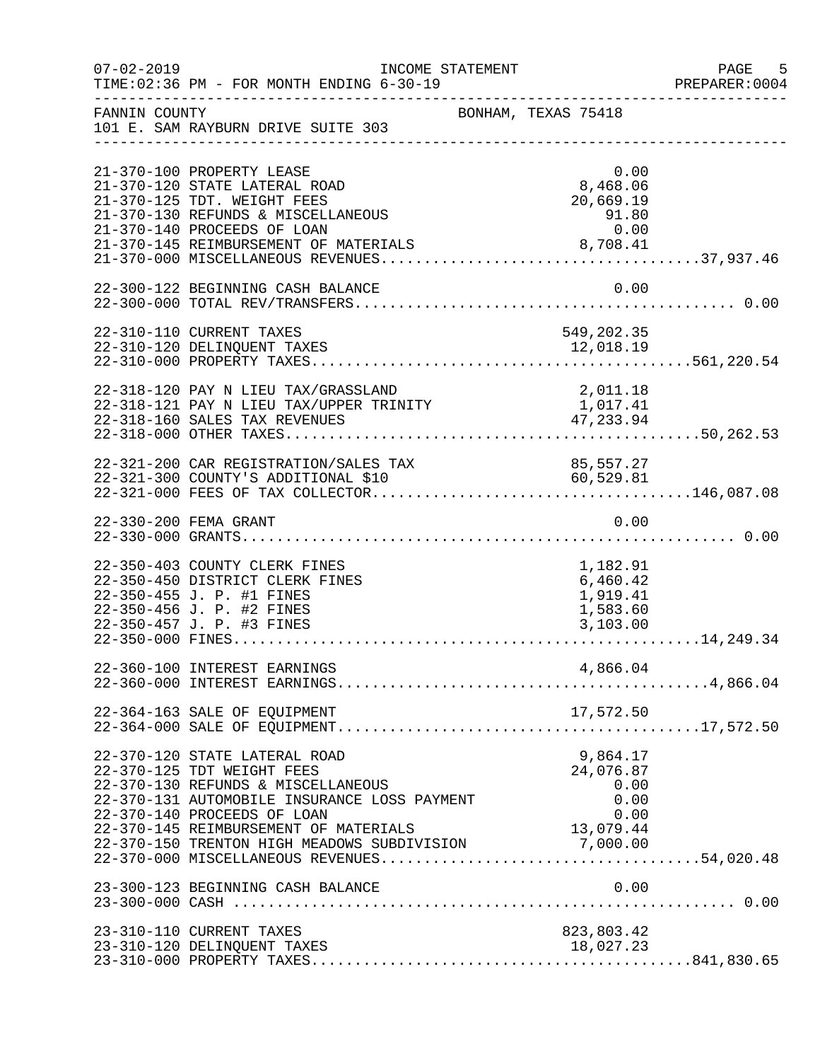FANNIN COUNTY — BONHAM, TEXAS 75418
101 E. SAM RAYBURN DRIVE SUITE 303

INCOME STATEMENT
TIME:02:36 PM - FOR MONTH ENDING 6-30-19

| Account | Description | Amount | Total |
|---|---|---|---|
| 21-370-100 | PROPERTY LEASE | 0.00 | |
| 21-370-120 | STATE LATERAL ROAD | 8,468.06 | |
| 21-370-125 | TDT. WEIGHT FEES | 20,669.19 | |
| 21-370-130 | REFUNDS & MISCELLANEOUS | 91.80 | |
| 21-370-140 | PROCEEDS OF LOAN | 0.00 | |
| 21-370-145 | REIMBURSEMENT OF MATERIALS | 8,708.41 | |
| 21-370-000 | MISCELLANEOUS REVENUES | | 37,937.46 |
| 22-300-122 | BEGINNING CASH BALANCE | 0.00 | |
| 22-300-000 | TOTAL REV/TRANSFERS | | 0.00 |
| 22-310-110 | CURRENT TAXES | 549,202.35 | |
| 22-310-120 | DELINQUENT TAXES | 12,018.19 | |
| 22-310-000 | PROPERTY TAXES | | 561,220.54 |
| 22-318-120 | PAY N LIEU TAX/GRASSLAND | 2,011.18 | |
| 22-318-121 | PAY N LIEU TAX/UPPER TRINITY | 1,017.41 | |
| 22-318-160 | SALES TAX REVENUES | 47,233.94 | |
| 22-318-000 | OTHER TAXES | | 50,262.53 |
| 22-321-200 | CAR REGISTRATION/SALES TAX | 85,557.27 | |
| 22-321-300 | COUNTY'S ADDITIONAL $10 | 60,529.81 | |
| 22-321-000 | FEES OF TAX COLLECTOR | | 146,087.08 |
| 22-330-200 | FEMA GRANT | 0.00 | |
| 22-330-000 | GRANTS | | 0.00 |
| 22-350-403 | COUNTY CLERK FINES | 1,182.91 | |
| 22-350-450 | DISTRICT CLERK FINES | 6,460.42 | |
| 22-350-455 | J. P. #1 FINES | 1,919.41 | |
| 22-350-456 | J. P. #2 FINES | 1,583.60 | |
| 22-350-457 | J. P. #3 FINES | 3,103.00 | |
| 22-350-000 | FINES | | 14,249.34 |
| 22-360-100 | INTEREST EARNINGS | 4,866.04 | |
| 22-360-000 | INTEREST EARNINGS | | 4,866.04 |
| 22-364-163 | SALE OF EQUIPMENT | 17,572.50 | |
| 22-364-000 | SALE OF EQUIPMENT | | 17,572.50 |
| 22-370-120 | STATE LATERAL ROAD | 9,864.17 | |
| 22-370-125 | TDT WEIGHT FEES | 24,076.87 | |
| 22-370-130 | REFUNDS & MISCELLANEOUS | 0.00 | |
| 22-370-131 | AUTOMOBILE INSURANCE LOSS PAYMENT | 0.00 | |
| 22-370-140 | PROCEEDS OF LOAN | 0.00 | |
| 22-370-145 | REIMBURSEMENT OF MATERIALS | 13,079.44 | |
| 22-370-150 | TRENTON HIGH MEADOWS SUBDIVISION | 7,000.00 | |
| 22-370-000 | MISCELLANEOUS REVENUES | | 54,020.48 |
| 23-300-123 | BEGINNING CASH BALANCE | 0.00 | |
| 23-300-000 | CASH | | 0.00 |
| 23-310-110 | CURRENT TAXES | 823,803.42 | |
| 23-310-120 | DELINQUENT TAXES | 18,027.23 | |
| 23-310-000 | PROPERTY TAXES | | 841,830.65 |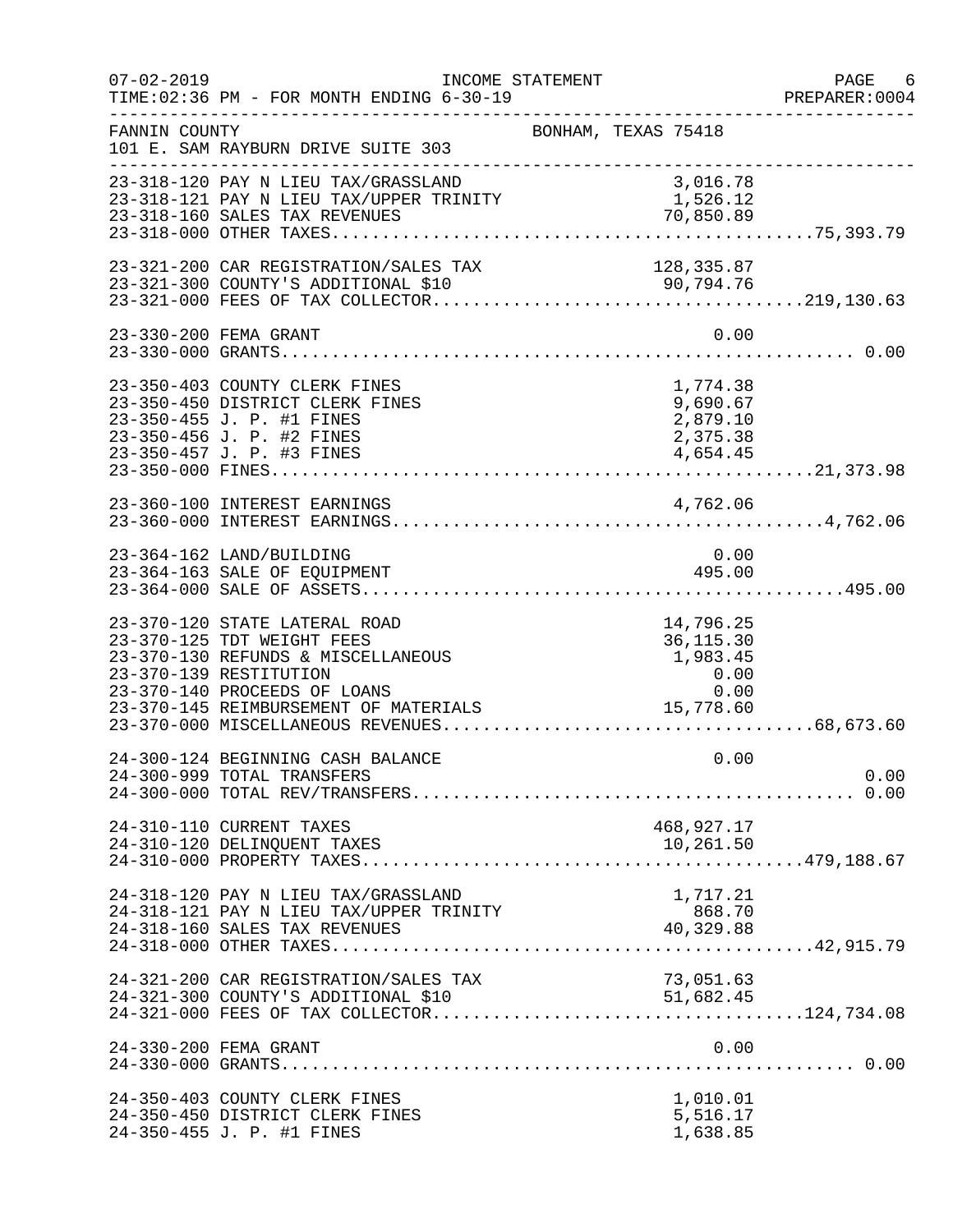FANNIN COUNTY — BONHAM, TEXAS 75418
101 E. SAM RAYBURN DRIVE SUITE 303

INCOME STATEMENT — FOR MONTH ENDING 6-30-19

| Account | Description | Amount | Total |
|---|---|---|---|
| 23-318-120 | PAY N LIEU TAX/GRASSLAND | 3,016.78 | |
| 23-318-121 | PAY N LIEU TAX/UPPER TRINITY | 1,526.12 | |
| 23-318-160 | SALES TAX REVENUES | 70,850.89 | |
| 23-318-000 | OTHER TAXES | | 75,393.79 |
| 23-321-200 | CAR REGISTRATION/SALES TAX | 128,335.87 | |
| 23-321-300 | COUNTY'S ADDITIONAL $10 | 90,794.76 | |
| 23-321-000 | FEES OF TAX COLLECTOR | | 219,130.63 |
| 23-330-200 | FEMA GRANT | 0.00 | |
| 23-330-000 | GRANTS | | 0.00 |
| 23-350-403 | COUNTY CLERK FINES | 1,774.38 | |
| 23-350-450 | DISTRICT CLERK FINES | 9,690.67 | |
| 23-350-455 | J. P. #1 FINES | 2,879.10 | |
| 23-350-456 | J. P. #2 FINES | 2,375.38 | |
| 23-350-457 | J. P. #3 FINES | 4,654.45 | |
| 23-350-000 | FINES | | 21,373.98 |
| 23-360-100 | INTEREST EARNINGS | 4,762.06 | |
| 23-360-000 | INTEREST EARNINGS | | 4,762.06 |
| 23-364-162 | LAND/BUILDING | 0.00 | |
| 23-364-163 | SALE OF EQUIPMENT | 495.00 | |
| 23-364-000 | SALE OF ASSETS | | 495.00 |
| 23-370-120 | STATE LATERAL ROAD | 14,796.25 | |
| 23-370-125 | TDT WEIGHT FEES | 36,115.30 | |
| 23-370-130 | REFUNDS & MISCELLANEOUS | 1,983.45 | |
| 23-370-139 | RESTITUTION | 0.00 | |
| 23-370-140 | PROCEEDS OF LOANS | 0.00 | |
| 23-370-145 | REIMBURSEMENT OF MATERIALS | 15,778.60 | |
| 23-370-000 | MISCELLANEOUS REVENUES | | 68,673.60 |
| 24-300-124 | BEGINNING CASH BALANCE | 0.00 | |
| 24-300-999 | TOTAL TRANSFERS | | 0.00 |
| 24-300-000 | TOTAL REV/TRANSFERS | | 0.00 |
| 24-310-110 | CURRENT TAXES | 468,927.17 | |
| 24-310-120 | DELINQUENT TAXES | 10,261.50 | |
| 24-310-000 | PROPERTY TAXES | | 479,188.67 |
| 24-318-120 | PAY N LIEU TAX/GRASSLAND | 1,717.21 | |
| 24-318-121 | PAY N LIEU TAX/UPPER TRINITY | 868.70 | |
| 24-318-160 | SALES TAX REVENUES | 40,329.88 | |
| 24-318-000 | OTHER TAXES | | 42,915.79 |
| 24-321-200 | CAR REGISTRATION/SALES TAX | 73,051.63 | |
| 24-321-300 | COUNTY'S ADDITIONAL $10 | 51,682.45 | |
| 24-321-000 | FEES OF TAX COLLECTOR | | 124,734.08 |
| 24-330-200 | FEMA GRANT | 0.00 | |
| 24-330-000 | GRANTS | | 0.00 |
| 24-350-403 | COUNTY CLERK FINES | 1,010.01 | |
| 24-350-450 | DISTRICT CLERK FINES | 5,516.17 | |
| 24-350-455 | J. P. #1 FINES | 1,638.85 | |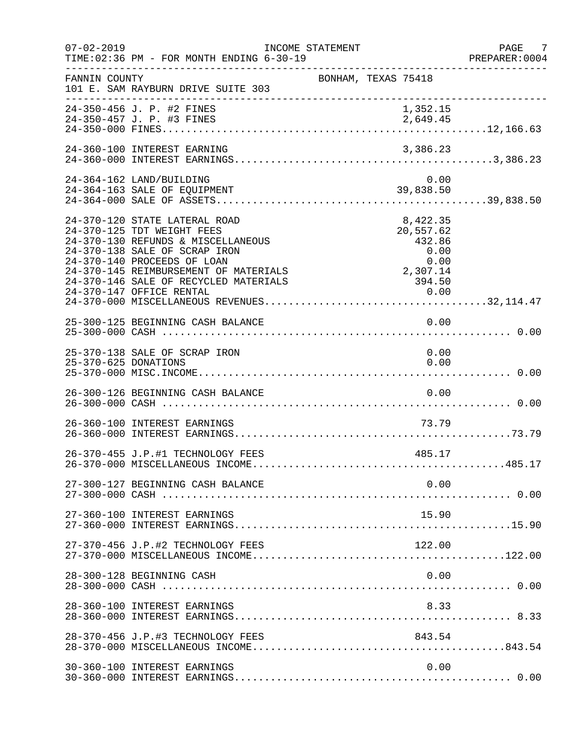FANNIN COUNTY — BONHAM, TEXAS 75418
101 E. SAM RAYBURN DRIVE SUITE 303

INCOME STATEMENT — FOR MONTH ENDING 6-30-19

| Account | Description | Amount | Total |
|---|---|---|---|
| 24-350-456 | J. P. #2 FINES | 1,352.15 | |
| 24-350-457 | J. P. #3 FINES | 2,649.45 | |
| 24-350-000 | FINES | | 12,166.63 |
| 24-360-100 | INTEREST EARNING | 3,386.23 | |
| 24-360-000 | INTEREST EARNINGS | | 3,386.23 |
| 24-364-162 | LAND/BUILDING | 0.00 | |
| 24-364-163 | SALE OF EQUIPMENT | 39,838.50 | |
| 24-364-000 | SALE OF ASSETS | | 39,838.50 |
| 24-370-120 | STATE LATERAL ROAD | 8,422.35 | |
| 24-370-125 | TDT WEIGHT FEES | 20,557.62 | |
| 24-370-130 | REFUNDS & MISCELLANEOUS | 432.86 | |
| 24-370-138 | SALE OF SCRAP IRON | 0.00 | |
| 24-370-140 | PROCEEDS OF LOAN | 0.00 | |
| 24-370-145 | REIMBURSEMENT OF MATERIALS | 2,307.14 | |
| 24-370-146 | SALE OF RECYCLED MATERIALS | 394.50 | |
| 24-370-147 | OFFICE RENTAL | 0.00 | |
| 24-370-000 | MISCELLANEOUS REVENUES | | 32,114.47 |
| 25-300-125 | BEGINNING CASH BALANCE | 0.00 | |
| 25-300-000 | CASH | | 0.00 |
| 25-370-138 | SALE OF SCRAP IRON | 0.00 | |
| 25-370-625 | DONATIONS | 0.00 | |
| 25-370-000 | MISC.INCOME | | 0.00 |
| 26-300-126 | BEGINNING CASH BALANCE | 0.00 | |
| 26-300-000 | CASH | | 0.00 |
| 26-360-100 | INTEREST EARNINGS | 73.79 | |
| 26-360-000 | INTEREST EARNINGS | | 73.79 |
| 26-370-455 | J.P.#1 TECHNOLOGY FEES | 485.17 | |
| 26-370-000 | MISCELLANEOUS INCOME | | 485.17 |
| 27-300-127 | BEGINNING CASH BALANCE | 0.00 | |
| 27-300-000 | CASH | | 0.00 |
| 27-360-100 | INTEREST EARNINGS | 15.90 | |
| 27-360-000 | INTEREST EARNINGS | | 15.90 |
| 27-370-456 | J.P.#2 TECHNOLOGY FEES | 122.00 | |
| 27-370-000 | MISCELLANEOUS INCOME | | 122.00 |
| 28-300-128 | BEGINNING CASH | 0.00 | |
| 28-300-000 | CASH | | 0.00 |
| 28-360-100 | INTEREST EARNINGS | 8.33 | |
| 28-360-000 | INTEREST EARNINGS | | 8.33 |
| 28-370-456 | J.P.#3 TECHNOLOGY FEES | 843.54 | |
| 28-370-000 | MISCELLANEOUS INCOME | | 843.54 |
| 30-360-100 | INTEREST EARNINGS | 0.00 | |
| 30-360-000 | INTEREST EARNINGS | | 0.00 |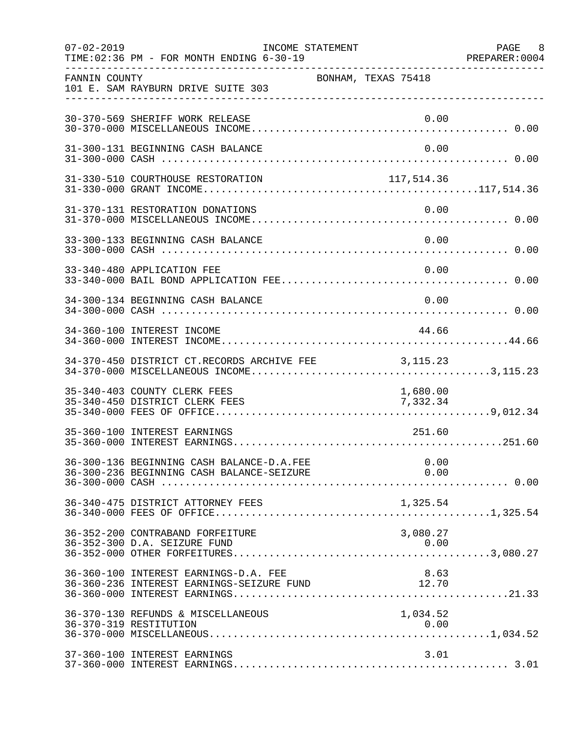FANNIN COUNTY — BONHAM, TEXAS 75418
101 E. SAM RAYBURN DRIVE SUITE 303

INCOME STATEMENT
FOR MONTH ENDING 6-30-19

| Account | Description | Amount | Total |
|---|---|---|---|
| 30-370-569 | SHERIFF WORK RELEASE | 0.00 | |
| 30-370-000 | MISCELLANEOUS INCOME | | 0.00 |
| 31-300-131 | BEGINNING CASH BALANCE | 0.00 | |
| 31-300-000 | CASH | | 0.00 |
| 31-330-510 | COURTHOUSE RESTORATION | 117,514.36 | |
| 31-330-000 | GRANT INCOME | | 117,514.36 |
| 31-370-131 | RESTORATION DONATIONS | 0.00 | |
| 31-370-000 | MISCELLANEOUS INCOME | | 0.00 |
| 33-300-133 | BEGINNING CASH BALANCE | 0.00 | |
| 33-300-000 | CASH | | 0.00 |
| 33-340-480 | APPLICATION FEE | 0.00 | |
| 33-340-000 | BAIL BOND APPLICATION FEE | | 0.00 |
| 34-300-134 | BEGINNING CASH BALANCE | 0.00 | |
| 34-300-000 | CASH | | 0.00 |
| 34-360-100 | INTEREST INCOME | 44.66 | |
| 34-360-000 | INTEREST INCOME | | 44.66 |
| 34-370-450 | DISTRICT CT.RECORDS ARCHIVE FEE | 3,115.23 | |
| 34-370-000 | MISCELLANEOUS INCOME | | 3,115.23 |
| 35-340-403 | COUNTY CLERK FEES | 1,680.00 | |
| 35-340-450 | DISTRICT CLERK FEES | 7,332.34 | |
| 35-340-000 | FEES OF OFFICE | | 9,012.34 |
| 35-360-100 | INTEREST EARNINGS | 251.60 | |
| 35-360-000 | INTEREST EARNINGS | | 251.60 |
| 36-300-136 | BEGINNING CASH BALANCE-D.A.FEE | 0.00 | |
| 36-300-236 | BEGINNING CASH BALANCE-SEIZURE | 0.00 | |
| 36-300-000 | CASH | | 0.00 |
| 36-340-475 | DISTRICT ATTORNEY FEES | 1,325.54 | |
| 36-340-000 | FEES OF OFFICE | | 1,325.54 |
| 36-352-200 | CONTRABAND FORFEITURE | 3,080.27 | |
| 36-352-300 | D.A. SEIZURE FUND | 0.00 | |
| 36-352-000 | OTHER FORFEITURES | | 3,080.27 |
| 36-360-100 | INTEREST EARNINGS-D.A. FEE | 8.63 | |
| 36-360-236 | INTEREST EARNINGS-SEIZURE FUND | 12.70 | |
| 36-360-000 | INTEREST EARNINGS | | 21.33 |
| 36-370-130 | REFUNDS & MISCELLANEOUS | 1,034.52 | |
| 36-370-319 | RESTITUTION | 0.00 | |
| 36-370-000 | MISCELLANEOUS | | 1,034.52 |
| 37-360-100 | INTEREST EARNINGS | 3.01 | |
| 37-360-000 | INTEREST EARNINGS | | 3.01 |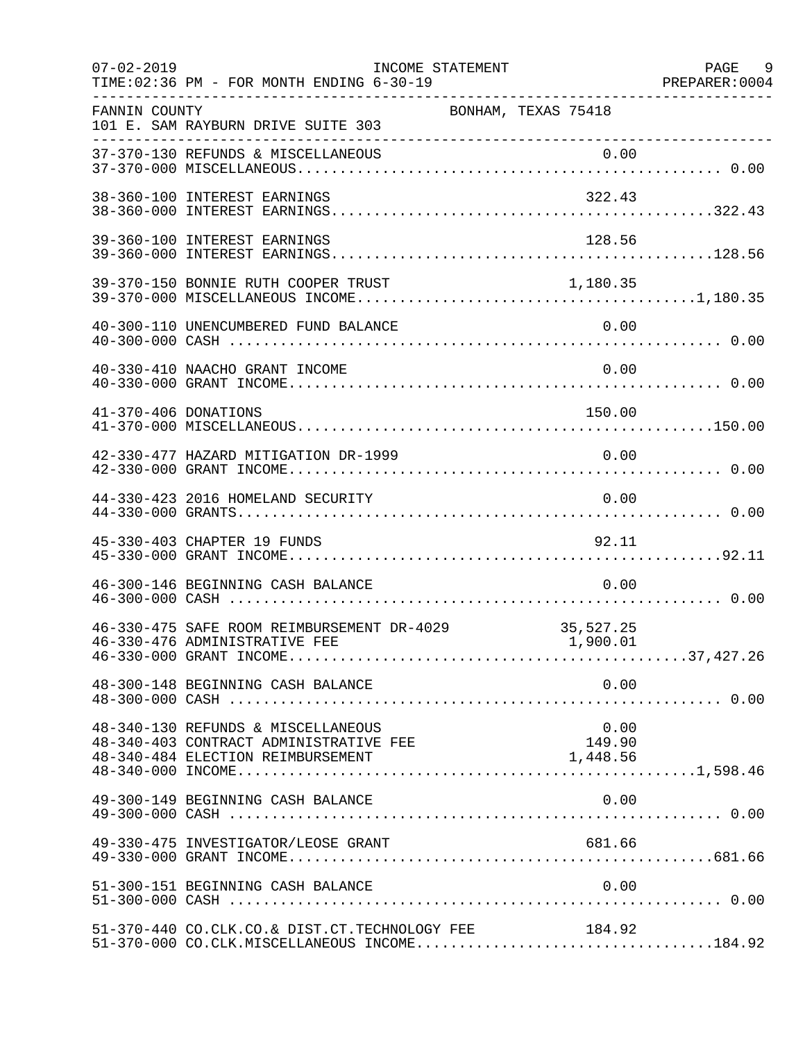07-02-2019 INCOME STATEMENT
TIME:02:36 PM - FOR MONTH ENDING 6-30-19

FANNIN COUNTY — BONHAM, TEXAS 75418
101 E. SAM RAYBURN DRIVE SUITE 303

| Account | Description | Amount | Total |
|---|---|---|---|
| 37-370-130 | REFUNDS & MISCELLANEOUS | 0.00 | |
| 37-370-000 | MISCELLANEOUS | | 0.00 |
| 38-360-100 | INTEREST EARNINGS | 322.43 | |
| 38-360-000 | INTEREST EARNINGS | | 322.43 |
| 39-360-100 | INTEREST EARNINGS | 128.56 | |
| 39-360-000 | INTEREST EARNINGS | | 128.56 |
| 39-370-150 | BONNIE RUTH COOPER TRUST | 1,180.35 | |
| 39-370-000 | MISCELLANEOUS INCOME | | 1,180.35 |
| 40-300-110 | UNENCUMBERED FUND BALANCE | 0.00 | |
| 40-300-000 | CASH | | 0.00 |
| 40-330-410 | NAACHO GRANT INCOME | 0.00 | |
| 40-330-000 | GRANT INCOME | | 0.00 |
| 41-370-406 | DONATIONS | 150.00 | |
| 41-370-000 | MISCELLANEOUS | | 150.00 |
| 42-330-477 | HAZARD MITIGATION DR-1999 | 0.00 | |
| 42-330-000 | GRANT INCOME | | 0.00 |
| 44-330-423 | 2016 HOMELAND SECURITY | 0.00 | |
| 44-330-000 | GRANTS | | 0.00 |
| 45-330-403 | CHAPTER 19 FUNDS | 92.11 | |
| 45-330-000 | GRANT INCOME | | 92.11 |
| 46-300-146 | BEGINNING CASH BALANCE | 0.00 | |
| 46-300-000 | CASH | | 0.00 |
| 46-330-475 | SAFE ROOM REIMBURSEMENT DR-4029 | 35,527.25 | |
| 46-330-476 | ADMINISTRATIVE FEE | 1,900.01 | |
| 46-330-000 | GRANT INCOME | | 37,427.26 |
| 48-300-148 | BEGINNING CASH BALANCE | 0.00 | |
| 48-300-000 | CASH | | 0.00 |
| 48-340-130 | REFUNDS & MISCELLANEOUS | 0.00 | |
| 48-340-403 | CONTRACT ADMINISTRATIVE FEE | 149.90 | |
| 48-340-484 | ELECTION REIMBURSEMENT | 1,448.56 | |
| 48-340-000 | INCOME | | 1,598.46 |
| 49-300-149 | BEGINNING CASH BALANCE | 0.00 | |
| 49-300-000 | CASH | | 0.00 |
| 49-330-475 | INVESTIGATOR/LEOSE GRANT | 681.66 | |
| 49-330-000 | GRANT INCOME | | 681.66 |
| 51-300-151 | BEGINNING CASH BALANCE | 0.00 | |
| 51-300-000 | CASH | | 0.00 |
| 51-370-440 | CO.CLK.CO.& DIST.CT.TECHNOLOGY FEE | 184.92 | |
| 51-370-000 | CO.CLK.MISCELLANEOUS INCOME | | 184.92 |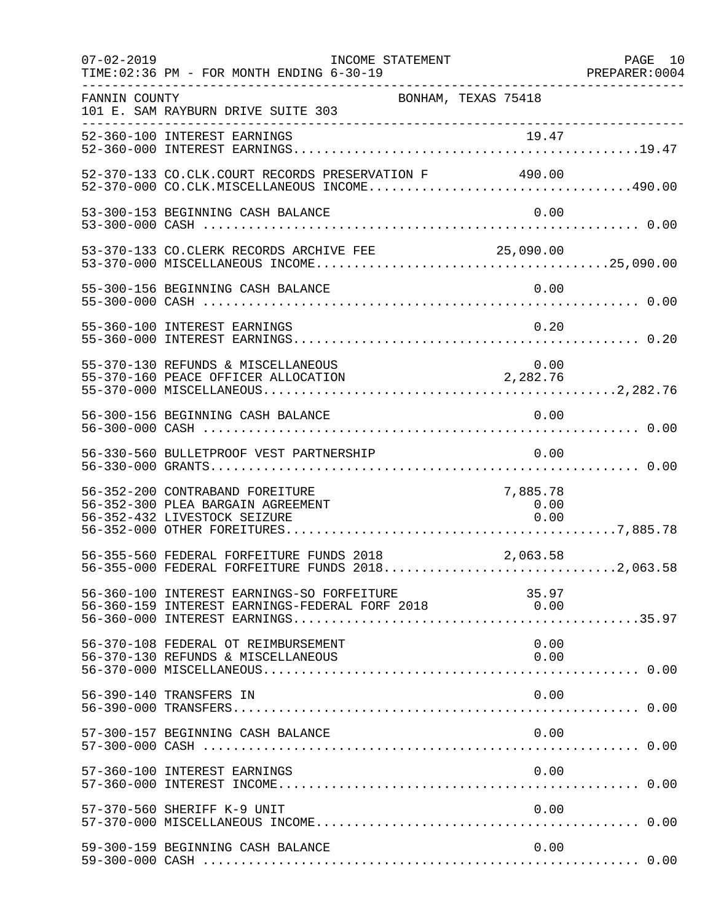FANNIN COUNTY BONHAM, TEXAS 75418
101 E. SAM RAYBURN DRIVE SUITE 303

INCOME STATEMENT
FOR MONTH ENDING 6-30-19

| Account | Description | Detail | Total |
|---|---|---|---|
| 52-360-100 | INTEREST EARNINGS | 19.47 | |
| 52-360-000 | INTEREST EARNINGS | | 19.47 |
| 52-370-133 | CO.CLK.COURT RECORDS PRESERVATION F | 490.00 | |
| 52-370-000 | CO.CLK.MISCELLANEOUS INCOME | | 490.00 |
| 53-300-153 | BEGINNING CASH BALANCE | 0.00 | |
| 53-300-000 | CASH | | 0.00 |
| 53-370-133 | CO.CLERK RECORDS ARCHIVE FEE | 25,090.00 | |
| 53-370-000 | MISCELLANEOUS INCOME | | 25,090.00 |
| 55-300-156 | BEGINNING CASH BALANCE | 0.00 | |
| 55-300-000 | CASH | | 0.00 |
| 55-360-100 | INTEREST EARNINGS | 0.20 | |
| 55-360-000 | INTEREST EARNINGS | | 0.20 |
| 55-370-130 | REFUNDS & MISCELLANEOUS | 0.00 | |
| 55-370-160 | PEACE OFFICER ALLOCATION | 2,282.76 | |
| 55-370-000 | MISCELLANEOUS | | 2,282.76 |
| 56-300-156 | BEGINNING CASH BALANCE | 0.00 | |
| 56-300-000 | CASH | | 0.00 |
| 56-330-560 | BULLETPROOF VEST PARTNERSHIP | 0.00 | |
| 56-330-000 | GRANTS | | 0.00 |
| 56-352-200 | CONTRABAND FOREITURE | 7,885.78 | |
| 56-352-300 | PLEA BARGAIN AGREEMENT | 0.00 | |
| 56-352-432 | LIVESTOCK SEIZURE | 0.00 | |
| 56-352-000 | OTHER FOREITURES | | 7,885.78 |
| 56-355-560 | FEDERAL FORFEITURE FUNDS 2018 | 2,063.58 | |
| 56-355-000 | FEDERAL FORFEITURE FUNDS 2018 | | 2,063.58 |
| 56-360-100 | INTEREST EARNINGS-SO FORFEITURE | 35.97 | |
| 56-360-159 | INTEREST EARNINGS-FEDERAL FORF 2018 | 0.00 | |
| 56-360-000 | INTEREST EARNINGS | | 35.97 |
| 56-370-108 | FEDERAL OT REIMBURSEMENT | 0.00 | |
| 56-370-130 | REFUNDS & MISCELLANEOUS | 0.00 | |
| 56-370-000 | MISCELLANEOUS | | 0.00 |
| 56-390-140 | TRANSFERS IN | 0.00 | |
| 56-390-000 | TRANSFERS | | 0.00 |
| 57-300-157 | BEGINNING CASH BALANCE | 0.00 | |
| 57-300-000 | CASH | | 0.00 |
| 57-360-100 | INTEREST EARNINGS | 0.00 | |
| 57-360-000 | INTEREST INCOME | | 0.00 |
| 57-370-560 | SHERIFF K-9 UNIT | 0.00 | |
| 57-370-000 | MISCELLANEOUS INCOME | | 0.00 |
| 59-300-159 | BEGINNING CASH BALANCE | 0.00 | |
| 59-300-000 | CASH | | 0.00 |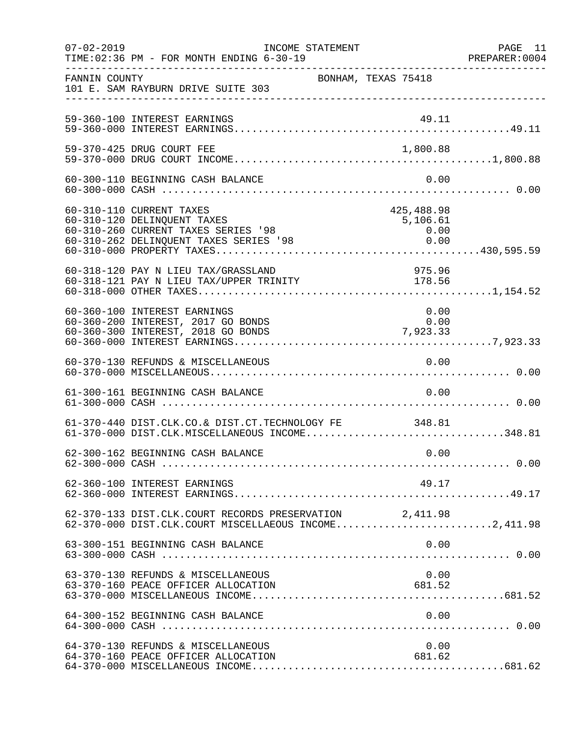07-02-2019 INCOME STATEMENT PAGE 11
TIME:02:36 PM - FOR MONTH ENDING 6-30-19 PREPARER:0004

FANNIN COUNTY BONHAM, TEXAS 75418
101 E. SAM RAYBURN DRIVE SUITE 303

| Account | Description | Amount | Total |
|---|---|---|---|
| 59-360-100 | INTEREST EARNINGS | 49.11 | |
| 59-360-000 | INTEREST EARNINGS | | 49.11 |
| 59-370-425 | DRUG COURT FEE | 1,800.88 | |
| 59-370-000 | DRUG COURT INCOME | | 1,800.88 |
| 60-300-110 | BEGINNING CASH BALANCE | 0.00 | |
| 60-300-000 | CASH | | 0.00 |
| 60-310-110 | CURRENT TAXES | 425,488.98 | |
| 60-310-120 | DELINQUENT TAXES | 5,106.61 | |
| 60-310-260 | CURRENT TAXES SERIES '98 | 0.00 | |
| 60-310-262 | DELINQUENT TAXES SERIES '98 | 0.00 | |
| 60-310-000 | PROPERTY TAXES | | 430,595.59 |
| 60-318-120 | PAY N LIEU TAX/GRASSLAND | 975.96 | |
| 60-318-121 | PAY N LIEU TAX/UPPER TRINITY | 178.56 | |
| 60-318-000 | OTHER TAXES | | 1,154.52 |
| 60-360-100 | INTEREST EARNINGS | 0.00 | |
| 60-360-200 | INTEREST, 2017 GO BONDS | 0.00 | |
| 60-360-300 | INTEREST, 2018 GO BONDS | 7,923.33 | |
| 60-360-000 | INTEREST EARNINGS | | 7,923.33 |
| 60-370-130 | REFUNDS & MISCELLANEOUS | 0.00 | |
| 60-370-000 | MISCELLANEOUS | | 0.00 |
| 61-300-161 | BEGINNING CASH BALANCE | 0.00 | |
| 61-300-000 | CASH | | 0.00 |
| 61-370-440 | DIST.CLK.CO.& DIST.CT.TECHNOLOGY FE | 348.81 | |
| 61-370-000 | DIST.CLK.MISCELLANEOUS INCOME | | 348.81 |
| 62-300-162 | BEGINNING CASH BALANCE | 0.00 | |
| 62-300-000 | CASH | | 0.00 |
| 62-360-100 | INTEREST EARNINGS | 49.17 | |
| 62-360-000 | INTEREST EARNINGS | | 49.17 |
| 62-370-133 | DIST.CLK.COURT RECORDS PRESERVATION | 2,411.98 | |
| 62-370-000 | DIST.CLK.COURT MISCELLAEOUS INCOME | | 2,411.98 |
| 63-300-151 | BEGINNING CASH BALANCE | 0.00 | |
| 63-300-000 | CASH | | 0.00 |
| 63-370-130 | REFUNDS & MISCELLANEOUS | 0.00 | |
| 63-370-160 | PEACE OFFICER ALLOCATION | 681.52 | |
| 63-370-000 | MISCELLANEOUS INCOME | | 681.52 |
| 64-300-152 | BEGINNING CASH BALANCE | 0.00 | |
| 64-300-000 | CASH | | 0.00 |
| 64-370-130 | REFUNDS & MISCELLANEOUS | 0.00 | |
| 64-370-160 | PEACE OFFICER ALLOCATION | 681.62 | |
| 64-370-000 | MISCELLANEOUS INCOME | | 681.62 |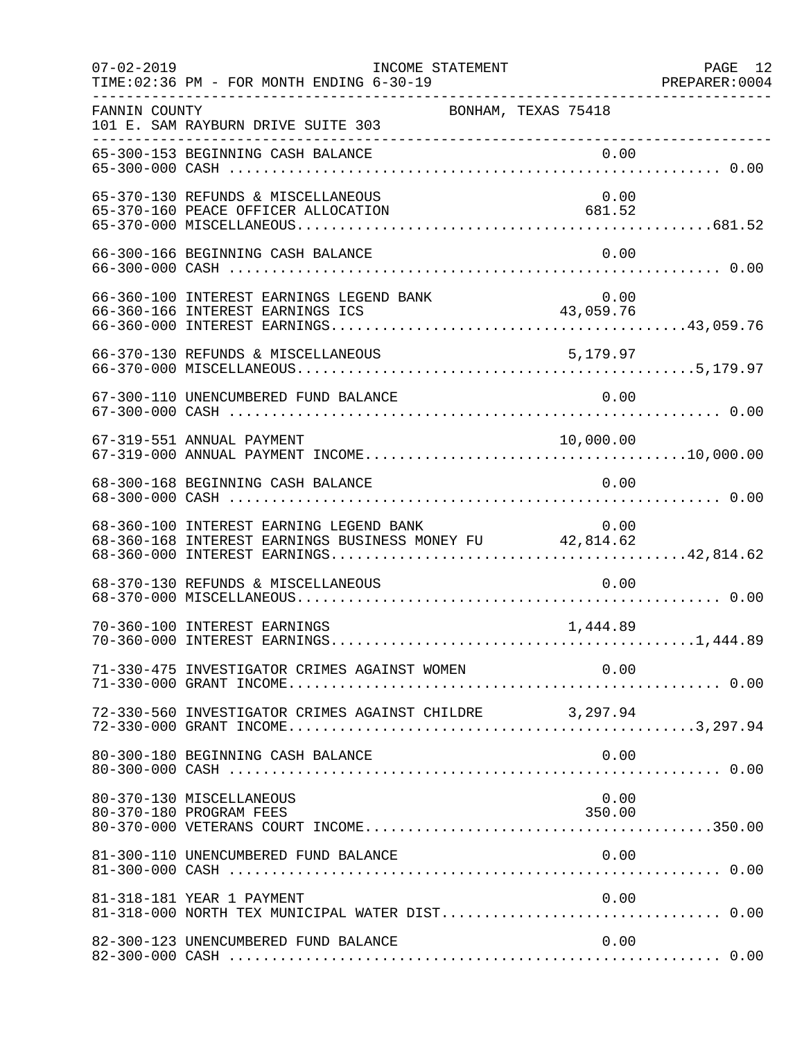07-02-2019 INCOME STATEMENT
TIME:02:36 PM - FOR MONTH ENDING 6-30-19

FANNIN COUNTY BONHAM, TEXAS 75418
101 E. SAM RAYBURN DRIVE SUITE 303

| Account | Description | Amount | Total |
|---|---|---|---|
| 65-300-153 | BEGINNING CASH BALANCE | 0.00 | |
| 65-300-000 | CASH | | 0.00 |
| 65-370-130 | REFUNDS & MISCELLANEOUS | 0.00 | |
| 65-370-160 | PEACE OFFICER ALLOCATION | 681.52 | |
| 65-370-000 | MISCELLANEOUS | | 681.52 |
| 66-300-166 | BEGINNING CASH BALANCE | 0.00 | |
| 66-300-000 | CASH | | 0.00 |
| 66-360-100 | INTEREST EARNINGS LEGEND BANK | 0.00 | |
| 66-360-166 | INTEREST EARNINGS ICS | 43,059.76 | |
| 66-360-000 | INTEREST EARNINGS | | 43,059.76 |
| 66-370-130 | REFUNDS & MISCELLANEOUS | 5,179.97 | |
| 66-370-000 | MISCELLANEOUS | | 5,179.97 |
| 67-300-110 | UNENCUMBERED FUND BALANCE | 0.00 | |
| 67-300-000 | CASH | | 0.00 |
| 67-319-551 | ANNUAL PAYMENT | 10,000.00 | |
| 67-319-000 | ANNUAL PAYMENT INCOME | | 10,000.00 |
| 68-300-168 | BEGINNING CASH BALANCE | 0.00 | |
| 68-300-000 | CASH | | 0.00 |
| 68-360-100 | INTEREST EARNING LEGEND BANK | 0.00 | |
| 68-360-168 | INTEREST EARNINGS BUSINESS MONEY FU | 42,814.62 | |
| 68-360-000 | INTEREST EARNINGS | | 42,814.62 |
| 68-370-130 | REFUNDS & MISCELLANEOUS | 0.00 | |
| 68-370-000 | MISCELLANEOUS | | 0.00 |
| 70-360-100 | INTEREST EARNINGS | 1,444.89 | |
| 70-360-000 | INTEREST EARNINGS | | 1,444.89 |
| 71-330-475 | INVESTIGATOR CRIMES AGAINST WOMEN | 0.00 | |
| 71-330-000 | GRANT INCOME | | 0.00 |
| 72-330-560 | INVESTIGATOR CRIMES AGAINST CHILDRE | 3,297.94 | |
| 72-330-000 | GRANT INCOME | | 3,297.94 |
| 80-300-180 | BEGINNING CASH BALANCE | 0.00 | |
| 80-300-000 | CASH | | 0.00 |
| 80-370-130 | MISCELLANEOUS | 0.00 | |
| 80-370-180 | PROGRAM FEES | 350.00 | |
| 80-370-000 | VETERANS COURT INCOME | | 350.00 |
| 81-300-110 | UNENCUMBERED FUND BALANCE | 0.00 | |
| 81-300-000 | CASH | | 0.00 |
| 81-318-181 | YEAR 1 PAYMENT | 0.00 | |
| 81-318-000 | NORTH TEX MUNICIPAL WATER DIST | | 0.00 |
| 82-300-123 | UNENCUMBERED FUND BALANCE | 0.00 | |
| 82-300-000 | CASH | | 0.00 |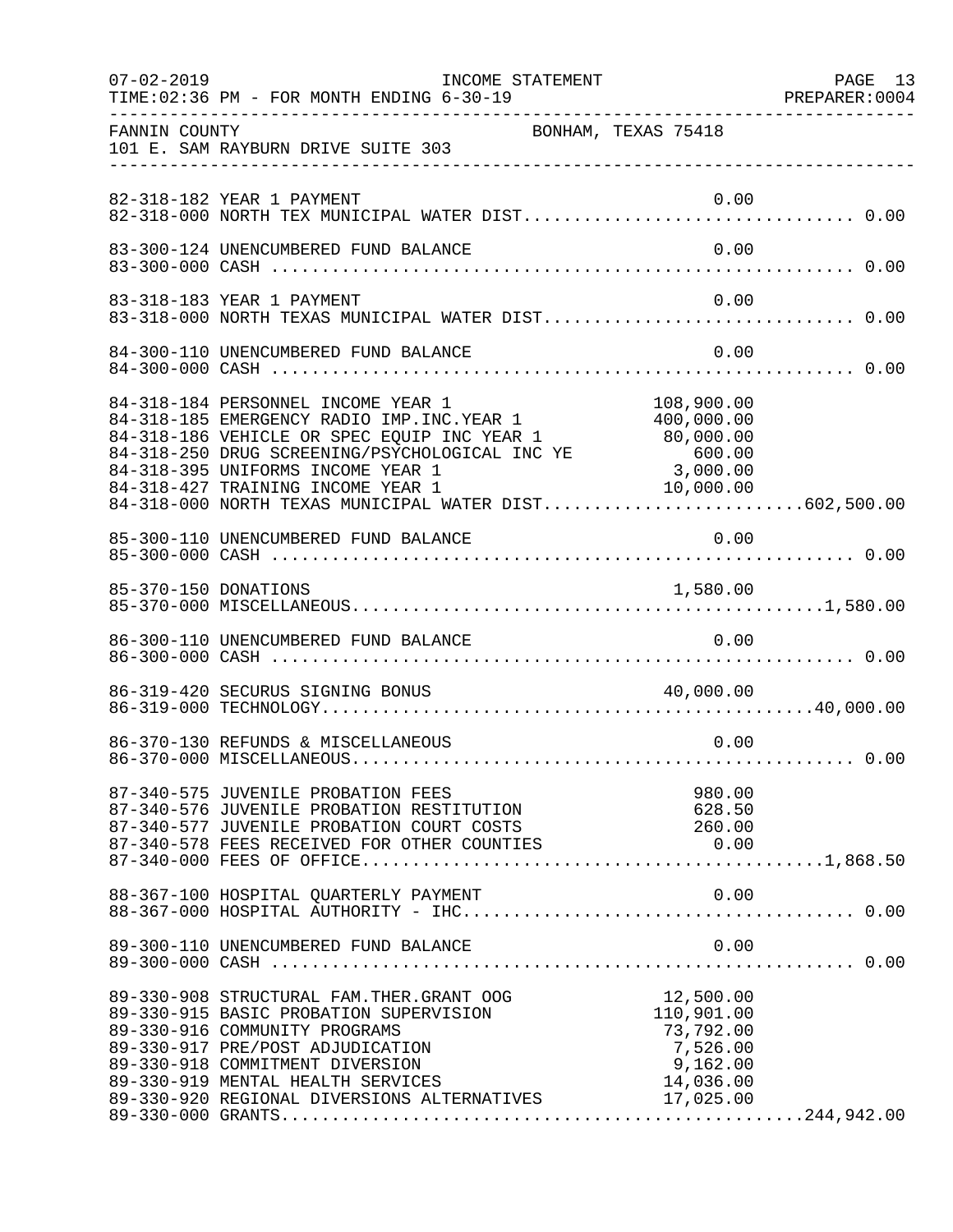07-02-2019 INCOME STATEMENT
TIME:02:36 PM - FOR MONTH ENDING 6-30-19

FANNIN COUNTY BONHAM, TEXAS 75418
101 E. SAM RAYBURN DRIVE SUITE 303

| Account | Description | Amount | Total |
|---|---|---|---|
| 82-318-182 | YEAR 1 PAYMENT | 0.00 | |
| 82-318-000 | NORTH TEX MUNICIPAL WATER DIST | | 0.00 |
| 83-300-124 | UNENCUMBERED FUND BALANCE | 0.00 | |
| 83-300-000 | CASH | | 0.00 |
| 83-318-183 | YEAR 1 PAYMENT | 0.00 | |
| 83-318-000 | NORTH TEXAS MUNICIPAL WATER DIST | | 0.00 |
| 84-300-110 | UNENCUMBERED FUND BALANCE | 0.00 | |
| 84-300-000 | CASH | | 0.00 |
| 84-318-184 | PERSONNEL INCOME YEAR 1 | 108,900.00 | |
| 84-318-185 | EMERGENCY RADIO IMP.INC.YEAR 1 | 400,000.00 | |
| 84-318-186 | VEHICLE OR SPEC EQUIP INC YEAR 1 | 80,000.00 | |
| 84-318-250 | DRUG SCREENING/PSYCHOLOGICAL INC YE | 600.00 | |
| 84-318-395 | UNIFORMS INCOME YEAR 1 | 3,000.00 | |
| 84-318-427 | TRAINING INCOME YEAR 1 | 10,000.00 | |
| 84-318-000 | NORTH TEXAS MUNICIPAL WATER DIST | | 602,500.00 |
| 85-300-110 | UNENCUMBERED FUND BALANCE | 0.00 | |
| 85-300-000 | CASH | | 0.00 |
| 85-370-150 | DONATIONS | 1,580.00 | |
| 85-370-000 | MISCELLANEOUS | | 1,580.00 |
| 86-300-110 | UNENCUMBERED FUND BALANCE | 0.00 | |
| 86-300-000 | CASH | | 0.00 |
| 86-319-420 | SECURUS SIGNING BONUS | 40,000.00 | |
| 86-319-000 | TECHNOLOGY | | 40,000.00 |
| 86-370-130 | REFUNDS & MISCELLANEOUS | 0.00 | |
| 86-370-000 | MISCELLANEOUS | | 0.00 |
| 87-340-575 | JUVENILE PROBATION FEES | 980.00 | |
| 87-340-576 | JUVENILE PROBATION RESTITUTION | 628.50 | |
| 87-340-577 | JUVENILE PROBATION COURT COSTS | 260.00 | |
| 87-340-578 | FEES RECEIVED FOR OTHER COUNTIES | 0.00 | |
| 87-340-000 | FEES OF OFFICE | | 1,868.50 |
| 88-367-100 | HOSPITAL QUARTERLY PAYMENT | 0.00 | |
| 88-367-000 | HOSPITAL AUTHORITY - IHC | | 0.00 |
| 89-300-110 | UNENCUMBERED FUND BALANCE | 0.00 | |
| 89-300-000 | CASH | | 0.00 |
| 89-330-908 | STRUCTURAL FAM.THER.GRANT OOG | 12,500.00 | |
| 89-330-915 | BASIC PROBATION SUPERVISION | 110,901.00 | |
| 89-330-916 | COMMUNITY PROGRAMS | 73,792.00 | |
| 89-330-917 | PRE/POST ADJUDICATION | 7,526.00 | |
| 89-330-918 | COMMITMENT DIVERSION | 9,162.00 | |
| 89-330-919 | MENTAL HEALTH SERVICES | 14,036.00 | |
| 89-330-920 | REGIONAL DIVERSIONS ALTERNATIVES | 17,025.00 | |
| 89-330-000 | GRANTS | | 244,942.00 |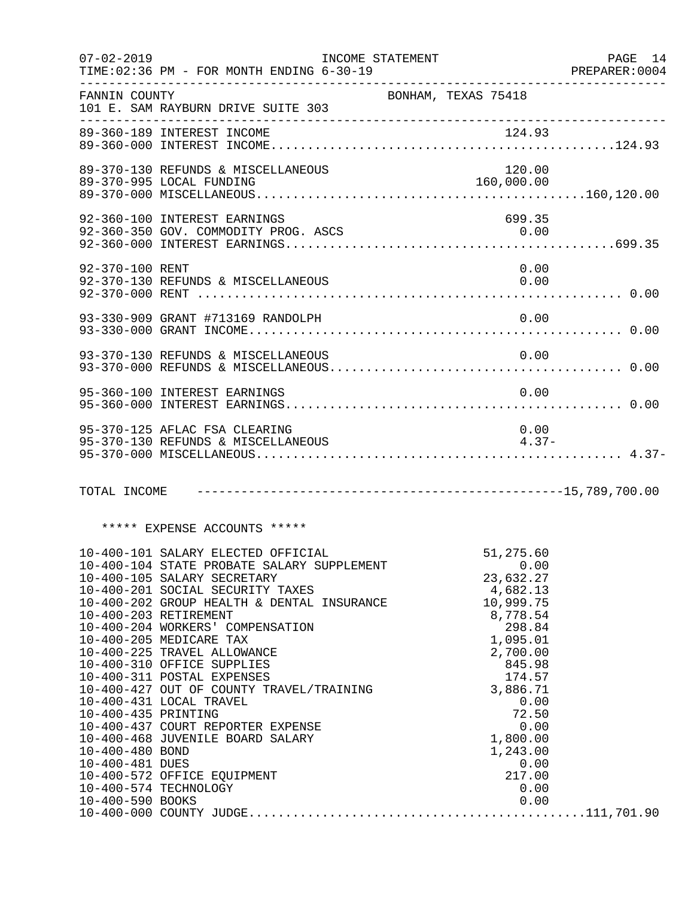07-02-2019 INCOME STATEMENT PAGE 14
TIME:02:36 PM - FOR MONTH ENDING 6-30-19 PREPARER:0004

FANNIN COUNTY BONHAM, TEXAS 75418
101 E. SAM RAYBURN DRIVE SUITE 303

| Account | Description | Amount | Total |
|---|---|---|---|
| 89-360-189 | INTEREST INCOME | 124.93 | |
| 89-360-000 | INTEREST INCOME | | 124.93 |
| 89-370-130 | REFUNDS & MISCELLANEOUS | 120.00 | |
| 89-370-995 | LOCAL FUNDING | 160,000.00 | |
| 89-370-000 | MISCELLANEOUS | | 160,120.00 |
| 92-360-100 | INTEREST EARNINGS | 699.35 | |
| 92-360-350 | GOV. COMMODITY PROG. ASCS | 0.00 | |
| 92-360-000 | INTEREST EARNINGS | | 699.35 |
| 92-370-100 | RENT | 0.00 | |
| 92-370-130 | REFUNDS & MISCELLANEOUS | 0.00 | |
| 92-370-000 | RENT | | 0.00 |
| 93-330-909 | GRANT #713169 RANDOLPH | 0.00 | |
| 93-330-000 | GRANT INCOME | | 0.00 |
| 93-370-130 | REFUNDS & MISCELLANEOUS | 0.00 | |
| 93-370-000 | REFUNDS & MISCELLANEOUS | | 0.00 |
| 95-360-100 | INTEREST EARNINGS | 0.00 | |
| 95-360-000 | INTEREST EARNINGS | | 0.00 |
| 95-370-125 | AFLAC FSA CLEARING | 0.00 | |
| 95-370-130 | REFUNDS & MISCELLANEOUS | 4.37- | |
| 95-370-000 | MISCELLANEOUS | | 4.37- |

TOTAL INCOME ------------------------------------------------15,789,700.00

***** EXPENSE ACCOUNTS *****

| Account | Description | Amount | Total |
|---|---|---|---|
| 10-400-101 | SALARY ELECTED OFFICIAL | 51,275.60 | |
| 10-400-104 | STATE PROBATE SALARY SUPPLEMENT | 0.00 | |
| 10-400-105 | SALARY SECRETARY | 23,632.27 | |
| 10-400-201 | SOCIAL SECURITY TAXES | 4,682.13 | |
| 10-400-202 | GROUP HEALTH & DENTAL INSURANCE | 10,999.75 | |
| 10-400-203 | RETIREMENT | 8,778.54 | |
| 10-400-204 | WORKERS' COMPENSATION | 298.84 | |
| 10-400-205 | MEDICARE TAX | 1,095.01 | |
| 10-400-225 | TRAVEL ALLOWANCE | 2,700.00 | |
| 10-400-310 | OFFICE SUPPLIES | 845.98 | |
| 10-400-311 | POSTAL EXPENSES | 174.57 | |
| 10-400-427 | OUT OF COUNTY TRAVEL/TRAINING | 3,886.71 | |
| 10-400-431 | LOCAL TRAVEL | 0.00 | |
| 10-400-435 | PRINTING | 72.50 | |
| 10-400-437 | COURT REPORTER EXPENSE | 0.00 | |
| 10-400-468 | JUVENILE BOARD SALARY | 1,800.00 | |
| 10-400-480 | BOND | 1,243.00 | |
| 10-400-481 | DUES | 0.00 | |
| 10-400-572 | OFFICE EQUIPMENT | 217.00 | |
| 10-400-574 | TECHNOLOGY | 0.00 | |
| 10-400-590 | BOOKS | 0.00 | |
| 10-400-000 | COUNTY JUDGE | | 111,701.90 |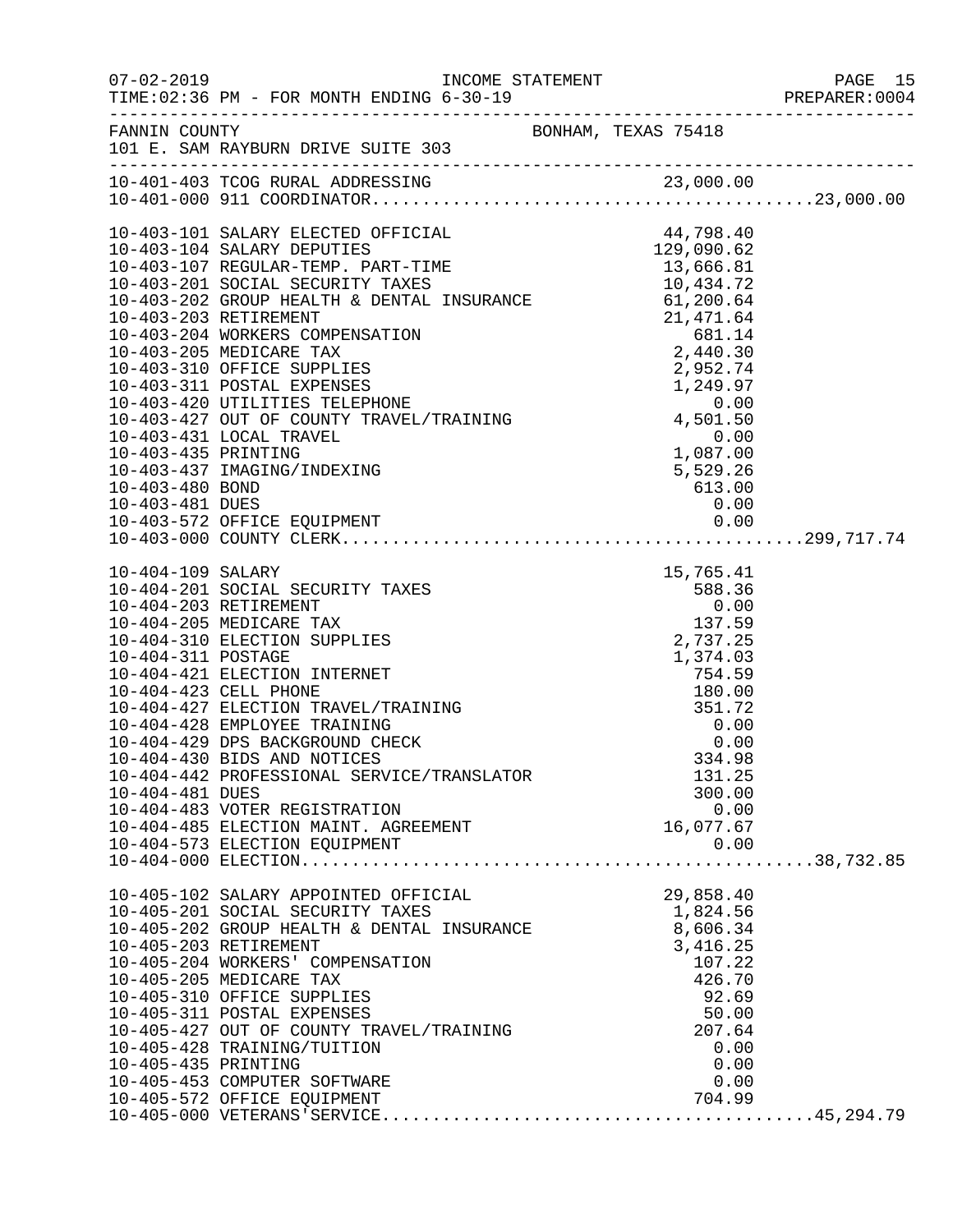07-02-2019 INCOME STATEMENT
TIME:02:36 PM - FOR MONTH ENDING 6-30-19 PREPARER:0004

FANNIN COUNTY BONHAM, TEXAS 75418
101 E. SAM RAYBURN DRIVE SUITE 303

| Account | Description | Amount | Total |
|---|---|---|---|
| 10-401-403 | TCOG RURAL ADDRESSING | 23,000.00 | |
| 10-401-000 | 911 COORDINATOR | | 23,000.00 |
| 10-403-101 | SALARY ELECTED OFFICIAL | 44,798.40 | |
| 10-403-104 | SALARY DEPUTIES | 129,090.62 | |
| 10-403-107 | REGULAR-TEMP. PART-TIME | 13,666.81 | |
| 10-403-201 | SOCIAL SECURITY TAXES | 10,434.72 | |
| 10-403-202 | GROUP HEALTH & DENTAL INSURANCE | 61,200.64 | |
| 10-403-203 | RETIREMENT | 21,471.64 | |
| 10-403-204 | WORKERS COMPENSATION | 681.14 | |
| 10-403-205 | MEDICARE TAX | 2,440.30 | |
| 10-403-310 | OFFICE SUPPLIES | 2,952.74 | |
| 10-403-311 | POSTAL EXPENSES | 1,249.97 | |
| 10-403-420 | UTILITIES TELEPHONE | 0.00 | |
| 10-403-427 | OUT OF COUNTY TRAVEL/TRAINING | 4,501.50 | |
| 10-403-431 | LOCAL TRAVEL | 0.00 | |
| 10-403-435 | PRINTING | 1,087.00 | |
| 10-403-437 | IMAGING/INDEXING | 5,529.26 | |
| 10-403-480 | BOND | 613.00 | |
| 10-403-481 | DUES | 0.00 | |
| 10-403-572 | OFFICE EQUIPMENT | 0.00 | |
| 10-403-000 | COUNTY CLERK | | 299,717.74 |
| 10-404-109 | SALARY | 15,765.41 | |
| 10-404-201 | SOCIAL SECURITY TAXES | 588.36 | |
| 10-404-203 | RETIREMENT | 0.00 | |
| 10-404-205 | MEDICARE TAX | 137.59 | |
| 10-404-310 | ELECTION SUPPLIES | 2,737.25 | |
| 10-404-311 | POSTAGE | 1,374.03 | |
| 10-404-421 | ELECTION INTERNET | 754.59 | |
| 10-404-423 | CELL PHONE | 180.00 | |
| 10-404-427 | ELECTION TRAVEL/TRAINING | 351.72 | |
| 10-404-428 | EMPLOYEE TRAINING | 0.00 | |
| 10-404-429 | DPS BACKGROUND CHECK | 0.00 | |
| 10-404-430 | BIDS AND NOTICES | 334.98 | |
| 10-404-442 | PROFESSIONAL SERVICE/TRANSLATOR | 131.25 | |
| 10-404-481 | DUES | 300.00 | |
| 10-404-483 | VOTER REGISTRATION | 0.00 | |
| 10-404-485 | ELECTION MAINT. AGREEMENT | 16,077.67 | |
| 10-404-573 | ELECTION EQUIPMENT | 0.00 | |
| 10-404-000 | ELECTION | | 38,732.85 |
| 10-405-102 | SALARY APPOINTED OFFICIAL | 29,858.40 | |
| 10-405-201 | SOCIAL SECURITY TAXES | 1,824.56 | |
| 10-405-202 | GROUP HEALTH & DENTAL INSURANCE | 8,606.34 | |
| 10-405-203 | RETIREMENT | 3,416.25 | |
| 10-405-204 | WORKERS' COMPENSATION | 107.22 | |
| 10-405-205 | MEDICARE TAX | 426.70 | |
| 10-405-310 | OFFICE SUPPLIES | 92.69 | |
| 10-405-311 | POSTAL EXPENSES | 50.00 | |
| 10-405-427 | OUT OF COUNTY TRAVEL/TRAINING | 207.64 | |
| 10-405-428 | TRAINING/TUITION | 0.00 | |
| 10-405-435 | PRINTING | 0.00 | |
| 10-405-453 | COMPUTER SOFTWARE | 0.00 | |
| 10-405-572 | OFFICE EQUIPMENT | 704.99 | |
| 10-405-000 | VETERANS'SERVICE | | 45,294.79 |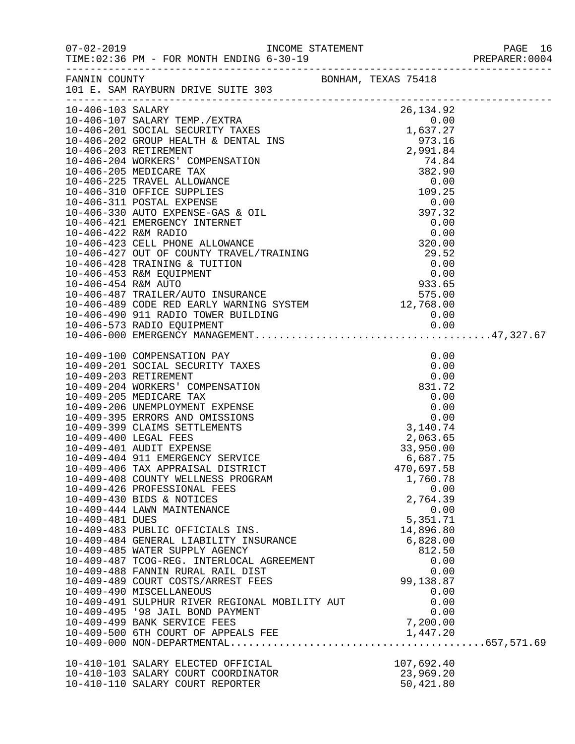07-02-2019 INCOME STATEMENT
TIME:02:36 PM - FOR MONTH ENDING 6-30-19

FANNIN COUNTY BONHAM, TEXAS 75418
101 E. SAM RAYBURN DRIVE SUITE 303

| Account | Description | Amount | Total |
|---|---|---|---|
| 10-406-103 | SALARY | 26,134.92 | |
| 10-406-107 | SALARY TEMP./EXTRA | 0.00 | |
| 10-406-201 | SOCIAL SECURITY TAXES | 1,637.27 | |
| 10-406-202 | GROUP HEALTH & DENTAL INS | 973.16 | |
| 10-406-203 | RETIREMENT | 2,991.84 | |
| 10-406-204 | WORKERS' COMPENSATION | 74.84 | |
| 10-406-205 | MEDICARE TAX | 382.90 | |
| 10-406-225 | TRAVEL ALLOWANCE | 0.00 | |
| 10-406-310 | OFFICE SUPPLIES | 109.25 | |
| 10-406-311 | POSTAL EXPENSE | 0.00 | |
| 10-406-330 | AUTO EXPENSE-GAS & OIL | 397.32 | |
| 10-406-421 | EMERGENCY INTERNET | 0.00 | |
| 10-406-422 | R&M RADIO | 0.00 | |
| 10-406-423 | CELL PHONE ALLOWANCE | 320.00 | |
| 10-406-427 | OUT OF COUNTY TRAVEL/TRAINING | 29.52 | |
| 10-406-428 | TRAINING & TUITION | 0.00 | |
| 10-406-453 | R&M EQUIPMENT | 0.00 | |
| 10-406-454 | R&M AUTO | 933.65 | |
| 10-406-487 | TRAILER/AUTO INSURANCE | 575.00 | |
| 10-406-489 | CODE RED EARLY WARNING SYSTEM | 12,768.00 | |
| 10-406-490 | 911 RADIO TOWER BUILDING | 0.00 | |
| 10-406-573 | RADIO EQUIPMENT | 0.00 | |
| 10-406-000 | EMERGENCY MANAGEMENT | | 47,327.67 |
| 10-409-100 | COMPENSATION PAY | 0.00 | |
| 10-409-201 | SOCIAL SECURITY TAXES | 0.00 | |
| 10-409-203 | RETIREMENT | 0.00 | |
| 10-409-204 | WORKERS' COMPENSATION | 831.72 | |
| 10-409-205 | MEDICARE TAX | 0.00 | |
| 10-409-206 | UNEMPLOYMENT EXPENSE | 0.00 | |
| 10-409-395 | ERRORS AND OMISSIONS | 0.00 | |
| 10-409-399 | CLAIMS SETTLEMENTS | 3,140.74 | |
| 10-409-400 | LEGAL FEES | 2,063.65 | |
| 10-409-401 | AUDIT EXPENSE | 33,950.00 | |
| 10-409-404 | 911 EMERGENCY SERVICE | 6,687.75 | |
| 10-409-406 | TAX APPRAISAL DISTRICT | 470,697.58 | |
| 10-409-408 | COUNTY WELLNESS PROGRAM | 1,760.78 | |
| 10-409-426 | PROFESSIONAL FEES | 0.00 | |
| 10-409-430 | BIDS & NOTICES | 2,764.39 | |
| 10-409-444 | LAWN MAINTENANCE | 0.00 | |
| 10-409-481 | DUES | 5,351.71 | |
| 10-409-483 | PUBLIC OFFICIALS INS. | 14,896.80 | |
| 10-409-484 | GENERAL LIABILITY INSURANCE | 6,828.00 | |
| 10-409-485 | WATER SUPPLY AGENCY | 812.50 | |
| 10-409-487 | TCOG-REG. INTERLOCAL AGREEMENT | 0.00 | |
| 10-409-488 | FANNIN RURAL RAIL DIST | 0.00 | |
| 10-409-489 | COURT COSTS/ARREST FEES | 99,138.87 | |
| 10-409-490 | MISCELLANEOUS | 0.00 | |
| 10-409-491 | SULPHUR RIVER REGIONAL MOBILITY AUT | 0.00 | |
| 10-409-495 | '98 JAIL BOND PAYMENT | 0.00 | |
| 10-409-499 | BANK SERVICE FEES | 7,200.00 | |
| 10-409-500 | 6TH COURT OF APPEALS FEE | 1,447.20 | |
| 10-409-000 | NON-DEPARTMENTAL | | 657,571.69 |
| 10-410-101 | SALARY ELECTED OFFICIAL | 107,692.40 | |
| 10-410-103 | SALARY COURT COORDINATOR | 23,969.20 | |
| 10-410-110 | SALARY COURT REPORTER | 50,421.80 | |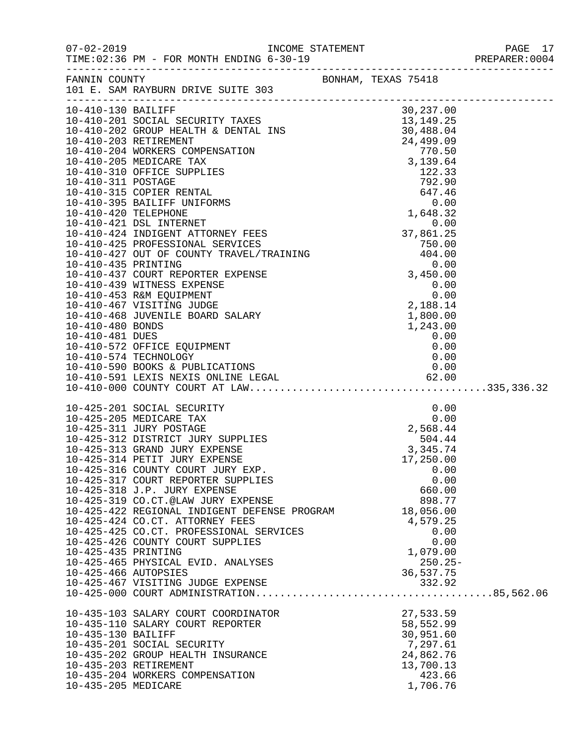INCOME STATEMENT

07-02-2019
TIME:02:36 PM - FOR MONTH ENDING 6-30-19
PREPARER:0004

FANNIN COUNTY
101 E. SAM RAYBURN DRIVE SUITE 303
BONHAM, TEXAS 75418

| Account | Description | Amount | Total |
|---|---|---|---|
| 10-410-130 | BAILIFF | 30,237.00 | |
| 10-410-201 | SOCIAL SECURITY TAXES | 13,149.25 | |
| 10-410-202 | GROUP HEALTH & DENTAL INS | 30,488.04 | |
| 10-410-203 | RETIREMENT | 24,499.09 | |
| 10-410-204 | WORKERS COMPENSATION | 770.50 | |
| 10-410-205 | MEDICARE TAX | 3,139.64 | |
| 10-410-310 | OFFICE SUPPLIES | 122.33 | |
| 10-410-311 | POSTAGE | 792.90 | |
| 10-410-315 | COPIER RENTAL | 647.46 | |
| 10-410-395 | BAILIFF UNIFORMS | 0.00 | |
| 10-410-420 | TELEPHONE | 1,648.32 | |
| 10-410-421 | DSL INTERNET | 0.00 | |
| 10-410-424 | INDIGENT ATTORNEY FEES | 37,861.25 | |
| 10-410-425 | PROFESSIONAL SERVICES | 750.00 | |
| 10-410-427 | OUT OF COUNTY TRAVEL/TRAINING | 404.00 | |
| 10-410-435 | PRINTING | 0.00 | |
| 10-410-437 | COURT REPORTER EXPENSE | 3,450.00 | |
| 10-410-439 | WITNESS EXPENSE | 0.00 | |
| 10-410-453 | R&M EQUIPMENT | 0.00 | |
| 10-410-467 | VISITING JUDGE | 2,188.14 | |
| 10-410-468 | JUVENILE BOARD SALARY | 1,800.00 | |
| 10-410-480 | BONDS | 1,243.00 | |
| 10-410-481 | DUES | 0.00 | |
| 10-410-572 | OFFICE EQUIPMENT | 0.00 | |
| 10-410-574 | TECHNOLOGY | 0.00 | |
| 10-410-590 | BOOKS & PUBLICATIONS | 0.00 | |
| 10-410-591 | LEXIS NEXIS ONLINE LEGAL | 62.00 | |
| 10-410-000 | COUNTY COURT AT LAW | | 335,336.32 |
| 10-425-201 | SOCIAL SECURITY | 0.00 | |
| 10-425-205 | MEDICARE TAX | 0.00 | |
| 10-425-311 | JURY POSTAGE | 2,568.44 | |
| 10-425-312 | DISTRICT JURY SUPPLIES | 504.44 | |
| 10-425-313 | GRAND JURY EXPENSE | 3,345.74 | |
| 10-425-314 | PETIT JURY EXPENSE | 17,250.00 | |
| 10-425-316 | COUNTY COURT JURY EXP. | 0.00 | |
| 10-425-317 | COURT REPORTER SUPPLIES | 0.00 | |
| 10-425-318 | J.P. JURY EXPENSE | 660.00 | |
| 10-425-319 | CO.CT.@LAW JURY EXPENSE | 898.77 | |
| 10-425-422 | REGIONAL INDIGENT DEFENSE PROGRAM | 18,056.00 | |
| 10-425-424 | CO.CT. ATTORNEY FEES | 4,579.25 | |
| 10-425-425 | CO.CT. PROFESSIONAL SERVICES | 0.00 | |
| 10-425-426 | COUNTY COURT SUPPLIES | 0.00 | |
| 10-425-435 | PRINTING | 1,079.00 | |
| 10-425-465 | PHYSICAL EVID. ANALYSES | 250.25- | |
| 10-425-466 | AUTOPSIES | 36,537.75 | |
| 10-425-467 | VISITING JUDGE EXPENSE | 332.92 | |
| 10-425-000 | COURT ADMINISTRATION | | 85,562.06 |
| 10-435-103 | SALARY COURT COORDINATOR | 27,533.59 | |
| 10-435-110 | SALARY COURT REPORTER | 58,552.99 | |
| 10-435-130 | BAILIFF | 30,951.60 | |
| 10-435-201 | SOCIAL SECURITY | 7,297.61 | |
| 10-435-202 | GROUP HEALTH INSURANCE | 24,862.76 | |
| 10-435-203 | RETIREMENT | 13,700.13 | |
| 10-435-204 | WORKERS COMPENSATION | 423.66 | |
| 10-435-205 | MEDICARE | 1,706.76 | |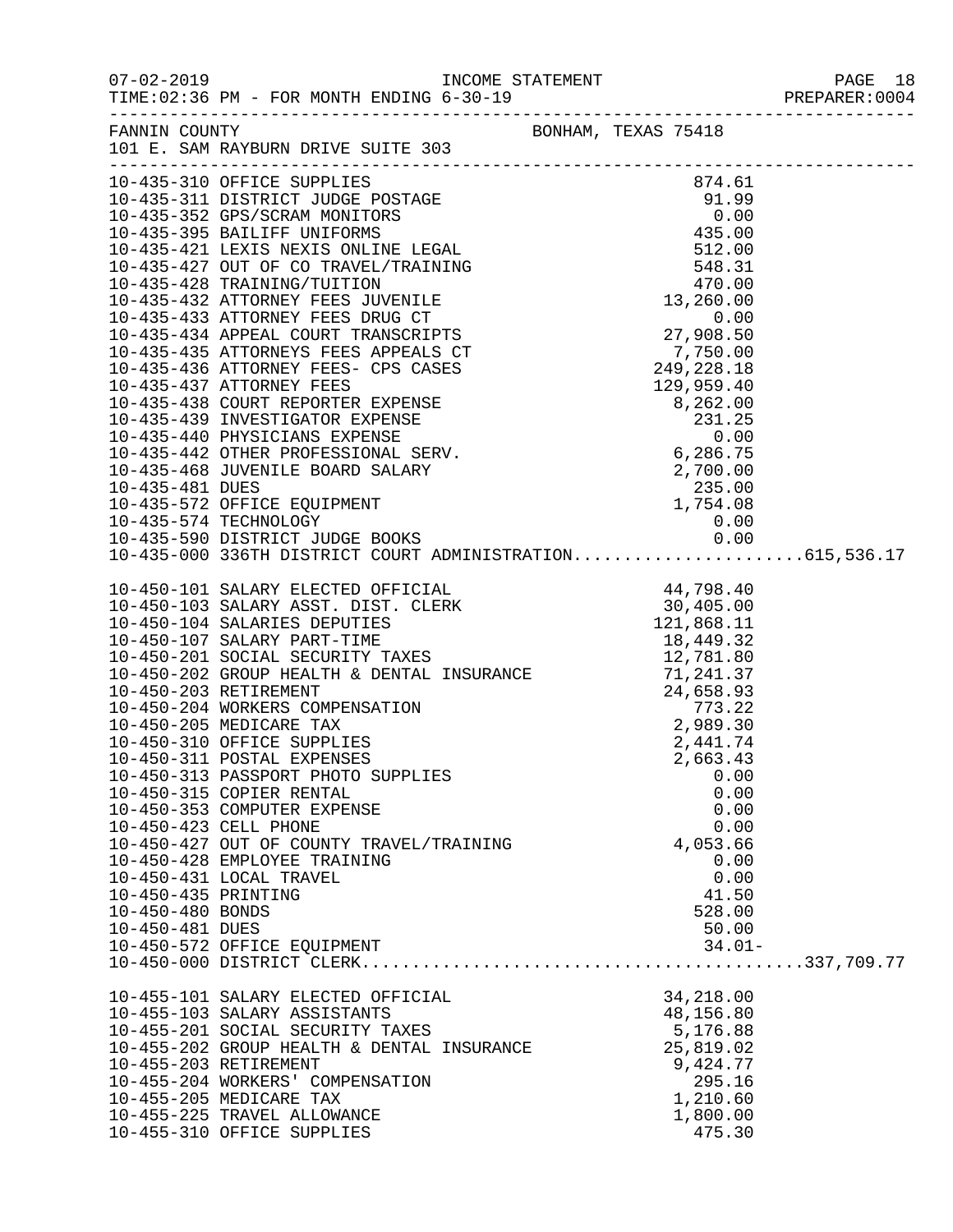FANNIN COUNTY BONHAM, TEXAS 75418
101 E. SAM RAYBURN DRIVE SUITE 303

| Account | Description | Amount | Total |
|---|---|---|---|
| 10-435-310 | OFFICE SUPPLIES | 874.61 | |
| 10-435-311 | DISTRICT JUDGE POSTAGE | 91.99 | |
| 10-435-352 | GPS/SCRAM MONITORS | 0.00 | |
| 10-435-395 | BAILIFF UNIFORMS | 435.00 | |
| 10-435-421 | LEXIS NEXIS ONLINE LEGAL | 512.00 | |
| 10-435-427 | OUT OF CO TRAVEL/TRAINING | 548.31 | |
| 10-435-428 | TRAINING/TUITION | 470.00 | |
| 10-435-432 | ATTORNEY FEES JUVENILE | 13,260.00 | |
| 10-435-433 | ATTORNEY FEES DRUG CT | 0.00 | |
| 10-435-434 | APPEAL COURT TRANSCRIPTS | 27,908.50 | |
| 10-435-435 | ATTORNEYS FEES APPEALS CT | 7,750.00 | |
| 10-435-436 | ATTORNEY FEES- CPS CASES | 249,228.18 | |
| 10-435-437 | ATTORNEY FEES | 129,959.40 | |
| 10-435-438 | COURT REPORTER EXPENSE | 8,262.00 | |
| 10-435-439 | INVESTIGATOR EXPENSE | 231.25 | |
| 10-435-440 | PHYSICIANS EXPENSE | 0.00 | |
| 10-435-442 | OTHER PROFESSIONAL SERV. | 6,286.75 | |
| 10-435-468 | JUVENILE BOARD SALARY | 2,700.00 | |
| 10-435-481 | DUES | 235.00 | |
| 10-435-572 | OFFICE EQUIPMENT | 1,754.08 | |
| 10-435-574 | TECHNOLOGY | 0.00 | |
| 10-435-590 | DISTRICT JUDGE BOOKS | 0.00 | |
| 10-435-000 | 336TH DISTRICT COURT ADMINISTRATION | | 615,536.17 |
| 10-450-101 | SALARY ELECTED OFFICIAL | 44,798.40 | |
| 10-450-103 | SALARY ASST. DIST. CLERK | 30,405.00 | |
| 10-450-104 | SALARIES DEPUTIES | 121,868.11 | |
| 10-450-107 | SALARY PART-TIME | 18,449.32 | |
| 10-450-201 | SOCIAL SECURITY TAXES | 12,781.80 | |
| 10-450-202 | GROUP HEALTH & DENTAL INSURANCE | 71,241.37 | |
| 10-450-203 | RETIREMENT | 24,658.93 | |
| 10-450-204 | WORKERS COMPENSATION | 773.22 | |
| 10-450-205 | MEDICARE TAX | 2,989.30 | |
| 10-450-310 | OFFICE SUPPLIES | 2,441.74 | |
| 10-450-311 | POSTAL EXPENSES | 2,663.43 | |
| 10-450-313 | PASSPORT PHOTO SUPPLIES | 0.00 | |
| 10-450-315 | COPIER RENTAL | 0.00 | |
| 10-450-353 | COMPUTER EXPENSE | 0.00 | |
| 10-450-423 | CELL PHONE | 0.00 | |
| 10-450-427 | OUT OF COUNTY TRAVEL/TRAINING | 4,053.66 | |
| 10-450-428 | EMPLOYEE TRAINING | 0.00 | |
| 10-450-431 | LOCAL TRAVEL | 0.00 | |
| 10-450-435 | PRINTING | 41.50 | |
| 10-450-480 | BONDS | 528.00 | |
| 10-450-481 | DUES | 50.00 | |
| 10-450-572 | OFFICE EQUIPMENT | 34.01- | |
| 10-450-000 | DISTRICT CLERK | | 337,709.77 |
| 10-455-101 | SALARY ELECTED OFFICIAL | 34,218.00 | |
| 10-455-103 | SALARY ASSISTANTS | 48,156.80 | |
| 10-455-201 | SOCIAL SECURITY TAXES | 5,176.88 | |
| 10-455-202 | GROUP HEALTH & DENTAL INSURANCE | 25,819.02 | |
| 10-455-203 | RETIREMENT | 9,424.77 | |
| 10-455-204 | WORKERS' COMPENSATION | 295.16 | |
| 10-455-205 | MEDICARE TAX | 1,210.60 | |
| 10-455-225 | TRAVEL ALLOWANCE | 1,800.00 | |
| 10-455-310 | OFFICE SUPPLIES | 475.30 | |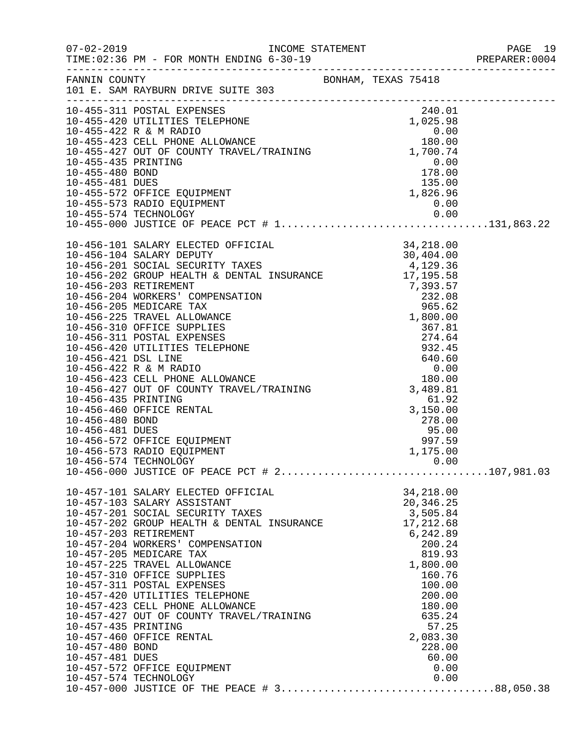INCOME STATEMENT

07-02-2019
TIME:02:36 PM - FOR MONTH ENDING 6-30-19

PREPARER:0004

FANNIN COUNTY
101 E. SAM RAYBURN DRIVE SUITE 303

BONHAM, TEXAS 75418

| Account | Description | Amount | Total |
|---|---|---|---|
| 10-455-311 | POSTAL EXPENSES | 240.01 | |
| 10-455-420 | UTILITIES TELEPHONE | 1,025.98 | |
| 10-455-422 | R & M RADIO | 0.00 | |
| 10-455-423 | CELL PHONE ALLOWANCE | 180.00 | |
| 10-455-427 | OUT OF COUNTY TRAVEL/TRAINING | 1,700.74 | |
| 10-455-435 | PRINTING | 0.00 | |
| 10-455-480 | BOND | 178.00 | |
| 10-455-481 | DUES | 135.00 | |
| 10-455-572 | OFFICE EQUIPMENT | 1,826.96 | |
| 10-455-573 | RADIO EQUIPMENT | 0.00 | |
| 10-455-574 | TECHNOLOGY | 0.00 | |
| 10-455-000 | JUSTICE OF PEACE PCT # 1 | | 131,863.22 |
| 10-456-101 | SALARY ELECTED OFFICIAL | 34,218.00 | |
| 10-456-104 | SALARY DEPUTY | 30,404.00 | |
| 10-456-201 | SOCIAL SECURITY TAXES | 4,129.36 | |
| 10-456-202 | GROUP HEALTH & DENTAL INSURANCE | 17,195.58 | |
| 10-456-203 | RETIREMENT | 7,393.57 | |
| 10-456-204 | WORKERS' COMPENSATION | 232.08 | |
| 10-456-205 | MEDICARE TAX | 965.62 | |
| 10-456-225 | TRAVEL ALLOWANCE | 1,800.00 | |
| 10-456-310 | OFFICE SUPPLIES | 367.81 | |
| 10-456-311 | POSTAL EXPENSES | 274.64 | |
| 10-456-420 | UTILITIES TELEPHONE | 932.45 | |
| 10-456-421 | DSL LINE | 640.60 | |
| 10-456-422 | R & M RADIO | 0.00 | |
| 10-456-423 | CELL PHONE ALLOWANCE | 180.00 | |
| 10-456-427 | OUT OF COUNTY TRAVEL/TRAINING | 3,489.81 | |
| 10-456-435 | PRINTING | 61.92 | |
| 10-456-460 | OFFICE RENTAL | 3,150.00 | |
| 10-456-480 | BOND | 278.00 | |
| 10-456-481 | DUES | 95.00 | |
| 10-456-572 | OFFICE EQUIPMENT | 997.59 | |
| 10-456-573 | RADIO EQUIPMENT | 1,175.00 | |
| 10-456-574 | TECHNOLOGY | 0.00 | |
| 10-456-000 | JUSTICE OF PEACE PCT # 2 | | 107,981.03 |
| 10-457-101 | SALARY ELECTED OFFICIAL | 34,218.00 | |
| 10-457-103 | SALARY ASSISTANT | 20,346.25 | |
| 10-457-201 | SOCIAL SECURITY TAXES | 3,505.84 | |
| 10-457-202 | GROUP HEALTH & DENTAL INSURANCE | 17,212.68 | |
| 10-457-203 | RETIREMENT | 6,242.89 | |
| 10-457-204 | WORKERS' COMPENSATION | 200.24 | |
| 10-457-205 | MEDICARE TAX | 819.93 | |
| 10-457-225 | TRAVEL ALLOWANCE | 1,800.00 | |
| 10-457-310 | OFFICE SUPPLIES | 160.76 | |
| 10-457-311 | POSTAL EXPENSES | 100.00 | |
| 10-457-420 | UTILITIES TELEPHONE | 200.00 | |
| 10-457-423 | CELL PHONE ALLOWANCE | 180.00 | |
| 10-457-427 | OUT OF COUNTY TRAVEL/TRAINING | 635.24 | |
| 10-457-435 | PRINTING | 57.25 | |
| 10-457-460 | OFFICE RENTAL | 2,083.30 | |
| 10-457-480 | BOND | 228.00 | |
| 10-457-481 | DUES | 60.00 | |
| 10-457-572 | OFFICE EQUIPMENT | 0.00 | |
| 10-457-574 | TECHNOLOGY | 0.00 | |
| 10-457-000 | JUSTICE OF THE PEACE # 3 | | 88,050.38 |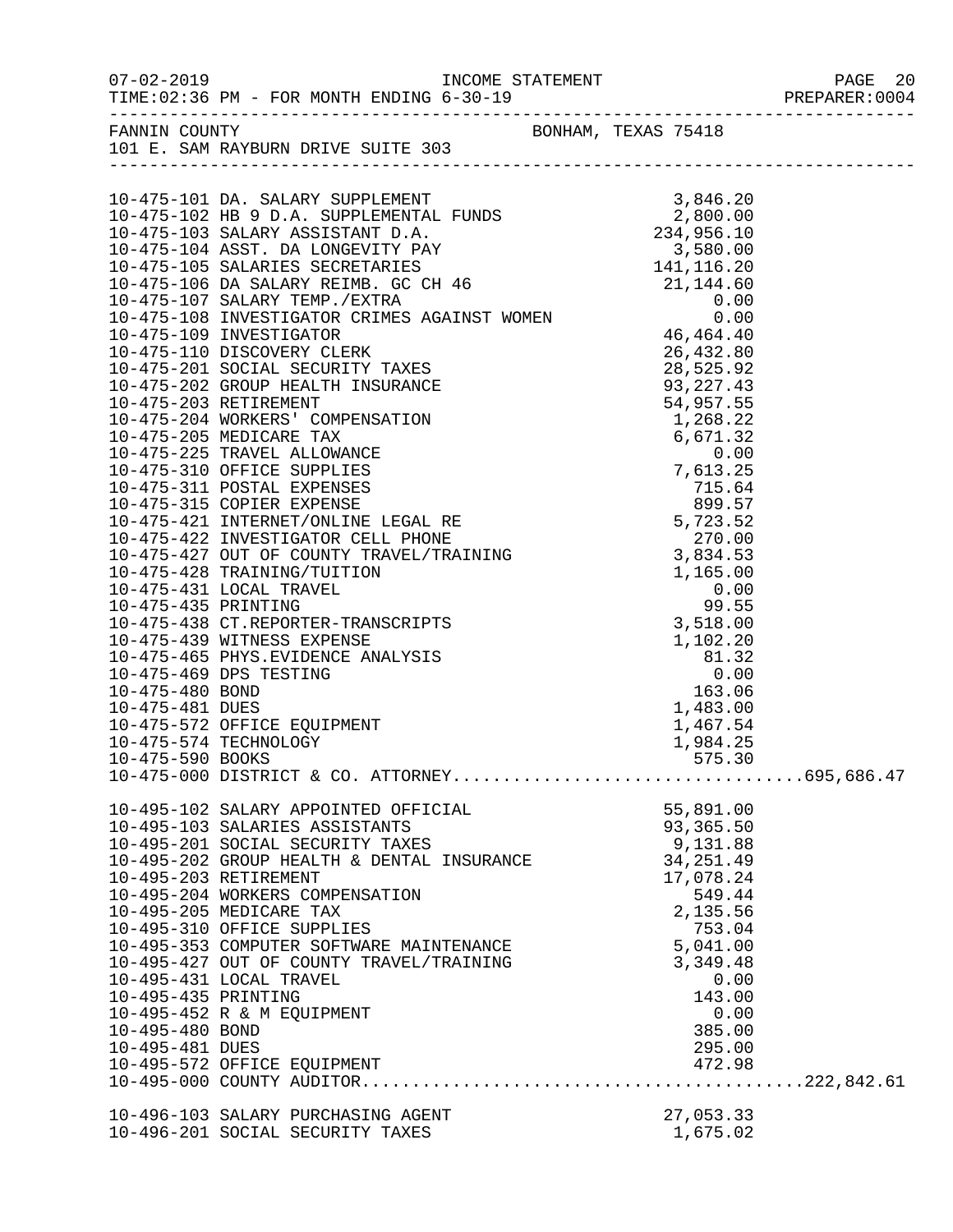FANNIN COUNTY  BONHAM, TEXAS 75418
101 E. SAM RAYBURN DRIVE SUITE 303

INCOME STATEMENT
TIME: 02:36 PM - FOR MONTH ENDING 6-30-19

| Account | Description | Amount | Total |
|---|---|---|---|
| 10-475-101 | DA. SALARY SUPPLEMENT | 3,846.20 | |
| 10-475-102 | HB 9 D.A. SUPPLEMENTAL FUNDS | 2,800.00 | |
| 10-475-103 | SALARY ASSISTANT D.A. | 234,956.10 | |
| 10-475-104 | ASST. DA LONGEVITY PAY | 3,580.00 | |
| 10-475-105 | SALARIES SECRETARIES | 141,116.20 | |
| 10-475-106 | DA SALARY REIMB. GC CH 46 | 21,144.60 | |
| 10-475-107 | SALARY TEMP./EXTRA | 0.00 | |
| 10-475-108 | INVESTIGATOR CRIMES AGAINST WOMEN | 0.00 | |
| 10-475-109 | INVESTIGATOR | 46,464.40 | |
| 10-475-110 | DISCOVERY CLERK | 26,432.80 | |
| 10-475-201 | SOCIAL SECURITY TAXES | 28,525.92 | |
| 10-475-202 | GROUP HEALTH INSURANCE | 93,227.43 | |
| 10-475-203 | RETIREMENT | 54,957.55 | |
| 10-475-204 | WORKERS' COMPENSATION | 1,268.22 | |
| 10-475-205 | MEDICARE TAX | 6,671.32 | |
| 10-475-225 | TRAVEL ALLOWANCE | 0.00 | |
| 10-475-310 | OFFICE SUPPLIES | 7,613.25 | |
| 10-475-311 | POSTAL EXPENSES | 715.64 | |
| 10-475-315 | COPIER EXPENSE | 899.57 | |
| 10-475-421 | INTERNET/ONLINE LEGAL RE | 5,723.52 | |
| 10-475-422 | INVESTIGATOR CELL PHONE | 270.00 | |
| 10-475-427 | OUT OF COUNTY TRAVEL/TRAINING | 3,834.53 | |
| 10-475-428 | TRAINING/TUITION | 1,165.00 | |
| 10-475-431 | LOCAL TRAVEL | 0.00 | |
| 10-475-435 | PRINTING | 99.55 | |
| 10-475-438 | CT.REPORTER-TRANSCRIPTS | 3,518.00 | |
| 10-475-439 | WITNESS EXPENSE | 1,102.20 | |
| 10-475-465 | PHYS.EVIDENCE ANALYSIS | 81.32 | |
| 10-475-469 | DPS TESTING | 0.00 | |
| 10-475-480 | BOND | 163.06 | |
| 10-475-481 | DUES | 1,483.00 | |
| 10-475-572 | OFFICE EQUIPMENT | 1,467.54 | |
| 10-475-574 | TECHNOLOGY | 1,984.25 | |
| 10-475-590 | BOOKS | 575.30 | |
| 10-475-000 | DISTRICT & CO. ATTORNEY | | 695,686.47 |
| 10-495-102 | SALARY APPOINTED OFFICIAL | 55,891.00 | |
| 10-495-103 | SALARIES ASSISTANTS | 93,365.50 | |
| 10-495-201 | SOCIAL SECURITY TAXES | 9,131.88 | |
| 10-495-202 | GROUP HEALTH & DENTAL INSURANCE | 34,251.49 | |
| 10-495-203 | RETIREMENT | 17,078.24 | |
| 10-495-204 | WORKERS COMPENSATION | 549.44 | |
| 10-495-205 | MEDICARE TAX | 2,135.56 | |
| 10-495-310 | OFFICE SUPPLIES | 753.04 | |
| 10-495-353 | COMPUTER SOFTWARE MAINTENANCE | 5,041.00 | |
| 10-495-427 | OUT OF COUNTY TRAVEL/TRAINING | 3,349.48 | |
| 10-495-431 | LOCAL TRAVEL | 0.00 | |
| 10-495-435 | PRINTING | 143.00 | |
| 10-495-452 | R & M EQUIPMENT | 0.00 | |
| 10-495-480 | BOND | 385.00 | |
| 10-495-481 | DUES | 295.00 | |
| 10-495-572 | OFFICE EQUIPMENT | 472.98 | |
| 10-495-000 | COUNTY AUDITOR | | 222,842.61 |
| 10-496-103 | SALARY PURCHASING AGENT | 27,053.33 | |
| 10-496-201 | SOCIAL SECURITY TAXES | 1,675.02 | |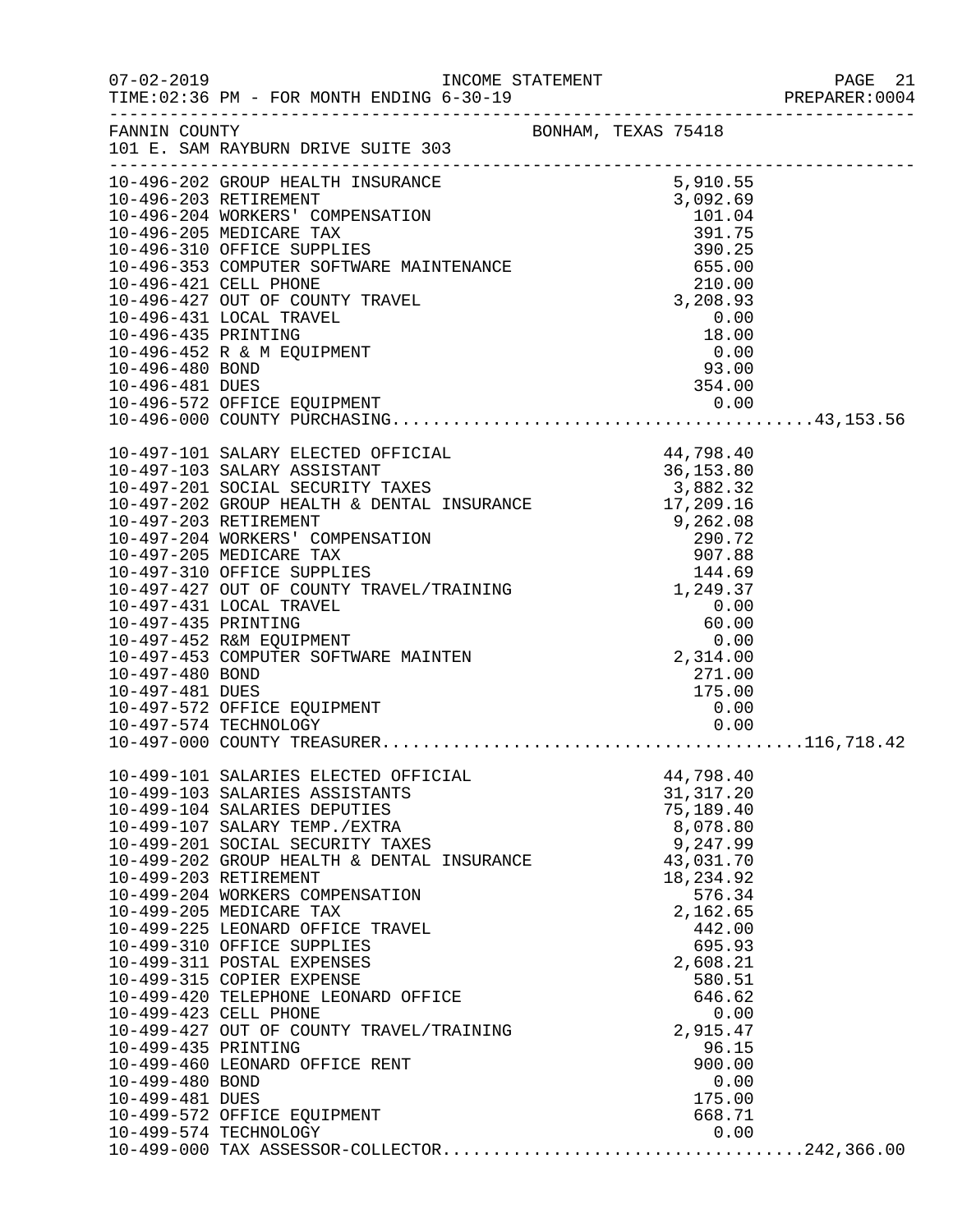INCOME STATEMENT

07-02-2019
TIME:02:36 PM - FOR MONTH ENDING 6-30-19

PREPARER:0004

FANNIN COUNTY
101 E. SAM RAYBURN DRIVE SUITE 303

BONHAM, TEXAS 75418

| Account | Description | Amount | Total |
|---|---|---|---|
| 10-496-202 | GROUP HEALTH INSURANCE | 5,910.55 | |
| 10-496-203 | RETIREMENT | 3,092.69 | |
| 10-496-204 | WORKERS' COMPENSATION | 101.04 | |
| 10-496-205 | MEDICARE TAX | 391.75 | |
| 10-496-310 | OFFICE SUPPLIES | 390.25 | |
| 10-496-353 | COMPUTER SOFTWARE MAINTENANCE | 655.00 | |
| 10-496-421 | CELL PHONE | 210.00 | |
| 10-496-427 | OUT OF COUNTY TRAVEL | 3,208.93 | |
| 10-496-431 | LOCAL TRAVEL | 0.00 | |
| 10-496-435 | PRINTING | 18.00 | |
| 10-496-452 | R & M EQUIPMENT | 0.00 | |
| 10-496-480 | BOND | 93.00 | |
| 10-496-481 | DUES | 354.00 | |
| 10-496-572 | OFFICE EQUIPMENT | 0.00 | |
| 10-496-000 | COUNTY PURCHASING | | 43,153.56 |
| 10-497-101 | SALARY ELECTED OFFICIAL | 44,798.40 | |
| 10-497-103 | SALARY ASSISTANT | 36,153.80 | |
| 10-497-201 | SOCIAL SECURITY TAXES | 3,882.32 | |
| 10-497-202 | GROUP HEALTH & DENTAL INSURANCE | 17,209.16 | |
| 10-497-203 | RETIREMENT | 9,262.08 | |
| 10-497-204 | WORKERS' COMPENSATION | 290.72 | |
| 10-497-205 | MEDICARE TAX | 907.88 | |
| 10-497-310 | OFFICE SUPPLIES | 144.69 | |
| 10-497-427 | OUT OF COUNTY TRAVEL/TRAINING | 1,249.37 | |
| 10-497-431 | LOCAL TRAVEL | 0.00 | |
| 10-497-435 | PRINTING | 60.00 | |
| 10-497-452 | R&M EQUIPMENT | 0.00 | |
| 10-497-453 | COMPUTER SOFTWARE MAINTEN | 2,314.00 | |
| 10-497-480 | BOND | 271.00 | |
| 10-497-481 | DUES | 175.00 | |
| 10-497-572 | OFFICE EQUIPMENT | 0.00 | |
| 10-497-574 | TECHNOLOGY | 0.00 | |
| 10-497-000 | COUNTY TREASURER | | 116,718.42 |
| 10-499-101 | SALARIES ELECTED OFFICIAL | 44,798.40 | |
| 10-499-103 | SALARIES ASSISTANTS | 31,317.20 | |
| 10-499-104 | SALARIES DEPUTIES | 75,189.40 | |
| 10-499-107 | SALARY TEMP./EXTRA | 8,078.80 | |
| 10-499-201 | SOCIAL SECURITY TAXES | 9,247.99 | |
| 10-499-202 | GROUP HEALTH & DENTAL INSURANCE | 43,031.70 | |
| 10-499-203 | RETIREMENT | 18,234.92 | |
| 10-499-204 | WORKERS COMPENSATION | 576.34 | |
| 10-499-205 | MEDICARE TAX | 2,162.65 | |
| 10-499-225 | LEONARD OFFICE TRAVEL | 442.00 | |
| 10-499-310 | OFFICE SUPPLIES | 695.93 | |
| 10-499-311 | POSTAL EXPENSES | 2,608.21 | |
| 10-499-315 | COPIER EXPENSE | 580.51 | |
| 10-499-420 | TELEPHONE LEONARD OFFICE | 646.62 | |
| 10-499-423 | CELL PHONE | 0.00 | |
| 10-499-427 | OUT OF COUNTY TRAVEL/TRAINING | 2,915.47 | |
| 10-499-435 | PRINTING | 96.15 | |
| 10-499-460 | LEONARD OFFICE RENT | 900.00 | |
| 10-499-480 | BOND | 0.00 | |
| 10-499-481 | DUES | 175.00 | |
| 10-499-572 | OFFICE EQUIPMENT | 668.71 | |
| 10-499-574 | TECHNOLOGY | 0.00 | |
| 10-499-000 | TAX ASSESSOR-COLLECTOR | | 242,366.00 |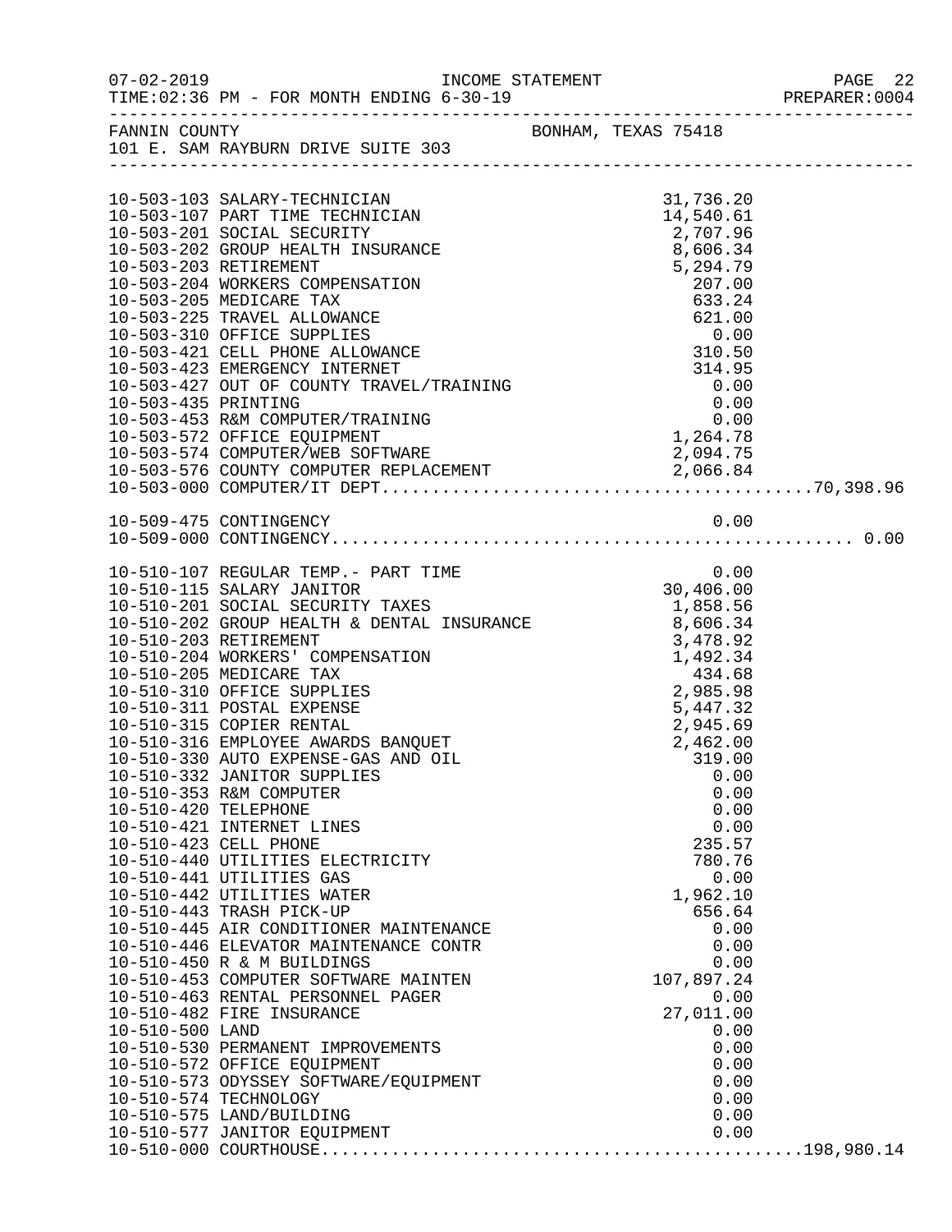FANNIN COUNTY — BONHAM, TEXAS 75418
101 E. SAM RAYBURN DRIVE SUITE 303

INCOME STATEMENT — FOR MONTH ENDING 6-30-19

| Account | Description | Amount | Total |
|---|---|---|---|
| 10-503-103 | SALARY-TECHNICIAN | 31,736.20 | |
| 10-503-107 | PART TIME TECHNICIAN | 14,540.61 | |
| 10-503-201 | SOCIAL SECURITY | 2,707.96 | |
| 10-503-202 | GROUP HEALTH INSURANCE | 8,606.34 | |
| 10-503-203 | RETIREMENT | 5,294.79 | |
| 10-503-204 | WORKERS COMPENSATION | 207.00 | |
| 10-503-205 | MEDICARE TAX | 633.24 | |
| 10-503-225 | TRAVEL ALLOWANCE | 621.00 | |
| 10-503-310 | OFFICE SUPPLIES | 0.00 | |
| 10-503-421 | CELL PHONE ALLOWANCE | 310.50 | |
| 10-503-423 | EMERGENCY INTERNET | 314.95 | |
| 10-503-427 | OUT OF COUNTY TRAVEL/TRAINING | 0.00 | |
| 10-503-435 | PRINTING | 0.00 | |
| 10-503-453 | R&M COMPUTER/TRAINING | 0.00 | |
| 10-503-572 | OFFICE EQUIPMENT | 1,264.78 | |
| 10-503-574 | COMPUTER/WEB SOFTWARE | 2,094.75 | |
| 10-503-576 | COUNTY COMPUTER REPLACEMENT | 2,066.84 | |
| 10-503-000 | COMPUTER/IT DEPT. | | 70,398.96 |
| 10-509-475 | CONTINGENCY | 0.00 | |
| 10-509-000 | CONTINGENCY | | 0.00 |
| 10-510-107 | REGULAR TEMP.- PART TIME | 0.00 | |
| 10-510-115 | SALARY JANITOR | 30,406.00 | |
| 10-510-201 | SOCIAL SECURITY TAXES | 1,858.56 | |
| 10-510-202 | GROUP HEALTH & DENTAL INSURANCE | 8,606.34 | |
| 10-510-203 | RETIREMENT | 3,478.92 | |
| 10-510-204 | WORKERS' COMPENSATION | 1,492.34 | |
| 10-510-205 | MEDICARE TAX | 434.68 | |
| 10-510-310 | OFFICE SUPPLIES | 2,985.98 | |
| 10-510-311 | POSTAL EXPENSE | 5,447.32 | |
| 10-510-315 | COPIER RENTAL | 2,945.69 | |
| 10-510-316 | EMPLOYEE AWARDS BANQUET | 2,462.00 | |
| 10-510-330 | AUTO EXPENSE-GAS AND OIL | 319.00 | |
| 10-510-332 | JANITOR SUPPLIES | 0.00 | |
| 10-510-353 | R&M COMPUTER | 0.00 | |
| 10-510-420 | TELEPHONE | 0.00 | |
| 10-510-421 | INTERNET LINES | 0.00 | |
| 10-510-423 | CELL PHONE | 235.57 | |
| 10-510-440 | UTILITIES ELECTRICITY | 780.76 | |
| 10-510-441 | UTILITIES GAS | 0.00 | |
| 10-510-442 | UTILITIES WATER | 1,962.10 | |
| 10-510-443 | TRASH PICK-UP | 656.64 | |
| 10-510-445 | AIR CONDITIONER MAINTENANCE | 0.00 | |
| 10-510-446 | ELEVATOR MAINTENANCE CONTR | 0.00 | |
| 10-510-450 | R & M BUILDINGS | 0.00 | |
| 10-510-453 | COMPUTER SOFTWARE MAINTEN | 107,897.24 | |
| 10-510-463 | RENTAL PERSONNEL PAGER | 0.00 | |
| 10-510-482 | FIRE INSURANCE | 27,011.00 | |
| 10-510-500 | LAND | 0.00 | |
| 10-510-530 | PERMANENT IMPROVEMENTS | 0.00 | |
| 10-510-572 | OFFICE EQUIPMENT | 0.00 | |
| 10-510-573 | ODYSSEY SOFTWARE/EQUIPMENT | 0.00 | |
| 10-510-574 | TECHNOLOGY | 0.00 | |
| 10-510-575 | LAND/BUILDING | 0.00 | |
| 10-510-577 | JANITOR EQUIPMENT | 0.00 | |
| 10-510-000 | COURTHOUSE | | 198,980.14 |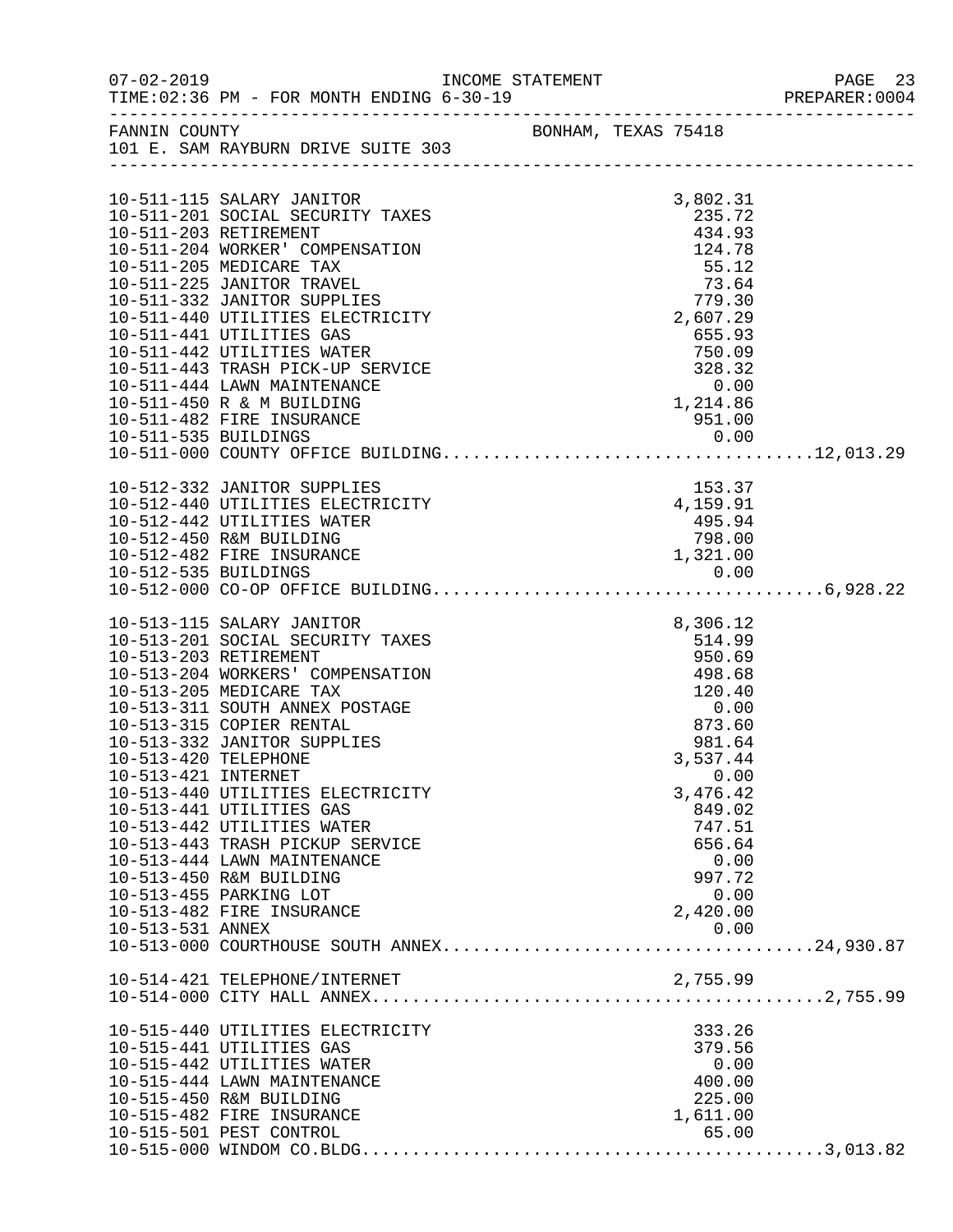FANNIN COUNTY BONHAM, TEXAS 75418
101 E. SAM RAYBURN DRIVE SUITE 303

| Account | Description | Amount | Total |
|---|---|---|---|
| 10-511-115 | SALARY JANITOR | 3,802.31 | |
| 10-511-201 | SOCIAL SECURITY TAXES | 235.72 | |
| 10-511-203 | RETIREMENT | 434.93 | |
| 10-511-204 | WORKER' COMPENSATION | 124.78 | |
| 10-511-205 | MEDICARE TAX | 55.12 | |
| 10-511-225 | JANITOR TRAVEL | 73.64 | |
| 10-511-332 | JANITOR SUPPLIES | 779.30 | |
| 10-511-440 | UTILITIES ELECTRICITY | 2,607.29 | |
| 10-511-441 | UTILITIES GAS | 655.93 | |
| 10-511-442 | UTILITIES WATER | 750.09 | |
| 10-511-443 | TRASH PICK-UP SERVICE | 328.32 | |
| 10-511-444 | LAWN MAINTENANCE | 0.00 | |
| 10-511-450 | R & M BUILDING | 1,214.86 | |
| 10-511-482 | FIRE INSURANCE | 951.00 | |
| 10-511-535 | BUILDINGS | 0.00 | |
| 10-511-000 | COUNTY OFFICE BUILDING | | 12,013.29 |
| 10-512-332 | JANITOR SUPPLIES | 153.37 | |
| 10-512-440 | UTILITIES ELECTRICITY | 4,159.91 | |
| 10-512-442 | UTILITIES WATER | 495.94 | |
| 10-512-450 | R&M BUILDING | 798.00 | |
| 10-512-482 | FIRE INSURANCE | 1,321.00 | |
| 10-512-535 | BUILDINGS | 0.00 | |
| 10-512-000 | CO-OP OFFICE BUILDING | | 6,928.22 |
| 10-513-115 | SALARY JANITOR | 8,306.12 | |
| 10-513-201 | SOCIAL SECURITY TAXES | 514.99 | |
| 10-513-203 | RETIREMENT | 950.69 | |
| 10-513-204 | WORKERS' COMPENSATION | 498.68 | |
| 10-513-205 | MEDICARE TAX | 120.40 | |
| 10-513-311 | SOUTH ANNEX POSTAGE | 0.00 | |
| 10-513-315 | COPIER RENTAL | 873.60 | |
| 10-513-332 | JANITOR SUPPLIES | 981.64 | |
| 10-513-420 | TELEPHONE | 3,537.44 | |
| 10-513-421 | INTERNET | 0.00 | |
| 10-513-440 | UTILITIES ELECTRICITY | 3,476.42 | |
| 10-513-441 | UTILITIES GAS | 849.02 | |
| 10-513-442 | UTILITIES WATER | 747.51 | |
| 10-513-443 | TRASH PICKUP SERVICE | 656.64 | |
| 10-513-444 | LAWN MAINTENANCE | 0.00 | |
| 10-513-450 | R&M BUILDING | 997.72 | |
| 10-513-455 | PARKING LOT | 0.00 | |
| 10-513-482 | FIRE INSURANCE | 2,420.00 | |
| 10-513-531 | ANNEX | 0.00 | |
| 10-513-000 | COURTHOUSE SOUTH ANNEX | | 24,930.87 |
| 10-514-421 | TELEPHONE/INTERNET | 2,755.99 | |
| 10-514-000 | CITY HALL ANNEX | | 2,755.99 |
| 10-515-440 | UTILITIES ELECTRICITY | 333.26 | |
| 10-515-441 | UTILITIES GAS | 379.56 | |
| 10-515-442 | UTILITIES WATER | 0.00 | |
| 10-515-444 | LAWN MAINTENANCE | 400.00 | |
| 10-515-450 | R&M BUILDING | 225.00 | |
| 10-515-482 | FIRE INSURANCE | 1,611.00 | |
| 10-515-501 | PEST CONTROL | 65.00 | |
| 10-515-000 | WINDOM CO.BLDG | | 3,013.82 |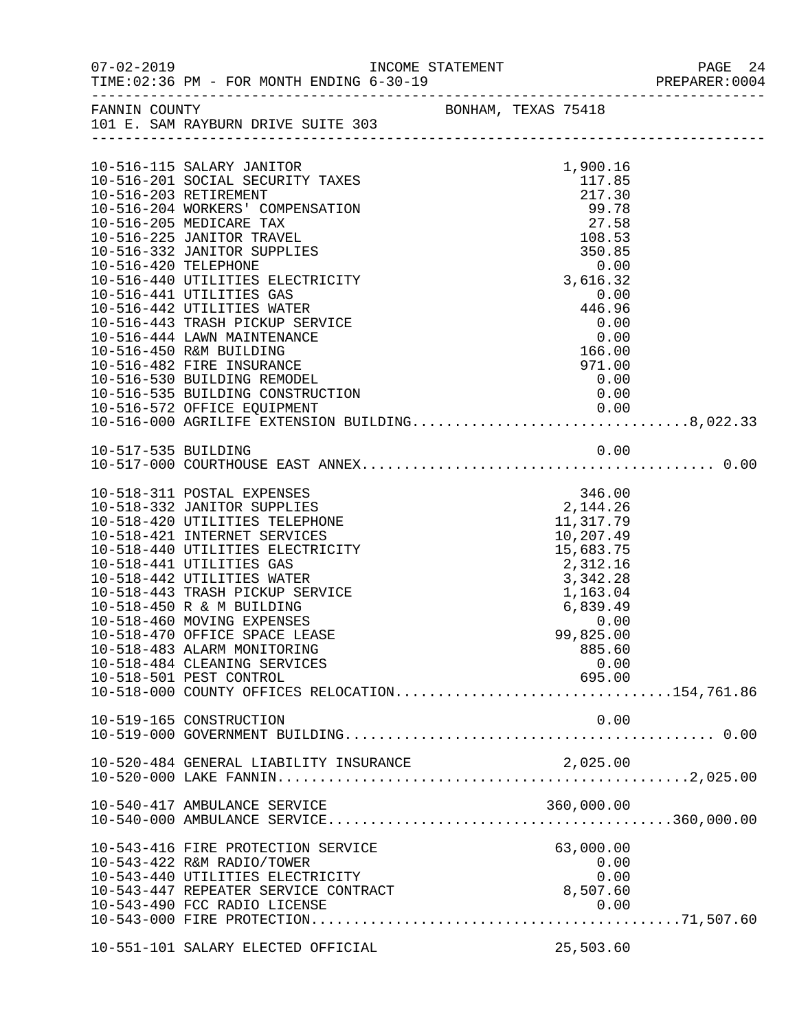FANNIN COUNTY — BONHAM, TEXAS 75418
101 E. SAM RAYBURN DRIVE SUITE 303

| Account | Description | Amount | Total |
|---|---|---|---|
| 10-516-115 | SALARY JANITOR | 1,900.16 | |
| 10-516-201 | SOCIAL SECURITY TAXES | 117.85 | |
| 10-516-203 | RETIREMENT | 217.30 | |
| 10-516-204 | WORKERS' COMPENSATION | 99.78 | |
| 10-516-205 | MEDICARE TAX | 27.58 | |
| 10-516-225 | JANITOR TRAVEL | 108.53 | |
| 10-516-332 | JANITOR SUPPLIES | 350.85 | |
| 10-516-420 | TELEPHONE | 0.00 | |
| 10-516-440 | UTILITIES ELECTRICITY | 3,616.32 | |
| 10-516-441 | UTILITIES GAS | 0.00 | |
| 10-516-442 | UTILITIES WATER | 446.96 | |
| 10-516-443 | TRASH PICKUP SERVICE | 0.00 | |
| 10-516-444 | LAWN MAINTENANCE | 0.00 | |
| 10-516-450 | R&M BUILDING | 166.00 | |
| 10-516-482 | FIRE INSURANCE | 971.00 | |
| 10-516-530 | BUILDING REMODEL | 0.00 | |
| 10-516-535 | BUILDING CONSTRUCTION | 0.00 | |
| 10-516-572 | OFFICE EQUIPMENT | 0.00 | |
| 10-516-000 | AGRILIFE EXTENSION BUILDING | | 8,022.33 |
| 10-517-535 | BUILDING | 0.00 | |
| 10-517-000 | COURTHOUSE EAST ANNEX | | 0.00 |
| 10-518-311 | POSTAL EXPENSES | 346.00 | |
| 10-518-332 | JANITOR SUPPLIES | 2,144.26 | |
| 10-518-420 | UTILITIES TELEPHONE | 11,317.79 | |
| 10-518-421 | INTERNET SERVICES | 10,207.49 | |
| 10-518-440 | UTILITIES ELECTRICITY | 15,683.75 | |
| 10-518-441 | UTILITIES GAS | 2,312.16 | |
| 10-518-442 | UTILITIES WATER | 3,342.28 | |
| 10-518-443 | TRASH PICKUP SERVICE | 1,163.04 | |
| 10-518-450 | R & M BUILDING | 6,839.49 | |
| 10-518-460 | MOVING EXPENSES | 0.00 | |
| 10-518-470 | OFFICE SPACE LEASE | 99,825.00 | |
| 10-518-483 | ALARM MONITORING | 885.60 | |
| 10-518-484 | CLEANING SERVICES | 0.00 | |
| 10-518-501 | PEST CONTROL | 695.00 | |
| 10-518-000 | COUNTY OFFICES RELOCATION | | 154,761.86 |
| 10-519-165 | CONSTRUCTION | 0.00 | |
| 10-519-000 | GOVERNMENT BUILDING | | 0.00 |
| 10-520-484 | GENERAL LIABILITY INSURANCE | 2,025.00 | |
| 10-520-000 | LAKE FANNIN | | 2,025.00 |
| 10-540-417 | AMBULANCE SERVICE | 360,000.00 | |
| 10-540-000 | AMBULANCE SERVICE | | 360,000.00 |
| 10-543-416 | FIRE PROTECTION SERVICE | 63,000.00 | |
| 10-543-422 | R&M RADIO/TOWER | 0.00 | |
| 10-543-440 | UTILITIES ELECTRICITY | 0.00 | |
| 10-543-447 | REPEATER SERVICE CONTRACT | 8,507.60 | |
| 10-543-490 | FCC RADIO LICENSE | 0.00 | |
| 10-543-000 | FIRE PROTECTION | | 71,507.60 |
| 10-551-101 | SALARY ELECTED OFFICIAL | 25,503.60 | |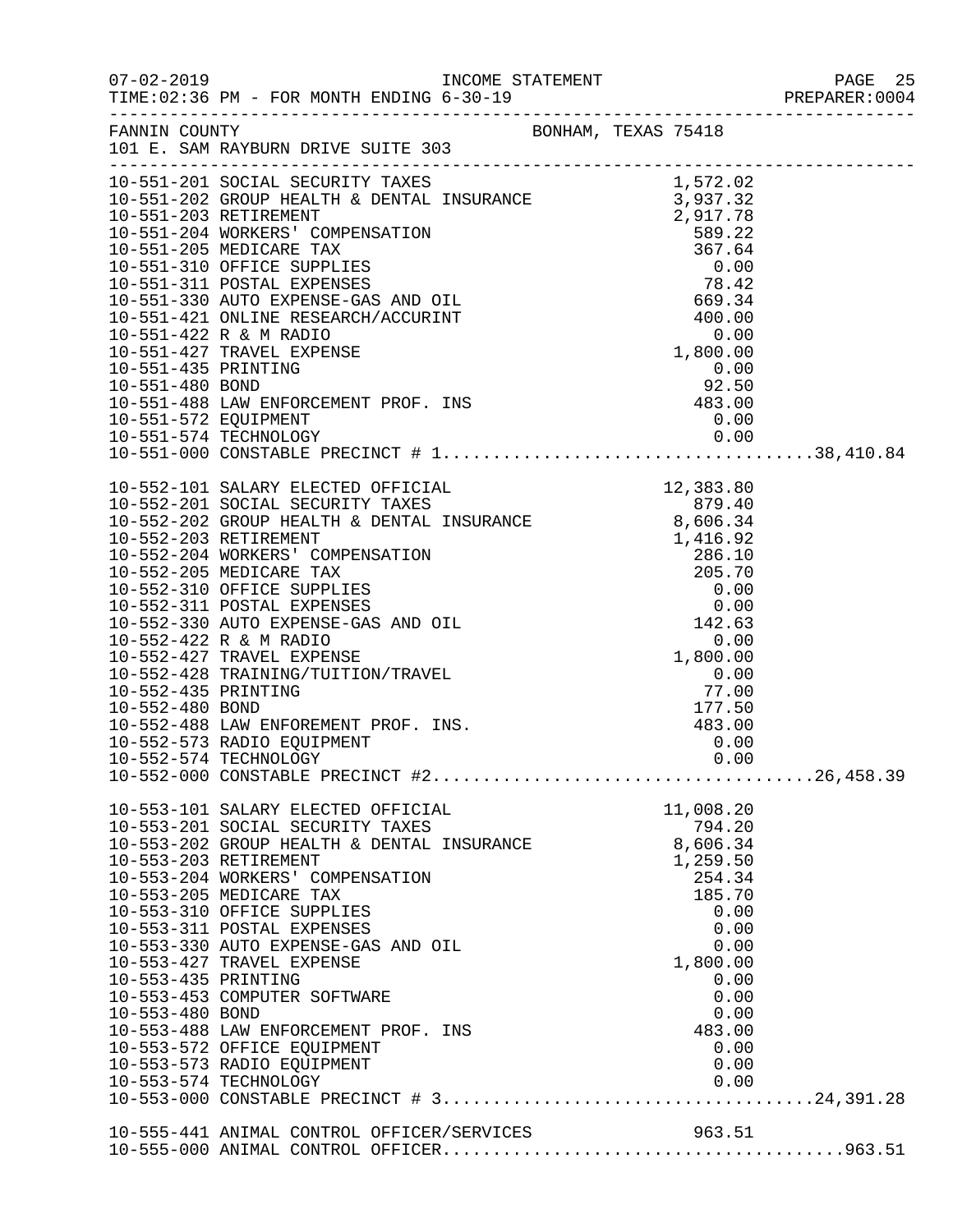FANNIN COUNTY BONHAM, TEXAS 75418
101 E. SAM RAYBURN DRIVE SUITE 303

INCOME STATEMENT
FOR MONTH ENDING 6-30-19

| Account | Description | Amount | Total |
|---|---|---|---|
| 10-551-201 | SOCIAL SECURITY TAXES | 1,572.02 | |
| 10-551-202 | GROUP HEALTH & DENTAL INSURANCE | 3,937.32 | |
| 10-551-203 | RETIREMENT | 2,917.78 | |
| 10-551-204 | WORKERS' COMPENSATION | 589.22 | |
| 10-551-205 | MEDICARE TAX | 367.64 | |
| 10-551-310 | OFFICE SUPPLIES | 0.00 | |
| 10-551-311 | POSTAL EXPENSES | 78.42 | |
| 10-551-330 | AUTO EXPENSE-GAS AND OIL | 669.34 | |
| 10-551-421 | ONLINE RESEARCH/ACCURINT | 400.00 | |
| 10-551-422 | R & M RADIO | 0.00 | |
| 10-551-427 | TRAVEL EXPENSE | 1,800.00 | |
| 10-551-435 | PRINTING | 0.00 | |
| 10-551-480 | BOND | 92.50 | |
| 10-551-488 | LAW ENFORCEMENT PROF. INS | 483.00 | |
| 10-551-572 | EQUIPMENT | 0.00 | |
| 10-551-574 | TECHNOLOGY | 0.00 | |
| 10-551-000 | CONSTABLE PRECINCT # 1 | | 38,410.84 |
| 10-552-101 | SALARY ELECTED OFFICIAL | 12,383.80 | |
| 10-552-201 | SOCIAL SECURITY TAXES | 879.40 | |
| 10-552-202 | GROUP HEALTH & DENTAL INSURANCE | 8,606.34 | |
| 10-552-203 | RETIREMENT | 1,416.92 | |
| 10-552-204 | WORKERS' COMPENSATION | 286.10 | |
| 10-552-205 | MEDICARE TAX | 205.70 | |
| 10-552-310 | OFFICE SUPPLIES | 0.00 | |
| 10-552-311 | POSTAL EXPENSES | 0.00 | |
| 10-552-330 | AUTO EXPENSE-GAS AND OIL | 142.63 | |
| 10-552-422 | R & M RADIO | 0.00 | |
| 10-552-427 | TRAVEL EXPENSE | 1,800.00 | |
| 10-552-428 | TRAINING/TUITION/TRAVEL | 0.00 | |
| 10-552-435 | PRINTING | 77.00 | |
| 10-552-480 | BOND | 177.50 | |
| 10-552-488 | LAW ENFOREMENT PROF. INS. | 483.00 | |
| 10-552-573 | RADIO EQUIPMENT | 0.00 | |
| 10-552-574 | TECHNOLOGY | 0.00 | |
| 10-552-000 | CONSTABLE PRECINCT #2 | | 26,458.39 |
| 10-553-101 | SALARY ELECTED OFFICIAL | 11,008.20 | |
| 10-553-201 | SOCIAL SECURITY TAXES | 794.20 | |
| 10-553-202 | GROUP HEALTH & DENTAL INSURANCE | 8,606.34 | |
| 10-553-203 | RETIREMENT | 1,259.50 | |
| 10-553-204 | WORKERS' COMPENSATION | 254.34 | |
| 10-553-205 | MEDICARE TAX | 185.70 | |
| 10-553-310 | OFFICE SUPPLIES | 0.00 | |
| 10-553-311 | POSTAL EXPENSES | 0.00 | |
| 10-553-330 | AUTO EXPENSE-GAS AND OIL | 0.00 | |
| 10-553-427 | TRAVEL EXPENSE | 1,800.00 | |
| 10-553-435 | PRINTING | 0.00 | |
| 10-553-453 | COMPUTER SOFTWARE | 0.00 | |
| 10-553-480 | BOND | 0.00 | |
| 10-553-488 | LAW ENFORCEMENT PROF. INS | 483.00 | |
| 10-553-572 | OFFICE EQUIPMENT | 0.00 | |
| 10-553-573 | RADIO EQUIPMENT | 0.00 | |
| 10-553-574 | TECHNOLOGY | 0.00 | |
| 10-553-000 | CONSTABLE PRECINCT # 3 | | 24,391.28 |
| 10-555-441 | ANIMAL CONTROL OFFICER/SERVICES | 963.51 | |
| 10-555-000 | ANIMAL CONTROL OFFICER | | 963.51 |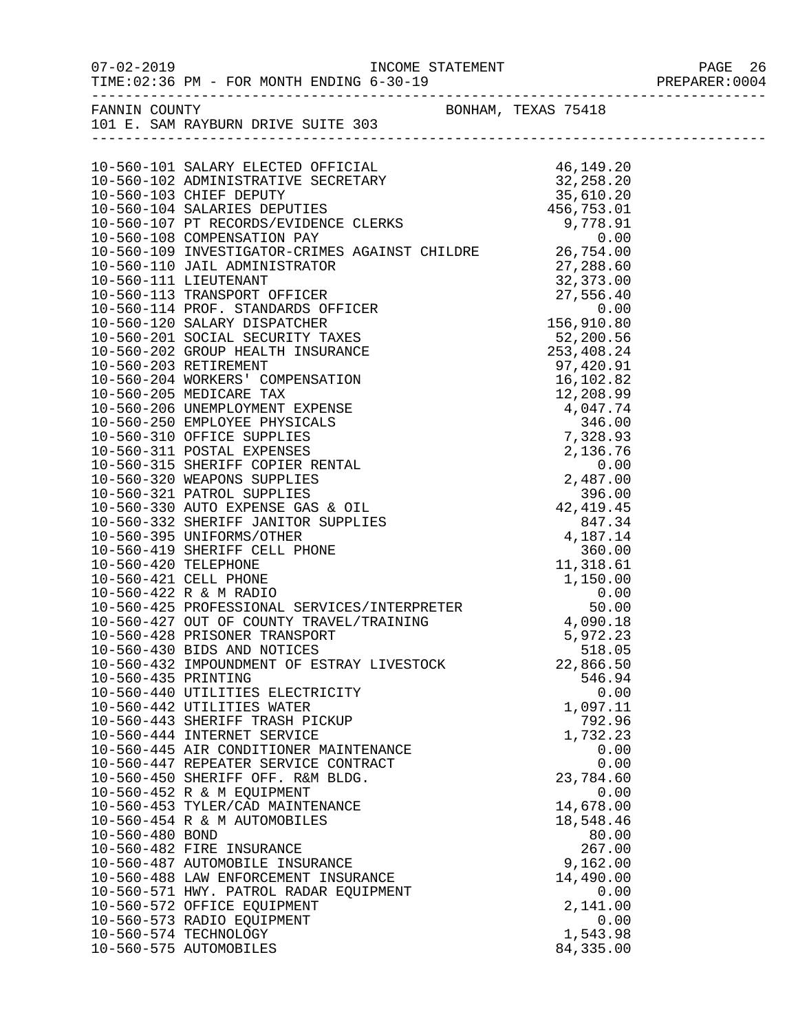FANNIN COUNTY BONHAM, TEXAS 75418
101 E. SAM RAYBURN DRIVE SUITE 303

| Account | Description | Amount |
|---|---|---|
| 10-560-101 | SALARY ELECTED OFFICIAL | 46,149.20 |
| 10-560-102 | ADMINISTRATIVE SECRETARY | 32,258.20 |
| 10-560-103 | CHIEF DEPUTY | 35,610.20 |
| 10-560-104 | SALARIES DEPUTIES | 456,753.01 |
| 10-560-107 | PT RECORDS/EVIDENCE CLERKS | 9,778.91 |
| 10-560-108 | COMPENSATION PAY | 0.00 |
| 10-560-109 | INVESTIGATOR-CRIMES AGAINST CHILDRE | 26,754.00 |
| 10-560-110 | JAIL ADMINISTRATOR | 27,288.60 |
| 10-560-111 | LIEUTENANT | 32,373.00 |
| 10-560-113 | TRANSPORT OFFICER | 27,556.40 |
| 10-560-114 | PROF. STANDARDS OFFICER | 0.00 |
| 10-560-120 | SALARY DISPATCHER | 156,910.80 |
| 10-560-201 | SOCIAL SECURITY TAXES | 52,200.56 |
| 10-560-202 | GROUP HEALTH INSURANCE | 253,408.24 |
| 10-560-203 | RETIREMENT | 97,420.91 |
| 10-560-204 | WORKERS' COMPENSATION | 16,102.82 |
| 10-560-205 | MEDICARE TAX | 12,208.99 |
| 10-560-206 | UNEMPLOYMENT EXPENSE | 4,047.74 |
| 10-560-250 | EMPLOYEE PHYSICALS | 346.00 |
| 10-560-310 | OFFICE SUPPLIES | 7,328.93 |
| 10-560-311 | POSTAL EXPENSES | 2,136.76 |
| 10-560-315 | SHERIFF COPIER RENTAL | 0.00 |
| 10-560-320 | WEAPONS SUPPLIES | 2,487.00 |
| 10-560-321 | PATROL SUPPLIES | 396.00 |
| 10-560-330 | AUTO EXPENSE GAS & OIL | 42,419.45 |
| 10-560-332 | SHERIFF JANITOR SUPPLIES | 847.34 |
| 10-560-395 | UNIFORMS/OTHER | 4,187.14 |
| 10-560-419 | SHERIFF CELL PHONE | 360.00 |
| 10-560-420 | TELEPHONE | 11,318.61 |
| 10-560-421 | CELL PHONE | 1,150.00 |
| 10-560-422 | R & M RADIO | 0.00 |
| 10-560-425 | PROFESSIONAL SERVICES/INTERPRETER | 50.00 |
| 10-560-427 | OUT OF COUNTY TRAVEL/TRAINING | 4,090.18 |
| 10-560-428 | PRISONER TRANSPORT | 5,972.23 |
| 10-560-430 | BIDS AND NOTICES | 518.05 |
| 10-560-432 | IMPOUNDMENT OF ESTRAY LIVESTOCK | 22,866.50 |
| 10-560-435 | PRINTING | 546.94 |
| 10-560-440 | UTILITIES ELECTRICITY | 0.00 |
| 10-560-442 | UTILITIES WATER | 1,097.11 |
| 10-560-443 | SHERIFF TRASH PICKUP | 792.96 |
| 10-560-444 | INTERNET SERVICE | 1,732.23 |
| 10-560-445 | AIR CONDITIONER MAINTENANCE | 0.00 |
| 10-560-447 | REPEATER SERVICE CONTRACT | 0.00 |
| 10-560-450 | SHERIFF OFF. R&M BLDG. | 23,784.60 |
| 10-560-452 | R & M EQUIPMENT | 0.00 |
| 10-560-453 | TYLER/CAD MAINTENANCE | 14,678.00 |
| 10-560-454 | R & M AUTOMOBILES | 18,548.46 |
| 10-560-480 | BOND | 80.00 |
| 10-560-482 | FIRE INSURANCE | 267.00 |
| 10-560-487 | AUTOMOBILE INSURANCE | 9,162.00 |
| 10-560-488 | LAW ENFORCEMENT INSURANCE | 14,490.00 |
| 10-560-571 | HWY. PATROL RADAR EQUIPMENT | 0.00 |
| 10-560-572 | OFFICE EQUIPMENT | 2,141.00 |
| 10-560-573 | RADIO EQUIPMENT | 0.00 |
| 10-560-574 | TECHNOLOGY | 1,543.98 |
| 10-560-575 | AUTOMOBILES | 84,335.00 |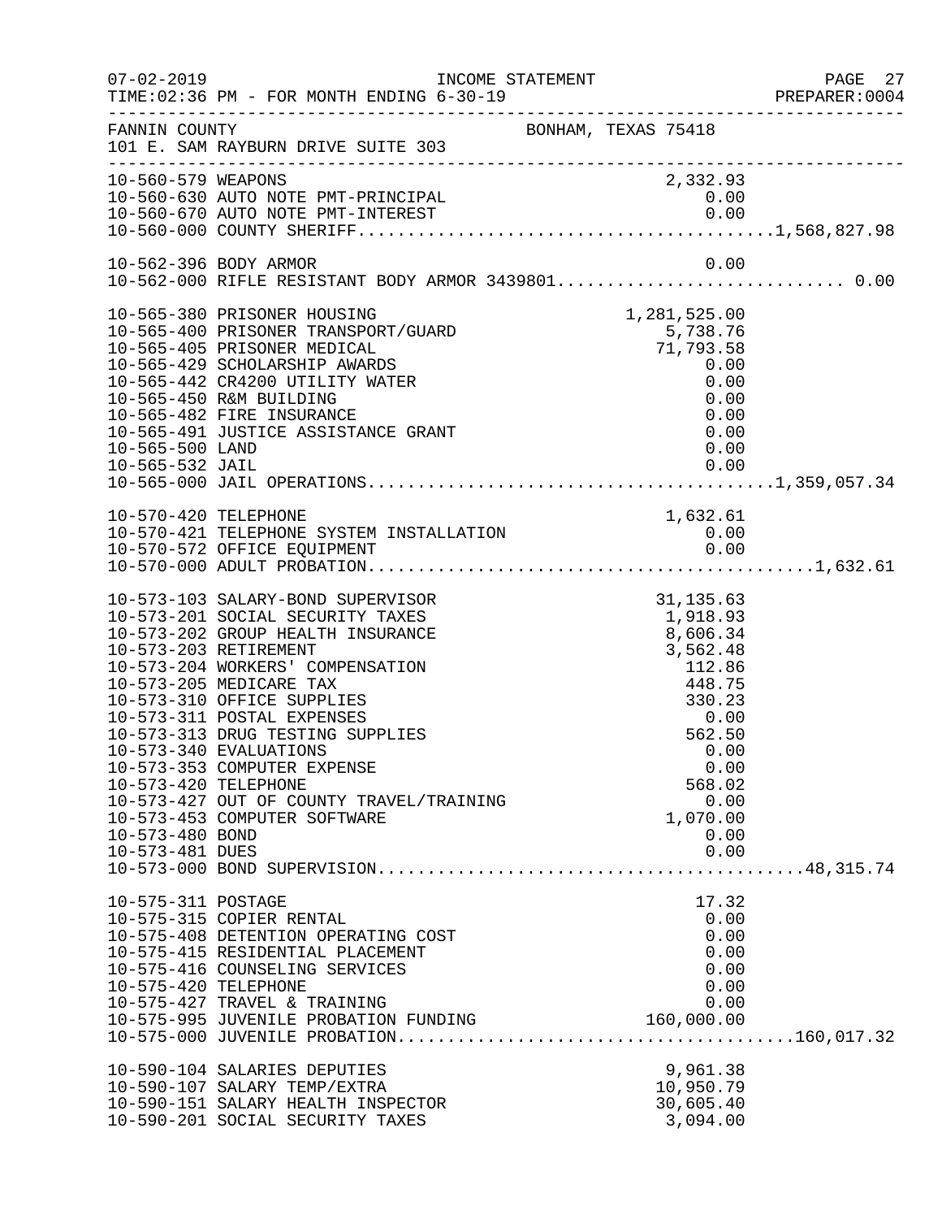FANNIN COUNTY — BONHAM, TEXAS 75418
101 E. SAM RAYBURN DRIVE SUITE 303

INCOME STATEMENT — FOR MONTH ENDING 6-30-19

| Account | Description | Amount | Total |
|---|---|---|---|
| 10-560-579 | WEAPONS | 2,332.93 | |
| 10-560-630 | AUTO NOTE PMT-PRINCIPAL | 0.00 | |
| 10-560-670 | AUTO NOTE PMT-INTEREST | 0.00 | |
| 10-560-000 | COUNTY SHERIFF | | 1,568,827.98 |
| 10-562-396 | BODY ARMOR | 0.00 | |
| 10-562-000 | RIFLE RESISTANT BODY ARMOR 3439801 | | 0.00 |
| 10-565-380 | PRISONER HOUSING | 1,281,525.00 | |
| 10-565-400 | PRISONER TRANSPORT/GUARD | 5,738.76 | |
| 10-565-405 | PRISONER MEDICAL | 71,793.58 | |
| 10-565-429 | SCHOLARSHIP AWARDS | 0.00 | |
| 10-565-442 | CR4200 UTILITY WATER | 0.00 | |
| 10-565-450 | R&M BUILDING | 0.00 | |
| 10-565-482 | FIRE INSURANCE | 0.00 | |
| 10-565-491 | JUSTICE ASSISTANCE GRANT | 0.00 | |
| 10-565-500 | LAND | 0.00 | |
| 10-565-532 | JAIL | 0.00 | |
| 10-565-000 | JAIL OPERATIONS | | 1,359,057.34 |
| 10-570-420 | TELEPHONE | 1,632.61 | |
| 10-570-421 | TELEPHONE SYSTEM INSTALLATION | 0.00 | |
| 10-570-572 | OFFICE EQUIPMENT | 0.00 | |
| 10-570-000 | ADULT PROBATION | | 1,632.61 |
| 10-573-103 | SALARY-BOND SUPERVISOR | 31,135.63 | |
| 10-573-201 | SOCIAL SECURITY TAXES | 1,918.93 | |
| 10-573-202 | GROUP HEALTH INSURANCE | 8,606.34 | |
| 10-573-203 | RETIREMENT | 3,562.48 | |
| 10-573-204 | WORKERS' COMPENSATION | 112.86 | |
| 10-573-205 | MEDICARE TAX | 448.75 | |
| 10-573-310 | OFFICE SUPPLIES | 330.23 | |
| 10-573-311 | POSTAL EXPENSES | 0.00 | |
| 10-573-313 | DRUG TESTING SUPPLIES | 562.50 | |
| 10-573-340 | EVALUATIONS | 0.00 | |
| 10-573-353 | COMPUTER EXPENSE | 0.00 | |
| 10-573-420 | TELEPHONE | 568.02 | |
| 10-573-427 | OUT OF COUNTY TRAVEL/TRAINING | 0.00 | |
| 10-573-453 | COMPUTER SOFTWARE | 1,070.00 | |
| 10-573-480 | BOND | 0.00 | |
| 10-573-481 | DUES | 0.00 | |
| 10-573-000 | BOND SUPERVISION | | 48,315.74 |
| 10-575-311 | POSTAGE | 17.32 | |
| 10-575-315 | COPIER RENTAL | 0.00 | |
| 10-575-408 | DETENTION OPERATING COST | 0.00 | |
| 10-575-415 | RESIDENTIAL PLACEMENT | 0.00 | |
| 10-575-416 | COUNSELING SERVICES | 0.00 | |
| 10-575-420 | TELEPHONE | 0.00 | |
| 10-575-427 | TRAVEL & TRAINING | 0.00 | |
| 10-575-995 | JUVENILE PROBATION FUNDING | 160,000.00 | |
| 10-575-000 | JUVENILE PROBATION | | 160,017.32 |
| 10-590-104 | SALARIES DEPUTIES | 9,961.38 | |
| 10-590-107 | SALARY TEMP/EXTRA | 10,950.79 | |
| 10-590-151 | SALARY HEALTH INSPECTOR | 30,605.40 | |
| 10-590-201 | SOCIAL SECURITY TAXES | 3,094.00 | |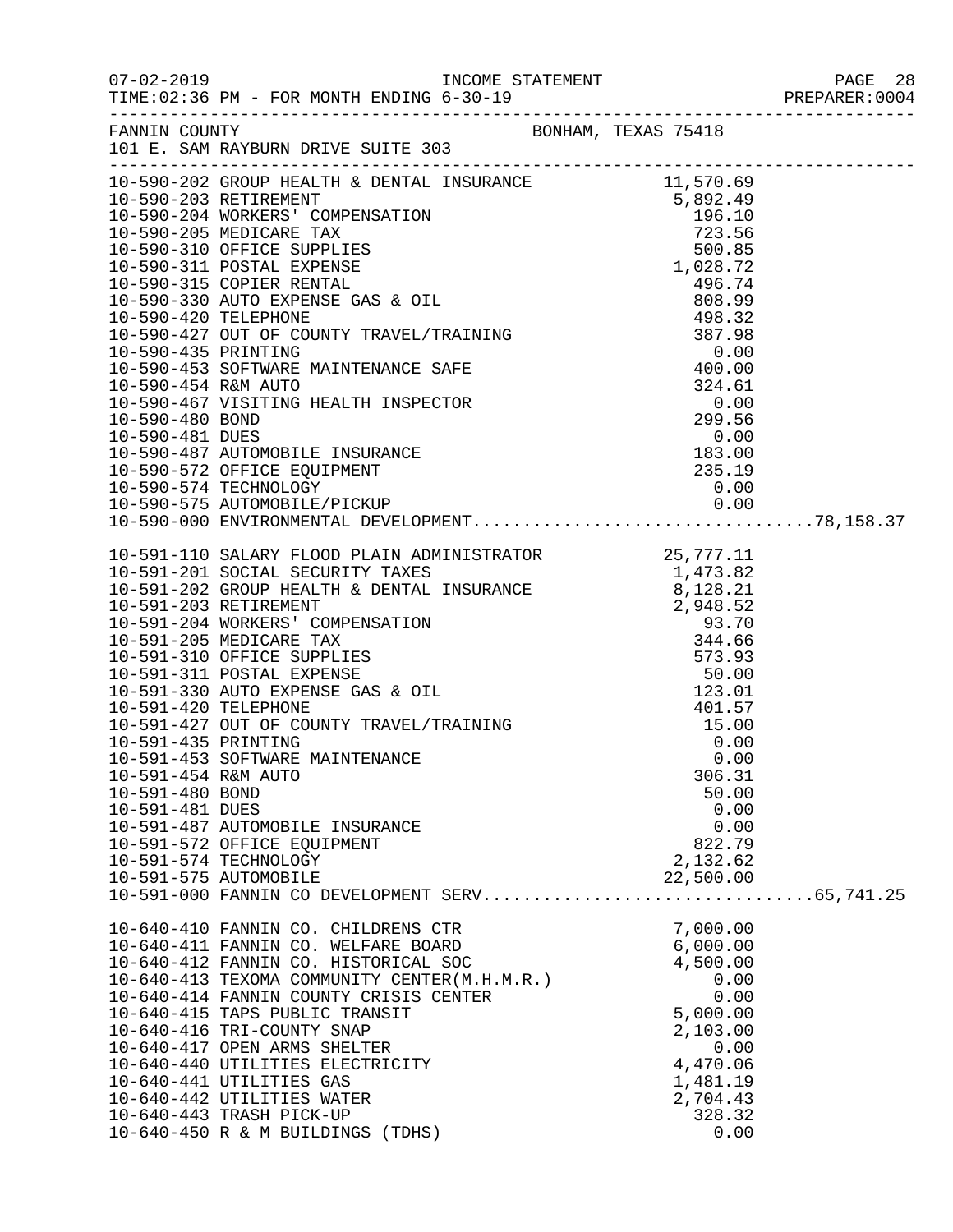FANNIN COUNTY BONHAM, TEXAS 75418
101 E. SAM RAYBURN DRIVE SUITE 303

| Account | Description | Amount | Total |
|---|---|---|---|
| 10-590-202 | GROUP HEALTH & DENTAL INSURANCE | 11,570.69 | |
| 10-590-203 | RETIREMENT | 5,892.49 | |
| 10-590-204 | WORKERS' COMPENSATION | 196.10 | |
| 10-590-205 | MEDICARE TAX | 723.56 | |
| 10-590-310 | OFFICE SUPPLIES | 500.85 | |
| 10-590-311 | POSTAL EXPENSE | 1,028.72 | |
| 10-590-315 | COPIER RENTAL | 496.74 | |
| 10-590-330 | AUTO EXPENSE GAS & OIL | 808.99 | |
| 10-590-420 | TELEPHONE | 498.32 | |
| 10-590-427 | OUT OF COUNTY TRAVEL/TRAINING | 387.98 | |
| 10-590-435 | PRINTING | 0.00 | |
| 10-590-453 | SOFTWARE MAINTENANCE SAFE | 400.00 | |
| 10-590-454 | R&M AUTO | 324.61 | |
| 10-590-467 | VISITING HEALTH INSPECTOR | 0.00 | |
| 10-590-480 | BOND | 299.56 | |
| 10-590-481 | DUES | 0.00 | |
| 10-590-487 | AUTOMOBILE INSURANCE | 183.00 | |
| 10-590-572 | OFFICE EQUIPMENT | 235.19 | |
| 10-590-574 | TECHNOLOGY | 0.00 | |
| 10-590-575 | AUTOMOBILE/PICKUP | 0.00 | |
| 10-590-000 | ENVIRONMENTAL DEVELOPMENT | | 78,158.37 |
| 10-591-110 | SALARY FLOOD PLAIN ADMINISTRATOR | 25,777.11 | |
| 10-591-201 | SOCIAL SECURITY TAXES | 1,473.82 | |
| 10-591-202 | GROUP HEALTH & DENTAL INSURANCE | 8,128.21 | |
| 10-591-203 | RETIREMENT | 2,948.52 | |
| 10-591-204 | WORKERS' COMPENSATION | 93.70 | |
| 10-591-205 | MEDICARE TAX | 344.66 | |
| 10-591-310 | OFFICE SUPPLIES | 573.93 | |
| 10-591-311 | POSTAL EXPENSE | 50.00 | |
| 10-591-330 | AUTO EXPENSE GAS & OIL | 123.01 | |
| 10-591-420 | TELEPHONE | 401.57 | |
| 10-591-427 | OUT OF COUNTY TRAVEL/TRAINING | 15.00 | |
| 10-591-435 | PRINTING | 0.00 | |
| 10-591-453 | SOFTWARE MAINTENANCE | 0.00 | |
| 10-591-454 | R&M AUTO | 306.31 | |
| 10-591-480 | BOND | 50.00 | |
| 10-591-481 | DUES | 0.00 | |
| 10-591-487 | AUTOMOBILE INSURANCE | 0.00 | |
| 10-591-572 | OFFICE EQUIPMENT | 822.79 | |
| 10-591-574 | TECHNOLOGY | 2,132.62 | |
| 10-591-575 | AUTOMOBILE | 22,500.00 | |
| 10-591-000 | FANNIN CO DEVELOPMENT SERV | | 65,741.25 |
| 10-640-410 | FANNIN CO. CHILDRENS CTR | 7,000.00 | |
| 10-640-411 | FANNIN CO. WELFARE BOARD | 6,000.00 | |
| 10-640-412 | FANNIN CO. HISTORICAL SOC | 4,500.00 | |
| 10-640-413 | TEXOMA COMMUNITY CENTER(M.H.M.R.) | 0.00 | |
| 10-640-414 | FANNIN COUNTY CRISIS CENTER | 0.00 | |
| 10-640-415 | TAPS PUBLIC TRANSIT | 5,000.00 | |
| 10-640-416 | TRI-COUNTY SNAP | 2,103.00 | |
| 10-640-417 | OPEN ARMS SHELTER | 0.00 | |
| 10-640-440 | UTILITIES ELECTRICITY | 4,470.06 | |
| 10-640-441 | UTILITIES GAS | 1,481.19 | |
| 10-640-442 | UTILITIES WATER | 2,704.43 | |
| 10-640-443 | TRASH PICK-UP | 328.32 | |
| 10-640-450 | R & M BUILDINGS (TDHS) | 0.00 | |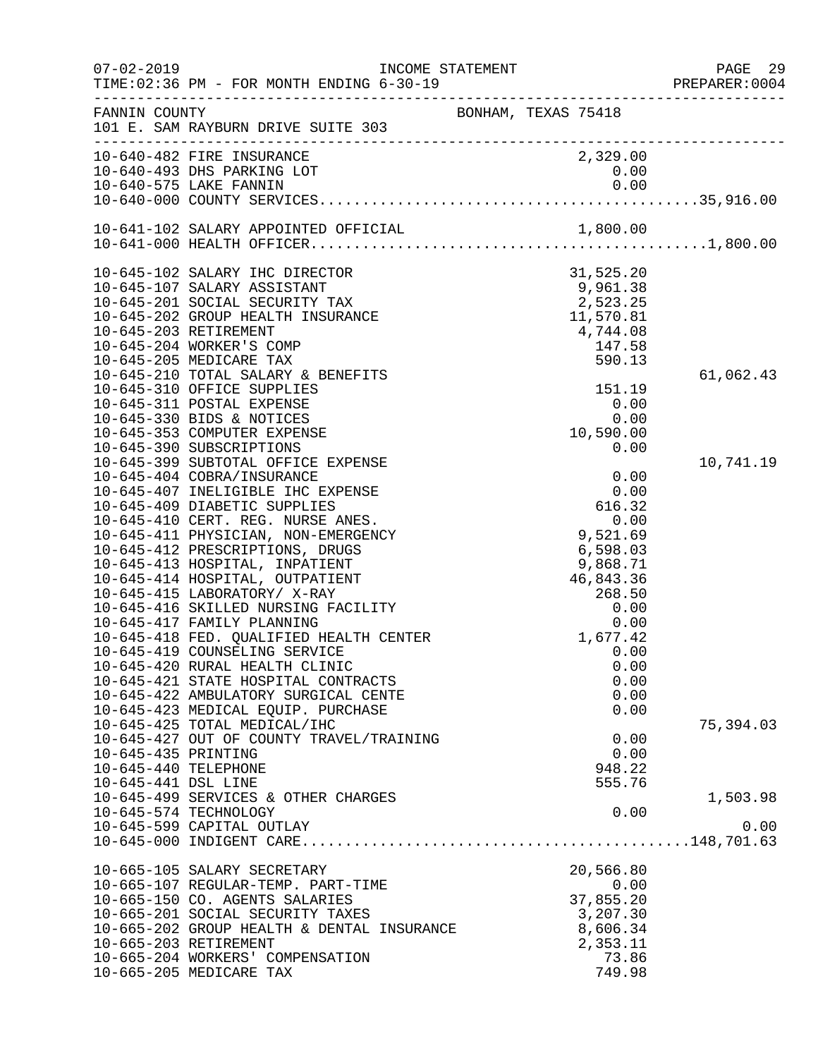FANNIN COUNTY — BONHAM, TEXAS 75418
101 E. SAM RAYBURN DRIVE SUITE 303

INCOME STATEMENT
TIME:02:36 PM - FOR MONTH ENDING 6-30-19

| Account | Description | Amount | Total |
|---|---|---|---|
| 10-640-482 | FIRE INSURANCE | 2,329.00 | |
| 10-640-493 | DHS PARKING LOT | 0.00 | |
| 10-640-575 | LAKE FANNIN | 0.00 | |
| 10-640-000 | COUNTY SERVICES | | 35,916.00 |
| 10-641-102 | SALARY APPOINTED OFFICIAL | 1,800.00 | |
| 10-641-000 | HEALTH OFFICER | | 1,800.00 |
| 10-645-102 | SALARY IHC DIRECTOR | 31,525.20 | |
| 10-645-107 | SALARY ASSISTANT | 9,961.38 | |
| 10-645-201 | SOCIAL SECURITY TAX | 2,523.25 | |
| 10-645-202 | GROUP HEALTH INSURANCE | 11,570.81 | |
| 10-645-203 | RETIREMENT | 4,744.08 | |
| 10-645-204 | WORKER'S COMP | 147.58 | |
| 10-645-205 | MEDICARE TAX | 590.13 | |
| 10-645-210 | TOTAL SALARY & BENEFITS | | 61,062.43 |
| 10-645-310 | OFFICE SUPPLIES | 151.19 | |
| 10-645-311 | POSTAL EXPENSE | 0.00 | |
| 10-645-330 | BIDS & NOTICES | 0.00 | |
| 10-645-353 | COMPUTER EXPENSE | 10,590.00 | |
| 10-645-390 | SUBSCRIPTIONS | 0.00 | |
| 10-645-399 | SUBTOTAL OFFICE EXPENSE | | 10,741.19 |
| 10-645-404 | COBRA/INSURANCE | 0.00 | |
| 10-645-407 | INELIGIBLE IHC EXPENSE | 0.00 | |
| 10-645-409 | DIABETIC SUPPLIES | 616.32 | |
| 10-645-410 | CERT. REG. NURSE ANES. | 0.00 | |
| 10-645-411 | PHYSICIAN, NON-EMERGENCY | 9,521.69 | |
| 10-645-412 | PRESCRIPTIONS, DRUGS | 6,598.03 | |
| 10-645-413 | HOSPITAL, INPATIENT | 9,868.71 | |
| 10-645-414 | HOSPITAL, OUTPATIENT | 46,843.36 | |
| 10-645-415 | LABORATORY/ X-RAY | 268.50 | |
| 10-645-416 | SKILLED NURSING FACILITY | 0.00 | |
| 10-645-417 | FAMILY PLANNING | 0.00 | |
| 10-645-418 | FED. QUALIFIED HEALTH CENTER | 1,677.42 | |
| 10-645-419 | COUNSELING SERVICE | 0.00 | |
| 10-645-420 | RURAL HEALTH CLINIC | 0.00 | |
| 10-645-421 | STATE HOSPITAL CONTRACTS | 0.00 | |
| 10-645-422 | AMBULATORY SURGICAL CENTE | 0.00 | |
| 10-645-423 | MEDICAL EQUIP. PURCHASE | 0.00 | |
| 10-645-425 | TOTAL MEDICAL/IHC | | 75,394.03 |
| 10-645-427 | OUT OF COUNTY TRAVEL/TRAINING | 0.00 | |
| 10-645-435 | PRINTING | 0.00 | |
| 10-645-440 | TELEPHONE | 948.22 | |
| 10-645-441 | DSL LINE | 555.76 | |
| 10-645-499 | SERVICES & OTHER CHARGES | | 1,503.98 |
| 10-645-574 | TECHNOLOGY | 0.00 | |
| 10-645-599 | CAPITAL OUTLAY | | 0.00 |
| 10-645-000 | INDIGENT CARE | | 148,701.63 |
| 10-665-105 | SALARY SECRETARY | 20,566.80 | |
| 10-665-107 | REGULAR-TEMP. PART-TIME | 0.00 | |
| 10-665-150 | CO. AGENTS SALARIES | 37,855.20 | |
| 10-665-201 | SOCIAL SECURITY TAXES | 3,207.30 | |
| 10-665-202 | GROUP HEALTH & DENTAL INSURANCE | 8,606.34 | |
| 10-665-203 | RETIREMENT | 2,353.11 | |
| 10-665-204 | WORKERS' COMPENSATION | 73.86 | |
| 10-665-205 | MEDICARE TAX | 749.98 | |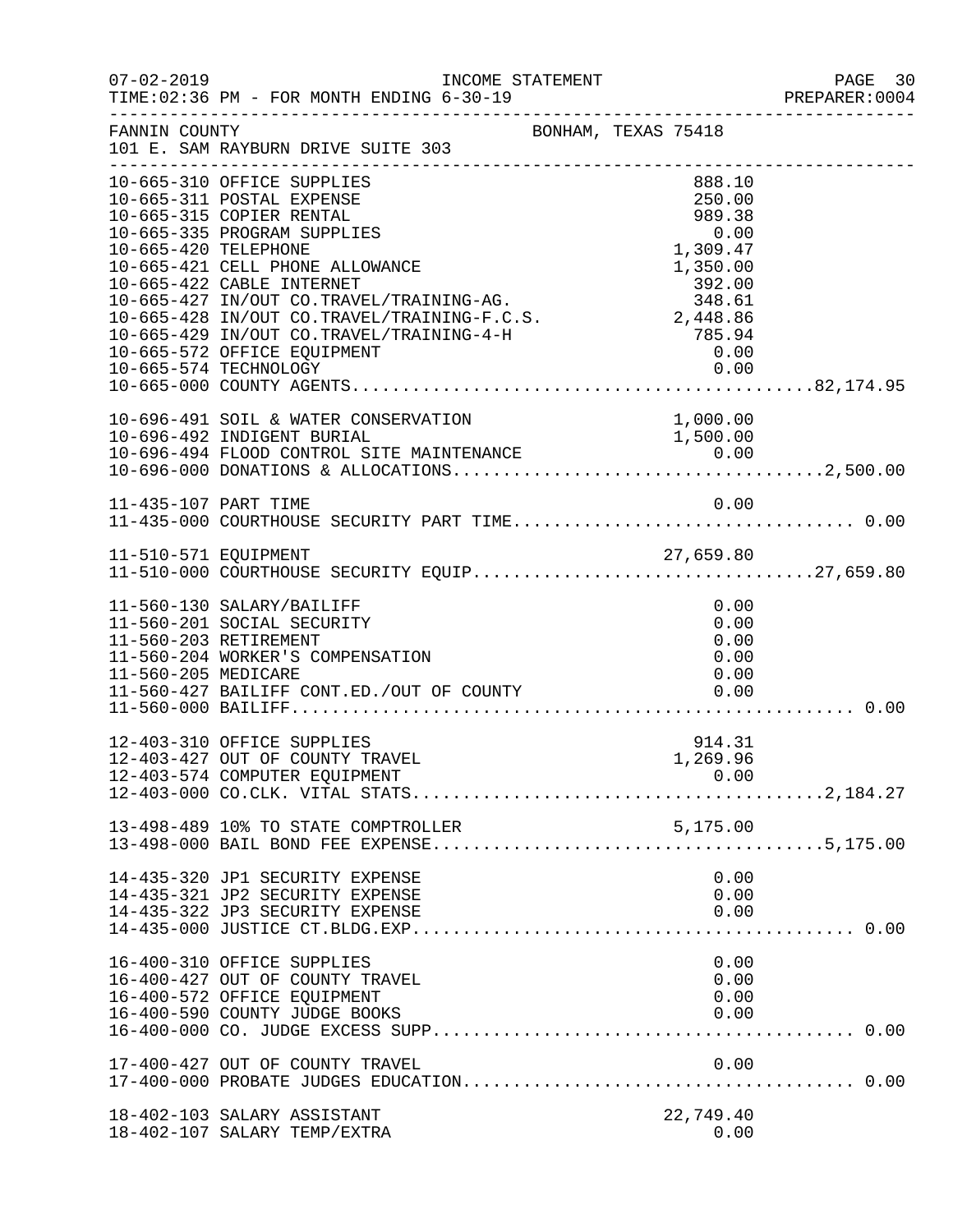FANNIN COUNTY — BONHAM, TEXAS 75418
101 E. SAM RAYBURN DRIVE SUITE 303

INCOME STATEMENT — TIME:02:36 PM - FOR MONTH ENDING 6-30-19

| Account | Amount | Total |
|---|---|---|
| 10-665-310 OFFICE SUPPLIES | 888.10 | |
| 10-665-311 POSTAL EXPENSE | 250.00 | |
| 10-665-315 COPIER RENTAL | 989.38 | |
| 10-665-335 PROGRAM SUPPLIES | 0.00 | |
| 10-665-420 TELEPHONE | 1,309.47 | |
| 10-665-421 CELL PHONE ALLOWANCE | 1,350.00 | |
| 10-665-422 CABLE INTERNET | 392.00 | |
| 10-665-427 IN/OUT CO.TRAVEL/TRAINING-AG. | 348.61 | |
| 10-665-428 IN/OUT CO.TRAVEL/TRAINING-F.C.S. | 2,448.86 | |
| 10-665-429 IN/OUT CO.TRAVEL/TRAINING-4-H | 785.94 | |
| 10-665-572 OFFICE EQUIPMENT | 0.00 | |
| 10-665-574 TECHNOLOGY | 0.00 | |
| 10-665-000 COUNTY AGENTS | | 82,174.95 |
| 10-696-491 SOIL & WATER CONSERVATION | 1,000.00 | |
| 10-696-492 INDIGENT BURIAL | 1,500.00 | |
| 10-696-494 FLOOD CONTROL SITE MAINTENANCE | 0.00 | |
| 10-696-000 DONATIONS & ALLOCATIONS | | 2,500.00 |
| 11-435-107 PART TIME | 0.00 | |
| 11-435-000 COURTHOUSE SECURITY PART TIME | | 0.00 |
| 11-510-571 EQUIPMENT | 27,659.80 | |
| 11-510-000 COURTHOUSE SECURITY EQUIP | | 27,659.80 |
| 11-560-130 SALARY/BAILIFF | 0.00 | |
| 11-560-201 SOCIAL SECURITY | 0.00 | |
| 11-560-203 RETIREMENT | 0.00 | |
| 11-560-204 WORKER'S COMPENSATION | 0.00 | |
| 11-560-205 MEDICARE | 0.00 | |
| 11-560-427 BAILIFF CONT.ED./OUT OF COUNTY | 0.00 | |
| 11-560-000 BAILIFF | | 0.00 |
| 12-403-310 OFFICE SUPPLIES | 914.31 | |
| 12-403-427 OUT OF COUNTY TRAVEL | 1,269.96 | |
| 12-403-574 COMPUTER EQUIPMENT | 0.00 | |
| 12-403-000 CO.CLK. VITAL STATS | | 2,184.27 |
| 13-498-489 10% TO STATE COMPTROLLER | 5,175.00 | |
| 13-498-000 BAIL BOND FEE EXPENSE | | 5,175.00 |
| 14-435-320 JP1 SECURITY EXPENSE | 0.00 | |
| 14-435-321 JP2 SECURITY EXPENSE | 0.00 | |
| 14-435-322 JP3 SECURITY EXPENSE | 0.00 | |
| 14-435-000 JUSTICE CT.BLDG.EXP. | | 0.00 |
| 16-400-310 OFFICE SUPPLIES | 0.00 | |
| 16-400-427 OUT OF COUNTY TRAVEL | 0.00 | |
| 16-400-572 OFFICE EQUIPMENT | 0.00 | |
| 16-400-590 COUNTY JUDGE BOOKS | 0.00 | |
| 16-400-000 CO. JUDGE EXCESS SUPP. | | 0.00 |
| 17-400-427 OUT OF COUNTY TRAVEL | 0.00 | |
| 17-400-000 PROBATE JUDGES EDUCATION | | 0.00 |
| 18-402-103 SALARY ASSISTANT | 22,749.40 | |
| 18-402-107 SALARY TEMP/EXTRA | 0.00 | |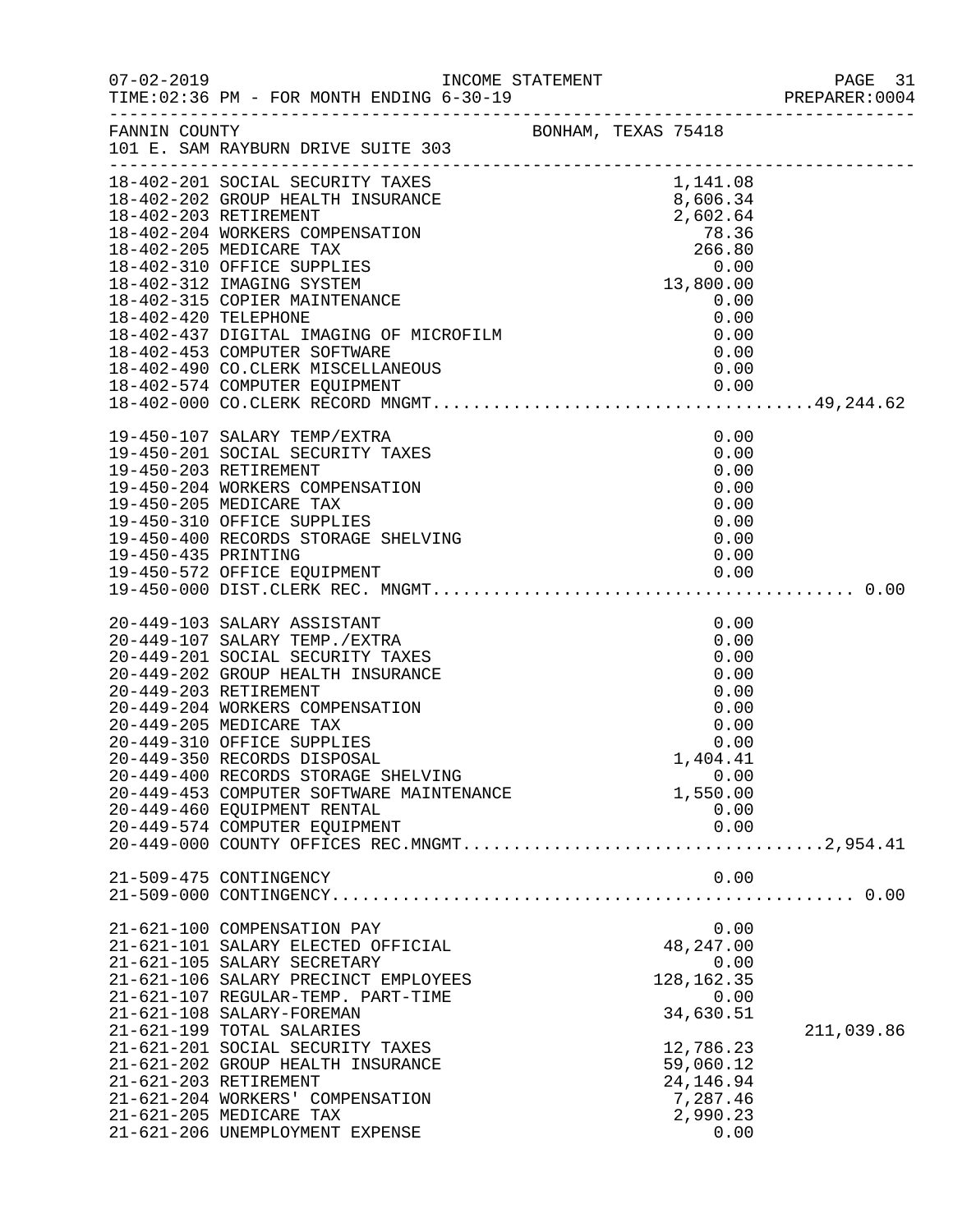07-02-2019 INCOME STATEMENT
TIME:02:36 PM - FOR MONTH ENDING 6-30-19

FANNIN COUNTY BONHAM, TEXAS 75418
101 E. SAM RAYBURN DRIVE SUITE 303

| Account | Description | Amount | Total |
|---|---|---|---|
| 18-402-201 | SOCIAL SECURITY TAXES | 1,141.08 | |
| 18-402-202 | GROUP HEALTH INSURANCE | 8,606.34 | |
| 18-402-203 | RETIREMENT | 2,602.64 | |
| 18-402-204 | WORKERS COMPENSATION | 78.36 | |
| 18-402-205 | MEDICARE TAX | 266.80 | |
| 18-402-310 | OFFICE SUPPLIES | 0.00 | |
| 18-402-312 | IMAGING SYSTEM | 13,800.00 | |
| 18-402-315 | COPIER MAINTENANCE | 0.00 | |
| 18-402-420 | TELEPHONE | 0.00 | |
| 18-402-437 | DIGITAL IMAGING OF MICROFILM | 0.00 | |
| 18-402-453 | COMPUTER SOFTWARE | 0.00 | |
| 18-402-490 | CO.CLERK MISCELLANEOUS | 0.00 | |
| 18-402-574 | COMPUTER EQUIPMENT | 0.00 | |
| 18-402-000 | CO.CLERK RECORD MNGMT. | | 49,244.62 |
| 19-450-107 | SALARY TEMP/EXTRA | 0.00 | |
| 19-450-201 | SOCIAL SECURITY TAXES | 0.00 | |
| 19-450-203 | RETIREMENT | 0.00 | |
| 19-450-204 | WORKERS COMPENSATION | 0.00 | |
| 19-450-205 | MEDICARE TAX | 0.00 | |
| 19-450-310 | OFFICE SUPPLIES | 0.00 | |
| 19-450-400 | RECORDS STORAGE SHELVING | 0.00 | |
| 19-450-435 | PRINTING | 0.00 | |
| 19-450-572 | OFFICE EQUIPMENT | 0.00 | |
| 19-450-000 | DIST.CLERK REC. MNGMT. | | 0.00 |
| 20-449-103 | SALARY ASSISTANT | 0.00 | |
| 20-449-107 | SALARY TEMP./EXTRA | 0.00 | |
| 20-449-201 | SOCIAL SECURITY TAXES | 0.00 | |
| 20-449-202 | GROUP HEALTH INSURANCE | 0.00 | |
| 20-449-203 | RETIREMENT | 0.00 | |
| 20-449-204 | WORKERS COMPENSATION | 0.00 | |
| 20-449-205 | MEDICARE TAX | 0.00 | |
| 20-449-310 | OFFICE SUPPLIES | 0.00 | |
| 20-449-350 | RECORDS DISPOSAL | 1,404.41 | |
| 20-449-400 | RECORDS STORAGE SHELVING | 0.00 | |
| 20-449-453 | COMPUTER SOFTWARE MAINTENANCE | 1,550.00 | |
| 20-449-460 | EQUIPMENT RENTAL | 0.00 | |
| 20-449-574 | COMPUTER EQUIPMENT | 0.00 | |
| 20-449-000 | COUNTY OFFICES REC.MNGMT. | | 2,954.41 |
| 21-509-475 | CONTINGENCY | 0.00 | |
| 21-509-000 | CONTINGENCY | | 0.00 |
| 21-621-100 | COMPENSATION PAY | 0.00 | |
| 21-621-101 | SALARY ELECTED OFFICIAL | 48,247.00 | |
| 21-621-105 | SALARY SECRETARY | 0.00 | |
| 21-621-106 | SALARY PRECINCT EMPLOYEES | 128,162.35 | |
| 21-621-107 | REGULAR-TEMP. PART-TIME | 0.00 | |
| 21-621-108 | SALARY-FOREMAN | 34,630.51 | |
| 21-621-199 | TOTAL SALARIES | | 211,039.86 |
| 21-621-201 | SOCIAL SECURITY TAXES | 12,786.23 | |
| 21-621-202 | GROUP HEALTH INSURANCE | 59,060.12 | |
| 21-621-203 | RETIREMENT | 24,146.94 | |
| 21-621-204 | WORKERS' COMPENSATION | 7,287.46 | |
| 21-621-205 | MEDICARE TAX | 2,990.23 | |
| 21-621-206 | UNEMPLOYMENT EXPENSE | 0.00 | |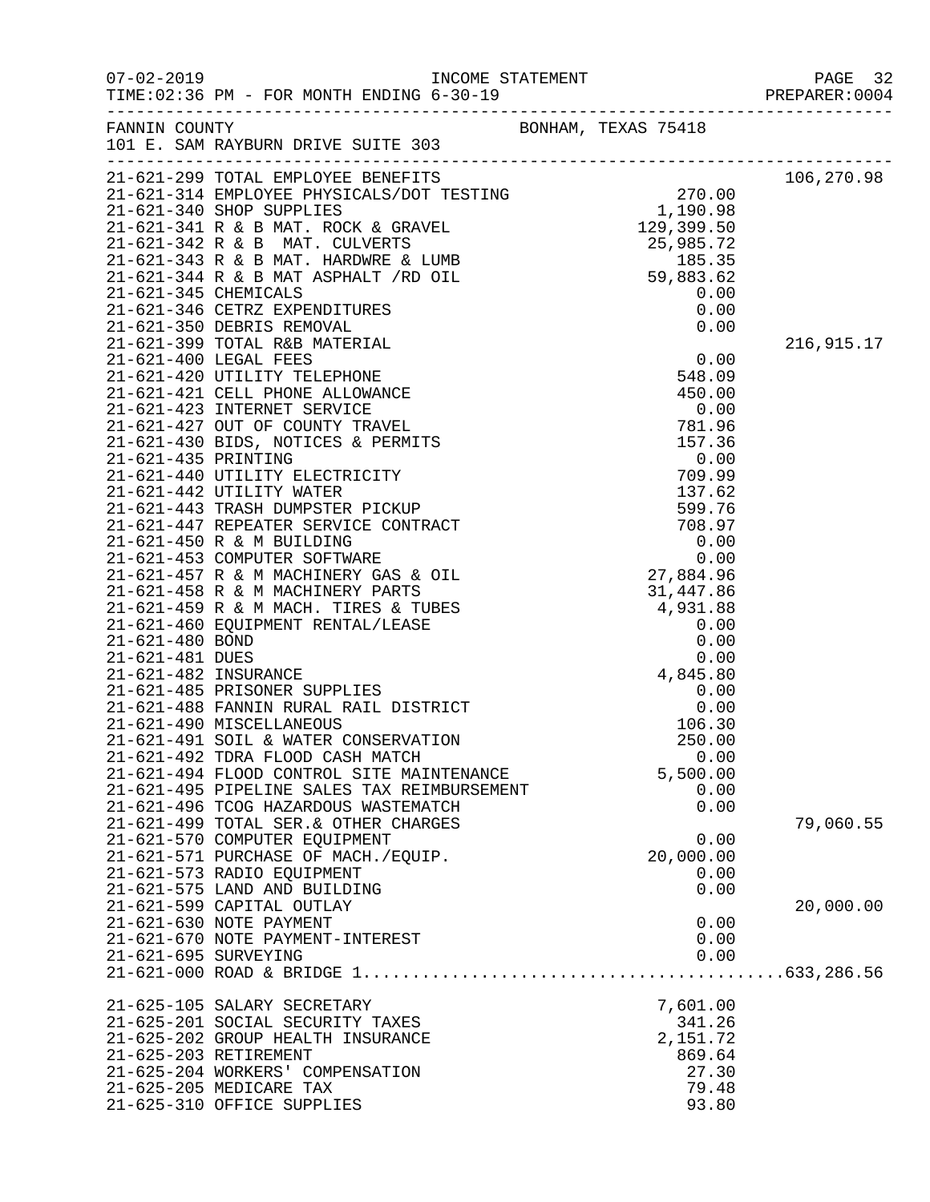INCOME STATEMENT

07-02-2019 TIME:02:36 PM - FOR MONTH ENDING 6-30-19

PREPARER:0004

FANNIN COUNTY
101 E. SAM RAYBURN DRIVE SUITE 303

BONHAM, TEXAS 75418

| Account | Description | Amount | Total |
|---|---|---|---|
| 21-621-299 | TOTAL EMPLOYEE BENEFITS | | 106,270.98 |
| 21-621-314 | EMPLOYEE PHYSICALS/DOT TESTING | 270.00 | |
| 21-621-340 | SHOP SUPPLIES | 1,190.98 | |
| 21-621-341 | R & B MAT. ROCK & GRAVEL | 129,399.50 | |
| 21-621-342 | R & B MAT. CULVERTS | 25,985.72 | |
| 21-621-343 | R & B MAT. HARDWRE & LUMB | 185.35 | |
| 21-621-344 | R & B MAT ASPHALT /RD OIL | 59,883.62 | |
| 21-621-345 | CHEMICALS | 0.00 | |
| 21-621-346 | CETRZ EXPENDITURES | 0.00 | |
| 21-621-350 | DEBRIS REMOVAL | 0.00 | |
| 21-621-399 | TOTAL R&B MATERIAL | | 216,915.17 |
| 21-621-400 | LEGAL FEES | 0.00 | |
| 21-621-420 | UTILITY TELEPHONE | 548.09 | |
| 21-621-421 | CELL PHONE ALLOWANCE | 450.00 | |
| 21-621-423 | INTERNET SERVICE | 0.00 | |
| 21-621-427 | OUT OF COUNTY TRAVEL | 781.96 | |
| 21-621-430 | BIDS, NOTICES & PERMITS | 157.36 | |
| 21-621-435 | PRINTING | 0.00 | |
| 21-621-440 | UTILITY ELECTRICITY | 709.99 | |
| 21-621-442 | UTILITY WATER | 137.62 | |
| 21-621-443 | TRASH DUMPSTER PICKUP | 599.76 | |
| 21-621-447 | REPEATER SERVICE CONTRACT | 708.97 | |
| 21-621-450 | R & M BUILDING | 0.00 | |
| 21-621-453 | COMPUTER SOFTWARE | 0.00 | |
| 21-621-457 | R & M MACHINERY GAS & OIL | 27,884.96 | |
| 21-621-458 | R & M MACHINERY PARTS | 31,447.86 | |
| 21-621-459 | R & M MACH. TIRES & TUBES | 4,931.88 | |
| 21-621-460 | EQUIPMENT RENTAL/LEASE | 0.00 | |
| 21-621-480 | BOND | 0.00 | |
| 21-621-481 | DUES | 0.00 | |
| 21-621-482 | INSURANCE | 4,845.80 | |
| 21-621-485 | PRISONER SUPPLIES | 0.00 | |
| 21-621-488 | FANNIN RURAL RAIL DISTRICT | 0.00 | |
| 21-621-490 | MISCELLANEOUS | 106.30 | |
| 21-621-491 | SOIL & WATER CONSERVATION | 250.00 | |
| 21-621-492 | TDRA FLOOD CASH MATCH | 0.00 | |
| 21-621-494 | FLOOD CONTROL SITE MAINTENANCE | 5,500.00 | |
| 21-621-495 | PIPELINE SALES TAX REIMBURSEMENT | 0.00 | |
| 21-621-496 | TCOG HAZARDOUS WASTEMATCH | 0.00 | |
| 21-621-499 | TOTAL SER.& OTHER CHARGES | | 79,060.55 |
| 21-621-570 | COMPUTER EQUIPMENT | 0.00 | |
| 21-621-571 | PURCHASE OF MACH./EQUIP. | 20,000.00 | |
| 21-621-573 | RADIO EQUIPMENT | 0.00 | |
| 21-621-575 | LAND AND BUILDING | 0.00 | |
| 21-621-599 | CAPITAL OUTLAY | | 20,000.00 |
| 21-621-630 | NOTE PAYMENT | 0.00 | |
| 21-621-670 | NOTE PAYMENT-INTEREST | 0.00 | |
| 21-621-695 | SURVEYING | 0.00 | |
| 21-621-000 | ROAD & BRIDGE 1 | | 633,286.56 |
| 21-625-105 | SALARY SECRETARY | 7,601.00 | |
| 21-625-201 | SOCIAL SECURITY TAXES | 341.26 | |
| 21-625-202 | GROUP HEALTH INSURANCE | 2,151.72 | |
| 21-625-203 | RETIREMENT | 869.64 | |
| 21-625-204 | WORKERS' COMPENSATION | 27.30 | |
| 21-625-205 | MEDICARE TAX | 79.48 | |
| 21-625-310 | OFFICE SUPPLIES | 93.80 | |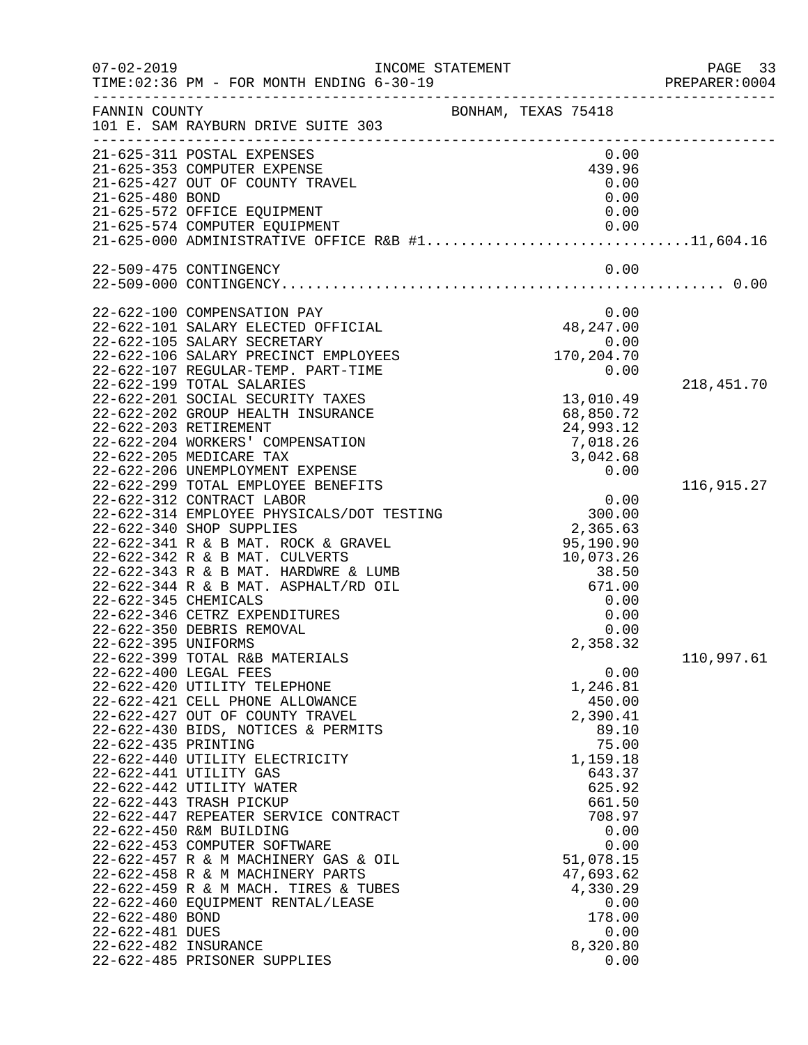07-02-2019 INCOME STATEMENT
TIME:02:36 PM - FOR MONTH ENDING 6-30-19 PREPARER:0004

FANNIN COUNTY BONHAM, TEXAS 75418
101 E. SAM RAYBURN DRIVE SUITE 303

| Account | Description | Amount | Total |
|---|---|---|---|
| 21-625-311 | POSTAL EXPENSES | 0.00 | |
| 21-625-353 | COMPUTER EXPENSE | 439.96 | |
| 21-625-427 | OUT OF COUNTY TRAVEL | 0.00 | |
| 21-625-480 | BOND | 0.00 | |
| 21-625-572 | OFFICE EQUIPMENT | 0.00 | |
| 21-625-574 | COMPUTER EQUIPMENT | 0.00 | |
| 21-625-000 | ADMINISTRATIVE OFFICE R&B #1 | | 11,604.16 |
| 22-509-475 | CONTINGENCY | 0.00 | |
| 22-509-000 | CONTINGENCY | | 0.00 |
| 22-622-100 | COMPENSATION PAY | 0.00 | |
| 22-622-101 | SALARY ELECTED OFFICIAL | 48,247.00 | |
| 22-622-105 | SALARY SECRETARY | 0.00 | |
| 22-622-106 | SALARY PRECINCT EMPLOYEES | 170,204.70 | |
| 22-622-107 | REGULAR-TEMP. PART-TIME | 0.00 | |
| 22-622-199 | TOTAL SALARIES | | 218,451.70 |
| 22-622-201 | SOCIAL SECURITY TAXES | 13,010.49 | |
| 22-622-202 | GROUP HEALTH INSURANCE | 68,850.72 | |
| 22-622-203 | RETIREMENT | 24,993.12 | |
| 22-622-204 | WORKERS' COMPENSATION | 7,018.26 | |
| 22-622-205 | MEDICARE TAX | 3,042.68 | |
| 22-622-206 | UNEMPLOYMENT EXPENSE | 0.00 | |
| 22-622-299 | TOTAL EMPLOYEE BENEFITS | | 116,915.27 |
| 22-622-312 | CONTRACT LABOR | 0.00 | |
| 22-622-314 | EMPLOYEE PHYSICALS/DOT TESTING | 300.00 | |
| 22-622-340 | SHOP SUPPLIES | 2,365.63 | |
| 22-622-341 | R & B MAT. ROCK & GRAVEL | 95,190.90 | |
| 22-622-342 | R & B MAT. CULVERTS | 10,073.26 | |
| 22-622-343 | R & B MAT. HARDWRE & LUMB | 38.50 | |
| 22-622-344 | R & B MAT. ASPHALT/RD OIL | 671.00 | |
| 22-622-345 | CHEMICALS | 0.00 | |
| 22-622-346 | CETRZ EXPENDITURES | 0.00 | |
| 22-622-350 | DEBRIS REMOVAL | 0.00 | |
| 22-622-395 | UNIFORMS | 2,358.32 | |
| 22-622-399 | TOTAL R&B MATERIALS | | 110,997.61 |
| 22-622-400 | LEGAL FEES | 0.00 | |
| 22-622-420 | UTILITY TELEPHONE | 1,246.81 | |
| 22-622-421 | CELL PHONE ALLOWANCE | 450.00 | |
| 22-622-427 | OUT OF COUNTY TRAVEL | 2,390.41 | |
| 22-622-430 | BIDS, NOTICES & PERMITS | 89.10 | |
| 22-622-435 | PRINTING | 75.00 | |
| 22-622-440 | UTILITY ELECTRICITY | 1,159.18 | |
| 22-622-441 | UTILITY GAS | 643.37 | |
| 22-622-442 | UTILITY WATER | 625.92 | |
| 22-622-443 | TRASH PICKUP | 661.50 | |
| 22-622-447 | REPEATER SERVICE CONTRACT | 708.97 | |
| 22-622-450 | R&M BUILDING | 0.00 | |
| 22-622-453 | COMPUTER SOFTWARE | 0.00 | |
| 22-622-457 | R & M MACHINERY GAS & OIL | 51,078.15 | |
| 22-622-458 | R & M MACHINERY PARTS | 47,693.62 | |
| 22-622-459 | R & M MACH. TIRES & TUBES | 4,330.29 | |
| 22-622-460 | EQUIPMENT RENTAL/LEASE | 0.00 | |
| 22-622-480 | BOND | 178.00 | |
| 22-622-481 | DUES | 0.00 | |
| 22-622-482 | INSURANCE | 8,320.80 | |
| 22-622-485 | PRISONER SUPPLIES | 0.00 | |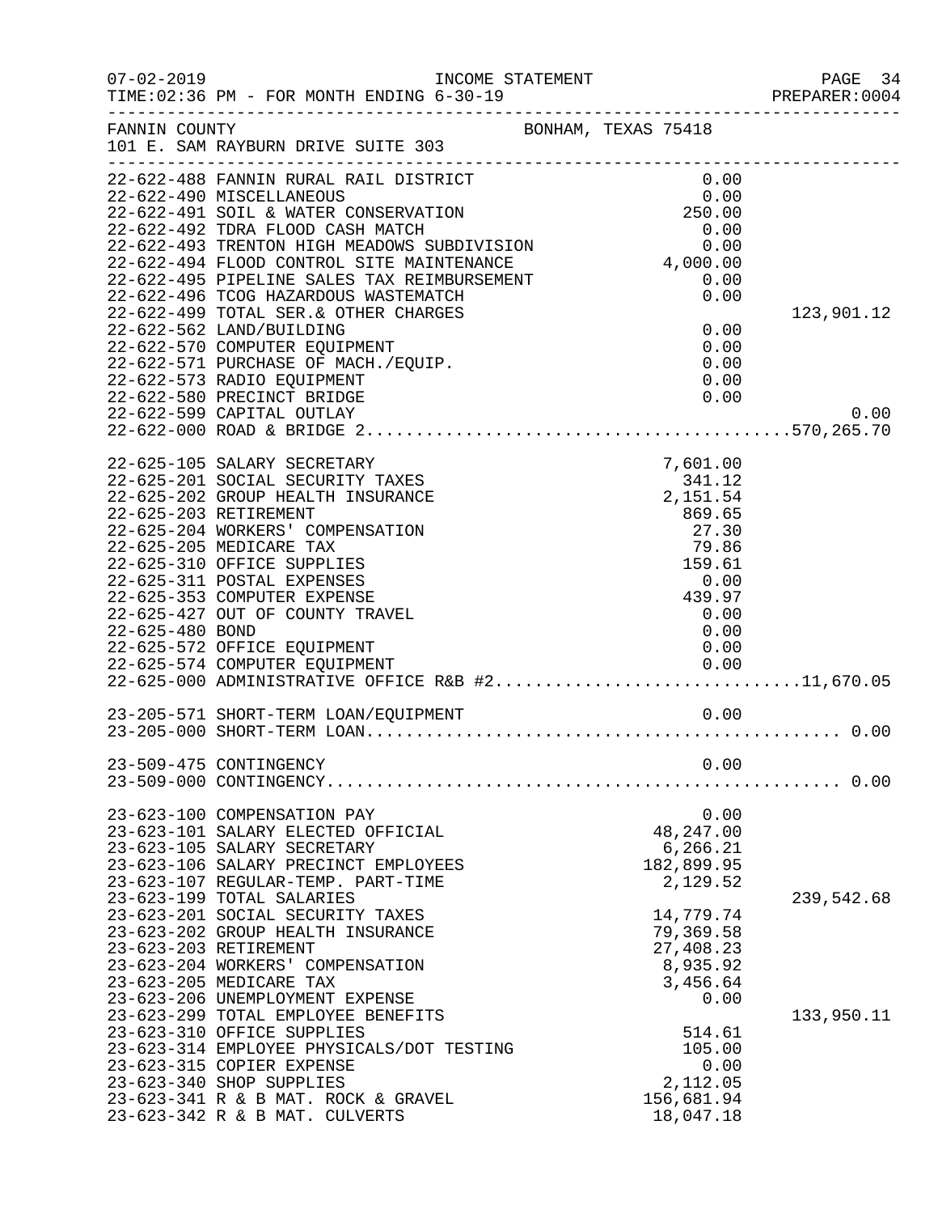INCOME STATEMENT

07-02-2019
TIME:02:36 PM - FOR MONTH ENDING 6-30-19
PREPARER:0004

FANNIN COUNTY  BONHAM, TEXAS 75418
101 E. SAM RAYBURN DRIVE SUITE 303

| Account | Description | Amount | Total |
|---|---|---|---|
| 22-622-488 | FANNIN RURAL RAIL DISTRICT | 0.00 | |
| 22-622-490 | MISCELLANEOUS | 0.00 | |
| 22-622-491 | SOIL & WATER CONSERVATION | 250.00 | |
| 22-622-492 | TDRA FLOOD CASH MATCH | 0.00 | |
| 22-622-493 | TRENTON HIGH MEADOWS SUBDIVISION | 0.00 | |
| 22-622-494 | FLOOD CONTROL SITE MAINTENANCE | 4,000.00 | |
| 22-622-495 | PIPELINE SALES TAX REIMBURSEMENT | 0.00 | |
| 22-622-496 | TCOG HAZARDOUS WASTEMATCH | 0.00 | |
| 22-622-499 | TOTAL SER.& OTHER CHARGES | | 123,901.12 |
| 22-622-562 | LAND/BUILDING | 0.00 | |
| 22-622-570 | COMPUTER EQUIPMENT | 0.00 | |
| 22-622-571 | PURCHASE OF MACH./EQUIP. | 0.00 | |
| 22-622-573 | RADIO EQUIPMENT | 0.00 | |
| 22-622-580 | PRECINCT BRIDGE | 0.00 | |
| 22-622-599 | CAPITAL OUTLAY | | 0.00 |
| 22-622-000 | ROAD & BRIDGE 2 | | 570,265.70 |
| 22-625-105 | SALARY SECRETARY | 7,601.00 | |
| 22-625-201 | SOCIAL SECURITY TAXES | 341.12 | |
| 22-625-202 | GROUP HEALTH INSURANCE | 2,151.54 | |
| 22-625-203 | RETIREMENT | 869.65 | |
| 22-625-204 | WORKERS' COMPENSATION | 27.30 | |
| 22-625-205 | MEDICARE TAX | 79.86 | |
| 22-625-310 | OFFICE SUPPLIES | 159.61 | |
| 22-625-311 | POSTAL EXPENSES | 0.00 | |
| 22-625-353 | COMPUTER EXPENSE | 439.97 | |
| 22-625-427 | OUT OF COUNTY TRAVEL | 0.00 | |
| 22-625-480 | BOND | 0.00 | |
| 22-625-572 | OFFICE EQUIPMENT | 0.00 | |
| 22-625-574 | COMPUTER EQUIPMENT | 0.00 | |
| 22-625-000 | ADMINISTRATIVE OFFICE R&B #2 | | 11,670.05 |
| 23-205-571 | SHORT-TERM LOAN/EQUIPMENT | 0.00 | |
| 23-205-000 | SHORT-TERM LOAN | | 0.00 |
| 23-509-475 | CONTINGENCY | 0.00 | |
| 23-509-000 | CONTINGENCY | | 0.00 |
| 23-623-100 | COMPENSATION PAY | 0.00 | |
| 23-623-101 | SALARY ELECTED OFFICIAL | 48,247.00 | |
| 23-623-105 | SALARY SECRETARY | 6,266.21 | |
| 23-623-106 | SALARY PRECINCT EMPLOYEES | 182,899.95 | |
| 23-623-107 | REGULAR-TEMP. PART-TIME | 2,129.52 | |
| 23-623-199 | TOTAL SALARIES | | 239,542.68 |
| 23-623-201 | SOCIAL SECURITY TAXES | 14,779.74 | |
| 23-623-202 | GROUP HEALTH INSURANCE | 79,369.58 | |
| 23-623-203 | RETIREMENT | 27,408.23 | |
| 23-623-204 | WORKERS' COMPENSATION | 8,935.92 | |
| 23-623-205 | MEDICARE TAX | 3,456.64 | |
| 23-623-206 | UNEMPLOYMENT EXPENSE | 0.00 | |
| 23-623-299 | TOTAL EMPLOYEE BENEFITS | | 133,950.11 |
| 23-623-310 | OFFICE SUPPLIES | 514.61 | |
| 23-623-314 | EMPLOYEE PHYSICALS/DOT TESTING | 105.00 | |
| 23-623-315 | COPIER EXPENSE | 0.00 | |
| 23-623-340 | SHOP SUPPLIES | 2,112.05 | |
| 23-623-341 | R & B MAT. ROCK & GRAVEL | 156,681.94 | |
| 23-623-342 | R & B MAT. CULVERTS | 18,047.18 | |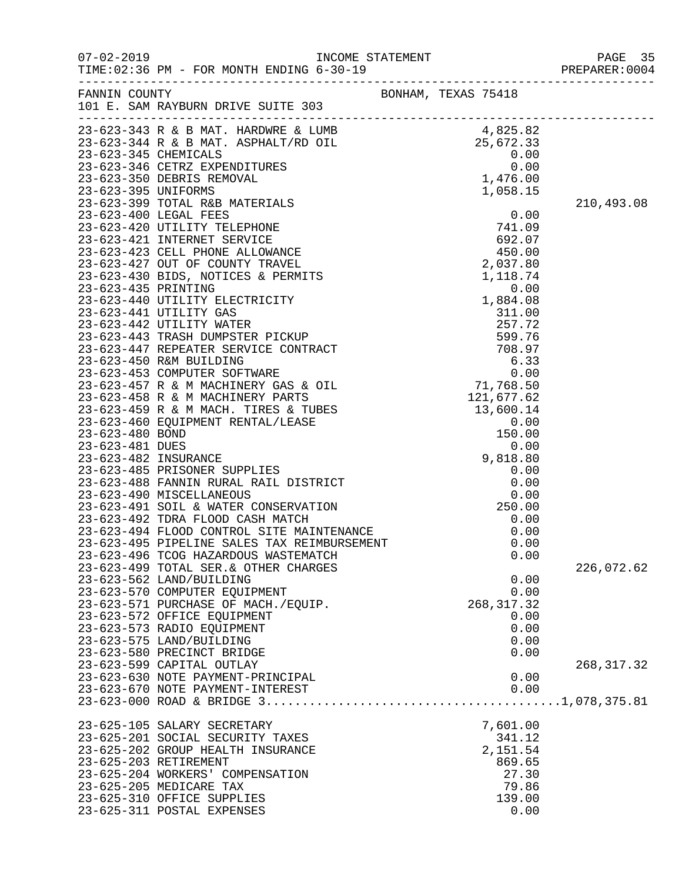FANNIN COUNTY BONHAM, TEXAS 75418
101 E. SAM RAYBURN DRIVE SUITE 303

| Account | Description | Amount | Total |
|---|---|---|---|
| 23-623-343 | R & B MAT. HARDWRE & LUMB | 4,825.82 | |
| 23-623-344 | R & B MAT. ASPHALT/RD OIL | 25,672.33 | |
| 23-623-345 | CHEMICALS | 0.00 | |
| 23-623-346 | CETRZ EXPENDITURES | 0.00 | |
| 23-623-350 | DEBRIS REMOVAL | 1,476.00 | |
| 23-623-395 | UNIFORMS | 1,058.15 | |
| 23-623-399 | TOTAL R&B MATERIALS | | 210,493.08 |
| 23-623-400 | LEGAL FEES | 0.00 | |
| 23-623-420 | UTILITY TELEPHONE | 741.09 | |
| 23-623-421 | INTERNET SERVICE | 692.07 | |
| 23-623-423 | CELL PHONE ALLOWANCE | 450.00 | |
| 23-623-427 | OUT OF COUNTY TRAVEL | 2,037.80 | |
| 23-623-430 | BIDS, NOTICES & PERMITS | 1,118.74 | |
| 23-623-435 | PRINTING | 0.00 | |
| 23-623-440 | UTILITY ELECTRICITY | 1,884.08 | |
| 23-623-441 | UTILITY GAS | 311.00 | |
| 23-623-442 | UTILITY WATER | 257.72 | |
| 23-623-443 | TRASH DUMPSTER PICKUP | 599.76 | |
| 23-623-447 | REPEATER SERVICE CONTRACT | 708.97 | |
| 23-623-450 | R&M BUILDING | 6.33 | |
| 23-623-453 | COMPUTER SOFTWARE | 0.00 | |
| 23-623-457 | R & M MACHINERY GAS & OIL | 71,768.50 | |
| 23-623-458 | R & M MACHINERY PARTS | 121,677.62 | |
| 23-623-459 | R & M MACH. TIRES & TUBES | 13,600.14 | |
| 23-623-460 | EQUIPMENT RENTAL/LEASE | 0.00 | |
| 23-623-480 | BOND | 150.00 | |
| 23-623-481 | DUES | 0.00 | |
| 23-623-482 | INSURANCE | 9,818.80 | |
| 23-623-485 | PRISONER SUPPLIES | 0.00 | |
| 23-623-488 | FANNIN RURAL RAIL DISTRICT | 0.00 | |
| 23-623-490 | MISCELLANEOUS | 0.00 | |
| 23-623-491 | SOIL & WATER CONSERVATION | 250.00 | |
| 23-623-492 | TDRA FLOOD CASH MATCH | 0.00 | |
| 23-623-494 | FLOOD CONTROL SITE MAINTENANCE | 0.00 | |
| 23-623-495 | PIPELINE SALES TAX REIMBURSEMENT | 0.00 | |
| 23-623-496 | TCOG HAZARDOUS WASTEMATCH | 0.00 | |
| 23-623-499 | TOTAL SER.& OTHER CHARGES | | 226,072.62 |
| 23-623-562 | LAND/BUILDING | 0.00 | |
| 23-623-570 | COMPUTER EQUIPMENT | 0.00 | |
| 23-623-571 | PURCHASE OF MACH./EQUIP. | 268,317.32 | |
| 23-623-572 | OFFICE EQUIPMENT | 0.00 | |
| 23-623-573 | RADIO EQUIPMENT | 0.00 | |
| 23-623-575 | LAND/BUILDING | 0.00 | |
| 23-623-580 | PRECINCT BRIDGE | 0.00 | |
| 23-623-599 | CAPITAL OUTLAY | | 268,317.32 |
| 23-623-630 | NOTE PAYMENT-PRINCIPAL | 0.00 | |
| 23-623-670 | NOTE PAYMENT-INTEREST | 0.00 | |
| 23-623-000 | ROAD & BRIDGE 3 | | 1,078,375.81 |
| 23-625-105 | SALARY SECRETARY | 7,601.00 | |
| 23-625-201 | SOCIAL SECURITY TAXES | 341.12 | |
| 23-625-202 | GROUP HEALTH INSURANCE | 2,151.54 | |
| 23-625-203 | RETIREMENT | 869.65 | |
| 23-625-204 | WORKERS' COMPENSATION | 27.30 | |
| 23-625-205 | MEDICARE TAX | 79.86 | |
| 23-625-310 | OFFICE SUPPLIES | 139.00 | |
| 23-625-311 | POSTAL EXPENSES | 0.00 | |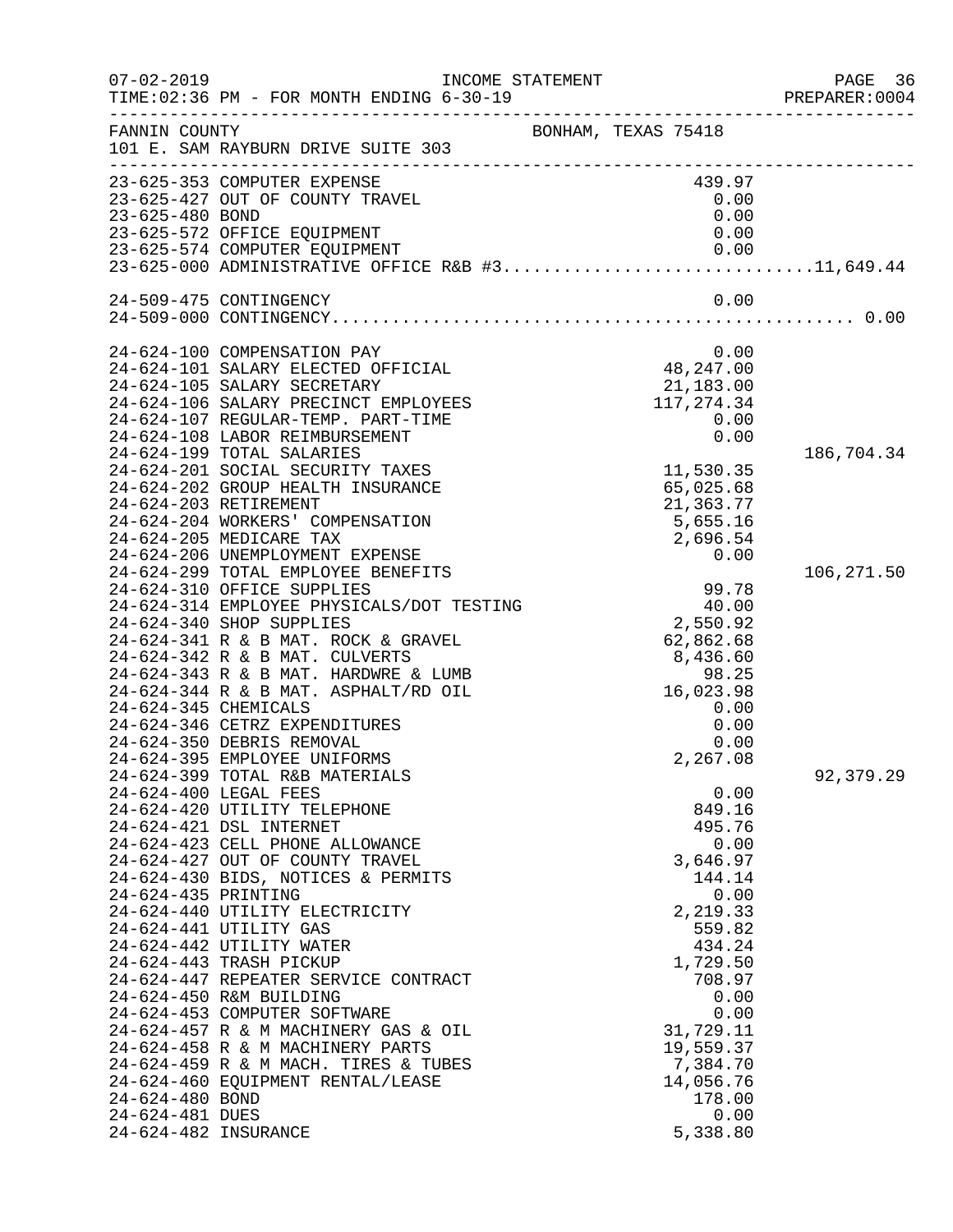FANNIN COUNTY BONHAM, TEXAS 75418
101 E. SAM RAYBURN DRIVE SUITE 303

| Account | Description | Amount | Total |
|---|---|---|---|
| 23-625-353 | COMPUTER EXPENSE | 439.97 | |
| 23-625-427 | OUT OF COUNTY TRAVEL | 0.00 | |
| 23-625-480 | BOND | 0.00 | |
| 23-625-572 | OFFICE EQUIPMENT | 0.00 | |
| 23-625-574 | COMPUTER EQUIPMENT | 0.00 | |
| 23-625-000 | ADMINISTRATIVE OFFICE R&B #3 | | 11,649.44 |
| | | | |
| 24-509-475 | CONTINGENCY | 0.00 | |
| 24-509-000 | CONTINGENCY | | 0.00 |
| | | | |
| 24-624-100 | COMPENSATION PAY | 0.00 | |
| 24-624-101 | SALARY ELECTED OFFICIAL | 48,247.00 | |
| 24-624-105 | SALARY SECRETARY | 21,183.00 | |
| 24-624-106 | SALARY PRECINCT EMPLOYEES | 117,274.34 | |
| 24-624-107 | REGULAR-TEMP. PART-TIME | 0.00 | |
| 24-624-108 | LABOR REIMBURSEMENT | 0.00 | |
| 24-624-199 | TOTAL SALARIES | | 186,704.34 |
| 24-624-201 | SOCIAL SECURITY TAXES | 11,530.35 | |
| 24-624-202 | GROUP HEALTH INSURANCE | 65,025.68 | |
| 24-624-203 | RETIREMENT | 21,363.77 | |
| 24-624-204 | WORKERS' COMPENSATION | 5,655.16 | |
| 24-624-205 | MEDICARE TAX | 2,696.54 | |
| 24-624-206 | UNEMPLOYMENT EXPENSE | 0.00 | |
| 24-624-299 | TOTAL EMPLOYEE BENEFITS | | 106,271.50 |
| 24-624-310 | OFFICE SUPPLIES | 99.78 | |
| 24-624-314 | EMPLOYEE PHYSICALS/DOT TESTING | 40.00 | |
| 24-624-340 | SHOP SUPPLIES | 2,550.92 | |
| 24-624-341 | R & B MAT. ROCK & GRAVEL | 62,862.68 | |
| 24-624-342 | R & B MAT. CULVERTS | 8,436.60 | |
| 24-624-343 | R & B MAT. HARDWRE & LUMB | 98.25 | |
| 24-624-344 | R & B MAT. ASPHALT/RD OIL | 16,023.98 | |
| 24-624-345 | CHEMICALS | 0.00 | |
| 24-624-346 | CETRZ EXPENDITURES | 0.00 | |
| 24-624-350 | DEBRIS REMOVAL | 0.00 | |
| 24-624-395 | EMPLOYEE UNIFORMS | 2,267.08 | |
| 24-624-399 | TOTAL R&B MATERIALS | | 92,379.29 |
| 24-624-400 | LEGAL FEES | 0.00 | |
| 24-624-420 | UTILITY TELEPHONE | 849.16 | |
| 24-624-421 | DSL INTERNET | 495.76 | |
| 24-624-423 | CELL PHONE ALLOWANCE | 0.00 | |
| 24-624-427 | OUT OF COUNTY TRAVEL | 3,646.97 | |
| 24-624-430 | BIDS, NOTICES & PERMITS | 144.14 | |
| 24-624-435 | PRINTING | 0.00 | |
| 24-624-440 | UTILITY ELECTRICITY | 2,219.33 | |
| 24-624-441 | UTILITY GAS | 559.82 | |
| 24-624-442 | UTILITY WATER | 434.24 | |
| 24-624-443 | TRASH PICKUP | 1,729.50 | |
| 24-624-447 | REPEATER SERVICE CONTRACT | 708.97 | |
| 24-624-450 | R&M BUILDING | 0.00 | |
| 24-624-453 | COMPUTER SOFTWARE | 0.00 | |
| 24-624-457 | R & M MACHINERY GAS & OIL | 31,729.11 | |
| 24-624-458 | R & M MACHINERY PARTS | 19,559.37 | |
| 24-624-459 | R & M MACH. TIRES & TUBES | 7,384.70 | |
| 24-624-460 | EQUIPMENT RENTAL/LEASE | 14,056.76 | |
| 24-624-480 | BOND | 178.00 | |
| 24-624-481 | DUES | 0.00 | |
| 24-624-482 | INSURANCE | 5,338.80 | |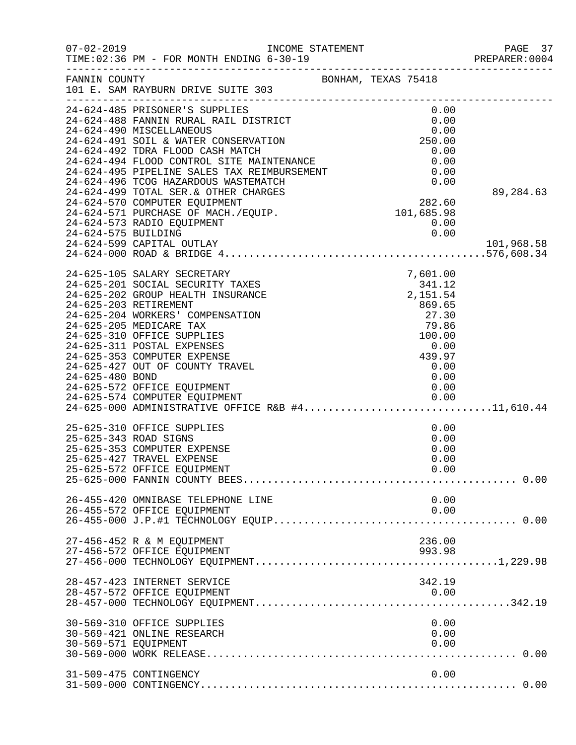07-02-2019 INCOME STATEMENT PAGE 37
TIME:02:36 PM - FOR MONTH ENDING 6-30-19 PREPARER:0004

FANNIN COUNTY BONHAM, TEXAS 75418
101 E. SAM RAYBURN DRIVE SUITE 303

| Account | Description | Amount | Total |
|---|---|---|---|
| 24-624-485 | PRISONER'S SUPPLIES | 0.00 | |
| 24-624-488 | FANNIN RURAL RAIL DISTRICT | 0.00 | |
| 24-624-490 | MISCELLANEOUS | 0.00 | |
| 24-624-491 | SOIL & WATER CONSERVATION | 250.00 | |
| 24-624-492 | TDRA FLOOD CASH MATCH | 0.00 | |
| 24-624-494 | FLOOD CONTROL SITE MAINTENANCE | 0.00 | |
| 24-624-495 | PIPELINE SALES TAX REIMBURSEMENT | 0.00 | |
| 24-624-496 | TCOG HAZARDOUS WASTEMATCH | 0.00 | |
| 24-624-499 | TOTAL SER.& OTHER CHARGES | | 89,284.63 |
| 24-624-570 | COMPUTER EQUIPMENT | 282.60 | |
| 24-624-571 | PURCHASE OF MACH./EQUIP. | 101,685.98 | |
| 24-624-573 | RADIO EQUIPMENT | 0.00 | |
| 24-624-575 | BUILDING | 0.00 | |
| 24-624-599 | CAPITAL OUTLAY | | 101,968.58 |
| 24-624-000 | ROAD & BRIDGE 4 | | 576,608.34 |
| 24-625-105 | SALARY SECRETARY | 7,601.00 | |
| 24-625-201 | SOCIAL SECURITY TAXES | 341.12 | |
| 24-625-202 | GROUP HEALTH INSURANCE | 2,151.54 | |
| 24-625-203 | RETIREMENT | 869.65 | |
| 24-625-204 | WORKERS' COMPENSATION | 27.30 | |
| 24-625-205 | MEDICARE TAX | 79.86 | |
| 24-625-310 | OFFICE SUPPLIES | 100.00 | |
| 24-625-311 | POSTAL EXPENSES | 0.00 | |
| 24-625-353 | COMPUTER EXPENSE | 439.97 | |
| 24-625-427 | OUT OF COUNTY TRAVEL | 0.00 | |
| 24-625-480 | BOND | 0.00 | |
| 24-625-572 | OFFICE EQUIPMENT | 0.00 | |
| 24-625-574 | COMPUTER EQUIPMENT | 0.00 | |
| 24-625-000 | ADMINISTRATIVE OFFICE R&B #4 | | 11,610.44 |
| 25-625-310 | OFFICE SUPPLIES | 0.00 | |
| 25-625-343 | ROAD SIGNS | 0.00 | |
| 25-625-353 | COMPUTER EXPENSE | 0.00 | |
| 25-625-427 | TRAVEL EXPENSE | 0.00 | |
| 25-625-572 | OFFICE EQUIPMENT | 0.00 | |
| 25-625-000 | FANNIN COUNTY BEES | | 0.00 |
| 26-455-420 | OMNIBASE TELEPHONE LINE | 0.00 | |
| 26-455-572 | OFFICE EQUIPMENT | 0.00 | |
| 26-455-000 | J.P.#1 TECHNOLOGY EQUIP. | | 0.00 |
| 27-456-452 | R & M EQUIPMENT | 236.00 | |
| 27-456-572 | OFFICE EQUIPMENT | 993.98 | |
| 27-456-000 | TECHNOLOGY EQUIPMENT | | 1,229.98 |
| 28-457-423 | INTERNET SERVICE | 342.19 | |
| 28-457-572 | OFFICE EQUIPMENT | 0.00 | |
| 28-457-000 | TECHNOLOGY EQUIPMENT | | 342.19 |
| 30-569-310 | OFFICE SUPPLIES | 0.00 | |
| 30-569-421 | ONLINE RESEARCH | 0.00 | |
| 30-569-571 | EQUIPMENT | 0.00 | |
| 30-569-000 | WORK RELEASE | | 0.00 |
| 31-509-475 | CONTINGENCY | 0.00 | |
| 31-509-000 | CONTINGENCY | | 0.00 |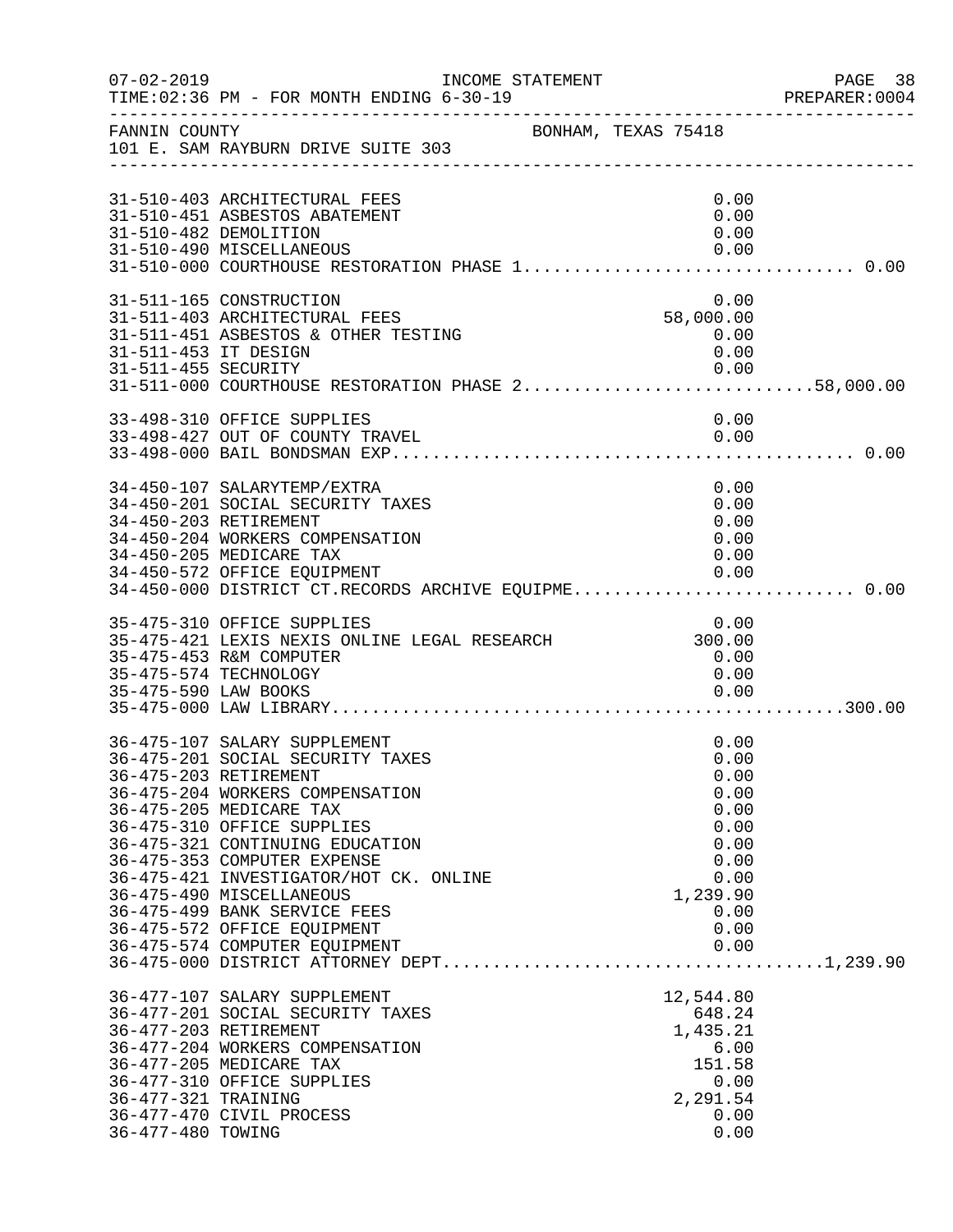07-02-2019 INCOME STATEMENT
TIME:02:36 PM - FOR MONTH ENDING 6-30-19

FANNIN COUNTY BONHAM, TEXAS 75418
101 E. SAM RAYBURN DRIVE SUITE 303

| Account | Description | Amount | Total |
|---|---|---|---|
| 31-510-403 | ARCHITECTURAL FEES | 0.00 | |
| 31-510-451 | ASBESTOS ABATEMENT | 0.00 | |
| 31-510-482 | DEMOLITION | 0.00 | |
| 31-510-490 | MISCELLANEOUS | 0.00 | |
| 31-510-000 | COURTHOUSE RESTORATION PHASE 1 | | 0.00 |
| 31-511-165 | CONSTRUCTION | 0.00 | |
| 31-511-403 | ARCHITECTURAL FEES | 58,000.00 | |
| 31-511-451 | ASBESTOS & OTHER TESTING | 0.00 | |
| 31-511-453 | IT DESIGN | 0.00 | |
| 31-511-455 | SECURITY | 0.00 | |
| 31-511-000 | COURTHOUSE RESTORATION PHASE 2 | | 58,000.00 |
| 33-498-310 | OFFICE SUPPLIES | 0.00 | |
| 33-498-427 | OUT OF COUNTY TRAVEL | 0.00 | |
| 33-498-000 | BAIL BONDSMAN EXP | | 0.00 |
| 34-450-107 | SALARYTEMP/EXTRA | 0.00 | |
| 34-450-201 | SOCIAL SECURITY TAXES | 0.00 | |
| 34-450-203 | RETIREMENT | 0.00 | |
| 34-450-204 | WORKERS COMPENSATION | 0.00 | |
| 34-450-205 | MEDICARE TAX | 0.00 | |
| 34-450-572 | OFFICE EQUIPMENT | 0.00 | |
| 34-450-000 | DISTRICT CT.RECORDS ARCHIVE EQUIPME | | 0.00 |
| 35-475-310 | OFFICE SUPPLIES | 0.00 | |
| 35-475-421 | LEXIS NEXIS ONLINE LEGAL RESEARCH | 300.00 | |
| 35-475-453 | R&M COMPUTER | 0.00 | |
| 35-475-574 | TECHNOLOGY | 0.00 | |
| 35-475-590 | LAW BOOKS | 0.00 | |
| 35-475-000 | LAW LIBRARY | | 300.00 |
| 36-475-107 | SALARY SUPPLEMENT | 0.00 | |
| 36-475-201 | SOCIAL SECURITY TAXES | 0.00 | |
| 36-475-203 | RETIREMENT | 0.00 | |
| 36-475-204 | WORKERS COMPENSATION | 0.00 | |
| 36-475-205 | MEDICARE TAX | 0.00 | |
| 36-475-310 | OFFICE SUPPLIES | 0.00 | |
| 36-475-321 | CONTINUING EDUCATION | 0.00 | |
| 36-475-353 | COMPUTER EXPENSE | 0.00 | |
| 36-475-421 | INVESTIGATOR/HOT CK. ONLINE | 0.00 | |
| 36-475-490 | MISCELLANEOUS | 1,239.90 | |
| 36-475-499 | BANK SERVICE FEES | 0.00 | |
| 36-475-572 | OFFICE EQUIPMENT | 0.00 | |
| 36-475-574 | COMPUTER EQUIPMENT | 0.00 | |
| 36-475-000 | DISTRICT ATTORNEY DEPT | | 1,239.90 |
| 36-477-107 | SALARY SUPPLEMENT | 12,544.80 | |
| 36-477-201 | SOCIAL SECURITY TAXES | 648.24 | |
| 36-477-203 | RETIREMENT | 1,435.21 | |
| 36-477-204 | WORKERS COMPENSATION | 6.00 | |
| 36-477-205 | MEDICARE TAX | 151.58 | |
| 36-477-310 | OFFICE SUPPLIES | 0.00 | |
| 36-477-321 | TRAINING | 2,291.54 | |
| 36-477-470 | CIVIL PROCESS | 0.00 | |
| 36-477-480 | TOWING | 0.00 | |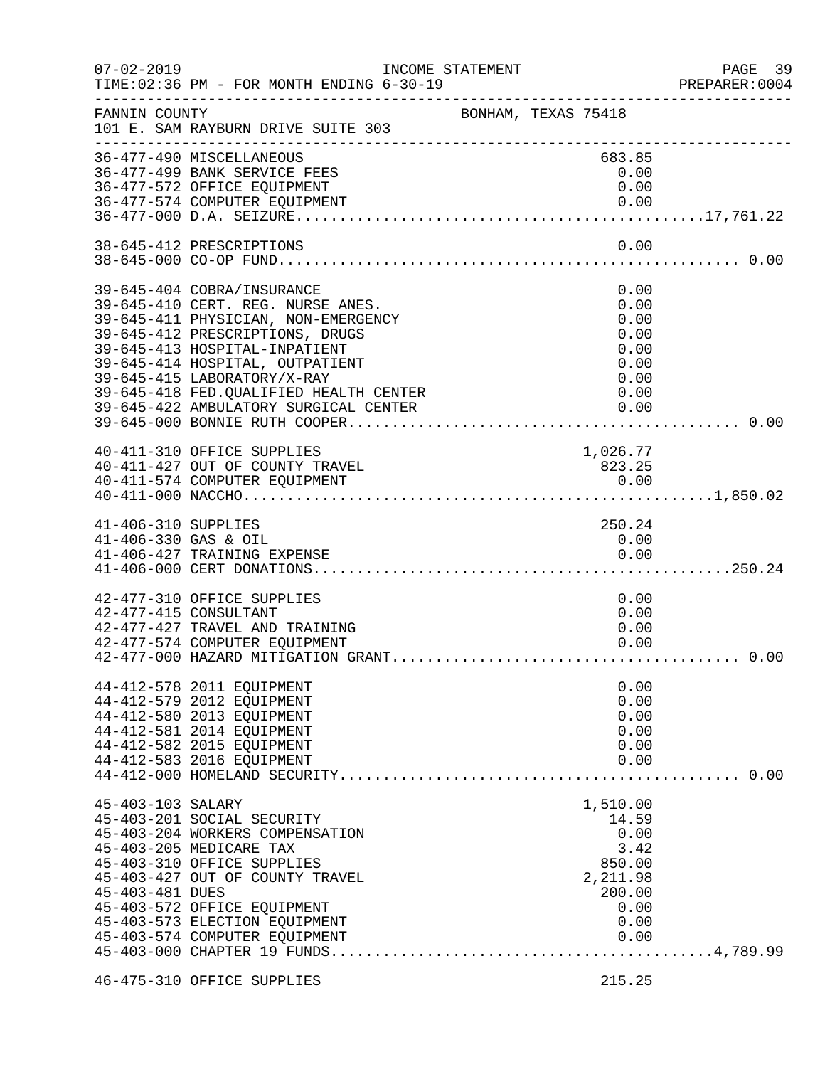07-02-2019 INCOME STATEMENT
TIME:02:36 PM - FOR MONTH ENDING 6-30-19

FANNIN COUNTY — BONHAM, TEXAS 75418
101 E. SAM RAYBURN DRIVE SUITE 303

| Account | Description | Amount | Total |
|---|---|---|---|
| 36-477-490 | MISCELLANEOUS | 683.85 | |
| 36-477-499 | BANK SERVICE FEES | 0.00 | |
| 36-477-572 | OFFICE EQUIPMENT | 0.00 | |
| 36-477-574 | COMPUTER EQUIPMENT | 0.00 | |
| 36-477-000 | D.A. SEIZURE | | 17,761.22 |
| 38-645-412 | PRESCRIPTIONS | 0.00 | |
| 38-645-000 | CO-OP FUND | | 0.00 |
| 39-645-404 | COBRA/INSURANCE | 0.00 | |
| 39-645-410 | CERT. REG. NURSE ANES. | 0.00 | |
| 39-645-411 | PHYSICIAN, NON-EMERGENCY | 0.00 | |
| 39-645-412 | PRESCRIPTIONS, DRUGS | 0.00 | |
| 39-645-413 | HOSPITAL-INPATIENT | 0.00 | |
| 39-645-414 | HOSPITAL, OUTPATIENT | 0.00 | |
| 39-645-415 | LABORATORY/X-RAY | 0.00 | |
| 39-645-418 | FED.QUALIFIED HEALTH CENTER | 0.00 | |
| 39-645-422 | AMBULATORY SURGICAL CENTER | 0.00 | |
| 39-645-000 | BONNIE RUTH COOPER | | 0.00 |
| 40-411-310 | OFFICE SUPPLIES | 1,026.77 | |
| 40-411-427 | OUT OF COUNTY TRAVEL | 823.25 | |
| 40-411-574 | COMPUTER EQUIPMENT | 0.00 | |
| 40-411-000 | NACCHO | | 1,850.02 |
| 41-406-310 | SUPPLIES | 250.24 | |
| 41-406-330 | GAS & OIL | 0.00 | |
| 41-406-427 | TRAINING EXPENSE | 0.00 | |
| 41-406-000 | CERT DONATIONS | | 250.24 |
| 42-477-310 | OFFICE SUPPLIES | 0.00 | |
| 42-477-415 | CONSULTANT | 0.00 | |
| 42-477-427 | TRAVEL AND TRAINING | 0.00 | |
| 42-477-574 | COMPUTER EQUIPMENT | 0.00 | |
| 42-477-000 | HAZARD MITIGATION GRANT | | 0.00 |
| 44-412-578 | 2011 EQUIPMENT | 0.00 | |
| 44-412-579 | 2012 EQUIPMENT | 0.00 | |
| 44-412-580 | 2013 EQUIPMENT | 0.00 | |
| 44-412-581 | 2014 EQUIPMENT | 0.00 | |
| 44-412-582 | 2015 EQUIPMENT | 0.00 | |
| 44-412-583 | 2016 EQUIPMENT | 0.00 | |
| 44-412-000 | HOMELAND SECURITY | | 0.00 |
| 45-403-103 | SALARY | 1,510.00 | |
| 45-403-201 | SOCIAL SECURITY | 14.59 | |
| 45-403-204 | WORKERS COMPENSATION | 0.00 | |
| 45-403-205 | MEDICARE TAX | 3.42 | |
| 45-403-310 | OFFICE SUPPLIES | 850.00 | |
| 45-403-427 | OUT OF COUNTY TRAVEL | 2,211.98 | |
| 45-403-481 | DUES | 200.00 | |
| 45-403-572 | OFFICE EQUIPMENT | 0.00 | |
| 45-403-573 | ELECTION EQUIPMENT | 0.00 | |
| 45-403-574 | COMPUTER EQUIPMENT | 0.00 | |
| 45-403-000 | CHAPTER 19 FUNDS | | 4,789.99 |
| 46-475-310 | OFFICE SUPPLIES | 215.25 | |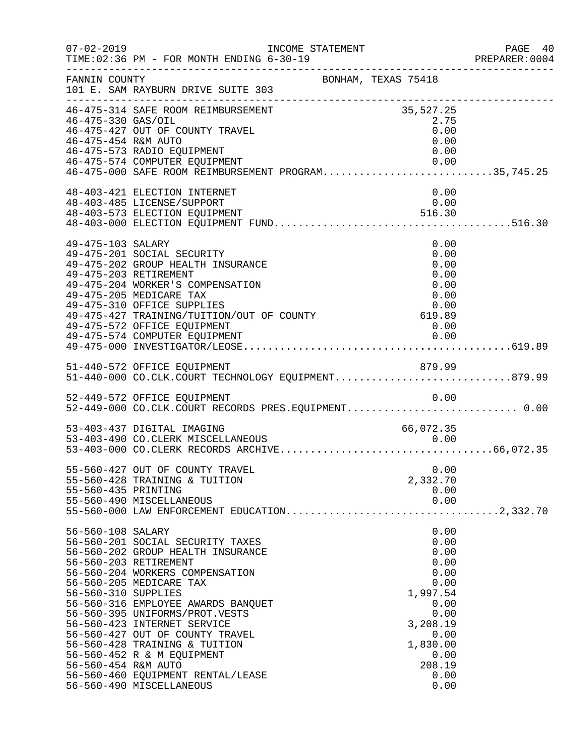07-02-2019 INCOME STATEMENT
TIME:02:36 PM - FOR MONTH ENDING 6-30-19 PREPARER:0004

FANNIN COUNTY BONHAM, TEXAS 75418
101 E. SAM RAYBURN DRIVE SUITE 303

| Account | Description | Amount | Total |
|---|---|---|---|
| 46-475-314 | SAFE ROOM REIMBURSEMENT | 35,527.25 | |
| 46-475-330 | GAS/OIL | 2.75 | |
| 46-475-427 | OUT OF COUNTY TRAVEL | 0.00 | |
| 46-475-454 | R&M AUTO | 0.00 | |
| 46-475-573 | RADIO EQUIPMENT | 0.00 | |
| 46-475-574 | COMPUTER EQUIPMENT | 0.00 | |
| 46-475-000 | SAFE ROOM REIMBURSEMENT PROGRAM | | 35,745.25 |
| 48-403-421 | ELECTION INTERNET | 0.00 | |
| 48-403-485 | LICENSE/SUPPORT | 0.00 | |
| 48-403-573 | ELECTION EQUIPMENT | 516.30 | |
| 48-403-000 | ELECTION EQUIPMENT FUND | | 516.30 |
| 49-475-103 | SALARY | 0.00 | |
| 49-475-201 | SOCIAL SECURITY | 0.00 | |
| 49-475-202 | GROUP HEALTH INSURANCE | 0.00 | |
| 49-475-203 | RETIREMENT | 0.00 | |
| 49-475-204 | WORKER'S COMPENSATION | 0.00 | |
| 49-475-205 | MEDICARE TAX | 0.00 | |
| 49-475-310 | OFFICE SUPPLIES | 0.00 | |
| 49-475-427 | TRAINING/TUITION/OUT OF COUNTY | 619.89 | |
| 49-475-572 | OFFICE EQUIPMENT | 0.00 | |
| 49-475-574 | COMPUTER EQUIPMENT | 0.00 | |
| 49-475-000 | INVESTIGATOR/LEOSE | | 619.89 |
| 51-440-572 | OFFICE EQUIPMENT | 879.99 | |
| 51-440-000 | CO.CLK.COURT TECHNOLOGY EQUIPMENT | | 879.99 |
| 52-449-572 | OFFICE EQUIPMENT | 0.00 | |
| 52-449-000 | CO.CLK.COURT RECORDS PRES.EQUIPMENT | | 0.00 |
| 53-403-437 | DIGITAL IMAGING | 66,072.35 | |
| 53-403-490 | CO.CLERK MISCELLANEOUS | 0.00 | |
| 53-403-000 | CO.CLERK RECORDS ARCHIVE | | 66,072.35 |
| 55-560-427 | OUT OF COUNTY TRAVEL | 0.00 | |
| 55-560-428 | TRAINING & TUITION | 2,332.70 | |
| 55-560-435 | PRINTING | 0.00 | |
| 55-560-490 | MISCELLANEOUS | 0.00 | |
| 55-560-000 | LAW ENFORCEMENT EDUCATION | | 2,332.70 |
| 56-560-108 | SALARY | 0.00 | |
| 56-560-201 | SOCIAL SECURITY TAXES | 0.00 | |
| 56-560-202 | GROUP HEALTH INSURANCE | 0.00 | |
| 56-560-203 | RETIREMENT | 0.00 | |
| 56-560-204 | WORKERS COMPENSATION | 0.00 | |
| 56-560-205 | MEDICARE TAX | 0.00 | |
| 56-560-310 | SUPPLIES | 1,997.54 | |
| 56-560-316 | EMPLOYEE AWARDS BANQUET | 0.00 | |
| 56-560-395 | UNIFORMS/PROT.VESTS | 0.00 | |
| 56-560-423 | INTERNET SERVICE | 3,208.19 | |
| 56-560-427 | OUT OF COUNTY TRAVEL | 0.00 | |
| 56-560-428 | TRAINING & TUITION | 1,830.00 | |
| 56-560-452 | R & M EQUIPMENT | 0.00 | |
| 56-560-454 | R&M AUTO | 208.19 | |
| 56-560-460 | EQUIPMENT RENTAL/LEASE | 0.00 | |
| 56-560-490 | MISCELLANEOUS | 0.00 | |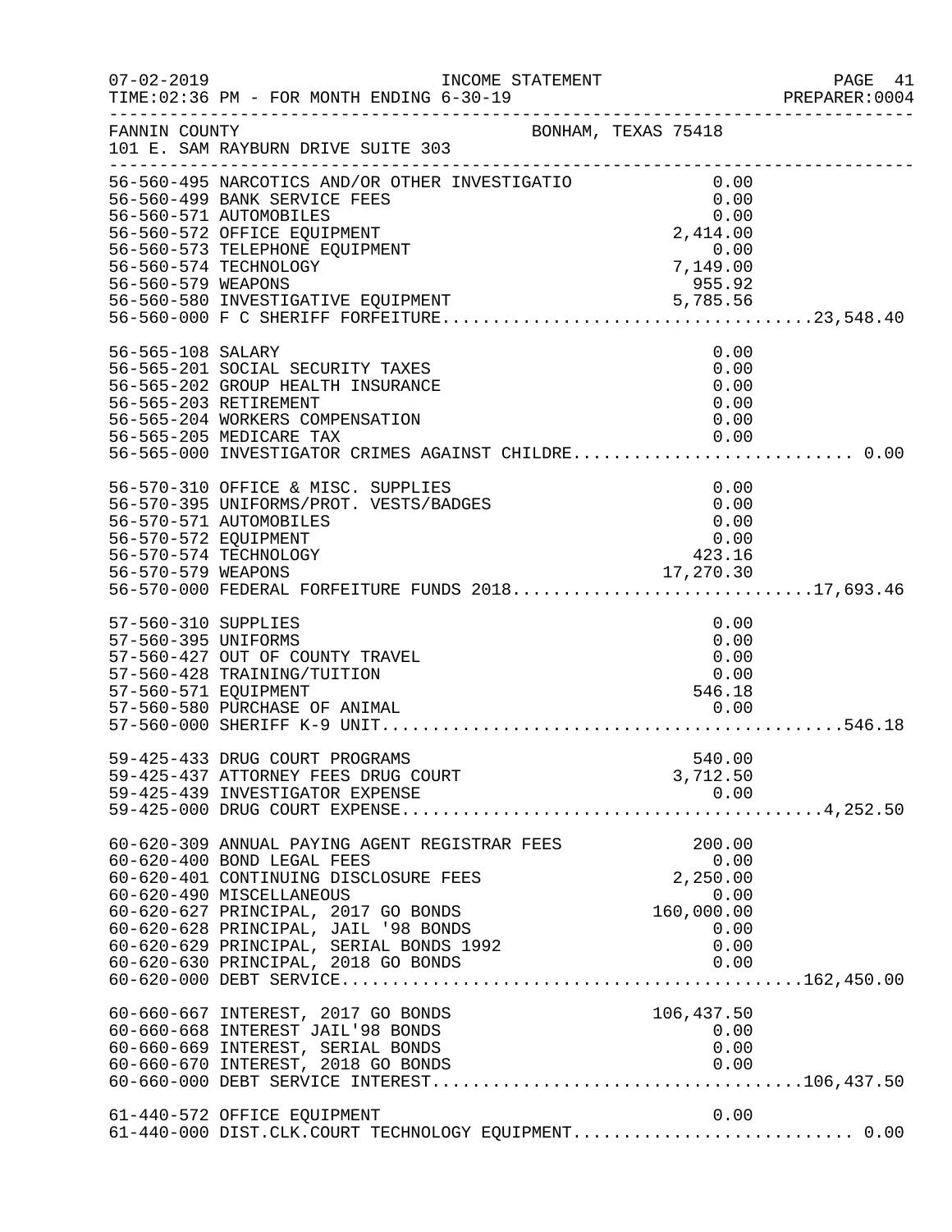FANNIN COUNTY BONHAM, TEXAS 75418
101 E. SAM RAYBURN DRIVE SUITE 303

| Account | Description | Amount | Total |
|---|---|---|---|
| 56-560-495 | NARCOTICS AND/OR OTHER INVESTIGATIO | 0.00 | |
| 56-560-499 | BANK SERVICE FEES | 0.00 | |
| 56-560-571 | AUTOMOBILES | 0.00 | |
| 56-560-572 | OFFICE EQUIPMENT | 2,414.00 | |
| 56-560-573 | TELEPHONE EQUIPMENT | 0.00 | |
| 56-560-574 | TECHNOLOGY | 7,149.00 | |
| 56-560-579 | WEAPONS | 955.92 | |
| 56-560-580 | INVESTIGATIVE EQUIPMENT | 5,785.56 | |
| 56-560-000 | F C SHERIFF FORFEITURE | | 23,548.40 |
| 56-565-108 | SALARY | 0.00 | |
| 56-565-201 | SOCIAL SECURITY TAXES | 0.00 | |
| 56-565-202 | GROUP HEALTH INSURANCE | 0.00 | |
| 56-565-203 | RETIREMENT | 0.00 | |
| 56-565-204 | WORKERS COMPENSATION | 0.00 | |
| 56-565-205 | MEDICARE TAX | 0.00 | |
| 56-565-000 | INVESTIGATOR CRIMES AGAINST CHILDRE | | 0.00 |
| 56-570-310 | OFFICE & MISC. SUPPLIES | 0.00 | |
| 56-570-395 | UNIFORMS/PROT. VESTS/BADGES | 0.00 | |
| 56-570-571 | AUTOMOBILES | 0.00 | |
| 56-570-572 | EQUIPMENT | 0.00 | |
| 56-570-574 | TECHNOLOGY | 423.16 | |
| 56-570-579 | WEAPONS | 17,270.30 | |
| 56-570-000 | FEDERAL FORFEITURE FUNDS 2018 | | 17,693.46 |
| 57-560-310 | SUPPLIES | 0.00 | |
| 57-560-395 | UNIFORMS | 0.00 | |
| 57-560-427 | OUT OF COUNTY TRAVEL | 0.00 | |
| 57-560-428 | TRAINING/TUITION | 0.00 | |
| 57-560-571 | EQUIPMENT | 546.18 | |
| 57-560-580 | PURCHASE OF ANIMAL | 0.00 | |
| 57-560-000 | SHERIFF K-9 UNIT | | 546.18 |
| 59-425-433 | DRUG COURT PROGRAMS | 540.00 | |
| 59-425-437 | ATTORNEY FEES DRUG COURT | 3,712.50 | |
| 59-425-439 | INVESTIGATOR EXPENSE | 0.00 | |
| 59-425-000 | DRUG COURT EXPENSE | | 4,252.50 |
| 60-620-309 | ANNUAL PAYING AGENT REGISTRAR FEES | 200.00 | |
| 60-620-400 | BOND LEGAL FEES | 0.00 | |
| 60-620-401 | CONTINUING DISCLOSURE FEES | 2,250.00 | |
| 60-620-490 | MISCELLANEOUS | 0.00 | |
| 60-620-627 | PRINCIPAL, 2017 GO BONDS | 160,000.00 | |
| 60-620-628 | PRINCIPAL, JAIL '98 BONDS | 0.00 | |
| 60-620-629 | PRINCIPAL, SERIAL BONDS 1992 | 0.00 | |
| 60-620-630 | PRINCIPAL, 2018 GO BONDS | 0.00 | |
| 60-620-000 | DEBT SERVICE | | 162,450.00 |
| 60-660-667 | INTEREST, 2017 GO BONDS | 106,437.50 | |
| 60-660-668 | INTEREST JAIL'98 BONDS | 0.00 | |
| 60-660-669 | INTEREST, SERIAL BONDS | 0.00 | |
| 60-660-670 | INTEREST, 2018 GO BONDS | 0.00 | |
| 60-660-000 | DEBT SERVICE INTEREST | | 106,437.50 |
| 61-440-572 | OFFICE EQUIPMENT | 0.00 | |
| 61-440-000 | DIST.CLK.COURT TECHNOLOGY EQUIPMENT | | 0.00 |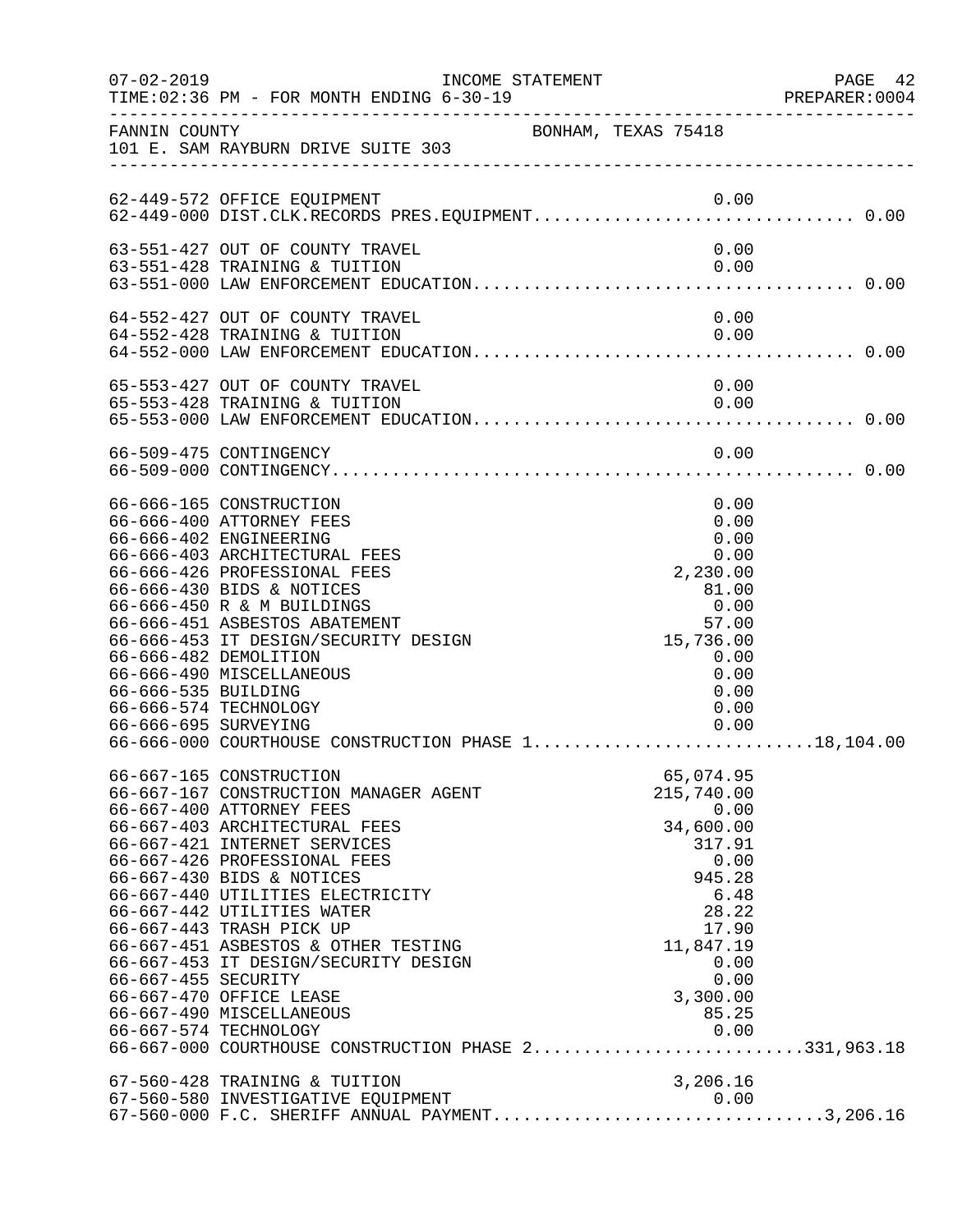FANNIN COUNTY BONHAM, TEXAS 75418
101 E. SAM RAYBURN DRIVE SUITE 303

| Account | Description | Amount | Total |
|---|---|---|---|
| 62-449-572 | OFFICE EQUIPMENT | 0.00 | |
| 62-449-000 | DIST.CLK.RECORDS PRES.EQUIPMENT | | 0.00 |
| 63-551-427 | OUT OF COUNTY TRAVEL | 0.00 | |
| 63-551-428 | TRAINING & TUITION | 0.00 | |
| 63-551-000 | LAW ENFORCEMENT EDUCATION | | 0.00 |
| 64-552-427 | OUT OF COUNTY TRAVEL | 0.00 | |
| 64-552-428 | TRAINING & TUITION | 0.00 | |
| 64-552-000 | LAW ENFORCEMENT EDUCATION | | 0.00 |
| 65-553-427 | OUT OF COUNTY TRAVEL | 0.00 | |
| 65-553-428 | TRAINING & TUITION | 0.00 | |
| 65-553-000 | LAW ENFORCEMENT EDUCATION | | 0.00 |
| 66-509-475 | CONTINGENCY | 0.00 | |
| 66-509-000 | CONTINGENCY | | 0.00 |
| 66-666-165 | CONSTRUCTION | 0.00 | |
| 66-666-400 | ATTORNEY FEES | 0.00 | |
| 66-666-402 | ENGINEERING | 0.00 | |
| 66-666-403 | ARCHITECTURAL FEES | 0.00 | |
| 66-666-426 | PROFESSIONAL FEES | 2,230.00 | |
| 66-666-430 | BIDS & NOTICES | 81.00 | |
| 66-666-450 | R & M BUILDINGS | 0.00 | |
| 66-666-451 | ASBESTOS ABATEMENT | 57.00 | |
| 66-666-453 | IT DESIGN/SECURITY DESIGN | 15,736.00 | |
| 66-666-482 | DEMOLITION | 0.00 | |
| 66-666-490 | MISCELLANEOUS | 0.00 | |
| 66-666-535 | BUILDING | 0.00 | |
| 66-666-574 | TECHNOLOGY | 0.00 | |
| 66-666-695 | SURVEYING | 0.00 | |
| 66-666-000 | COURTHOUSE CONSTRUCTION PHASE 1 | | 18,104.00 |
| 66-667-165 | CONSTRUCTION | 65,074.95 | |
| 66-667-167 | CONSTRUCTION MANAGER AGENT | 215,740.00 | |
| 66-667-400 | ATTORNEY FEES | 0.00 | |
| 66-667-403 | ARCHITECTURAL FEES | 34,600.00 | |
| 66-667-421 | INTERNET SERVICES | 317.91 | |
| 66-667-426 | PROFESSIONAL FEES | 0.00 | |
| 66-667-430 | BIDS & NOTICES | 945.28 | |
| 66-667-440 | UTILITIES ELECTRICITY | 6.48 | |
| 66-667-442 | UTILITIES WATER | 28.22 | |
| 66-667-443 | TRASH PICK UP | 17.90 | |
| 66-667-451 | ASBESTOS & OTHER TESTING | 11,847.19 | |
| 66-667-453 | IT DESIGN/SECURITY DESIGN | 0.00 | |
| 66-667-455 | SECURITY | 0.00 | |
| 66-667-470 | OFFICE LEASE | 3,300.00 | |
| 66-667-490 | MISCELLANEOUS | 85.25 | |
| 66-667-574 | TECHNOLOGY | 0.00 | |
| 66-667-000 | COURTHOUSE CONSTRUCTION PHASE 2 | | 331,963.18 |
| 67-560-428 | TRAINING & TUITION | 3,206.16 | |
| 67-560-580 | INVESTIGATIVE EQUIPMENT | 0.00 | |
| 67-560-000 | F.C. SHERIFF ANNUAL PAYMENT | | 3,206.16 |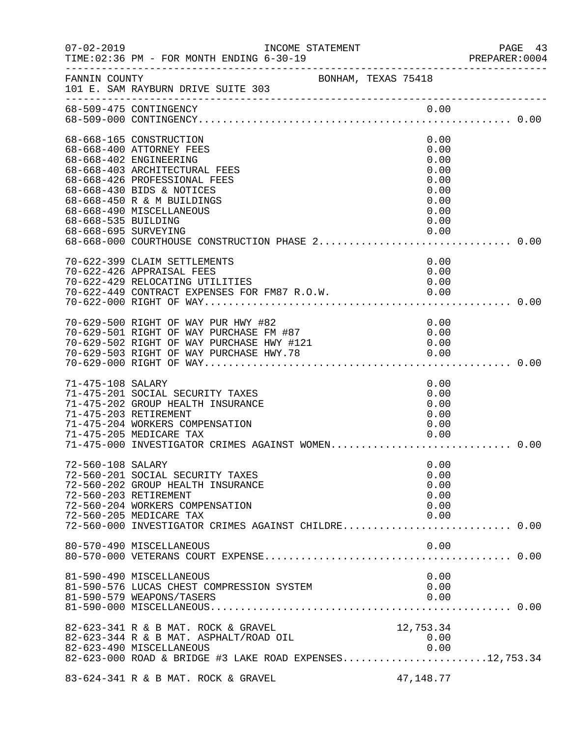07-02-2019 INCOME STATEMENT PAGE 43
TIME:02:36 PM - FOR MONTH ENDING 6-30-19 PREPARER:0004

FANNIN COUNTY BONHAM, TEXAS 75418
101 E. SAM RAYBURN DRIVE SUITE 303

| Account | Description | Amount | Total |
|---|---|---|---|
| 68-509-475 | CONTINGENCY | 0.00 | |
| 68-509-000 | CONTINGENCY | | 0.00 |
| 68-668-165 | CONSTRUCTION | 0.00 | |
| 68-668-400 | ATTORNEY FEES | 0.00 | |
| 68-668-402 | ENGINEERING | 0.00 | |
| 68-668-403 | ARCHITECTURAL FEES | 0.00 | |
| 68-668-426 | PROFESSIONAL FEES | 0.00 | |
| 68-668-430 | BIDS & NOTICES | 0.00 | |
| 68-668-450 | R & M BUILDINGS | 0.00 | |
| 68-668-490 | MISCELLANEOUS | 0.00 | |
| 68-668-535 | BUILDING | 0.00 | |
| 68-668-695 | SURVEYING | 0.00 | |
| 68-668-000 | COURTHOUSE CONSTRUCTION PHASE 2 | | 0.00 |
| 70-622-399 | CLAIM SETTLEMENTS | 0.00 | |
| 70-622-426 | APPRAISAL FEES | 0.00 | |
| 70-622-429 | RELOCATING UTILITIES | 0.00 | |
| 70-622-449 | CONTRACT EXPENSES FOR FM87 R.O.W. | 0.00 | |
| 70-622-000 | RIGHT OF WAY | | 0.00 |
| 70-629-500 | RIGHT OF WAY PUR HWY #82 | 0.00 | |
| 70-629-501 | RIGHT OF WAY PURCHASE FM #87 | 0.00 | |
| 70-629-502 | RIGHT OF WAY PURCHASE HWY #121 | 0.00 | |
| 70-629-503 | RIGHT OF WAY PURCHASE HWY.78 | 0.00 | |
| 70-629-000 | RIGHT OF WAY | | 0.00 |
| 71-475-108 | SALARY | 0.00 | |
| 71-475-201 | SOCIAL SECURITY TAXES | 0.00 | |
| 71-475-202 | GROUP HEALTH INSURANCE | 0.00 | |
| 71-475-203 | RETIREMENT | 0.00 | |
| 71-475-204 | WORKERS COMPENSATION | 0.00 | |
| 71-475-205 | MEDICARE TAX | 0.00 | |
| 71-475-000 | INVESTIGATOR CRIMES AGAINST WOMEN | | 0.00 |
| 72-560-108 | SALARY | 0.00 | |
| 72-560-201 | SOCIAL SECURITY TAXES | 0.00 | |
| 72-560-202 | GROUP HEALTH INSURANCE | 0.00 | |
| 72-560-203 | RETIREMENT | 0.00 | |
| 72-560-204 | WORKERS COMPENSATION | 0.00 | |
| 72-560-205 | MEDICARE TAX | 0.00 | |
| 72-560-000 | INVESTIGATOR CRIMES AGAINST CHILDRE | | 0.00 |
| 80-570-490 | MISCELLANEOUS | 0.00 | |
| 80-570-000 | VETERANS COURT EXPENSE | | 0.00 |
| 81-590-490 | MISCELLANEOUS | 0.00 | |
| 81-590-576 | LUCAS CHEST COMPRESSION SYSTEM | 0.00 | |
| 81-590-579 | WEAPONS/TASERS | 0.00 | |
| 81-590-000 | MISCELLANEOUS | | 0.00 |
| 82-623-341 | R & B MAT. ROCK & GRAVEL | 12,753.34 | |
| 82-623-344 | R & B MAT. ASPHALT/ROAD OIL | 0.00 | |
| 82-623-490 | MISCELLANEOUS | 0.00 | |
| 82-623-000 | ROAD & BRIDGE #3 LAKE ROAD EXPENSES | | 12,753.34 |
| 83-624-341 | R & B MAT. ROCK & GRAVEL | 47,148.77 | |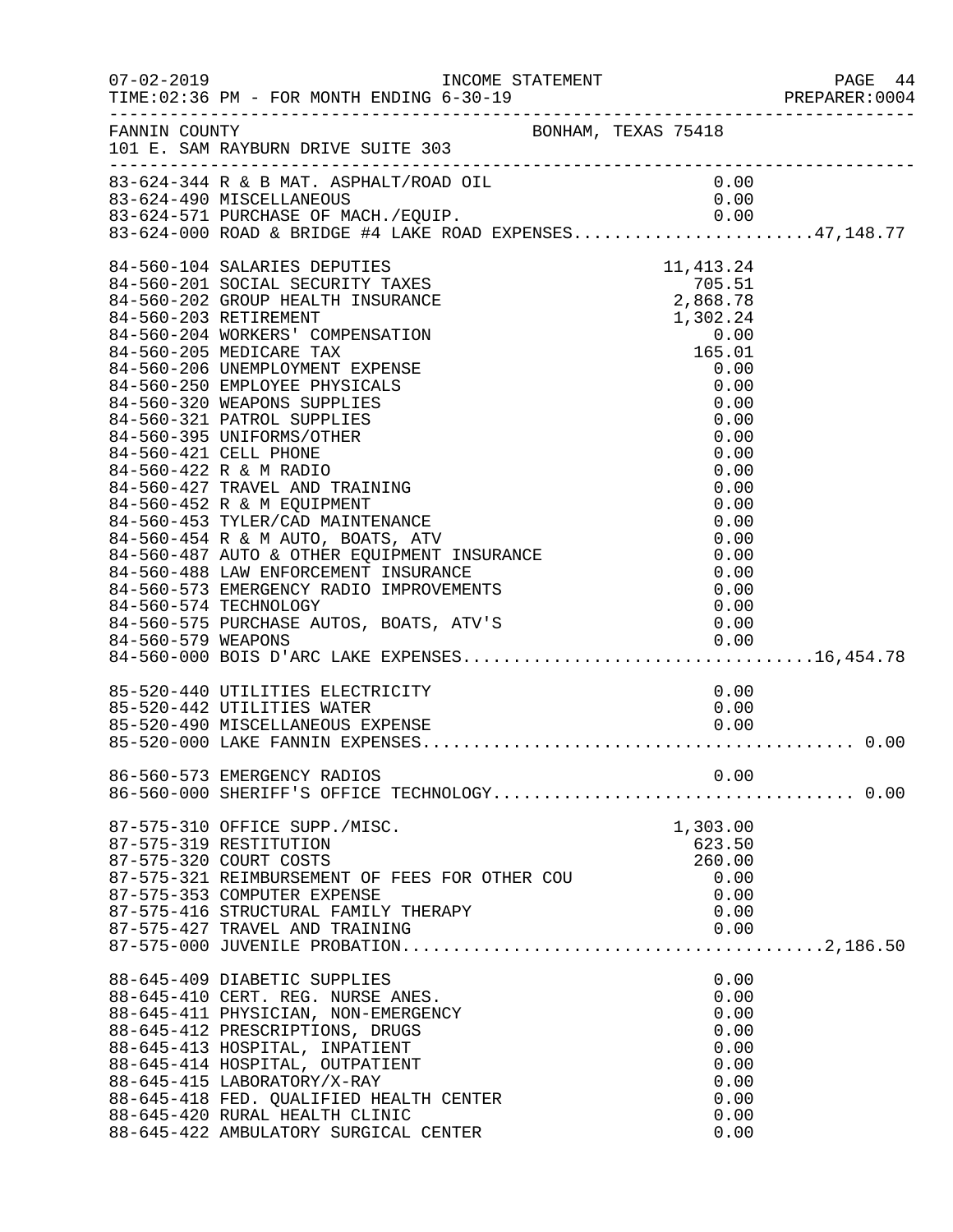FANNIN COUNTY BONHAM, TEXAS 75418
101 E. SAM RAYBURN DRIVE SUITE 303

INCOME STATEMENT
TIME:02:36 PM - FOR MONTH ENDING 6-30-19

| Account | Description | Amount | Total |
|---|---|---|---|
| 83-624-344 | R & B MAT. ASPHALT/ROAD OIL | 0.00 | |
| 83-624-490 | MISCELLANEOUS | 0.00 | |
| 83-624-571 | PURCHASE OF MACH./EQUIP. | 0.00 | |
| 83-624-000 | ROAD & BRIDGE #4 LAKE ROAD EXPENSES | | 47,148.77 |
| 84-560-104 | SALARIES DEPUTIES | 11,413.24 | |
| 84-560-201 | SOCIAL SECURITY TAXES | 705.51 | |
| 84-560-202 | GROUP HEALTH INSURANCE | 2,868.78 | |
| 84-560-203 | RETIREMENT | 1,302.24 | |
| 84-560-204 | WORKERS' COMPENSATION | 0.00 | |
| 84-560-205 | MEDICARE TAX | 165.01 | |
| 84-560-206 | UNEMPLOYMENT EXPENSE | 0.00 | |
| 84-560-250 | EMPLOYEE PHYSICALS | 0.00 | |
| 84-560-320 | WEAPONS SUPPLIES | 0.00 | |
| 84-560-321 | PATROL SUPPLIES | 0.00 | |
| 84-560-395 | UNIFORMS/OTHER | 0.00 | |
| 84-560-421 | CELL PHONE | 0.00 | |
| 84-560-422 | R & M RADIO | 0.00 | |
| 84-560-427 | TRAVEL AND TRAINING | 0.00 | |
| 84-560-452 | R & M EQUIPMENT | 0.00 | |
| 84-560-453 | TYLER/CAD MAINTENANCE | 0.00 | |
| 84-560-454 | R & M AUTO, BOATS, ATV | 0.00 | |
| 84-560-487 | AUTO & OTHER EQUIPMENT INSURANCE | 0.00 | |
| 84-560-488 | LAW ENFORCEMENT INSURANCE | 0.00 | |
| 84-560-573 | EMERGENCY RADIO IMPROVEMENTS | 0.00 | |
| 84-560-574 | TECHNOLOGY | 0.00 | |
| 84-560-575 | PURCHASE AUTOS, BOATS, ATV'S | 0.00 | |
| 84-560-579 | WEAPONS | 0.00 | |
| 84-560-000 | BOIS D'ARC LAKE EXPENSES | | 16,454.78 |
| 85-520-440 | UTILITIES ELECTRICITY | 0.00 | |
| 85-520-442 | UTILITIES WATER | 0.00 | |
| 85-520-490 | MISCELLANEOUS EXPENSE | 0.00 | |
| 85-520-000 | LAKE FANNIN EXPENSES | | 0.00 |
| 86-560-573 | EMERGENCY RADIOS | 0.00 | |
| 86-560-000 | SHERIFF'S OFFICE TECHNOLOGY | | 0.00 |
| 87-575-310 | OFFICE SUPP./MISC. | 1,303.00 | |
| 87-575-319 | RESTITUTION | 623.50 | |
| 87-575-320 | COURT COSTS | 260.00 | |
| 87-575-321 | REIMBURSEMENT OF FEES FOR OTHER COU | 0.00 | |
| 87-575-353 | COMPUTER EXPENSE | 0.00 | |
| 87-575-416 | STRUCTURAL FAMILY THERAPY | 0.00 | |
| 87-575-427 | TRAVEL AND TRAINING | 0.00 | |
| 87-575-000 | JUVENILE PROBATION | | 2,186.50 |
| 88-645-409 | DIABETIC SUPPLIES | 0.00 | |
| 88-645-410 | CERT. REG. NURSE ANES. | 0.00 | |
| 88-645-411 | PHYSICIAN, NON-EMERGENCY | 0.00 | |
| 88-645-412 | PRESCRIPTIONS, DRUGS | 0.00 | |
| 88-645-413 | HOSPITAL, INPATIENT | 0.00 | |
| 88-645-414 | HOSPITAL, OUTPATIENT | 0.00 | |
| 88-645-415 | LABORATORY/X-RAY | 0.00 | |
| 88-645-418 | FED. QUALIFIED HEALTH CENTER | 0.00 | |
| 88-645-420 | RURAL HEALTH CLINIC | 0.00 | |
| 88-645-422 | AMBULATORY SURGICAL CENTER | 0.00 | |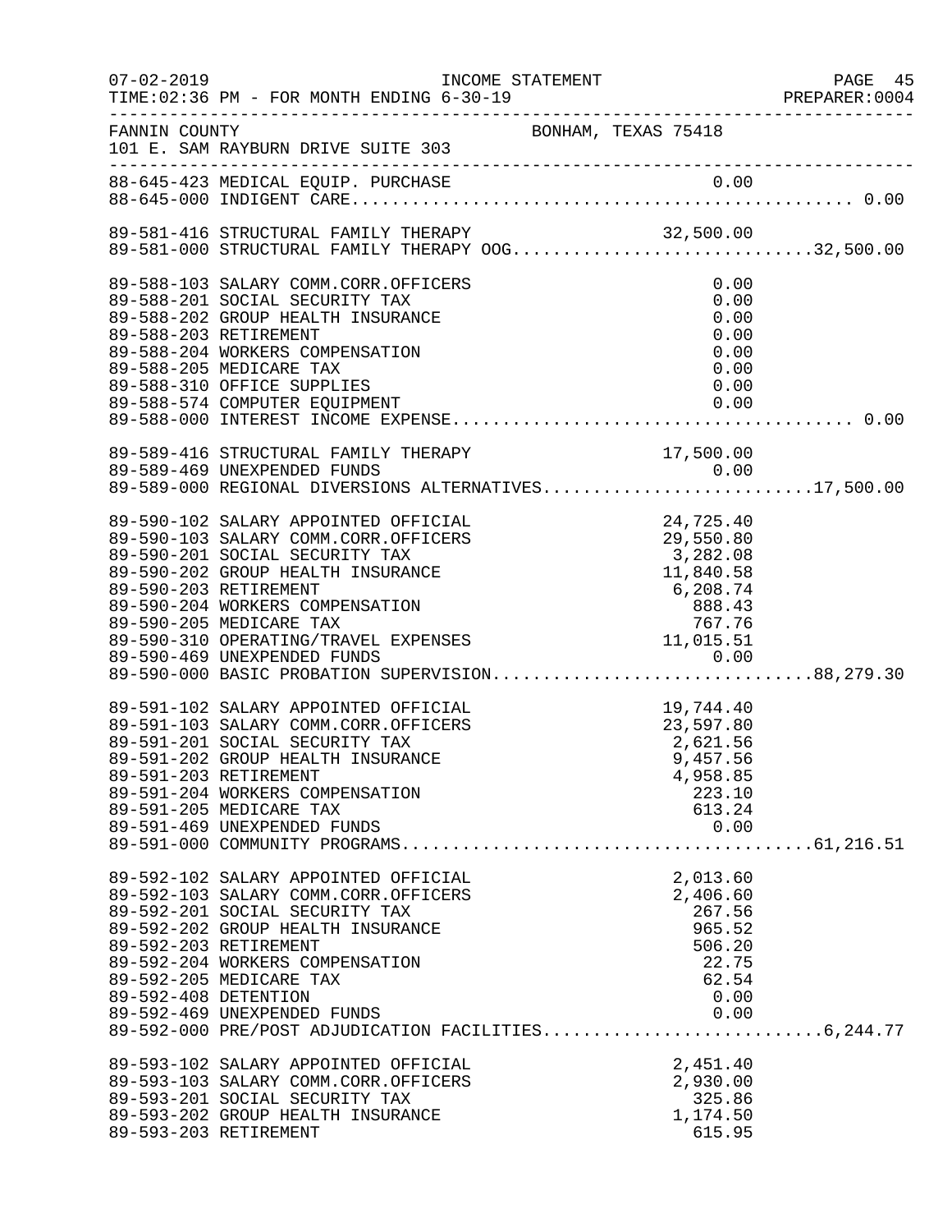FANNIN COUNTY — BONHAM, TEXAS 75418
101 E. SAM RAYBURN DRIVE SUITE 303

| Account | Description | Amount | Total |
|---|---|---|---|
| 88-645-423 | MEDICAL EQUIP. PURCHASE | 0.00 | |
| 88-645-000 | INDIGENT CARE | | 0.00 |
| 89-581-416 | STRUCTURAL FAMILY THERAPY | 32,500.00 | |
| 89-581-000 | STRUCTURAL FAMILY THERAPY OOG | | 32,500.00 |
| 89-588-103 | SALARY COMM.CORR.OFFICERS | 0.00 | |
| 89-588-201 | SOCIAL SECURITY TAX | 0.00 | |
| 89-588-202 | GROUP HEALTH INSURANCE | 0.00 | |
| 89-588-203 | RETIREMENT | 0.00 | |
| 89-588-204 | WORKERS COMPENSATION | 0.00 | |
| 89-588-205 | MEDICARE TAX | 0.00 | |
| 89-588-310 | OFFICE SUPPLIES | 0.00 | |
| 89-588-574 | COMPUTER EQUIPMENT | 0.00 | |
| 89-588-000 | INTEREST INCOME EXPENSE | | 0.00 |
| 89-589-416 | STRUCTURAL FAMILY THERAPY | 17,500.00 | |
| 89-589-469 | UNEXPENDED FUNDS | 0.00 | |
| 89-589-000 | REGIONAL DIVERSIONS ALTERNATIVES | | 17,500.00 |
| 89-590-102 | SALARY APPOINTED OFFICIAL | 24,725.40 | |
| 89-590-103 | SALARY COMM.CORR.OFFICERS | 29,550.80 | |
| 89-590-201 | SOCIAL SECURITY TAX | 3,282.08 | |
| 89-590-202 | GROUP HEALTH INSURANCE | 11,840.58 | |
| 89-590-203 | RETIREMENT | 6,208.74 | |
| 89-590-204 | WORKERS COMPENSATION | 888.43 | |
| 89-590-205 | MEDICARE TAX | 767.76 | |
| 89-590-310 | OPERATING/TRAVEL EXPENSES | 11,015.51 | |
| 89-590-469 | UNEXPENDED FUNDS | 0.00 | |
| 89-590-000 | BASIC PROBATION SUPERVISION | | 88,279.30 |
| 89-591-102 | SALARY APPOINTED OFFICIAL | 19,744.40 | |
| 89-591-103 | SALARY COMM.CORR.OFFICERS | 23,597.80 | |
| 89-591-201 | SOCIAL SECURITY TAX | 2,621.56 | |
| 89-591-202 | GROUP HEALTH INSURANCE | 9,457.56 | |
| 89-591-203 | RETIREMENT | 4,958.85 | |
| 89-591-204 | WORKERS COMPENSATION | 223.10 | |
| 89-591-205 | MEDICARE TAX | 613.24 | |
| 89-591-469 | UNEXPENDED FUNDS | 0.00 | |
| 89-591-000 | COMMUNITY PROGRAMS | | 61,216.51 |
| 89-592-102 | SALARY APPOINTED OFFICIAL | 2,013.60 | |
| 89-592-103 | SALARY COMM.CORR.OFFICERS | 2,406.60 | |
| 89-592-201 | SOCIAL SECURITY TAX | 267.56 | |
| 89-592-202 | GROUP HEALTH INSURANCE | 965.52 | |
| 89-592-203 | RETIREMENT | 506.20 | |
| 89-592-204 | WORKERS COMPENSATION | 22.75 | |
| 89-592-205 | MEDICARE TAX | 62.54 | |
| 89-592-408 | DETENTION | 0.00 | |
| 89-592-469 | UNEXPENDED FUNDS | 0.00 | |
| 89-592-000 | PRE/POST ADJUDICATION FACILITIES | | 6,244.77 |
| 89-593-102 | SALARY APPOINTED OFFICIAL | 2,451.40 | |
| 89-593-103 | SALARY COMM.CORR.OFFICERS | 2,930.00 | |
| 89-593-201 | SOCIAL SECURITY TAX | 325.86 | |
| 89-593-202 | GROUP HEALTH INSURANCE | 1,174.50 | |
| 89-593-203 | RETIREMENT | 615.95 | |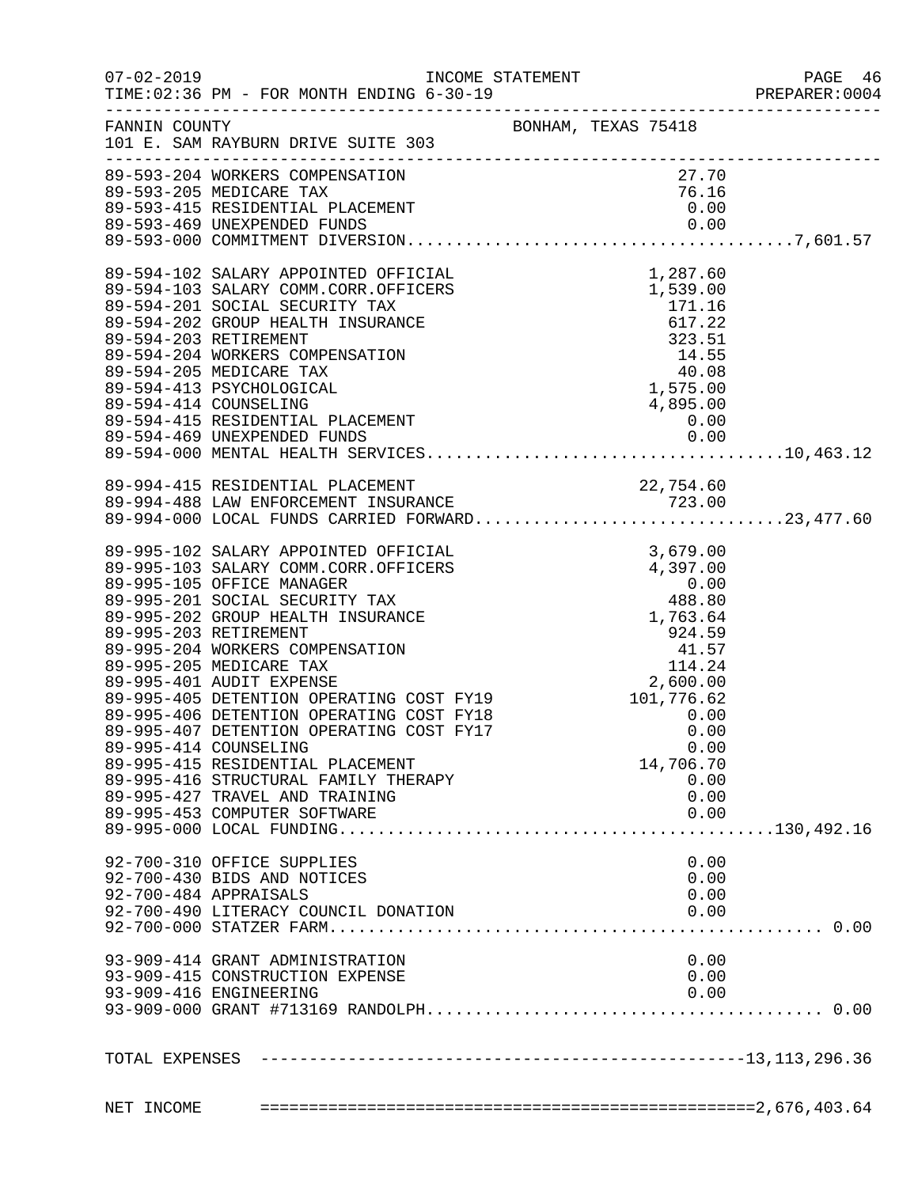FANNIN COUNTY — BONHAM, TEXAS 75418
101 E. SAM RAYBURN DRIVE SUITE 303

INCOME STATEMENT
TIME:02:36 PM - FOR MONTH ENDING 6-30-19

| Account | Description | Amount | Total |
|---|---|---|---|
| 89-593-204 | WORKERS COMPENSATION | 27.70 | |
| 89-593-205 | MEDICARE TAX | 76.16 | |
| 89-593-415 | RESIDENTIAL PLACEMENT | 0.00 | |
| 89-593-469 | UNEXPENDED FUNDS | 0.00 | |
| 89-593-000 | COMMITMENT DIVERSION | | 7,601.57 |
| 89-594-102 | SALARY APPOINTED OFFICIAL | 1,287.60 | |
| 89-594-103 | SALARY COMM.CORR.OFFICERS | 1,539.00 | |
| 89-594-201 | SOCIAL SECURITY TAX | 171.16 | |
| 89-594-202 | GROUP HEALTH INSURANCE | 617.22 | |
| 89-594-203 | RETIREMENT | 323.51 | |
| 89-594-204 | WORKERS COMPENSATION | 14.55 | |
| 89-594-205 | MEDICARE TAX | 40.08 | |
| 89-594-413 | PSYCHOLOGICAL | 1,575.00 | |
| 89-594-414 | COUNSELING | 4,895.00 | |
| 89-594-415 | RESIDENTIAL PLACEMENT | 0.00 | |
| 89-594-469 | UNEXPENDED FUNDS | 0.00 | |
| 89-594-000 | MENTAL HEALTH SERVICES | | 10,463.12 |
| 89-994-415 | RESIDENTIAL PLACEMENT | 22,754.60 | |
| 89-994-488 | LAW ENFORCEMENT INSURANCE | 723.00 | |
| 89-994-000 | LOCAL FUNDS CARRIED FORWARD | | 23,477.60 |
| 89-995-102 | SALARY APPOINTED OFFICIAL | 3,679.00 | |
| 89-995-103 | SALARY COMM.CORR.OFFICERS | 4,397.00 | |
| 89-995-105 | OFFICE MANAGER | 0.00 | |
| 89-995-201 | SOCIAL SECURITY TAX | 488.80 | |
| 89-995-202 | GROUP HEALTH INSURANCE | 1,763.64 | |
| 89-995-203 | RETIREMENT | 924.59 | |
| 89-995-204 | WORKERS COMPENSATION | 41.57 | |
| 89-995-205 | MEDICARE TAX | 114.24 | |
| 89-995-401 | AUDIT EXPENSE | 2,600.00 | |
| 89-995-405 | DETENTION OPERATING COST FY19 | 101,776.62 | |
| 89-995-406 | DETENTION OPERATING COST FY18 | 0.00 | |
| 89-995-407 | DETENTION OPERATING COST FY17 | 0.00 | |
| 89-995-414 | COUNSELING | 0.00 | |
| 89-995-415 | RESIDENTIAL PLACEMENT | 14,706.70 | |
| 89-995-416 | STRUCTURAL FAMILY THERAPY | 0.00 | |
| 89-995-427 | TRAVEL AND TRAINING | 0.00 | |
| 89-995-453 | COMPUTER SOFTWARE | 0.00 | |
| 89-995-000 | LOCAL FUNDING | | 130,492.16 |
| 92-700-310 | OFFICE SUPPLIES | 0.00 | |
| 92-700-430 | BIDS AND NOTICES | 0.00 | |
| 92-700-484 | APPRAISALS | 0.00 | |
| 92-700-490 | LITERACY COUNCIL DONATION | 0.00 | |
| 92-700-000 | STATZER FARM | | 0.00 |
| 93-909-414 | GRANT ADMINISTRATION | 0.00 | |
| 93-909-415 | CONSTRUCTION EXPENSE | 0.00 | |
| 93-909-416 | ENGINEERING | 0.00 | |
| 93-909-000 | GRANT #713169 RANDOLPH | | 0.00 |
| | **TOTAL EXPENSES** | | **13,113,296.36** |
| | **NET INCOME** | | **2,676,403.64** |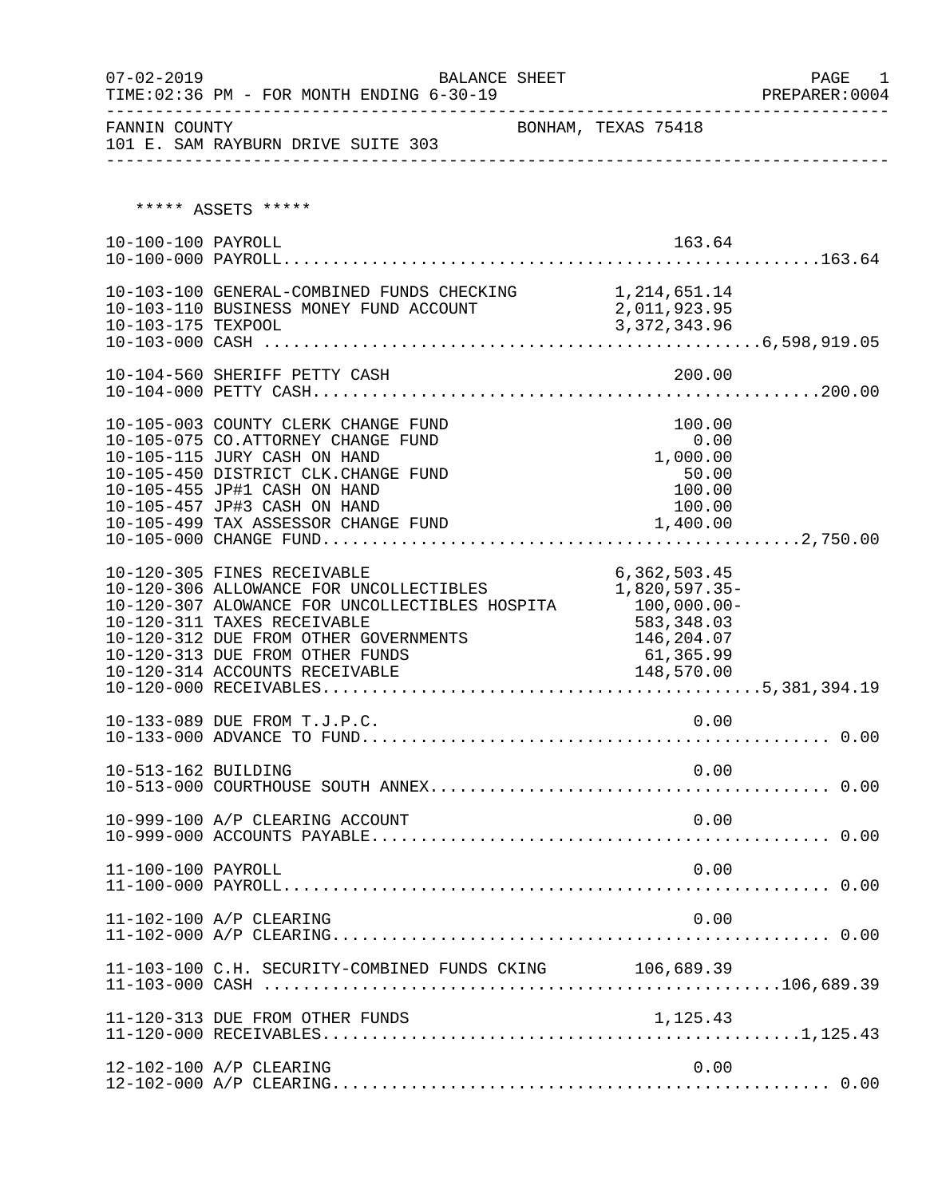FANNIN COUNTY BONHAM, TEXAS 75418
101 E. SAM RAYBURN DRIVE SUITE 303

BALANCE SHEET
FOR MONTH ENDING 6-30-19

***** ASSETS *****

| Account | Description | Detail | Total |
|---|---|---|---|
| 10-100-100 | PAYROLL | 163.64 | |
| 10-100-000 | PAYROLL | | 163.64 |
| 10-103-100 | GENERAL-COMBINED FUNDS CHECKING | 1,214,651.14 | |
| 10-103-110 | BUSINESS MONEY FUND ACCOUNT | 2,011,923.95 | |
| 10-103-175 | TEXPOOL | 3,372,343.96 | |
| 10-103-000 | CASH | | 6,598,919.05 |
| 10-104-560 | SHERIFF PETTY CASH | 200.00 | |
| 10-104-000 | PETTY CASH | | 200.00 |
| 10-105-003 | COUNTY CLERK CHANGE FUND | 100.00 | |
| 10-105-075 | CO.ATTORNEY CHANGE FUND | 0.00 | |
| 10-105-115 | JURY CASH ON HAND | 1,000.00 | |
| 10-105-450 | DISTRICT CLK.CHANGE FUND | 50.00 | |
| 10-105-455 | JP#1 CASH ON HAND | 100.00 | |
| 10-105-457 | JP#3 CASH ON HAND | 100.00 | |
| 10-105-499 | TAX ASSESSOR CHANGE FUND | 1,400.00 | |
| 10-105-000 | CHANGE FUND | | 2,750.00 |
| 10-120-305 | FINES RECEIVABLE | 6,362,503.45 | |
| 10-120-306 | ALLOWANCE FOR UNCOLLECTIBLES | 1,820,597.35- | |
| 10-120-307 | ALOWANCE FOR UNCOLLECTIBLES HOSPITA | 100,000.00- | |
| 10-120-311 | TAXES RECEIVABLE | 583,348.03 | |
| 10-120-312 | DUE FROM OTHER GOVERNMENTS | 146,204.07 | |
| 10-120-313 | DUE FROM OTHER FUNDS | 61,365.99 | |
| 10-120-314 | ACCOUNTS RECEIVABLE | 148,570.00 | |
| 10-120-000 | RECEIVABLES | | 5,381,394.19 |
| 10-133-089 | DUE FROM T.J.P.C. | 0.00 | |
| 10-133-000 | ADVANCE TO FUND | | 0.00 |
| 10-513-162 | BUILDING | 0.00 | |
| 10-513-000 | COURTHOUSE SOUTH ANNEX | | 0.00 |
| 10-999-100 | A/P CLEARING ACCOUNT | 0.00 | |
| 10-999-000 | ACCOUNTS PAYABLE | | 0.00 |
| 11-100-100 | PAYROLL | 0.00 | |
| 11-100-000 | PAYROLL | | 0.00 |
| 11-102-100 | A/P CLEARING | 0.00 | |
| 11-102-000 | A/P CLEARING | | 0.00 |
| 11-103-100 | C.H. SECURITY-COMBINED FUNDS CKING | 106,689.39 | |
| 11-103-000 | CASH | | 106,689.39 |
| 11-120-313 | DUE FROM OTHER FUNDS | 1,125.43 | |
| 11-120-000 | RECEIVABLES | | 1,125.43 |
| 12-102-100 | A/P CLEARING | 0.00 | |
| 12-102-000 | A/P CLEARING | | 0.00 |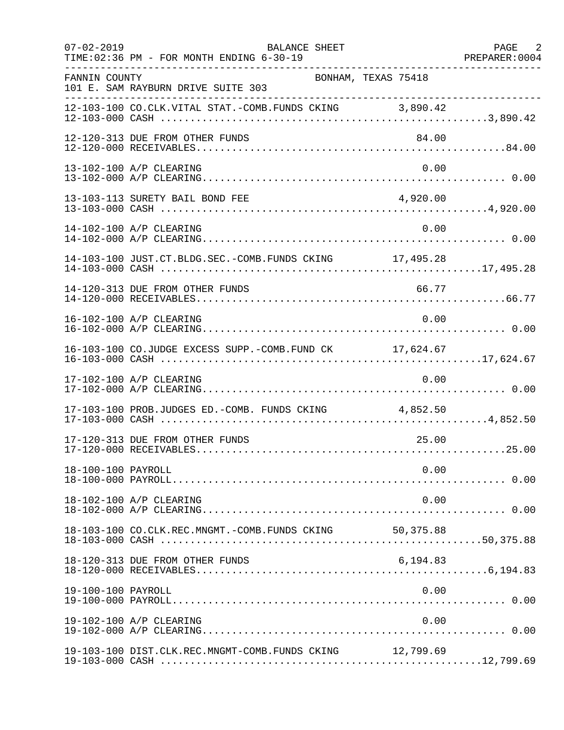FANNIN COUNTY — BONHAM, TEXAS 75418
101 E. SAM RAYBURN DRIVE SUITE 303

BALANCE SHEET — 07-02-2019 — TIME:02:36 PM - FOR MONTH ENDING 6-30-19 — PREPARER:0004

| Account | Description | Detail | Total |
|---|---|---|---|
| 12-103-100 | CO.CLK.VITAL STAT.-COMB.FUNDS CKING | 3,890.42 | |
| 12-103-000 | CASH | | 3,890.42 |
| 12-120-313 | DUE FROM OTHER FUNDS | 84.00 | |
| 12-120-000 | RECEIVABLES | | 84.00 |
| 13-102-100 | A/P CLEARING | 0.00 | |
| 13-102-000 | A/P CLEARING | | 0.00 |
| 13-103-113 | SURETY BAIL BOND FEE | 4,920.00 | |
| 13-103-000 | CASH | | 4,920.00 |
| 14-102-100 | A/P CLEARING | 0.00 | |
| 14-102-000 | A/P CLEARING | | 0.00 |
| 14-103-100 | JUST.CT.BLDG.SEC.-COMB.FUNDS CKING | 17,495.28 | |
| 14-103-000 | CASH | | 17,495.28 |
| 14-120-313 | DUE FROM OTHER FUNDS | 66.77 | |
| 14-120-000 | RECEIVABLES | | 66.77 |
| 16-102-100 | A/P CLEARING | 0.00 | |
| 16-102-000 | A/P CLEARING | | 0.00 |
| 16-103-100 | CO.JUDGE EXCESS SUPP.-COMB.FUND CK | 17,624.67 | |
| 16-103-000 | CASH | | 17,624.67 |
| 17-102-100 | A/P CLEARING | 0.00 | |
| 17-102-000 | A/P CLEARING | | 0.00 |
| 17-103-100 | PROB.JUDGES ED.-COMB. FUNDS CKING | 4,852.50 | |
| 17-103-000 | CASH | | 4,852.50 |
| 17-120-313 | DUE FROM OTHER FUNDS | 25.00 | |
| 17-120-000 | RECEIVABLES | | 25.00 |
| 18-100-100 | PAYROLL | 0.00 | |
| 18-100-000 | PAYROLL | | 0.00 |
| 18-102-100 | A/P CLEARING | 0.00 | |
| 18-102-000 | A/P CLEARING | | 0.00 |
| 18-103-100 | CO.CLK.REC.MNGMT.-COMB.FUNDS CKING | 50,375.88 | |
| 18-103-000 | CASH | | 50,375.88 |
| 18-120-313 | DUE FROM OTHER FUNDS | 6,194.83 | |
| 18-120-000 | RECEIVABLES | | 6,194.83 |
| 19-100-100 | PAYROLL | 0.00 | |
| 19-100-000 | PAYROLL | | 0.00 |
| 19-102-100 | A/P CLEARING | 0.00 | |
| 19-102-000 | A/P CLEARING | | 0.00 |
| 19-103-100 | DIST.CLK.REC.MNGMT-COMB.FUNDS CKING | 12,799.69 | |
| 19-103-000 | CASH | | 12,799.69 |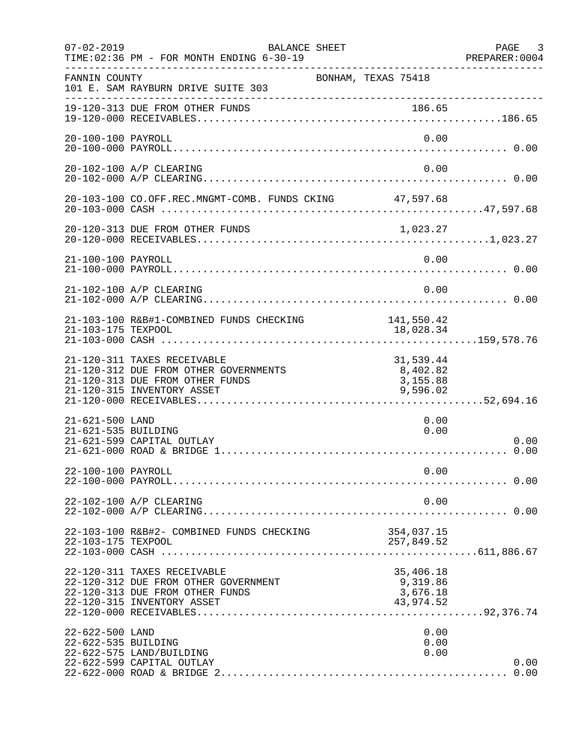FANNIN COUNTY BONHAM, TEXAS 75418
101 E. SAM RAYBURN DRIVE SUITE 303

BALANCE SHEET
FOR MONTH ENDING 6-30-19

| Account | Description | Amount | Total |
|---|---|---|---|
| 19-120-313 | DUE FROM OTHER FUNDS | 186.65 | |
| 19-120-000 | RECEIVABLES | | 186.65 |
| 20-100-100 | PAYROLL | 0.00 | |
| 20-100-000 | PAYROLL | | 0.00 |
| 20-102-100 | A/P CLEARING | 0.00 | |
| 20-102-000 | A/P CLEARING | | 0.00 |
| 20-103-100 | CO.OFF.REC.MNGMT-COMB. FUNDS CKING | 47,597.68 | |
| 20-103-000 | CASH | | 47,597.68 |
| 20-120-313 | DUE FROM OTHER FUNDS | 1,023.27 | |
| 20-120-000 | RECEIVABLES | | 1,023.27 |
| 21-100-100 | PAYROLL | 0.00 | |
| 21-100-000 | PAYROLL | | 0.00 |
| 21-102-100 | A/P CLEARING | 0.00 | |
| 21-102-000 | A/P CLEARING | | 0.00 |
| 21-103-100 | R&B#1-COMBINED FUNDS CHECKING | 141,550.42 | |
| 21-103-175 | TEXPOOL | 18,028.34 | |
| 21-103-000 | CASH | | 159,578.76 |
| 21-120-311 | TAXES RECEIVABLE | 31,539.44 | |
| 21-120-312 | DUE FROM OTHER GOVERNMENTS | 8,402.82 | |
| 21-120-313 | DUE FROM OTHER FUNDS | 3,155.88 | |
| 21-120-315 | INVENTORY ASSET | 9,596.02 | |
| 21-120-000 | RECEIVABLES | | 52,694.16 |
| 21-621-500 | LAND | 0.00 | |
| 21-621-535 | BUILDING | 0.00 | |
| 21-621-599 | CAPITAL OUTLAY | | 0.00 |
| 21-621-000 | ROAD & BRIDGE 1 | | 0.00 |
| 22-100-100 | PAYROLL | 0.00 | |
| 22-100-000 | PAYROLL | | 0.00 |
| 22-102-100 | A/P CLEARING | 0.00 | |
| 22-102-000 | A/P CLEARING | | 0.00 |
| 22-103-100 | R&B#2- COMBINED FUNDS CHECKING | 354,037.15 | |
| 22-103-175 | TEXPOOL | 257,849.52 | |
| 22-103-000 | CASH | | 611,886.67 |
| 22-120-311 | TAXES RECEIVABLE | 35,406.18 | |
| 22-120-312 | DUE FROM OTHER GOVERNMENT | 9,319.86 | |
| 22-120-313 | DUE FROM OTHER FUNDS | 3,676.18 | |
| 22-120-315 | INVENTORY ASSET | 43,974.52 | |
| 22-120-000 | RECEIVABLES | | 92,376.74 |
| 22-622-500 | LAND | 0.00 | |
| 22-622-535 | BUILDING | 0.00 | |
| 22-622-575 | LAND/BUILDING | 0.00 | |
| 22-622-599 | CAPITAL OUTLAY | | 0.00 |
| 22-622-000 | ROAD & BRIDGE 2 | | 0.00 |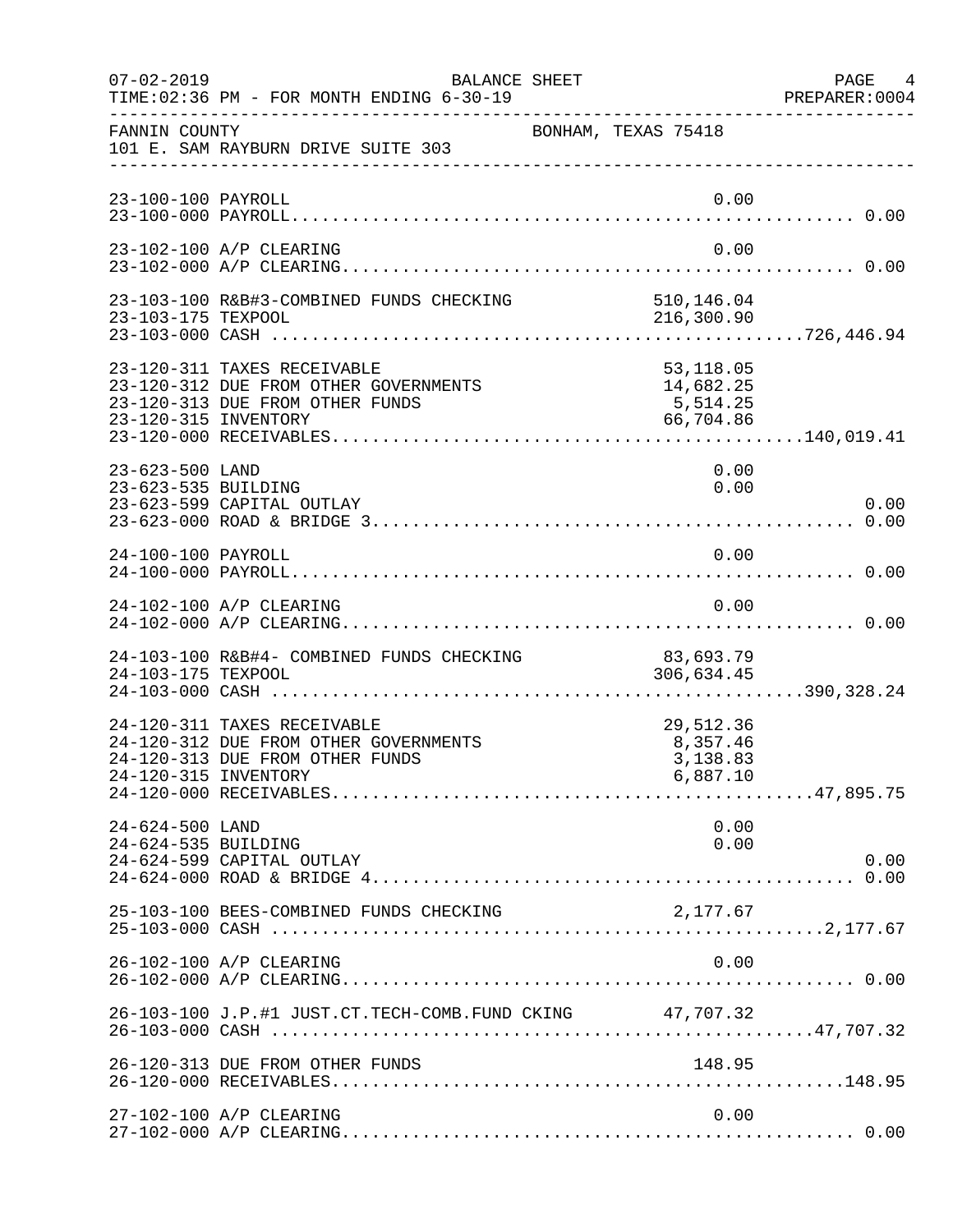FANNIN COUNTY BONHAM, TEXAS 75418
101 E. SAM RAYBURN DRIVE SUITE 303

| Account | Description | Amount | Total |
|---|---|---|---|
| 23-100-100 | PAYROLL | 0.00 | |
| 23-100-000 | PAYROLL | | 0.00 |
| 23-102-100 | A/P CLEARING | 0.00 | |
| 23-102-000 | A/P CLEARING | | 0.00 |
| 23-103-100 | R&B#3-COMBINED FUNDS CHECKING | 510,146.04 | |
| 23-103-175 | TEXPOOL | 216,300.90 | |
| 23-103-000 | CASH | | 726,446.94 |
| 23-120-311 | TAXES RECEIVABLE | 53,118.05 | |
| 23-120-312 | DUE FROM OTHER GOVERNMENTS | 14,682.25 | |
| 23-120-313 | DUE FROM OTHER FUNDS | 5,514.25 | |
| 23-120-315 | INVENTORY | 66,704.86 | |
| 23-120-000 | RECEIVABLES | | 140,019.41 |
| 23-623-500 | LAND | 0.00 | |
| 23-623-535 | BUILDING | 0.00 | |
| 23-623-599 | CAPITAL OUTLAY | | 0.00 |
| 23-623-000 | ROAD & BRIDGE 3 | | 0.00 |
| 24-100-100 | PAYROLL | 0.00 | |
| 24-100-000 | PAYROLL | | 0.00 |
| 24-102-100 | A/P CLEARING | 0.00 | |
| 24-102-000 | A/P CLEARING | | 0.00 |
| 24-103-100 | R&B#4- COMBINED FUNDS CHECKING | 83,693.79 | |
| 24-103-175 | TEXPOOL | 306,634.45 | |
| 24-103-000 | CASH | | 390,328.24 |
| 24-120-311 | TAXES RECEIVABLE | 29,512.36 | |
| 24-120-312 | DUE FROM OTHER GOVERNMENTS | 8,357.46 | |
| 24-120-313 | DUE FROM OTHER FUNDS | 3,138.83 | |
| 24-120-315 | INVENTORY | 6,887.10 | |
| 24-120-000 | RECEIVABLES | | 47,895.75 |
| 24-624-500 | LAND | 0.00 | |
| 24-624-535 | BUILDING | 0.00 | |
| 24-624-599 | CAPITAL OUTLAY | | 0.00 |
| 24-624-000 | ROAD & BRIDGE 4 | | 0.00 |
| 25-103-100 | BEES-COMBINED FUNDS CHECKING | 2,177.67 | |
| 25-103-000 | CASH | | 2,177.67 |
| 26-102-100 | A/P CLEARING | 0.00 | |
| 26-102-000 | A/P CLEARING | | 0.00 |
| 26-103-100 | J.P.#1 JUST.CT.TECH-COMB.FUND CKING | 47,707.32 | |
| 26-103-000 | CASH | | 47,707.32 |
| 26-120-313 | DUE FROM OTHER FUNDS | 148.95 | |
| 26-120-000 | RECEIVABLES | | 148.95 |
| 27-102-100 | A/P CLEARING | 0.00 | |
| 27-102-000 | A/P CLEARING | | 0.00 |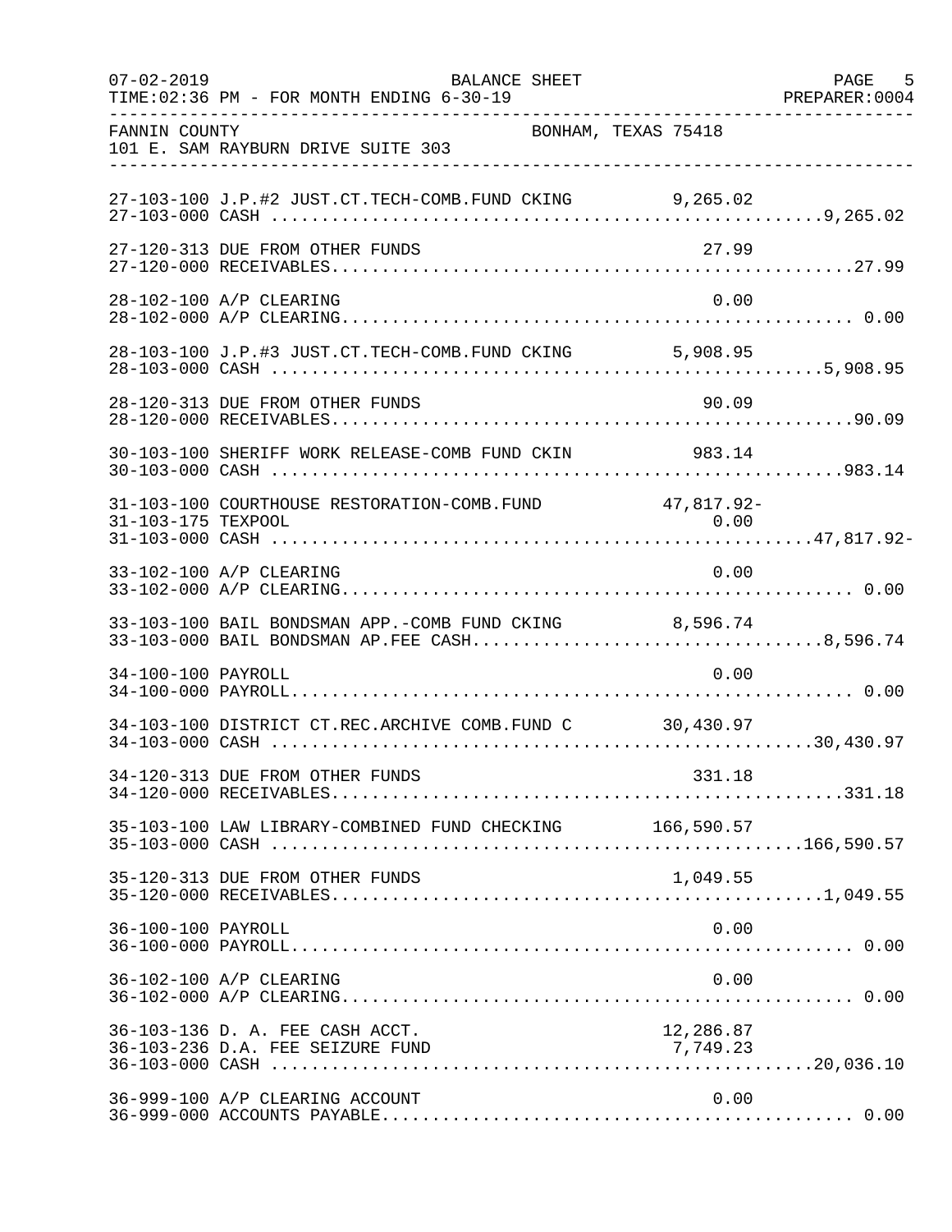FANNIN COUNTY BONHAM, TEXAS 75418
101 E. SAM RAYBURN DRIVE SUITE 303

BALANCE SHEET
FOR MONTH ENDING 6-30-19

| Account | Description | Detail | Total |
|---|---|---|---|
| 27-103-100 | J.P.#2 JUST.CT.TECH-COMB.FUND CKING | 9,265.02 | |
| 27-103-000 | CASH | | 9,265.02 |
| 27-120-313 | DUE FROM OTHER FUNDS | 27.99 | |
| 27-120-000 | RECEIVABLES | | 27.99 |
| 28-102-100 | A/P CLEARING | 0.00 | |
| 28-102-000 | A/P CLEARING | | 0.00 |
| 28-103-100 | J.P.#3 JUST.CT.TECH-COMB.FUND CKING | 5,908.95 | |
| 28-103-000 | CASH | | 5,908.95 |
| 28-120-313 | DUE FROM OTHER FUNDS | 90.09 | |
| 28-120-000 | RECEIVABLES | | 90.09 |
| 30-103-100 | SHERIFF WORK RELEASE-COMB FUND CKIN | 983.14 | |
| 30-103-000 | CASH | | 983.14 |
| 31-103-100 | COURTHOUSE RESTORATION-COMB.FUND | 47,817.92- | |
| 31-103-175 | TEXPOOL | 0.00 | |
| 31-103-000 | CASH | | 47,817.92- |
| 33-102-100 | A/P CLEARING | 0.00 | |
| 33-102-000 | A/P CLEARING | | 0.00 |
| 33-103-100 | BAIL BONDSMAN APP.-COMB FUND CKING | 8,596.74 | |
| 33-103-000 | BAIL BONDSMAN AP.FEE CASH | | 8,596.74 |
| 34-100-100 | PAYROLL | 0.00 | |
| 34-100-000 | PAYROLL | | 0.00 |
| 34-103-100 | DISTRICT CT.REC.ARCHIVE COMB.FUND C | 30,430.97 | |
| 34-103-000 | CASH | | 30,430.97 |
| 34-120-313 | DUE FROM OTHER FUNDS | 331.18 | |
| 34-120-000 | RECEIVABLES | | 331.18 |
| 35-103-100 | LAW LIBRARY-COMBINED FUND CHECKING | 166,590.57 | |
| 35-103-000 | CASH | | 166,590.57 |
| 35-120-313 | DUE FROM OTHER FUNDS | 1,049.55 | |
| 35-120-000 | RECEIVABLES | | 1,049.55 |
| 36-100-100 | PAYROLL | 0.00 | |
| 36-100-000 | PAYROLL | | 0.00 |
| 36-102-100 | A/P CLEARING | 0.00 | |
| 36-102-000 | A/P CLEARING | | 0.00 |
| 36-103-136 | D. A. FEE CASH ACCT. | 12,286.87 | |
| 36-103-236 | D.A. FEE SEIZURE FUND | 7,749.23 | |
| 36-103-000 | CASH | | 20,036.10 |
| 36-999-100 | A/P CLEARING ACCOUNT | 0.00 | |
| 36-999-000 | ACCOUNTS PAYABLE | | 0.00 |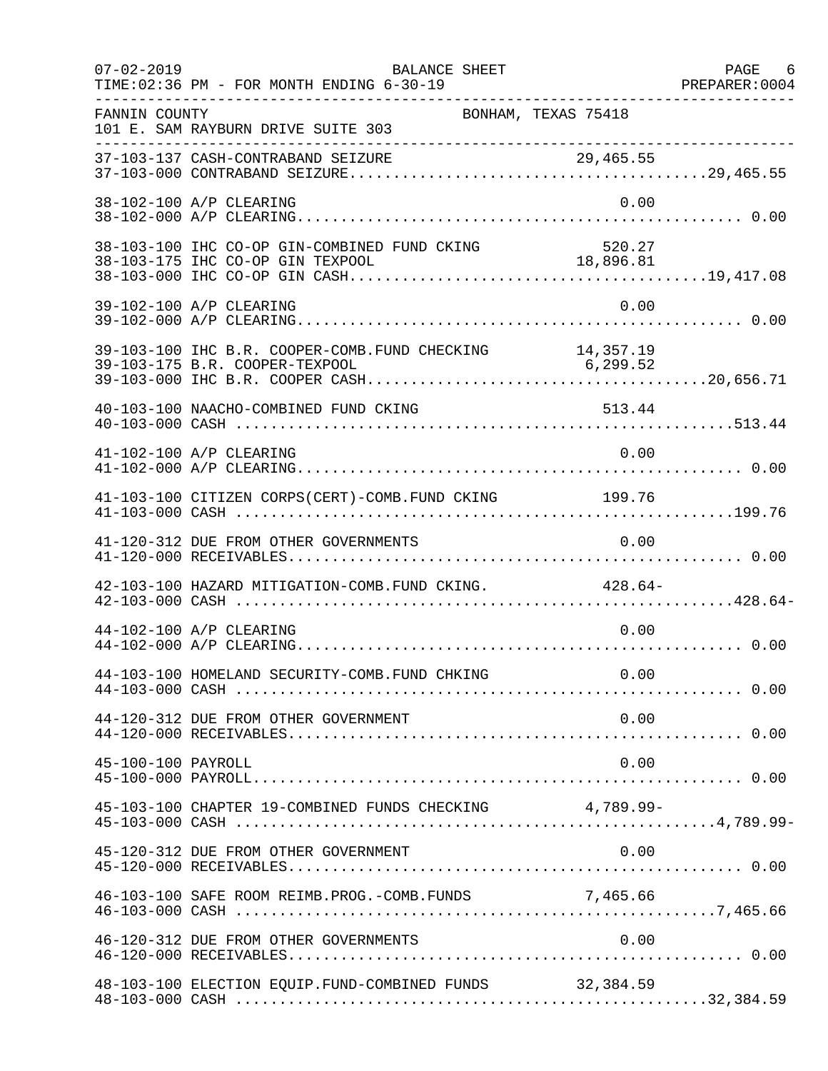FANNIN COUNTY BONHAM, TEXAS 75418
101 E. SAM RAYBURN DRIVE SUITE 303

| Account | Description | Amount | Total |
|---|---|---|---|
| 37-103-137 | CASH-CONTRABAND SEIZURE | 29,465.55 | |
| 37-103-000 | CONTRABAND SEIZURE | | 29,465.55 |
| 38-102-100 | A/P CLEARING | 0.00 | |
| 38-102-000 | A/P CLEARING | | 0.00 |
| 38-103-100 | IHC CO-OP GIN-COMBINED FUND CKING | 520.27 | |
| 38-103-175 | IHC CO-OP GIN TEXPOOL | 18,896.81 | |
| 38-103-000 | IHC CO-OP GIN CASH | | 19,417.08 |
| 39-102-100 | A/P CLEARING | 0.00 | |
| 39-102-000 | A/P CLEARING | | 0.00 |
| 39-103-100 | IHC B.R. COOPER-COMB.FUND CHECKING | 14,357.19 | |
| 39-103-175 | B.R. COOPER-TEXPOOL | 6,299.52 | |
| 39-103-000 | IHC B.R. COOPER CASH | | 20,656.71 |
| 40-103-100 | NAACHO-COMBINED FUND CKING | 513.44 | |
| 40-103-000 | CASH | | 513.44 |
| 41-102-100 | A/P CLEARING | 0.00 | |
| 41-102-000 | A/P CLEARING | | 0.00 |
| 41-103-100 | CITIZEN CORPS(CERT)-COMB.FUND CKING | 199.76 | |
| 41-103-000 | CASH | | 199.76 |
| 41-120-312 | DUE FROM OTHER GOVERNMENTS | 0.00 | |
| 41-120-000 | RECEIVABLES | | 0.00 |
| 42-103-100 | HAZARD MITIGATION-COMB.FUND CKING. | 428.64- | |
| 42-103-000 | CASH | | 428.64- |
| 44-102-100 | A/P CLEARING | 0.00 | |
| 44-102-000 | A/P CLEARING | | 0.00 |
| 44-103-100 | HOMELAND SECURITY-COMB.FUND CHKING | 0.00 | |
| 44-103-000 | CASH | | 0.00 |
| 44-120-312 | DUE FROM OTHER GOVERNMENT | 0.00 | |
| 44-120-000 | RECEIVABLES | | 0.00 |
| 45-100-100 | PAYROLL | 0.00 | |
| 45-100-000 | PAYROLL | | 0.00 |
| 45-103-100 | CHAPTER 19-COMBINED FUNDS CHECKING | 4,789.99- | |
| 45-103-000 | CASH | | 4,789.99- |
| 45-120-312 | DUE FROM OTHER GOVERNMENT | 0.00 | |
| 45-120-000 | RECEIVABLES | | 0.00 |
| 46-103-100 | SAFE ROOM REIMB.PROG.-COMB.FUNDS | 7,465.66 | |
| 46-103-000 | CASH | | 7,465.66 |
| 46-120-312 | DUE FROM OTHER GOVERNMENTS | 0.00 | |
| 46-120-000 | RECEIVABLES | | 0.00 |
| 48-103-100 | ELECTION EQUIP.FUND-COMBINED FUNDS | 32,384.59 | |
| 48-103-000 | CASH | | 32,384.59 |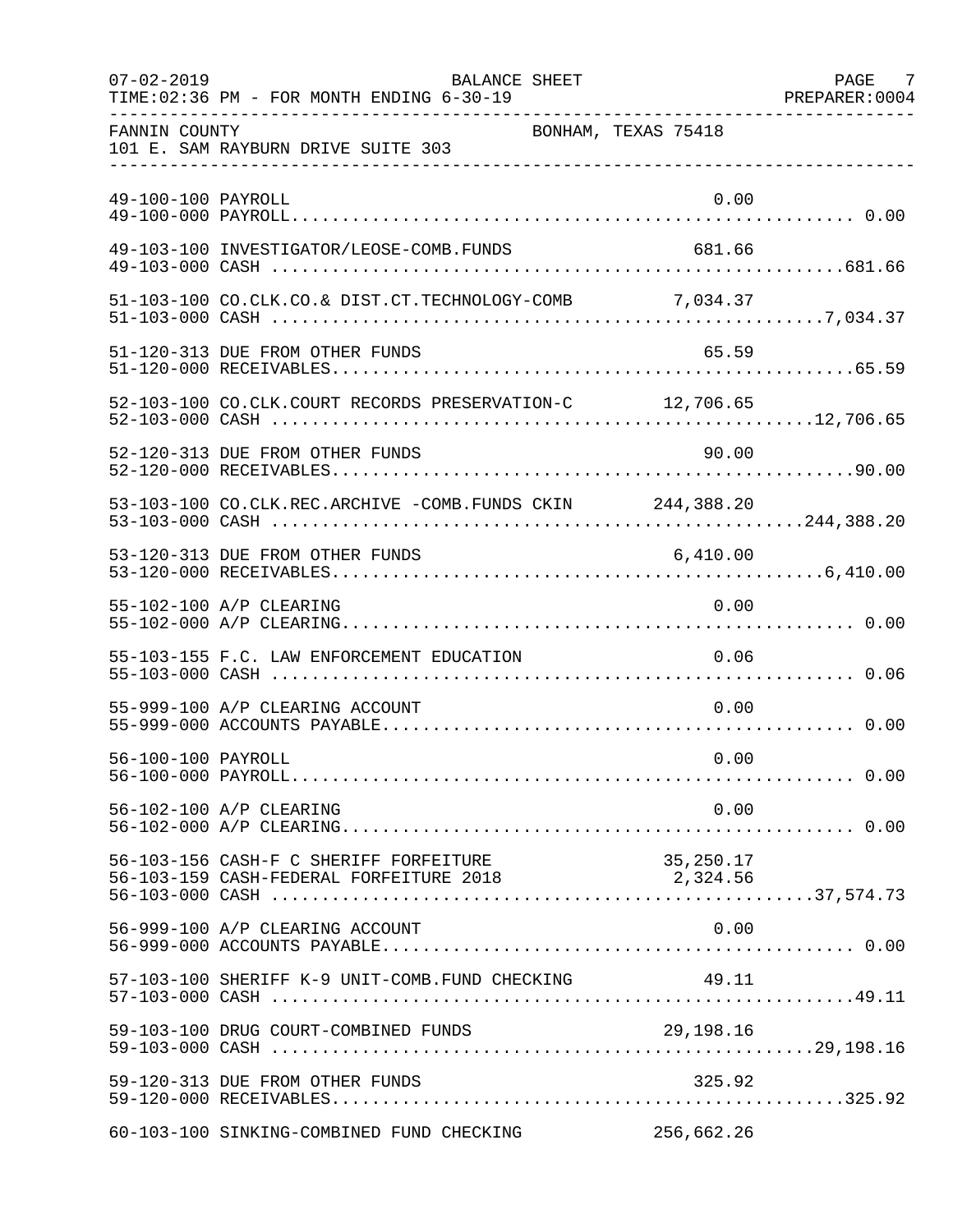FANNIN COUNTY BONHAM, TEXAS 75418
101 E. SAM RAYBURN DRIVE SUITE 303

BALANCE SHEET
FOR MONTH ENDING 6-30-19

| Account | Description | Detail | Total |
|---|---|---|---|
| 49-100-100 | PAYROLL | 0.00 | |
| 49-100-000 | PAYROLL | | 0.00 |
| 49-103-100 | INVESTIGATOR/LEOSE-COMB.FUNDS | 681.66 | |
| 49-103-000 | CASH | | 681.66 |
| 51-103-100 | CO.CLK.CO.& DIST.CT.TECHNOLOGY-COMB | 7,034.37 | |
| 51-103-000 | CASH | | 7,034.37 |
| 51-120-313 | DUE FROM OTHER FUNDS | 65.59 | |
| 51-120-000 | RECEIVABLES | | 65.59 |
| 52-103-100 | CO.CLK.COURT RECORDS PRESERVATION-C | 12,706.65 | |
| 52-103-000 | CASH | | 12,706.65 |
| 52-120-313 | DUE FROM OTHER FUNDS | 90.00 | |
| 52-120-000 | RECEIVABLES | | 90.00 |
| 53-103-100 | CO.CLK.REC.ARCHIVE -COMB.FUNDS CKIN | 244,388.20 | |
| 53-103-000 | CASH | | 244,388.20 |
| 53-120-313 | DUE FROM OTHER FUNDS | 6,410.00 | |
| 53-120-000 | RECEIVABLES | | 6,410.00 |
| 55-102-100 | A/P CLEARING | 0.00 | |
| 55-102-000 | A/P CLEARING | | 0.00 |
| 55-103-155 | F.C. LAW ENFORCEMENT EDUCATION | 0.06 | |
| 55-103-000 | CASH | | 0.06 |
| 55-999-100 | A/P CLEARING ACCOUNT | 0.00 | |
| 55-999-000 | ACCOUNTS PAYABLE | | 0.00 |
| 56-100-100 | PAYROLL | 0.00 | |
| 56-100-000 | PAYROLL | | 0.00 |
| 56-102-100 | A/P CLEARING | 0.00 | |
| 56-102-000 | A/P CLEARING | | 0.00 |
| 56-103-156 | CASH-F C SHERIFF FORFEITURE | 35,250.17 | |
| 56-103-159 | CASH-FEDERAL FORFEITURE 2018 | 2,324.56 | |
| 56-103-000 | CASH | | 37,574.73 |
| 56-999-100 | A/P CLEARING ACCOUNT | 0.00 | |
| 56-999-000 | ACCOUNTS PAYABLE | | 0.00 |
| 57-103-100 | SHERIFF K-9 UNIT-COMB.FUND CHECKING | 49.11 | |
| 57-103-000 | CASH | | 49.11 |
| 59-103-100 | DRUG COURT-COMBINED FUNDS | 29,198.16 | |
| 59-103-000 | CASH | | 29,198.16 |
| 59-120-313 | DUE FROM OTHER FUNDS | 325.92 | |
| 59-120-000 | RECEIVABLES | | 325.92 |
| 60-103-100 | SINKING-COMBINED FUND CHECKING | 256,662.26 | |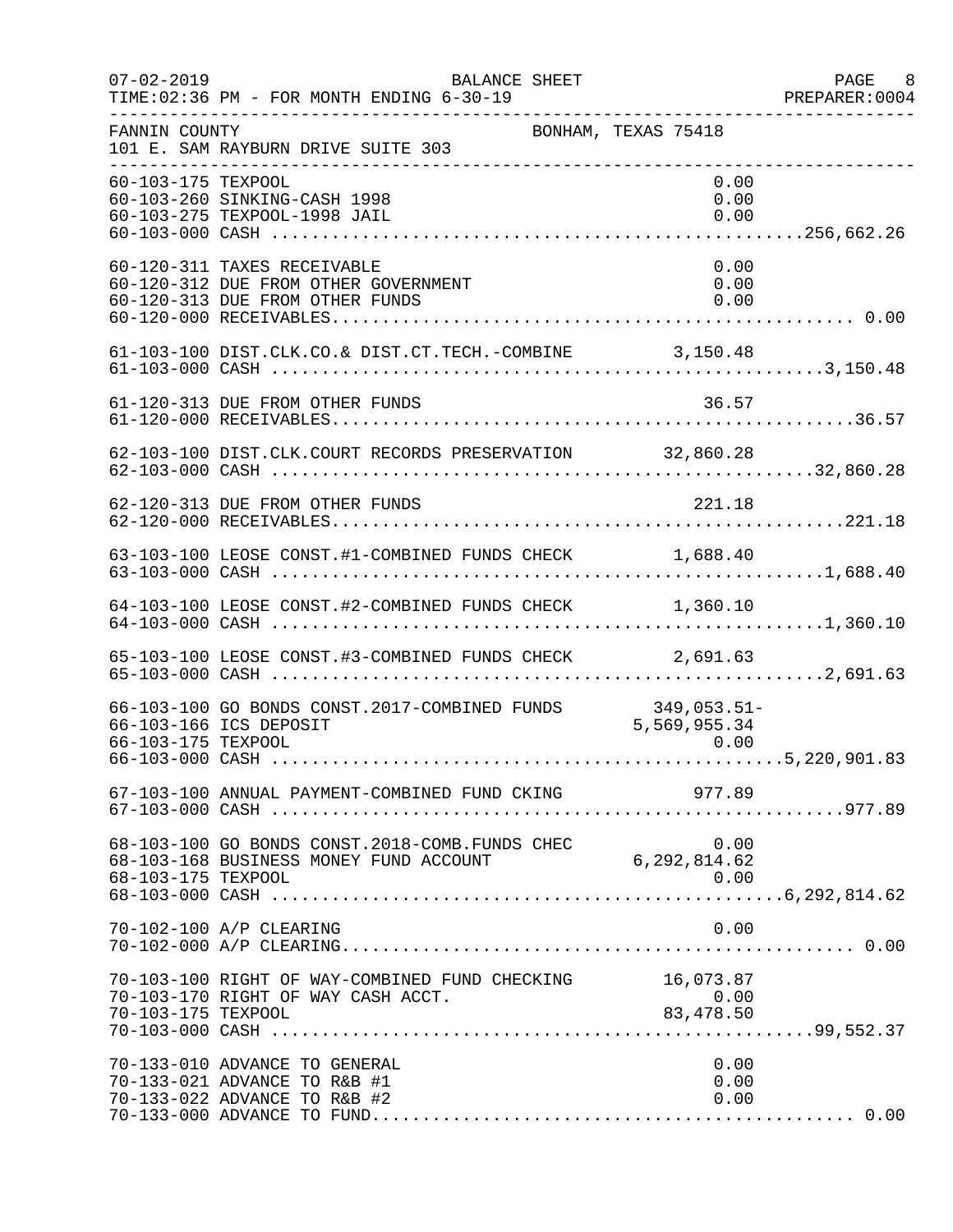FANNIN COUNTY — BONHAM, TEXAS 75418
101 E. SAM RAYBURN DRIVE SUITE 303

| Account | Description | Detail | Total |
|---|---|---|---|
| 60-103-175 | TEXPOOL | 0.00 | |
| 60-103-260 | SINKING-CASH 1998 | 0.00 | |
| 60-103-275 | TEXPOOL-1998 JAIL | 0.00 | |
| 60-103-000 | CASH | | 256,662.26 |
| 60-120-311 | TAXES RECEIVABLE | 0.00 | |
| 60-120-312 | DUE FROM OTHER GOVERNMENT | 0.00 | |
| 60-120-313 | DUE FROM OTHER FUNDS | 0.00 | |
| 60-120-000 | RECEIVABLES | | 0.00 |
| 61-103-100 | DIST.CLK.CO.& DIST.CT.TECH.-COMBINE | 3,150.48 | |
| 61-103-000 | CASH | | 3,150.48 |
| 61-120-313 | DUE FROM OTHER FUNDS | 36.57 | |
| 61-120-000 | RECEIVABLES | | 36.57 |
| 62-103-100 | DIST.CLK.COURT RECORDS PRESERVATION | 32,860.28 | |
| 62-103-000 | CASH | | 32,860.28 |
| 62-120-313 | DUE FROM OTHER FUNDS | 221.18 | |
| 62-120-000 | RECEIVABLES | | 221.18 |
| 63-103-100 | LEOSE CONST.#1-COMBINED FUNDS CHECK | 1,688.40 | |
| 63-103-000 | CASH | | 1,688.40 |
| 64-103-100 | LEOSE CONST.#2-COMBINED FUNDS CHECK | 1,360.10 | |
| 64-103-000 | CASH | | 1,360.10 |
| 65-103-100 | LEOSE CONST.#3-COMBINED FUNDS CHECK | 2,691.63 | |
| 65-103-000 | CASH | | 2,691.63 |
| 66-103-100 | GO BONDS CONST.2017-COMBINED FUNDS | 349,053.51- | |
| 66-103-166 | ICS DEPOSIT | 5,569,955.34 | |
| 66-103-175 | TEXPOOL | 0.00 | |
| 66-103-000 | CASH | | 5,220,901.83 |
| 67-103-100 | ANNUAL PAYMENT-COMBINED FUND CKING | 977.89 | |
| 67-103-000 | CASH | | 977.89 |
| 68-103-100 | GO BONDS CONST.2018-COMB.FUNDS CHEC | 0.00 | |
| 68-103-168 | BUSINESS MONEY FUND ACCOUNT | 6,292,814.62 | |
| 68-103-175 | TEXPOOL | 0.00 | |
| 68-103-000 | CASH | | 6,292,814.62 |
| 70-102-100 | A/P CLEARING | 0.00 | |
| 70-102-000 | A/P CLEARING | | 0.00 |
| 70-103-100 | RIGHT OF WAY-COMBINED FUND CHECKING | 16,073.87 | |
| 70-103-170 | RIGHT OF WAY CASH ACCT. | 0.00 | |
| 70-103-175 | TEXPOOL | 83,478.50 | |
| 70-103-000 | CASH | | 99,552.37 |
| 70-133-010 | ADVANCE TO GENERAL | 0.00 | |
| 70-133-021 | ADVANCE TO R&B #1 | 0.00 | |
| 70-133-022 | ADVANCE TO R&B #2 | 0.00 | |
| 70-133-000 | ADVANCE TO FUND | | 0.00 |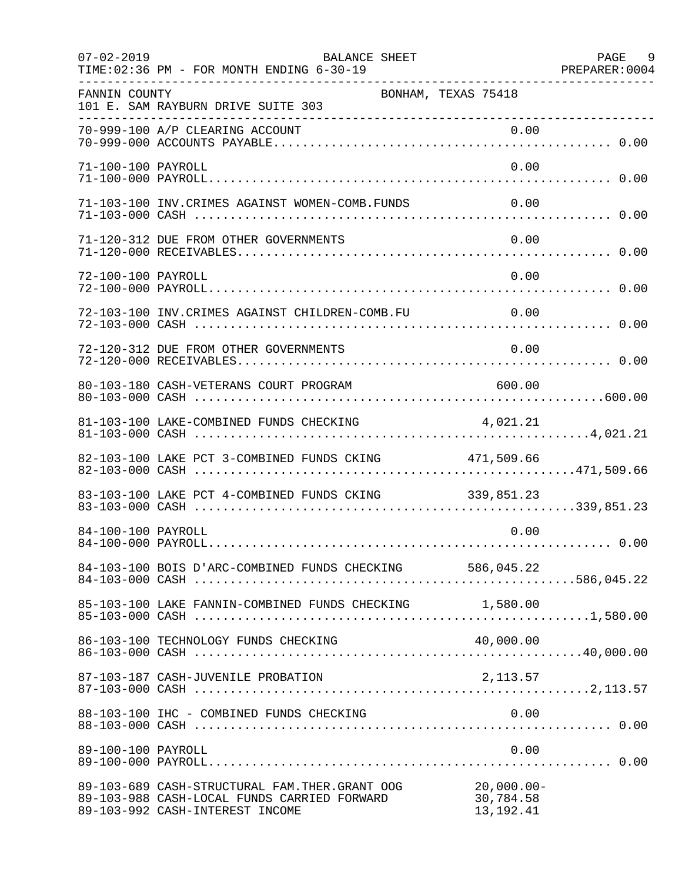07-02-2019 BALANCE SHEET PAGE 9
TIME:02:36 PM - FOR MONTH ENDING 6-30-19 PREPARER:0004

FANNIN COUNTY BONHAM, TEXAS 75418
101 E. SAM RAYBURN DRIVE SUITE 303

| Account | Description | Amount | Total |
|---|---|---|---|
| 70-999-100 | A/P CLEARING ACCOUNT | 0.00 | |
| 70-999-000 | ACCOUNTS PAYABLE | | 0.00 |
| 71-100-100 | PAYROLL | 0.00 | |
| 71-100-000 | PAYROLL | | 0.00 |
| 71-103-100 | INV.CRIMES AGAINST WOMEN-COMB.FUNDS | 0.00 | |
| 71-103-000 | CASH | | 0.00 |
| 71-120-312 | DUE FROM OTHER GOVERNMENTS | 0.00 | |
| 71-120-000 | RECEIVABLES | | 0.00 |
| 72-100-100 | PAYROLL | 0.00 | |
| 72-100-000 | PAYROLL | | 0.00 |
| 72-103-100 | INV.CRIMES AGAINST CHILDREN-COMB.FU | 0.00 | |
| 72-103-000 | CASH | | 0.00 |
| 72-120-312 | DUE FROM OTHER GOVERNMENTS | 0.00 | |
| 72-120-000 | RECEIVABLES | | 0.00 |
| 80-103-180 | CASH-VETERANS COURT PROGRAM | 600.00 | |
| 80-103-000 | CASH | | 600.00 |
| 81-103-100 | LAKE-COMBINED FUNDS CHECKING | 4,021.21 | |
| 81-103-000 | CASH | | 4,021.21 |
| 82-103-100 | LAKE PCT 3-COMBINED FUNDS CKING | 471,509.66 | |
| 82-103-000 | CASH | | 471,509.66 |
| 83-103-100 | LAKE PCT 4-COMBINED FUNDS CKING | 339,851.23 | |
| 83-103-000 | CASH | | 339,851.23 |
| 84-100-100 | PAYROLL | 0.00 | |
| 84-100-000 | PAYROLL | | 0.00 |
| 84-103-100 | BOIS D'ARC-COMBINED FUNDS CHECKING | 586,045.22 | |
| 84-103-000 | CASH | | 586,045.22 |
| 85-103-100 | LAKE FANNIN-COMBINED FUNDS CHECKING | 1,580.00 | |
| 85-103-000 | CASH | | 1,580.00 |
| 86-103-100 | TECHNOLOGY FUNDS CHECKING | 40,000.00 | |
| 86-103-000 | CASH | | 40,000.00 |
| 87-103-187 | CASH-JUVENILE PROBATION | 2,113.57 | |
| 87-103-000 | CASH | | 2,113.57 |
| 88-103-100 | IHC - COMBINED FUNDS CHECKING | 0.00 | |
| 88-103-000 | CASH | | 0.00 |
| 89-100-100 | PAYROLL | 0.00 | |
| 89-100-000 | PAYROLL | | 0.00 |
| 89-103-689 | CASH-STRUCTURAL FAM.THER.GRANT OOG | 20,000.00- | |
| 89-103-988 | CASH-LOCAL FUNDS CARRIED FORWARD | 30,784.58 | |
| 89-103-992 | CASH-INTEREST INCOME | 13,192.41 | |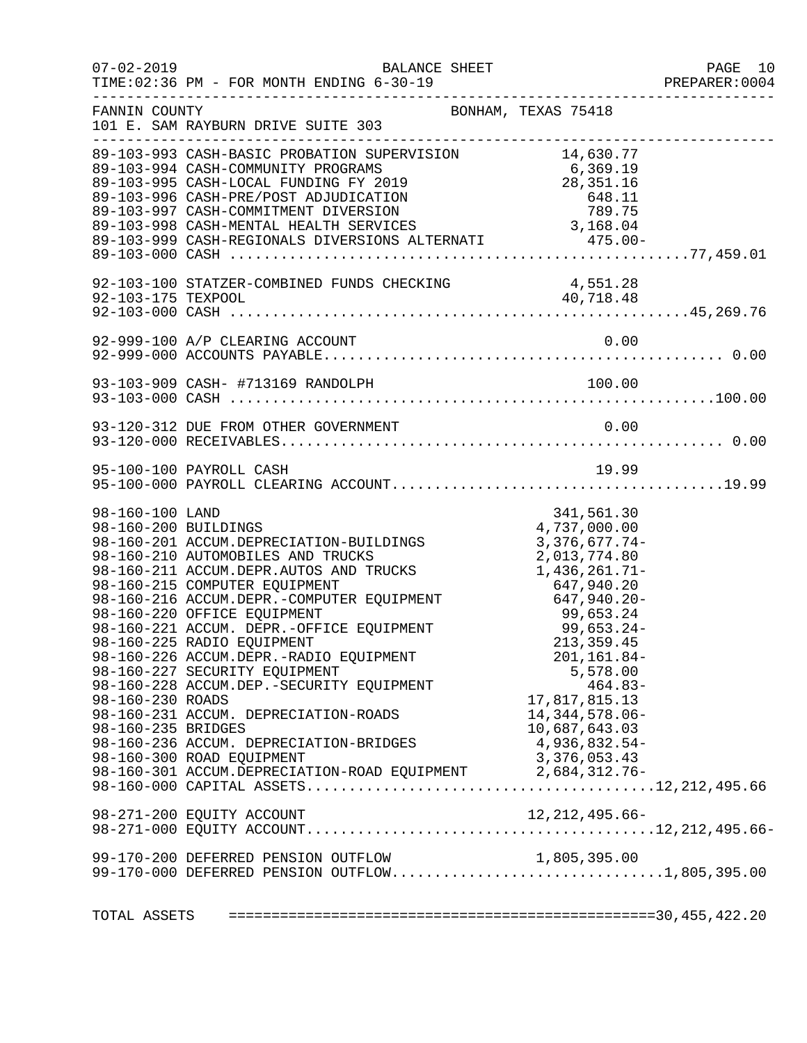07-02-2019 BALANCE SHEET
TIME:02:36 PM - FOR MONTH ENDING 6-30-19

FANNIN COUNTY BONHAM, TEXAS 75418
101 E. SAM RAYBURN DRIVE SUITE 303

| Account | Description | Amount | Total |
|---|---|---|---|
| 89-103-993 | CASH-BASIC PROBATION SUPERVISION | 14,630.77 | |
| 89-103-994 | CASH-COMMUNITY PROGRAMS | 6,369.19 | |
| 89-103-995 | CASH-LOCAL FUNDING FY 2019 | 28,351.16 | |
| 89-103-996 | CASH-PRE/POST ADJUDICATION | 648.11 | |
| 89-103-997 | CASH-COMMITMENT DIVERSION | 789.75 | |
| 89-103-998 | CASH-MENTAL HEALTH SERVICES | 3,168.04 | |
| 89-103-999 | CASH-REGIONALS DIVERSIONS ALTERNATI | 475.00- | |
| 89-103-000 | CASH | | 77,459.01 |
| 92-103-100 | STATZER-COMBINED FUNDS CHECKING | 4,551.28 | |
| 92-103-175 | TEXPOOL | 40,718.48 | |
| 92-103-000 | CASH | | 45,269.76 |
| 92-999-100 | A/P CLEARING ACCOUNT | 0.00 | |
| 92-999-000 | ACCOUNTS PAYABLE | | 0.00 |
| 93-103-909 | CASH- #713169 RANDOLPH | 100.00 | |
| 93-103-000 | CASH | | 100.00 |
| 93-120-312 | DUE FROM OTHER GOVERNMENT | 0.00 | |
| 93-120-000 | RECEIVABLES | | 0.00 |
| 95-100-100 | PAYROLL CASH | 19.99 | |
| 95-100-000 | PAYROLL CLEARING ACCOUNT | | 19.99 |
| 98-160-100 | LAND | 341,561.30 | |
| 98-160-200 | BUILDINGS | 4,737,000.00 | |
| 98-160-201 | ACCUM.DEPRECIATION-BUILDINGS | 3,376,677.74- | |
| 98-160-210 | AUTOMOBILES AND TRUCKS | 2,013,774.80 | |
| 98-160-211 | ACCUM.DEPR.AUTOS AND TRUCKS | 1,436,261.71- | |
| 98-160-215 | COMPUTER EQUIPMENT | 647,940.20 | |
| 98-160-216 | ACCUM.DEPR.-COMPUTER EQUIPMENT | 647,940.20- | |
| 98-160-220 | OFFICE EQUIPMENT | 99,653.24 | |
| 98-160-221 | ACCUM. DEPR.-OFFICE EQUIPMENT | 99,653.24- | |
| 98-160-225 | RADIO EQUIPMENT | 213,359.45 | |
| 98-160-226 | ACCUM.DEPR.-RADIO EQUIPMENT | 201,161.84- | |
| 98-160-227 | SECURITY EQUIPMENT | 5,578.00 | |
| 98-160-228 | ACCUM.DEP.-SECURITY EQUIPMENT | 464.83- | |
| 98-160-230 | ROADS | 17,817,815.13 | |
| 98-160-231 | ACCUM. DEPRECIATION-ROADS | 14,344,578.06- | |
| 98-160-235 | BRIDGES | 10,687,643.03 | |
| 98-160-236 | ACCUM. DEPRECIATION-BRIDGES | 4,936,832.54- | |
| 98-160-300 | ROAD EQUIPMENT | 3,376,053.43 | |
| 98-160-301 | ACCUM.DEPRECIATION-ROAD EQUIPMENT | 2,684,312.76- | |
| 98-160-000 | CAPITAL ASSETS | | 12,212,495.66 |
| 98-271-200 | EQUITY ACCOUNT | 12,212,495.66- | |
| 98-271-000 | EQUITY ACCOUNT | | 12,212,495.66- |
| 99-170-200 | DEFERRED PENSION OUTFLOW | 1,805,395.00 | |
| 99-170-000 | DEFERRED PENSION OUTFLOW | | 1,805,395.00 |
| TOTAL ASSETS | | | 30,455,422.20 |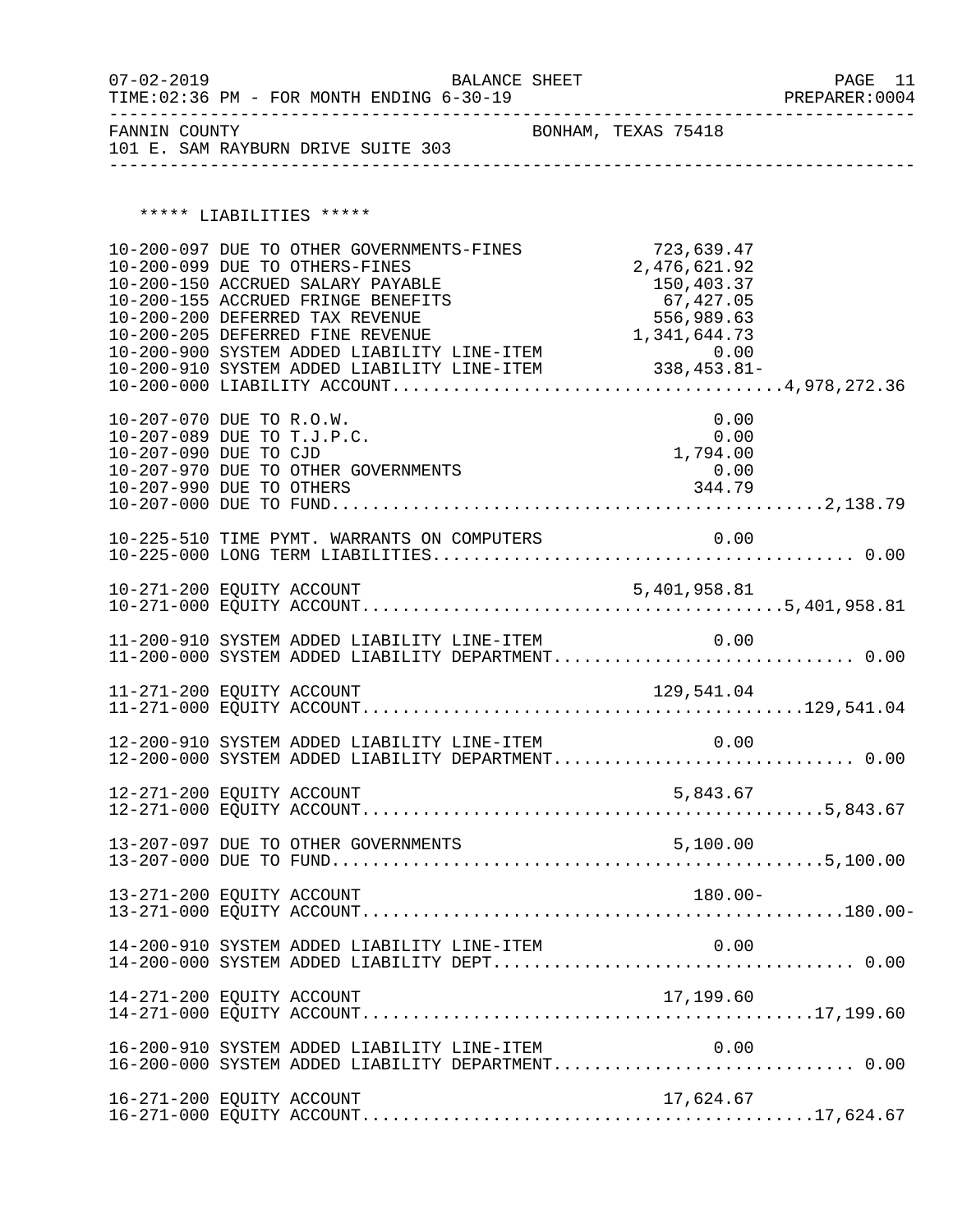FANNIN COUNTY BONHAM, TEXAS 75418
101 E. SAM RAYBURN DRIVE SUITE 303

BALANCE SHEET
FOR MONTH ENDING 6-30-19

***** LIABILITIES *****

| Account | Description | Amount | Total |
|---|---|---|---|
| 10-200-097 | DUE TO OTHER GOVERNMENTS-FINES | 723,639.47 | |
| 10-200-099 | DUE TO OTHERS-FINES | 2,476,621.92 | |
| 10-200-150 | ACCRUED SALARY PAYABLE | 150,403.37 | |
| 10-200-155 | ACCRUED FRINGE BENEFITS | 67,427.05 | |
| 10-200-200 | DEFERRED TAX REVENUE | 556,989.63 | |
| 10-200-205 | DEFERRED FINE REVENUE | 1,341,644.73 | |
| 10-200-900 | SYSTEM ADDED LIABILITY LINE-ITEM | 0.00 | |
| 10-200-910 | SYSTEM ADDED LIABILITY LINE-ITEM | 338,453.81- | |
| 10-200-000 | LIABILITY ACCOUNT | | 4,978,272.36 |
| 10-207-070 | DUE TO R.O.W. | 0.00 | |
| 10-207-089 | DUE TO T.J.P.C. | 0.00 | |
| 10-207-090 | DUE TO CJD | 1,794.00 | |
| 10-207-970 | DUE TO OTHER GOVERNMENTS | 0.00 | |
| 10-207-990 | DUE TO OTHERS | 344.79 | |
| 10-207-000 | DUE TO FUND | | 2,138.79 |
| 10-225-510 | TIME PYMT. WARRANTS ON COMPUTERS | 0.00 | |
| 10-225-000 | LONG TERM LIABILITIES | | 0.00 |
| 10-271-200 | EQUITY ACCOUNT | 5,401,958.81 | |
| 10-271-000 | EQUITY ACCOUNT | | 5,401,958.81 |
| 11-200-910 | SYSTEM ADDED LIABILITY LINE-ITEM | 0.00 | |
| 11-200-000 | SYSTEM ADDED LIABILITY DEPARTMENT | | 0.00 |
| 11-271-200 | EQUITY ACCOUNT | 129,541.04 | |
| 11-271-000 | EQUITY ACCOUNT | | 129,541.04 |
| 12-200-910 | SYSTEM ADDED LIABILITY LINE-ITEM | 0.00 | |
| 12-200-000 | SYSTEM ADDED LIABILITY DEPARTMENT | | 0.00 |
| 12-271-200 | EQUITY ACCOUNT | 5,843.67 | |
| 12-271-000 | EQUITY ACCOUNT | | 5,843.67 |
| 13-207-097 | DUE TO OTHER GOVERNMENTS | 5,100.00 | |
| 13-207-000 | DUE TO FUND | | 5,100.00 |
| 13-271-200 | EQUITY ACCOUNT | 180.00- | |
| 13-271-000 | EQUITY ACCOUNT | | 180.00- |
| 14-200-910 | SYSTEM ADDED LIABILITY LINE-ITEM | 0.00 | |
| 14-200-000 | SYSTEM ADDED LIABILITY DEPT | | 0.00 |
| 14-271-200 | EQUITY ACCOUNT | 17,199.60 | |
| 14-271-000 | EQUITY ACCOUNT | | 17,199.60 |
| 16-200-910 | SYSTEM ADDED LIABILITY LINE-ITEM | 0.00 | |
| 16-200-000 | SYSTEM ADDED LIABILITY DEPARTMENT | | 0.00 |
| 16-271-200 | EQUITY ACCOUNT | 17,624.67 | |
| 16-271-000 | EQUITY ACCOUNT | | 17,624.67 |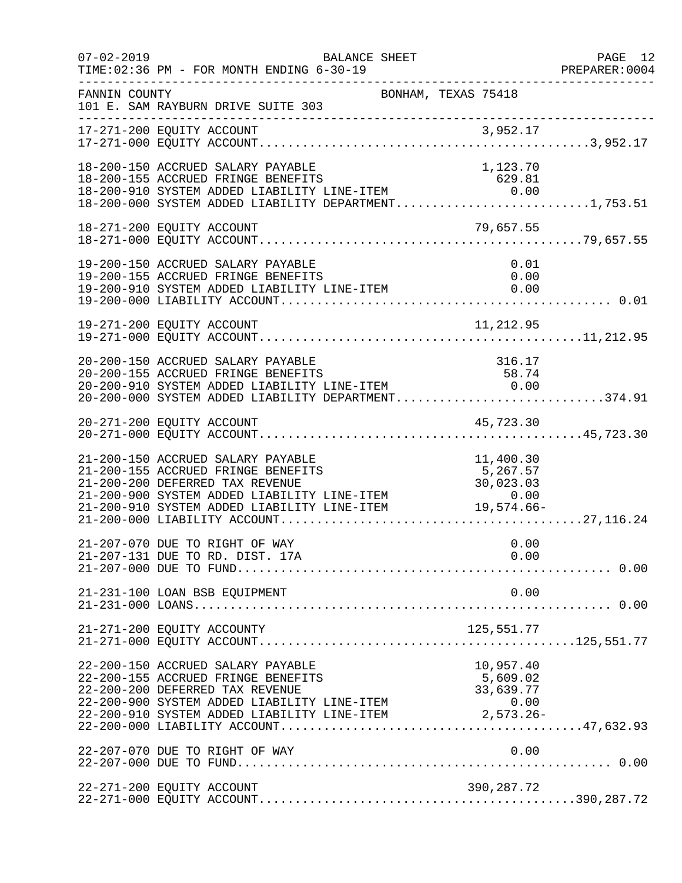FANNIN COUNTY BONHAM, TEXAS 75418
101 E. SAM RAYBURN DRIVE SUITE 303

BALANCE SHEET
07-02-2019
TIME:02:36 PM - FOR MONTH ENDING 6-30-19
PREPARER:0004

```
17-271-200 EQUITY ACCOUNT                                    3,952.17
17-271-000 EQUITY ACCOUNT.............................................3,952.17

18-200-150 ACCRUED SALARY PAYABLE                            1,123.70
18-200-155 ACCRUED FRINGE BENEFITS                             629.81
18-200-910 SYSTEM ADDED LIABILITY LINE-ITEM                      0.00
18-200-000 SYSTEM ADDED LIABILITY DEPARTMENT..........................1,753.51

18-271-200 EQUITY ACCOUNT                                   79,657.55
18-271-000 EQUITY ACCOUNT............................................79,657.55

19-200-150 ACCRUED SALARY PAYABLE                                0.01
19-200-155 ACCRUED FRINGE BENEFITS                               0.00
19-200-910 SYSTEM ADDED LIABILITY LINE-ITEM                      0.00
19-200-000 LIABILITY ACCOUNT............................................ 0.01

19-271-200 EQUITY ACCOUNT                                   11,212.95
19-271-000 EQUITY ACCOUNT............................................11,212.95

20-200-150 ACCRUED SALARY PAYABLE                              316.17
20-200-155 ACCRUED FRINGE BENEFITS                              58.74
20-200-910 SYSTEM ADDED LIABILITY LINE-ITEM                      0.00
20-200-000 SYSTEM ADDED LIABILITY DEPARTMENT............................374.91

20-271-200 EQUITY ACCOUNT                                   45,723.30
20-271-000 EQUITY ACCOUNT............................................45,723.30

21-200-150 ACCRUED SALARY PAYABLE                           11,400.30
21-200-155 ACCRUED FRINGE BENEFITS                           5,267.57
21-200-200 DEFERRED TAX REVENUE                             30,023.03
21-200-900 SYSTEM ADDED LIABILITY LINE-ITEM                      0.00
21-200-910 SYSTEM ADDED LIABILITY LINE-ITEM                 19,574.66-
21-200-000 LIABILITY ACCOUNT.........................................27,116.24

21-207-070 DUE TO RIGHT OF WAY                                   0.00
21-207-131 DUE TO RD. DIST. 17A                                  0.00
21-207-000 DUE TO FUND.................................................. 0.00

21-231-100 LOAN BSB EQUIPMENT                                    0.00
21-231-000 LOANS........................................................ 0.00

21-271-200 EQUITY ACCOUNTY                                 125,551.77
21-271-000 EQUITY ACCOUNT...........................................125,551.77

22-200-150 ACCRUED SALARY PAYABLE                           10,957.40
22-200-155 ACCRUED FRINGE BENEFITS                           5,609.02
22-200-200 DEFERRED TAX REVENUE                             33,639.77
22-200-900 SYSTEM ADDED LIABILITY LINE-ITEM                      0.00
22-200-910 SYSTEM ADDED LIABILITY LINE-ITEM                  2,573.26-
22-200-000 LIABILITY ACCOUNT.........................................47,632.93

22-207-070 DUE TO RIGHT OF WAY                                   0.00
22-207-000 DUE TO FUND.................................................. 0.00

22-271-200 EQUITY ACCOUNT                                  390,287.72
22-271-000 EQUITY ACCOUNT...........................................390,287.72
```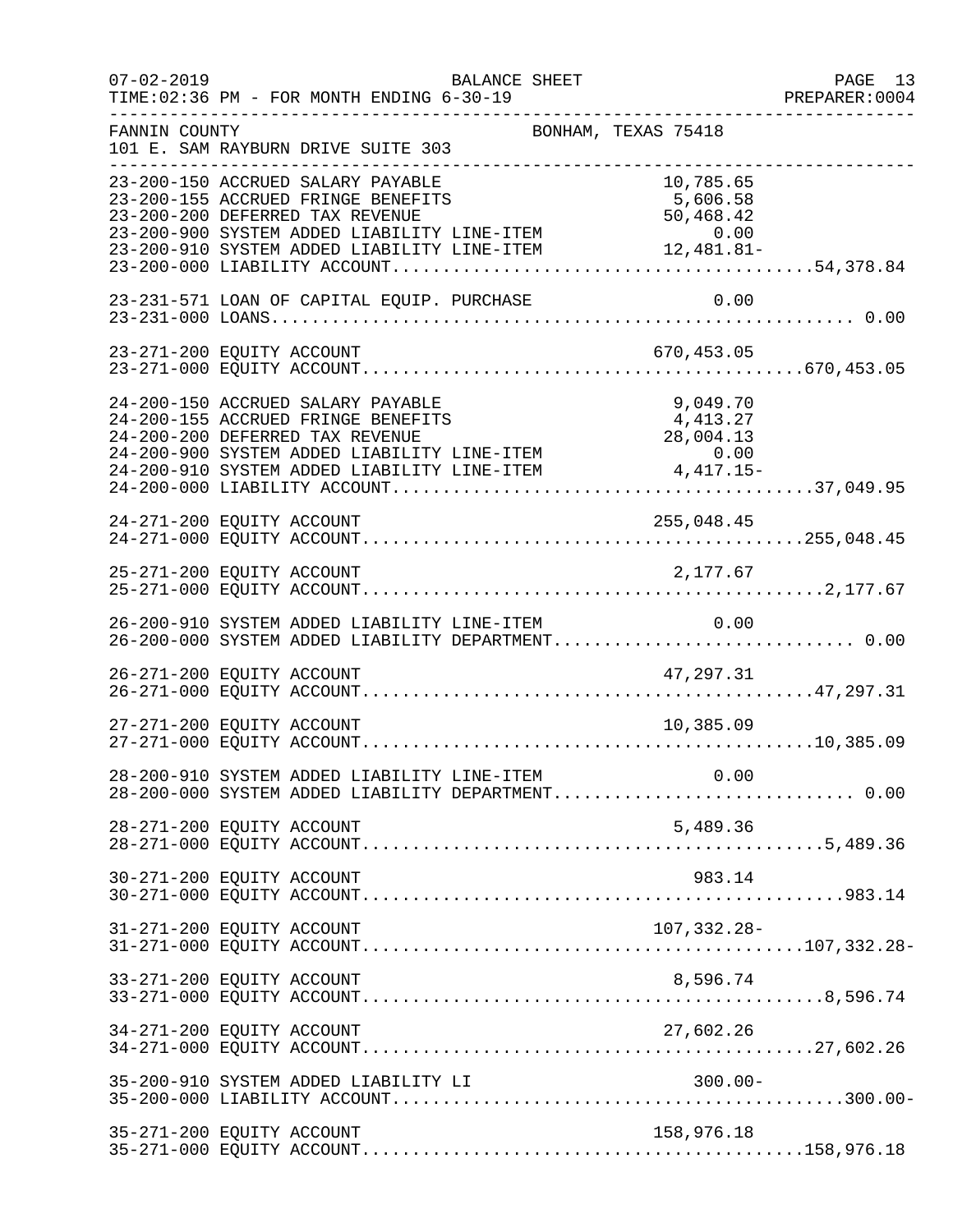BALANCE SHEET

FANNIN COUNTY — BONHAM, TEXAS 75418
101 E. SAM RAYBURN DRIVE SUITE 303

TIME: 02:36 PM - FOR MONTH ENDING 6-30-19

| Account | Description | Amount | Total |
|---|---|---|---|
| 23-200-150 | ACCRUED SALARY PAYABLE | 10,785.65 | |
| 23-200-155 | ACCRUED FRINGE BENEFITS | 5,606.58 | |
| 23-200-200 | DEFERRED TAX REVENUE | 50,468.42 | |
| 23-200-900 | SYSTEM ADDED LIABILITY LINE-ITEM | 0.00 | |
| 23-200-910 | SYSTEM ADDED LIABILITY LINE-ITEM | 12,481.81- | |
| 23-200-000 | LIABILITY ACCOUNT | | 54,378.84 |
| 23-231-571 | LOAN OF CAPITAL EQUIP. PURCHASE | 0.00 | |
| 23-231-000 | LOANS | | 0.00 |
| 23-271-200 | EQUITY ACCOUNT | 670,453.05 | |
| 23-271-000 | EQUITY ACCOUNT | | 670,453.05 |
| 24-200-150 | ACCRUED SALARY PAYABLE | 9,049.70 | |
| 24-200-155 | ACCRUED FRINGE BENEFITS | 4,413.27 | |
| 24-200-200 | DEFERRED TAX REVENUE | 28,004.13 | |
| 24-200-900 | SYSTEM ADDED LIABILITY LINE-ITEM | 0.00 | |
| 24-200-910 | SYSTEM ADDED LIABILITY LINE-ITEM | 4,417.15- | |
| 24-200-000 | LIABILITY ACCOUNT | | 37,049.95 |
| 24-271-200 | EQUITY ACCOUNT | 255,048.45 | |
| 24-271-000 | EQUITY ACCOUNT | | 255,048.45 |
| 25-271-200 | EQUITY ACCOUNT | 2,177.67 | |
| 25-271-000 | EQUITY ACCOUNT | | 2,177.67 |
| 26-200-910 | SYSTEM ADDED LIABILITY LINE-ITEM | 0.00 | |
| 26-200-000 | SYSTEM ADDED LIABILITY DEPARTMENT | | 0.00 |
| 26-271-200 | EQUITY ACCOUNT | 47,297.31 | |
| 26-271-000 | EQUITY ACCOUNT | | 47,297.31 |
| 27-271-200 | EQUITY ACCOUNT | 10,385.09 | |
| 27-271-000 | EQUITY ACCOUNT | | 10,385.09 |
| 28-200-910 | SYSTEM ADDED LIABILITY LINE-ITEM | 0.00 | |
| 28-200-000 | SYSTEM ADDED LIABILITY DEPARTMENT | | 0.00 |
| 28-271-200 | EQUITY ACCOUNT | 5,489.36 | |
| 28-271-000 | EQUITY ACCOUNT | | 5,489.36 |
| 30-271-200 | EQUITY ACCOUNT | 983.14 | |
| 30-271-000 | EQUITY ACCOUNT | | 983.14 |
| 31-271-200 | EQUITY ACCOUNT | 107,332.28- | |
| 31-271-000 | EQUITY ACCOUNT | | 107,332.28- |
| 33-271-200 | EQUITY ACCOUNT | 8,596.74 | |
| 33-271-000 | EQUITY ACCOUNT | | 8,596.74 |
| 34-271-200 | EQUITY ACCOUNT | 27,602.26 | |
| 34-271-000 | EQUITY ACCOUNT | | 27,602.26 |
| 35-200-910 | SYSTEM ADDED LIABILITY LI | 300.00- | |
| 35-200-000 | LIABILITY ACCOUNT | | 300.00- |
| 35-271-200 | EQUITY ACCOUNT | 158,976.18 | |
| 35-271-000 | EQUITY ACCOUNT | | 158,976.18 |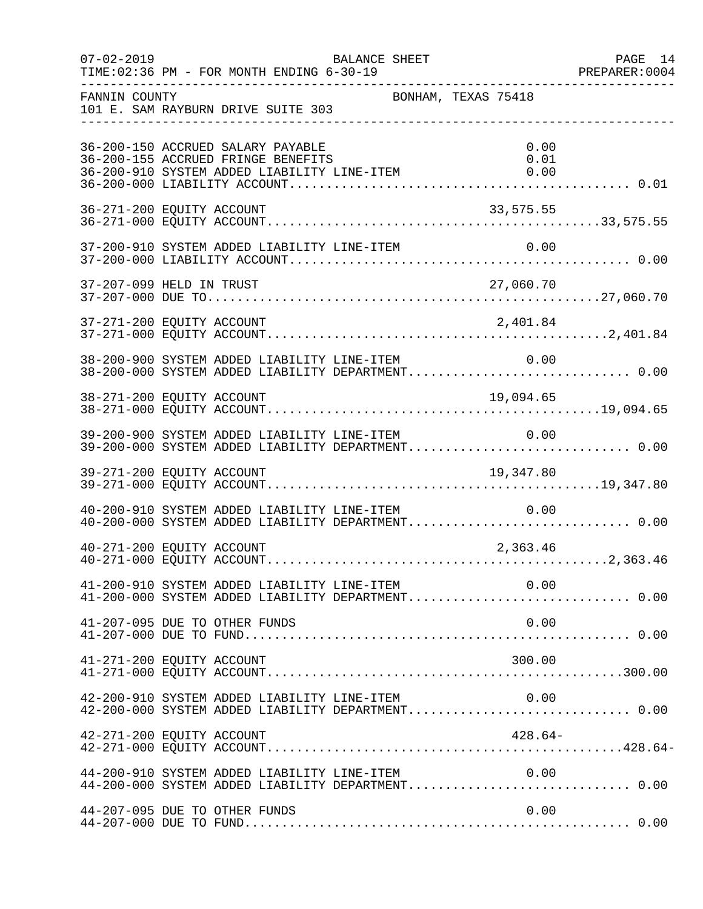FANNIN COUNTY BONHAM, TEXAS 75418
101 E. SAM RAYBURN DRIVE SUITE 303

BALANCE SHEET
07-02-2019 TIME:02:36 PM - FOR MONTH ENDING 6-30-19

| Account | Description | Line Amount | Total |
|---|---|---|---|
| 36-200-150 | ACCRUED SALARY PAYABLE | 0.00 | |
| 36-200-155 | ACCRUED FRINGE BENEFITS | 0.01 | |
| 36-200-910 | SYSTEM ADDED LIABILITY LINE-ITEM | 0.00 | |
| 36-200-000 | LIABILITY ACCOUNT | | 0.01 |
| 36-271-200 | EQUITY ACCOUNT | 33,575.55 | |
| 36-271-000 | EQUITY ACCOUNT | | 33,575.55 |
| 37-200-910 | SYSTEM ADDED LIABILITY LINE-ITEM | 0.00 | |
| 37-200-000 | LIABILITY ACCOUNT | | 0.00 |
| 37-207-099 | HELD IN TRUST | 27,060.70 | |
| 37-207-000 | DUE TO | | 27,060.70 |
| 37-271-200 | EQUITY ACCOUNT | 2,401.84 | |
| 37-271-000 | EQUITY ACCOUNT | | 2,401.84 |
| 38-200-900 | SYSTEM ADDED LIABILITY LINE-ITEM | 0.00 | |
| 38-200-000 | SYSTEM ADDED LIABILITY DEPARTMENT | | 0.00 |
| 38-271-200 | EQUITY ACCOUNT | 19,094.65 | |
| 38-271-000 | EQUITY ACCOUNT | | 19,094.65 |
| 39-200-900 | SYSTEM ADDED LIABILITY LINE-ITEM | 0.00 | |
| 39-200-000 | SYSTEM ADDED LIABILITY DEPARTMENT | | 0.00 |
| 39-271-200 | EQUITY ACCOUNT | 19,347.80 | |
| 39-271-000 | EQUITY ACCOUNT | | 19,347.80 |
| 40-200-910 | SYSTEM ADDED LIABILITY LINE-ITEM | 0.00 | |
| 40-200-000 | SYSTEM ADDED LIABILITY DEPARTMENT | | 0.00 |
| 40-271-200 | EQUITY ACCOUNT | 2,363.46 | |
| 40-271-000 | EQUITY ACCOUNT | | 2,363.46 |
| 41-200-910 | SYSTEM ADDED LIABILITY LINE-ITEM | 0.00 | |
| 41-200-000 | SYSTEM ADDED LIABILITY DEPARTMENT | | 0.00 |
| 41-207-095 | DUE TO OTHER FUNDS | 0.00 | |
| 41-207-000 | DUE TO FUND | | 0.00 |
| 41-271-200 | EQUITY ACCOUNT | 300.00 | |
| 41-271-000 | EQUITY ACCOUNT | | 300.00 |
| 42-200-910 | SYSTEM ADDED LIABILITY LINE-ITEM | 0.00 | |
| 42-200-000 | SYSTEM ADDED LIABILITY DEPARTMENT | | 0.00 |
| 42-271-200 | EQUITY ACCOUNT | 428.64- | |
| 42-271-000 | EQUITY ACCOUNT | | 428.64- |
| 44-200-910 | SYSTEM ADDED LIABILITY LINE-ITEM | 0.00 | |
| 44-200-000 | SYSTEM ADDED LIABILITY DEPARTMENT | | 0.00 |
| 44-207-095 | DUE TO OTHER FUNDS | 0.00 | |
| 44-207-000 | DUE TO FUND | | 0.00 |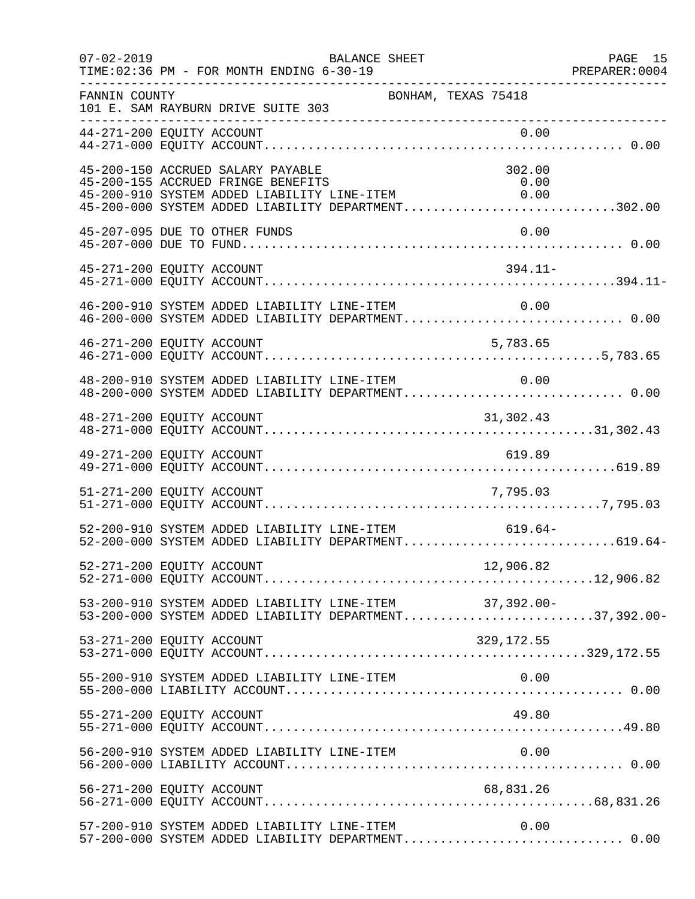FANNIN COUNTY BONHAM, TEXAS 75418
101 E. SAM RAYBURN DRIVE SUITE 303

BALANCE SHEET
FOR MONTH ENDING 6-30-19

| Account | Description | Line Item | Total |
|---|---|---|---|
| 44-271-200 | EQUITY ACCOUNT | 0.00 | |
| 44-271-000 | EQUITY ACCOUNT | | 0.00 |
| 45-200-150 | ACCRUED SALARY PAYABLE | 302.00 | |
| 45-200-155 | ACCRUED FRINGE BENEFITS | 0.00 | |
| 45-200-910 | SYSTEM ADDED LIABILITY LINE-ITEM | 0.00 | |
| 45-200-000 | SYSTEM ADDED LIABILITY DEPARTMENT | | 302.00 |
| 45-207-095 | DUE TO OTHER FUNDS | 0.00 | |
| 45-207-000 | DUE TO FUND | | 0.00 |
| 45-271-200 | EQUITY ACCOUNT | 394.11- | |
| 45-271-000 | EQUITY ACCOUNT | | 394.11- |
| 46-200-910 | SYSTEM ADDED LIABILITY LINE-ITEM | 0.00 | |
| 46-200-000 | SYSTEM ADDED LIABILITY DEPARTMENT | | 0.00 |
| 46-271-200 | EQUITY ACCOUNT | 5,783.65 | |
| 46-271-000 | EQUITY ACCOUNT | | 5,783.65 |
| 48-200-910 | SYSTEM ADDED LIABILITY LINE-ITEM | 0.00 | |
| 48-200-000 | SYSTEM ADDED LIABILITY DEPARTMENT | | 0.00 |
| 48-271-200 | EQUITY ACCOUNT | 31,302.43 | |
| 48-271-000 | EQUITY ACCOUNT | | 31,302.43 |
| 49-271-200 | EQUITY ACCOUNT | 619.89 | |
| 49-271-000 | EQUITY ACCOUNT | | 619.89 |
| 51-271-200 | EQUITY ACCOUNT | 7,795.03 | |
| 51-271-000 | EQUITY ACCOUNT | | 7,795.03 |
| 52-200-910 | SYSTEM ADDED LIABILITY LINE-ITEM | 619.64- | |
| 52-200-000 | SYSTEM ADDED LIABILITY DEPARTMENT | | 619.64- |
| 52-271-200 | EQUITY ACCOUNT | 12,906.82 | |
| 52-271-000 | EQUITY ACCOUNT | | 12,906.82 |
| 53-200-910 | SYSTEM ADDED LIABILITY LINE-ITEM | 37,392.00- | |
| 53-200-000 | SYSTEM ADDED LIABILITY DEPARTMENT | | 37,392.00- |
| 53-271-200 | EQUITY ACCOUNT | 329,172.55 | |
| 53-271-000 | EQUITY ACCOUNT | | 329,172.55 |
| 55-200-910 | SYSTEM ADDED LIABILITY LINE-ITEM | 0.00 | |
| 55-200-000 | LIABILITY ACCOUNT | | 0.00 |
| 55-271-200 | EQUITY ACCOUNT | 49.80 | |
| 55-271-000 | EQUITY ACCOUNT | | 49.80 |
| 56-200-910 | SYSTEM ADDED LIABILITY LINE-ITEM | 0.00 | |
| 56-200-000 | LIABILITY ACCOUNT | | 0.00 |
| 56-271-200 | EQUITY ACCOUNT | 68,831.26 | |
| 56-271-000 | EQUITY ACCOUNT | | 68,831.26 |
| 57-200-910 | SYSTEM ADDED LIABILITY LINE-ITEM | 0.00 | |
| 57-200-000 | SYSTEM ADDED LIABILITY DEPARTMENT | | 0.00 |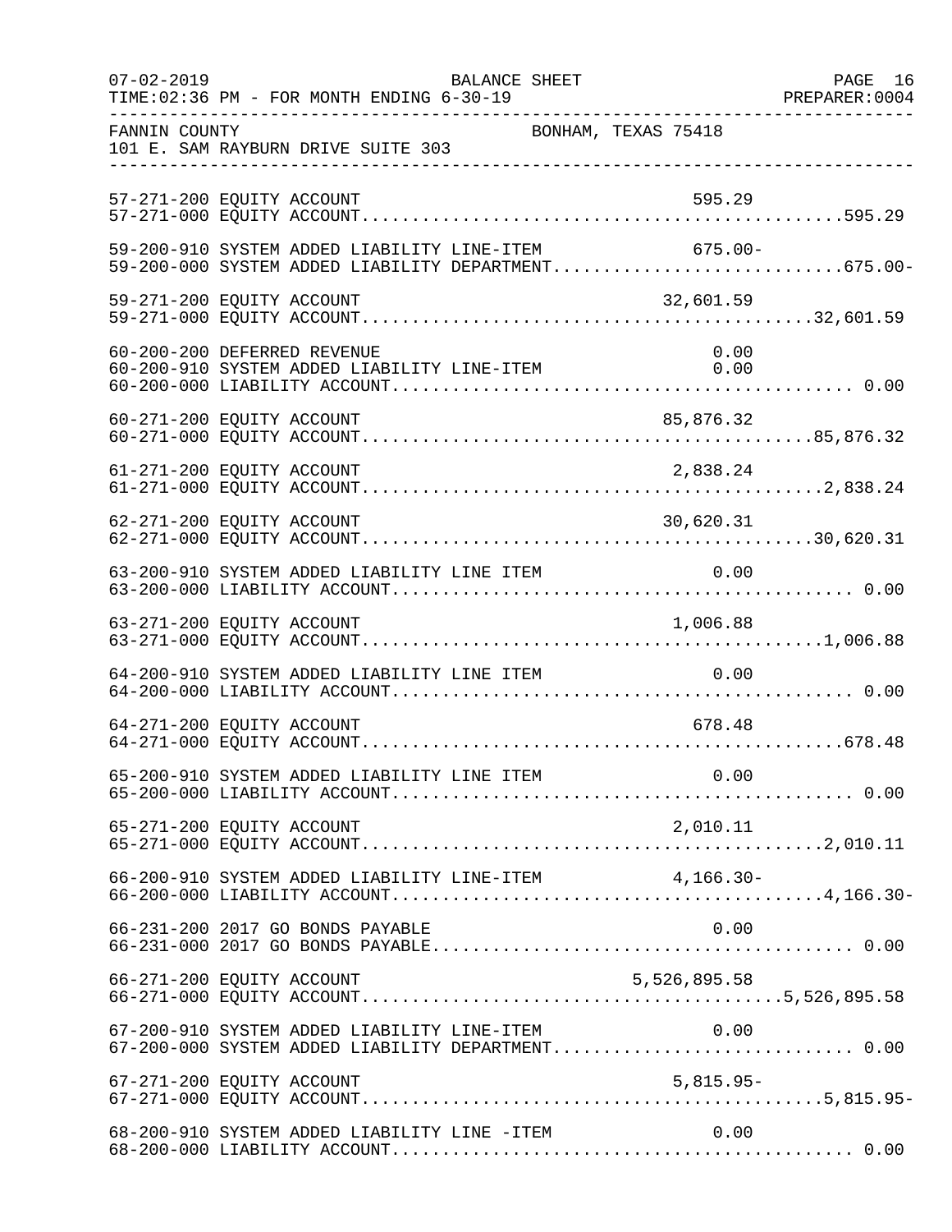FANNIN COUNTY  BONHAM, TEXAS 75418
101 E. SAM RAYBURN DRIVE SUITE 303

BALANCE SHEET
FOR MONTH ENDING 6-30-19

| Account | Description | Line Item | Total |
|---|---|---|---|
| 57-271-200 | EQUITY ACCOUNT | 595.29 | |
| 57-271-000 | EQUITY ACCOUNT | | 595.29 |
| 59-200-910 | SYSTEM ADDED LIABILITY LINE-ITEM | 675.00- | |
| 59-200-000 | SYSTEM ADDED LIABILITY DEPARTMENT | | 675.00- |
| 59-271-200 | EQUITY ACCOUNT | 32,601.59 | |
| 59-271-000 | EQUITY ACCOUNT | | 32,601.59 |
| 60-200-200 | DEFERRED REVENUE | 0.00 | |
| 60-200-910 | SYSTEM ADDED LIABILITY LINE-ITEM | 0.00 | |
| 60-200-000 | LIABILITY ACCOUNT | | 0.00 |
| 60-271-200 | EQUITY ACCOUNT | 85,876.32 | |
| 60-271-000 | EQUITY ACCOUNT | | 85,876.32 |
| 61-271-200 | EQUITY ACCOUNT | 2,838.24 | |
| 61-271-000 | EQUITY ACCOUNT | | 2,838.24 |
| 62-271-200 | EQUITY ACCOUNT | 30,620.31 | |
| 62-271-000 | EQUITY ACCOUNT | | 30,620.31 |
| 63-200-910 | SYSTEM ADDED LIABILITY LINE ITEM | 0.00 | |
| 63-200-000 | LIABILITY ACCOUNT | | 0.00 |
| 63-271-200 | EQUITY ACCOUNT | 1,006.88 | |
| 63-271-000 | EQUITY ACCOUNT | | 1,006.88 |
| 64-200-910 | SYSTEM ADDED LIABILITY LINE ITEM | 0.00 | |
| 64-200-000 | LIABILITY ACCOUNT | | 0.00 |
| 64-271-200 | EQUITY ACCOUNT | 678.48 | |
| 64-271-000 | EQUITY ACCOUNT | | 678.48 |
| 65-200-910 | SYSTEM ADDED LIABILITY LINE ITEM | 0.00 | |
| 65-200-000 | LIABILITY ACCOUNT | | 0.00 |
| 65-271-200 | EQUITY ACCOUNT | 2,010.11 | |
| 65-271-000 | EQUITY ACCOUNT | | 2,010.11 |
| 66-200-910 | SYSTEM ADDED LIABILITY LINE-ITEM | 4,166.30- | |
| 66-200-000 | LIABILITY ACCOUNT | | 4,166.30- |
| 66-231-200 | 2017 GO BONDS PAYABLE | 0.00 | |
| 66-231-000 | 2017 GO BONDS PAYABLE | | 0.00 |
| 66-271-200 | EQUITY ACCOUNT | 5,526,895.58 | |
| 66-271-000 | EQUITY ACCOUNT | | 5,526,895.58 |
| 67-200-910 | SYSTEM ADDED LIABILITY LINE-ITEM | 0.00 | |
| 67-200-000 | SYSTEM ADDED LIABILITY DEPARTMENT | | 0.00 |
| 67-271-200 | EQUITY ACCOUNT | 5,815.95- | |
| 67-271-000 | EQUITY ACCOUNT | | 5,815.95- |
| 68-200-910 | SYSTEM ADDED LIABILITY LINE -ITEM | 0.00 | |
| 68-200-000 | LIABILITY ACCOUNT | | 0.00 |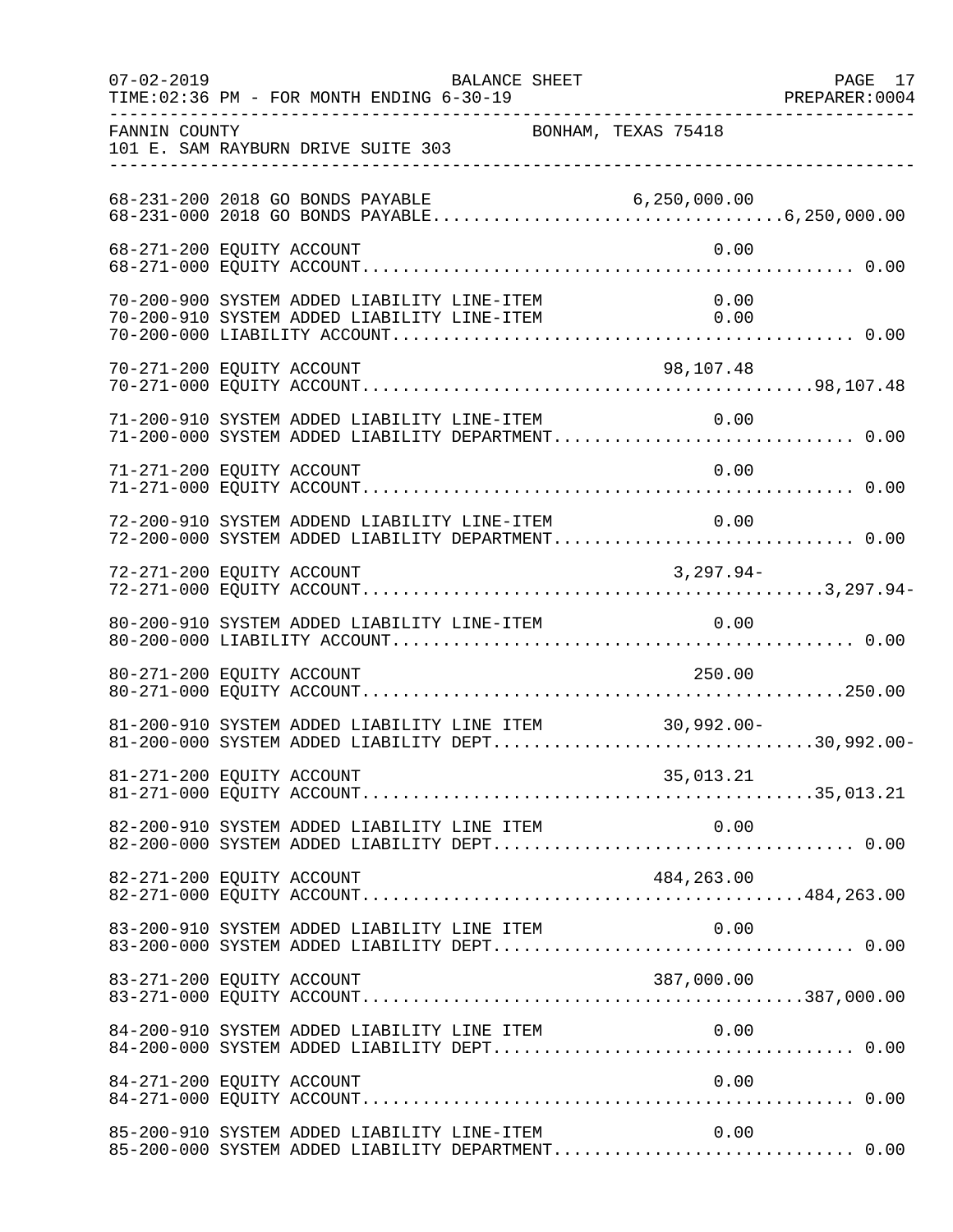FANNIN COUNTY BONHAM, TEXAS 75418
101 E. SAM RAYBURN DRIVE SUITE 303

BALANCE SHEET
07-02-2019
TIME:02:36 PM - FOR MONTH ENDING 6-30-19
PREPARER:0004

| Account | Description | Amount | Total |
|---|---|---|---|
| 68-231-200 | 2018 GO BONDS PAYABLE | 6,250,000.00 | |
| 68-231-000 | 2018 GO BONDS PAYABLE | | 6,250,000.00 |
| 68-271-200 | EQUITY ACCOUNT | 0.00 | |
| 68-271-000 | EQUITY ACCOUNT | | 0.00 |
| 70-200-900 | SYSTEM ADDED LIABILITY LINE-ITEM | 0.00 | |
| 70-200-910 | SYSTEM ADDED LIABILITY LINE-ITEM | 0.00 | |
| 70-200-000 | LIABILITY ACCOUNT | | 0.00 |
| 70-271-200 | EQUITY ACCOUNT | 98,107.48 | |
| 70-271-000 | EQUITY ACCOUNT | | 98,107.48 |
| 71-200-910 | SYSTEM ADDED LIABILITY LINE-ITEM | 0.00 | |
| 71-200-000 | SYSTEM ADDED LIABILITY DEPARTMENT | | 0.00 |
| 71-271-200 | EQUITY ACCOUNT | 0.00 | |
| 71-271-000 | EQUITY ACCOUNT | | 0.00 |
| 72-200-910 | SYSTEM ADDEND LIABILITY LINE-ITEM | 0.00 | |
| 72-200-000 | SYSTEM ADDED LIABILITY DEPARTMENT | | 0.00 |
| 72-271-200 | EQUITY ACCOUNT | 3,297.94- | |
| 72-271-000 | EQUITY ACCOUNT | | 3,297.94- |
| 80-200-910 | SYSTEM ADDED LIABILITY LINE-ITEM | 0.00 | |
| 80-200-000 | LIABILITY ACCOUNT | | 0.00 |
| 80-271-200 | EQUITY ACCOUNT | 250.00 | |
| 80-271-000 | EQUITY ACCOUNT | | 250.00 |
| 81-200-910 | SYSTEM ADDED LIABILITY LINE ITEM | 30,992.00- | |
| 81-200-000 | SYSTEM ADDED LIABILITY DEPT | | 30,992.00- |
| 81-271-200 | EQUITY ACCOUNT | 35,013.21 | |
| 81-271-000 | EQUITY ACCOUNT | | 35,013.21 |
| 82-200-910 | SYSTEM ADDED LIABILITY LINE ITEM | 0.00 | |
| 82-200-000 | SYSTEM ADDED LIABILITY DEPT | | 0.00 |
| 82-271-200 | EQUITY ACCOUNT | 484,263.00 | |
| 82-271-000 | EQUITY ACCOUNT | | 484,263.00 |
| 83-200-910 | SYSTEM ADDED LIABILITY LINE ITEM | 0.00 | |
| 83-200-000 | SYSTEM ADDED LIABILITY DEPT | | 0.00 |
| 83-271-200 | EQUITY ACCOUNT | 387,000.00 | |
| 83-271-000 | EQUITY ACCOUNT | | 387,000.00 |
| 84-200-910 | SYSTEM ADDED LIABILITY LINE ITEM | 0.00 | |
| 84-200-000 | SYSTEM ADDED LIABILITY DEPT | | 0.00 |
| 84-271-200 | EQUITY ACCOUNT | 0.00 | |
| 84-271-000 | EQUITY ACCOUNT | | 0.00 |
| 85-200-910 | SYSTEM ADDED LIABILITY LINE-ITEM | 0.00 | |
| 85-200-000 | SYSTEM ADDED LIABILITY DEPARTMENT | | 0.00 |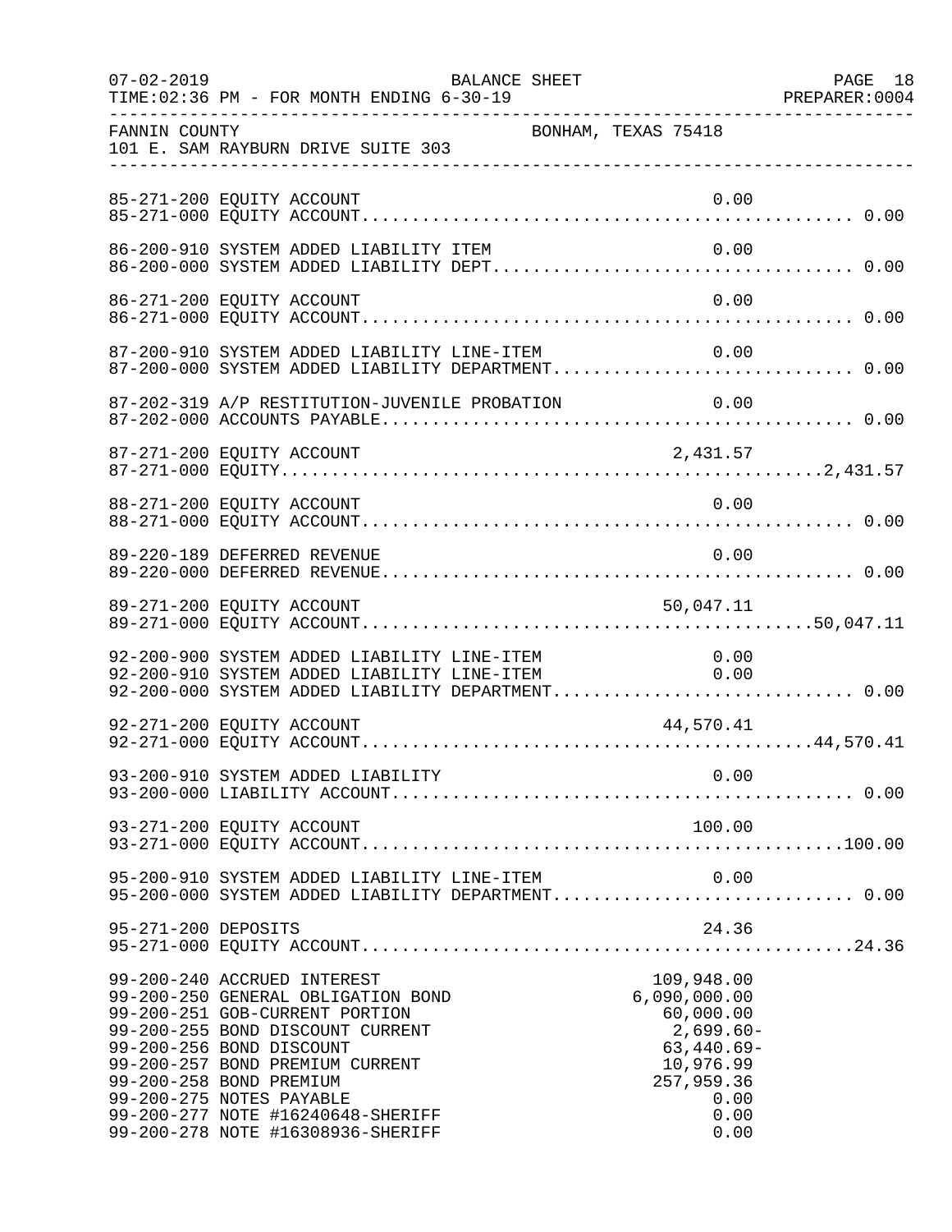FANNIN COUNTY BONHAM, TEXAS 75418
101 E. SAM RAYBURN DRIVE SUITE 303

BALANCE SHEET
07-02-2019
TIME:02:36 PM - FOR MONTH ENDING 6-30-19
PREPARER:0004

| Account | Description | Line Amount | Total |
|---|---|---|---|
| 85-271-200 | EQUITY ACCOUNT | 0.00 | |
| 85-271-000 | EQUITY ACCOUNT | | 0.00 |
| 86-200-910 | SYSTEM ADDED LIABILITY ITEM | 0.00 | |
| 86-200-000 | SYSTEM ADDED LIABILITY DEPT | | 0.00 |
| 86-271-200 | EQUITY ACCOUNT | 0.00 | |
| 86-271-000 | EQUITY ACCOUNT | | 0.00 |
| 87-200-910 | SYSTEM ADDED LIABILITY LINE-ITEM | 0.00 | |
| 87-200-000 | SYSTEM ADDED LIABILITY DEPARTMENT | | 0.00 |
| 87-202-319 | A/P RESTITUTION-JUVENILE PROBATION | 0.00 | |
| 87-202-000 | ACCOUNTS PAYABLE | | 0.00 |
| 87-271-200 | EQUITY ACCOUNT | 2,431.57 | |
| 87-271-000 | EQUITY | | 2,431.57 |
| 88-271-200 | EQUITY ACCOUNT | 0.00 | |
| 88-271-000 | EQUITY ACCOUNT | | 0.00 |
| 89-220-189 | DEFERRED REVENUE | 0.00 | |
| 89-220-000 | DEFERRED REVENUE | | 0.00 |
| 89-271-200 | EQUITY ACCOUNT | 50,047.11 | |
| 89-271-000 | EQUITY ACCOUNT | | 50,047.11 |
| 92-200-900 | SYSTEM ADDED LIABILITY LINE-ITEM | 0.00 | |
| 92-200-910 | SYSTEM ADDED LIABILITY LINE-ITEM | 0.00 | |
| 92-200-000 | SYSTEM ADDED LIABILITY DEPARTMENT | | 0.00 |
| 92-271-200 | EQUITY ACCOUNT | 44,570.41 | |
| 92-271-000 | EQUITY ACCOUNT | | 44,570.41 |
| 93-200-910 | SYSTEM ADDED LIABILITY | 0.00 | |
| 93-200-000 | LIABILITY ACCOUNT | | 0.00 |
| 93-271-200 | EQUITY ACCOUNT | 100.00 | |
| 93-271-000 | EQUITY ACCOUNT | | 100.00 |
| 95-200-910 | SYSTEM ADDED LIABILITY LINE-ITEM | 0.00 | |
| 95-200-000 | SYSTEM ADDED LIABILITY DEPARTMENT | | 0.00 |
| 95-271-200 | DEPOSITS | 24.36 | |
| 95-271-000 | EQUITY ACCOUNT | | 24.36 |
| 99-200-240 | ACCRUED INTEREST | 109,948.00 | |
| 99-200-250 | GENERAL OBLIGATION BOND | 6,090,000.00 | |
| 99-200-251 | GOB-CURRENT PORTION | 60,000.00 | |
| 99-200-255 | BOND DISCOUNT CURRENT | 2,699.60- | |
| 99-200-256 | BOND DISCOUNT | 63,440.69- | |
| 99-200-257 | BOND PREMIUM CURRENT | 10,976.99 | |
| 99-200-258 | BOND PREMIUM | 257,959.36 | |
| 99-200-275 | NOTES PAYABLE | 0.00 | |
| 99-200-277 | NOTE #16240648-SHERIFF | 0.00 | |
| 99-200-278 | NOTE #16308936-SHERIFF | 0.00 | |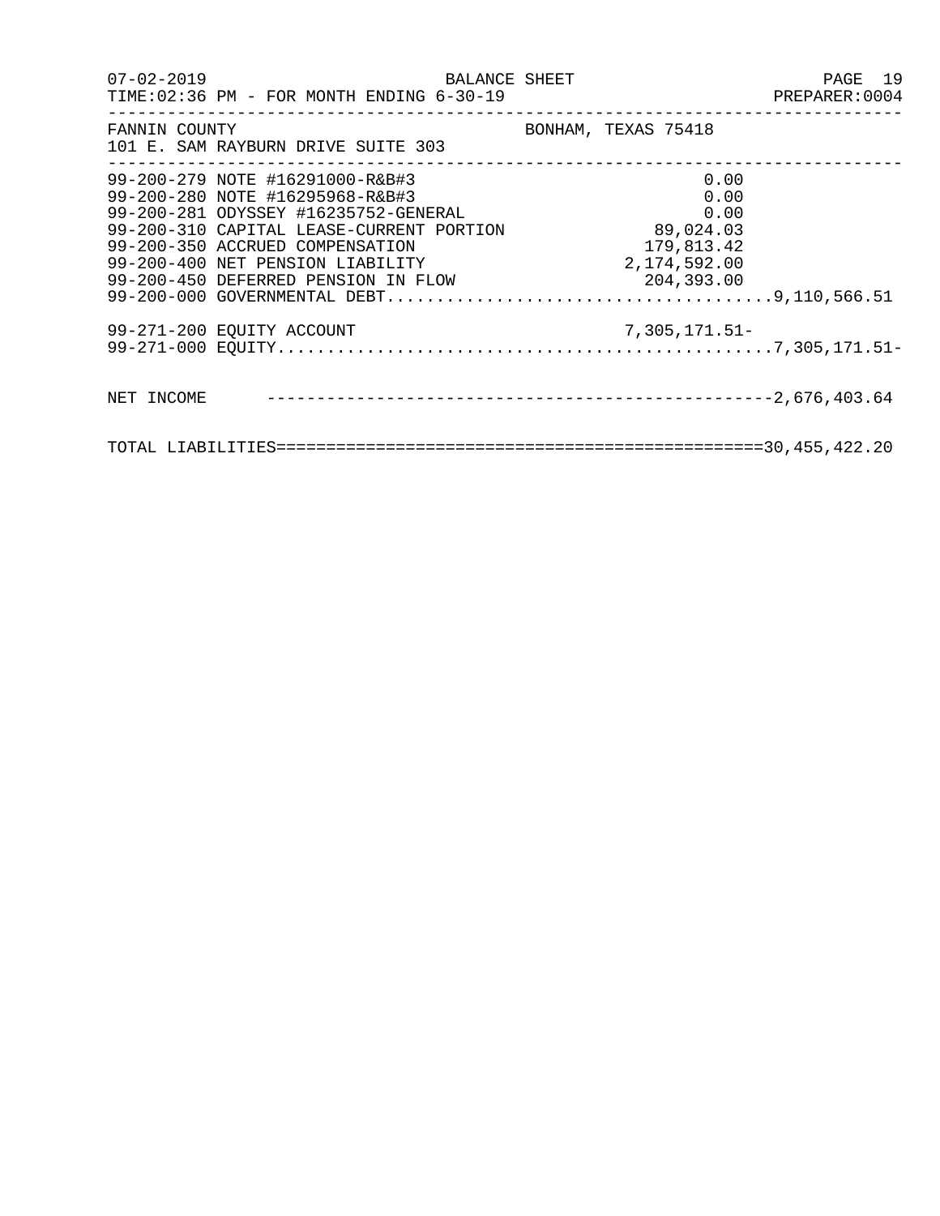FANNIN COUNTY BONHAM, TEXAS 75418
101 E. SAM RAYBURN DRIVE SUITE 303

| | | |
|---|---|---|
| 99-200-279 NOTE #16291000-R&B#3 | 0.00 | |
| 99-200-280 NOTE #16295968-R&B#3 | 0.00 | |
| 99-200-281 ODYSSEY #16235752-GENERAL | 0.00 | |
| 99-200-310 CAPITAL LEASE-CURRENT PORTION | 89,024.03 | |
| 99-200-350 ACCRUED COMPENSATION | 179,813.42 | |
| 99-200-400 NET PENSION LIABILITY | 2,174,592.00 | |
| 99-200-450 DEFERRED PENSION IN FLOW | 204,393.00 | |
| 99-200-000 GOVERNMENTAL DEBT | | 9,110,566.51 |
| 99-271-200 EQUITY ACCOUNT | 7,305,171.51- | |
| 99-271-000 EQUITY | | 7,305,171.51- |
| NET INCOME | | 2,676,403.64 |
| TOTAL LIABILITIES | | 30,455,422.20 |